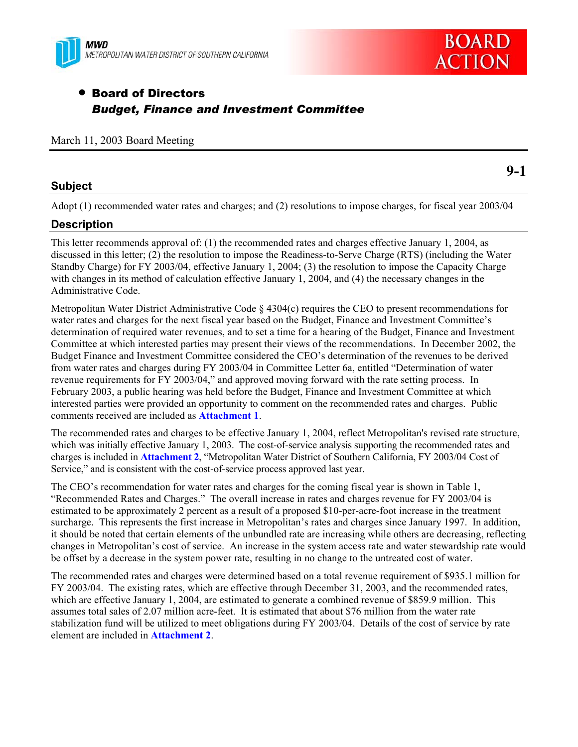MWD
METROPOLITAN WATER DISTRICT OF SOUTHERN CALIFORNIA

BOARD ACTION

- **Board of Directors**
  ***Budget, Finance and Investment Committee***

March 11, 2003 Board Meeting

**9-1**

## Subject

Adopt (1) recommended water rates and charges; and (2) resolutions to impose charges, for fiscal year 2003/04

## Description

This letter recommends approval of: (1) the recommended rates and charges effective January 1, 2004, as discussed in this letter; (2) the resolution to impose the Readiness-to-Serve Charge (RTS) (including the Water Standby Charge) for FY 2003/04, effective January 1, 2004; (3) the resolution to impose the Capacity Charge with changes in its method of calculation effective January 1, 2004, and (4) the necessary changes in the Administrative Code.

Metropolitan Water District Administrative Code § 4304(c) requires the CEO to present recommendations for water rates and charges for the next fiscal year based on the Budget, Finance and Investment Committee's determination of required water revenues, and to set a time for a hearing of the Budget, Finance and Investment Committee at which interested parties may present their views of the recommendations. In December 2002, the Budget Finance and Investment Committee considered the CEO's determination of the revenues to be derived from water rates and charges during FY 2003/04 in Committee Letter 6a, entitled "Determination of water revenue requirements for FY 2003/04," and approved moving forward with the rate setting process. In February 2003, a public hearing was held before the Budget, Finance and Investment Committee at which interested parties were provided an opportunity to comment on the recommended rates and charges. Public comments received are included as **Attachment 1**.

The recommended rates and charges to be effective January 1, 2004, reflect Metropolitan's revised rate structure, which was initially effective January 1, 2003. The cost-of-service analysis supporting the recommended rates and charges is included in **Attachment 2**, "Metropolitan Water District of Southern California, FY 2003/04 Cost of Service," and is consistent with the cost-of-service process approved last year.

The CEO's recommendation for water rates and charges for the coming fiscal year is shown in Table 1, "Recommended Rates and Charges." The overall increase in rates and charges revenue for FY 2003/04 is estimated to be approximately 2 percent as a result of a proposed $10-per-acre-foot increase in the treatment surcharge. This represents the first increase in Metropolitan's rates and charges since January 1997. In addition, it should be noted that certain elements of the unbundled rate are increasing while others are decreasing, reflecting changes in Metropolitan's cost of service. An increase in the system access rate and water stewardship rate would be offset by a decrease in the system power rate, resulting in no change to the untreated cost of water.

The recommended rates and charges were determined based on a total revenue requirement of $935.1 million for FY 2003/04. The existing rates, which are effective through December 31, 2003, and the recommended rates, which are effective January 1, 2004, are estimated to generate a combined revenue of $859.9 million. This assumes total sales of 2.07 million acre-feet. It is estimated that about $76 million from the water rate stabilization fund will be utilized to meet obligations during FY 2003/04. Details of the cost of service by rate element are included in **Attachment 2**.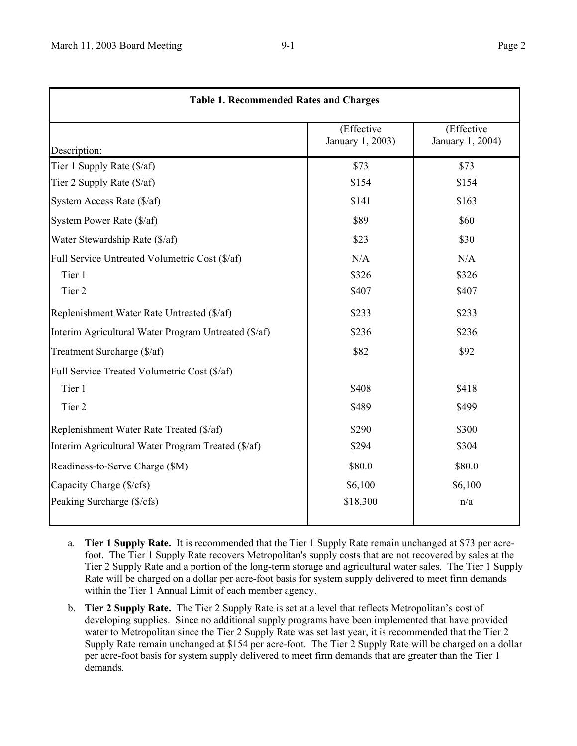| Table 1. Recommended Rates and Charges | | |
|---|---|---|
| Description: | (Effective January 1, 2003) | (Effective January 1, 2004) |
| Tier 1 Supply Rate ($/af) | $73 | $73 |
| Tier 2 Supply Rate ($/af) | $154 | $154 |
| System Access Rate ($/af) | $141 | $163 |
| System Power Rate ($/af) | $89 | $60 |
| Water Stewardship Rate ($/af) | $23 | $30 |
| Full Service Untreated Volumetric Cost ($/af) | N/A | N/A |
| Tier 1 | $326 | $326 |
| Tier 2 | $407 | $407 |
| Replenishment Water Rate Untreated ($/af) | $233 | $233 |
| Interim Agricultural Water Program Untreated ($/af) | $236 | $236 |
| Treatment Surcharge ($/af) | $82 | $92 |
| Full Service Treated Volumetric Cost ($/af) | | |
| Tier 1 | $408 | $418 |
| Tier 2 | $489 | $499 |
| Replenishment Water Rate Treated ($/af) | $290 | $300 |
| Interim Agricultural Water Program Treated ($/af) | $294 | $304 |
| Readiness-to-Serve Charge ($M) | $80.0 | $80.0 |
| Capacity Charge ($/cfs) | $6,100 | $6,100 |
| Peaking Surcharge ($/cfs) | $18,300 | n/a |

a. **Tier 1 Supply Rate.** It is recommended that the Tier 1 Supply Rate remain unchanged at $73 per acre-foot. The Tier 1 Supply Rate recovers Metropolitan's supply costs that are not recovered by sales at the Tier 2 Supply Rate and a portion of the long-term storage and agricultural water sales. The Tier 1 Supply Rate will be charged on a dollar per acre-foot basis for system supply delivered to meet firm demands within the Tier 1 Annual Limit of each member agency.

b. **Tier 2 Supply Rate.** The Tier 2 Supply Rate is set at a level that reflects Metropolitan's cost of developing supplies. Since no additional supply programs have been implemented that have provided water to Metropolitan since the Tier 2 Supply Rate was set last year, it is recommended that the Tier 2 Supply Rate remain unchanged at $154 per acre-foot. The Tier 2 Supply Rate will be charged on a dollar per acre-foot basis for system supply delivered to meet firm demands that are greater than the Tier 1 demands.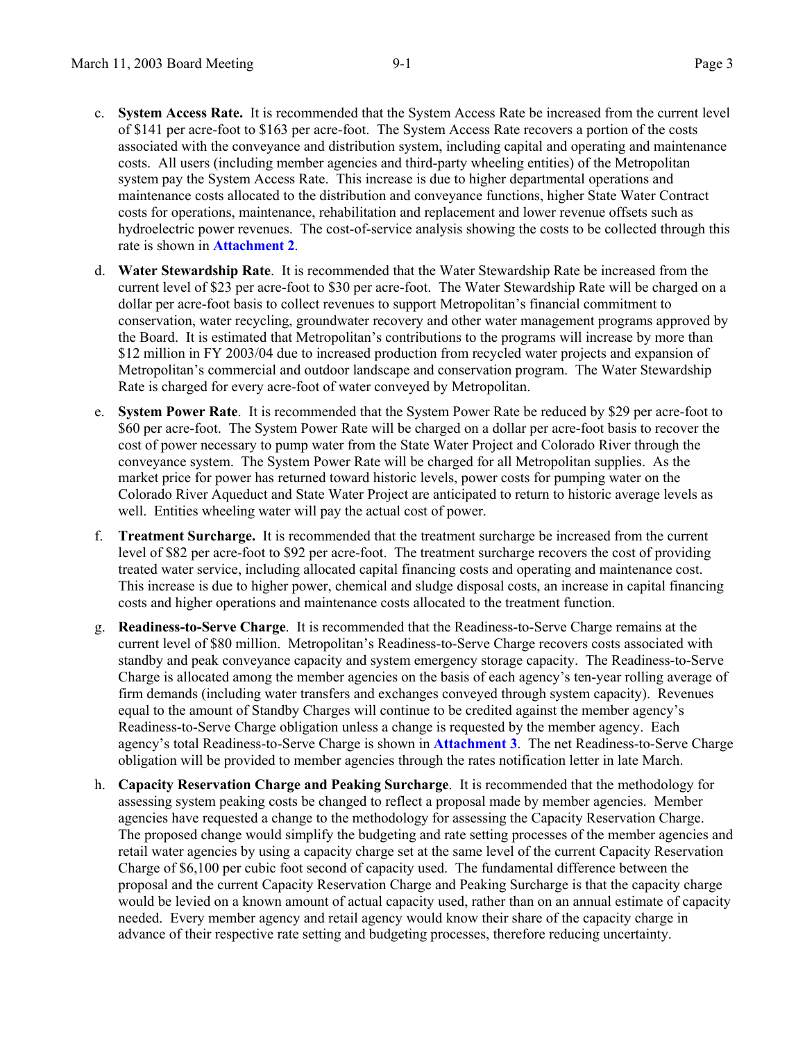c. **System Access Rate.** It is recommended that the System Access Rate be increased from the current level of $141 per acre-foot to $163 per acre-foot. The System Access Rate recovers a portion of the costs associated with the conveyance and distribution system, including capital and operating and maintenance costs. All users (including member agencies and third-party wheeling entities) of the Metropolitan system pay the System Access Rate. This increase is due to higher departmental operations and maintenance costs allocated to the distribution and conveyance functions, higher State Water Contract costs for operations, maintenance, rehabilitation and replacement and lower revenue offsets such as hydroelectric power revenues. The cost-of-service analysis showing the costs to be collected through this rate is shown in **Attachment 2**.

d. **Water Stewardship Rate**. It is recommended that the Water Stewardship Rate be increased from the current level of $23 per acre-foot to $30 per acre-foot. The Water Stewardship Rate will be charged on a dollar per acre-foot basis to collect revenues to support Metropolitan's financial commitment to conservation, water recycling, groundwater recovery and other water management programs approved by the Board. It is estimated that Metropolitan's contributions to the programs will increase by more than $12 million in FY 2003/04 due to increased production from recycled water projects and expansion of Metropolitan's commercial and outdoor landscape and conservation program. The Water Stewardship Rate is charged for every acre-foot of water conveyed by Metropolitan.

e. **System Power Rate**. It is recommended that the System Power Rate be reduced by $29 per acre-foot to $60 per acre-foot. The System Power Rate will be charged on a dollar per acre-foot basis to recover the cost of power necessary to pump water from the State Water Project and Colorado River through the conveyance system. The System Power Rate will be charged for all Metropolitan supplies. As the market price for power has returned toward historic levels, power costs for pumping water on the Colorado River Aqueduct and State Water Project are anticipated to return to historic average levels as well. Entities wheeling water will pay the actual cost of power.

f. **Treatment Surcharge.** It is recommended that the treatment surcharge be increased from the current level of $82 per acre-foot to $92 per acre-foot. The treatment surcharge recovers the cost of providing treated water service, including allocated capital financing costs and operating and maintenance cost. This increase is due to higher power, chemical and sludge disposal costs, an increase in capital financing costs and higher operations and maintenance costs allocated to the treatment function.

g. **Readiness-to-Serve Charge**. It is recommended that the Readiness-to-Serve Charge remains at the current level of $80 million. Metropolitan's Readiness-to-Serve Charge recovers costs associated with standby and peak conveyance capacity and system emergency storage capacity. The Readiness-to-Serve Charge is allocated among the member agencies on the basis of each agency's ten-year rolling average of firm demands (including water transfers and exchanges conveyed through system capacity). Revenues equal to the amount of Standby Charges will continue to be credited against the member agency's Readiness-to-Serve Charge obligation unless a change is requested by the member agency. Each agency's total Readiness-to-Serve Charge is shown in **Attachment 3**. The net Readiness-to-Serve Charge obligation will be provided to member agencies through the rates notification letter in late March.

h. **Capacity Reservation Charge and Peaking Surcharge**. It is recommended that the methodology for assessing system peaking costs be changed to reflect a proposal made by member agencies. Member agencies have requested a change to the methodology for assessing the Capacity Reservation Charge. The proposed change would simplify the budgeting and rate setting processes of the member agencies and retail water agencies by using a capacity charge set at the same level of the current Capacity Reservation Charge of $6,100 per cubic foot second of capacity used. The fundamental difference between the proposal and the current Capacity Reservation Charge and Peaking Surcharge is that the capacity charge would be levied on a known amount of actual capacity used, rather than on an annual estimate of capacity needed. Every member agency and retail agency would know their share of the capacity charge in advance of their respective rate setting and budgeting processes, therefore reducing uncertainty.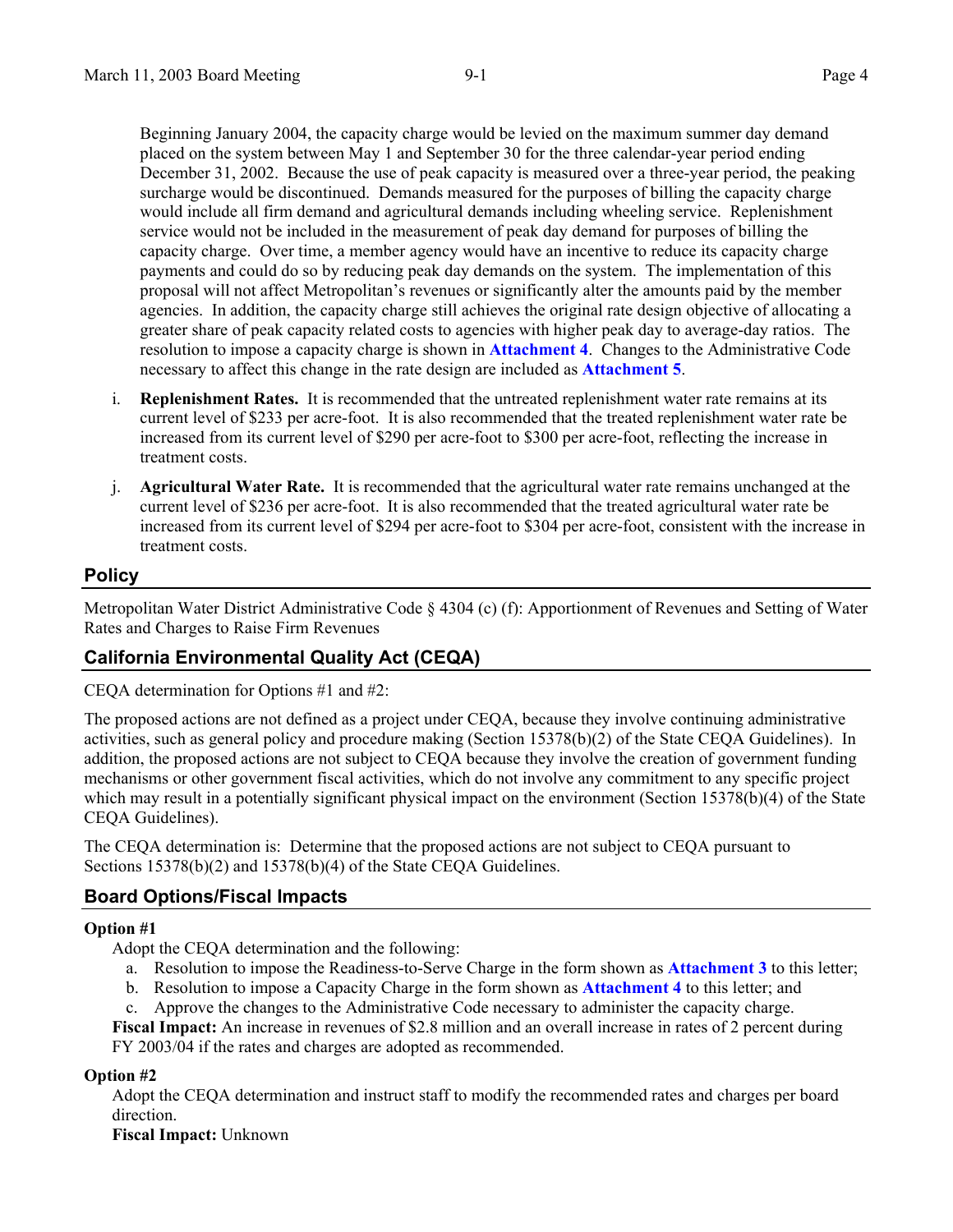Beginning January 2004, the capacity charge would be levied on the maximum summer day demand placed on the system between May 1 and September 30 for the three calendar-year period ending December 31, 2002. Because the use of peak capacity is measured over a three-year period, the peaking surcharge would be discontinued. Demands measured for the purposes of billing the capacity charge would include all firm demand and agricultural demands including wheeling service. Replenishment service would not be included in the measurement of peak day demand for purposes of billing the capacity charge. Over time, a member agency would have an incentive to reduce its capacity charge payments and could do so by reducing peak day demands on the system. The implementation of this proposal will not affect Metropolitan's revenues or significantly alter the amounts paid by the member agencies. In addition, the capacity charge still achieves the original rate design objective of allocating a greater share of peak capacity related costs to agencies with higher peak day to average-day ratios. The resolution to impose a capacity charge is shown in **Attachment 4**. Changes to the Administrative Code necessary to affect this change in the rate design are included as **Attachment 5**.

i. **Replenishment Rates.** It is recommended that the untreated replenishment water rate remains at its current level of $233 per acre-foot. It is also recommended that the treated replenishment water rate be increased from its current level of $290 per acre-foot to $300 per acre-foot, reflecting the increase in treatment costs.

j. **Agricultural Water Rate.** It is recommended that the agricultural water rate remains unchanged at the current level of $236 per acre-foot. It is also recommended that the treated agricultural water rate be increased from its current level of $294 per acre-foot to $304 per acre-foot, consistent with the increase in treatment costs.

## Policy

Metropolitan Water District Administrative Code § 4304 (c) (f): Apportionment of Revenues and Setting of Water Rates and Charges to Raise Firm Revenues

## California Environmental Quality Act (CEQA)

CEQA determination for Options #1 and #2:

The proposed actions are not defined as a project under CEQA, because they involve continuing administrative activities, such as general policy and procedure making (Section 15378(b)(2) of the State CEQA Guidelines). In addition, the proposed actions are not subject to CEQA because they involve the creation of government funding mechanisms or other government fiscal activities, which do not involve any commitment to any specific project which may result in a potentially significant physical impact on the environment (Section 15378(b)(4) of the State CEQA Guidelines).

The CEQA determination is: Determine that the proposed actions are not subject to CEQA pursuant to Sections 15378(b)(2) and 15378(b)(4) of the State CEQA Guidelines.

## Board Options/Fiscal Impacts

**Option #1**

Adopt the CEQA determination and the following:

a. Resolution to impose the Readiness-to-Serve Charge in the form shown as **Attachment 3** to this letter;
b. Resolution to impose a Capacity Charge in the form shown as **Attachment 4** to this letter; and
c. Approve the changes to the Administrative Code necessary to administer the capacity charge.

**Fiscal Impact:** An increase in revenues of $2.8 million and an overall increase in rates of 2 percent during FY 2003/04 if the rates and charges are adopted as recommended.

**Option #2**

Adopt the CEQA determination and instruct staff to modify the recommended rates and charges per board direction.

**Fiscal Impact:** Unknown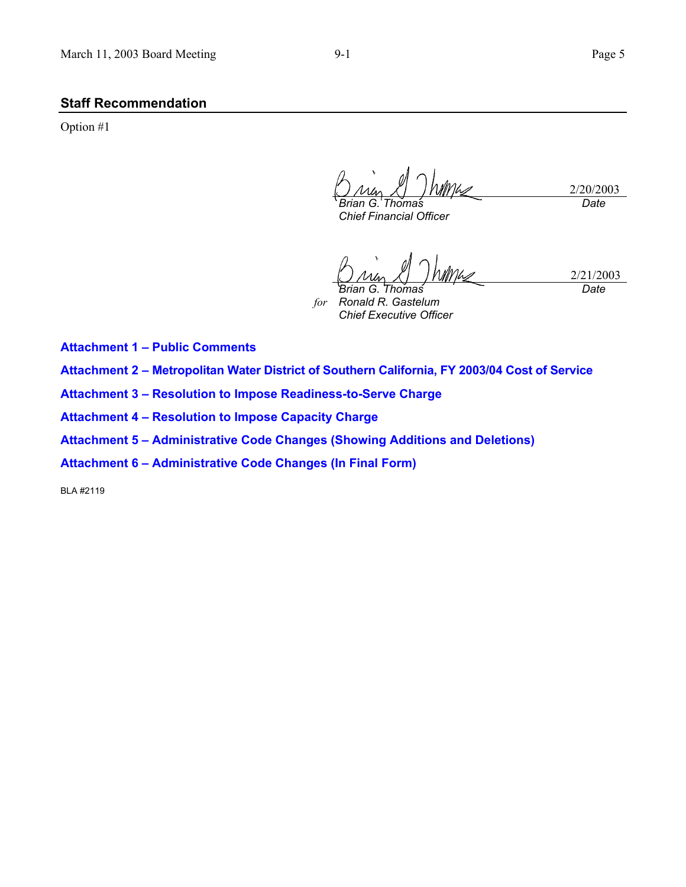## Staff Recommendation

Option #1

*Brian G. Thomas*
*Chief Financial Officer*

2/20/2003
*Date*

*Brian G. Thomas*
*for* *Ronald R. Gastelum*
*Chief Executive Officer*

2/21/2003
*Date*

**Attachment 1 – Public Comments**

**Attachment 2 – Metropolitan Water District of Southern California, FY 2003/04 Cost of Service**

**Attachment 3 – Resolution to Impose Readiness-to-Serve Charge**

**Attachment 4 – Resolution to Impose Capacity Charge**

**Attachment 5 – Administrative Code Changes (Showing Additions and Deletions)**

**Attachment 6 – Administrative Code Changes (In Final Form)**

BLA #2119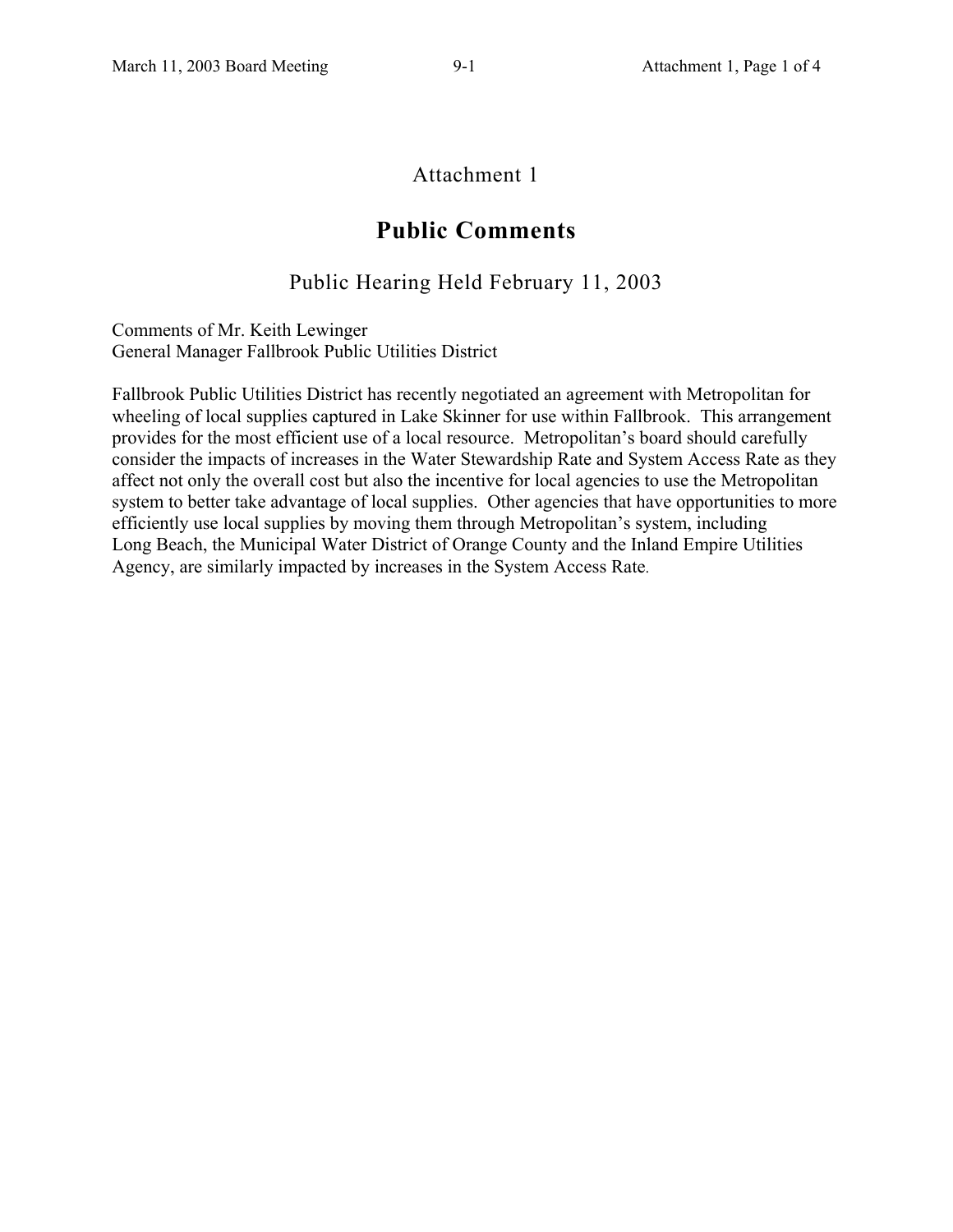# Attachment 1

## Public Comments

### Public Hearing Held February 11, 2003

Comments of Mr. Keith Lewinger
General Manager Fallbrook Public Utilities District

Fallbrook Public Utilities District has recently negotiated an agreement with Metropolitan for wheeling of local supplies captured in Lake Skinner for use within Fallbrook. This arrangement provides for the most efficient use of a local resource. Metropolitan's board should carefully consider the impacts of increases in the Water Stewardship Rate and System Access Rate as they affect not only the overall cost but also the incentive for local agencies to use the Metropolitan system to better take advantage of local supplies. Other agencies that have opportunities to more efficiently use local supplies by moving them through Metropolitan's system, including Long Beach, the Municipal Water District of Orange County and the Inland Empire Utilities Agency, are similarly impacted by increases in the System Access Rate.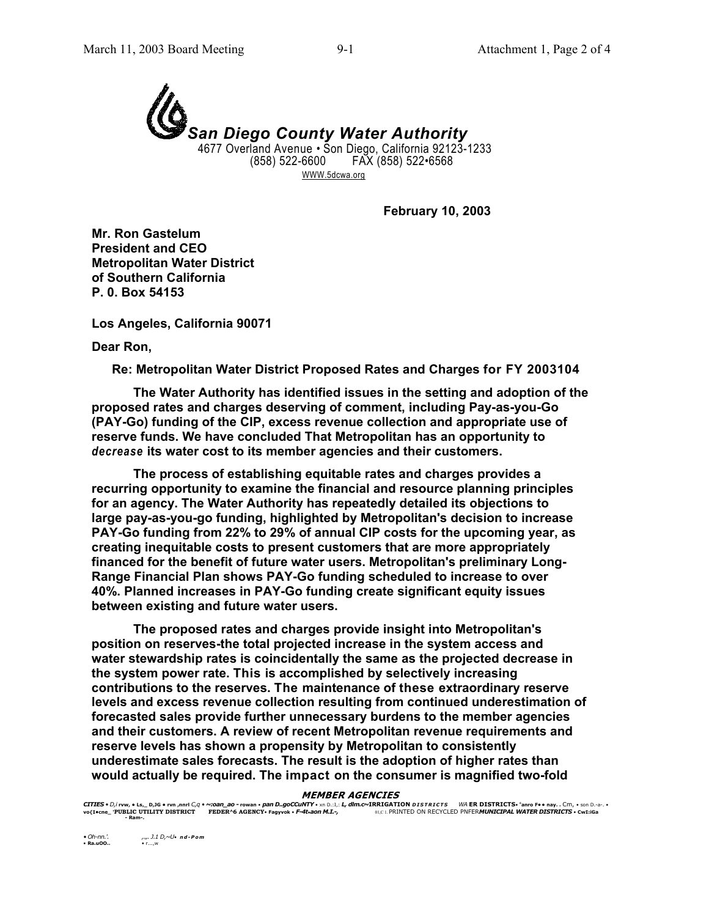**San Diego County Water Authority**

4677 Overland Avenue • Son Diego, California 92123-1233
(858) 522-6600 FAX (858) 522•6568
WWW.5dcwa.org

**February 10, 2003**

**Mr. Ron Gastelum**
**President and CEO**
**Metropolitan Water District**
**of Southern California**
**P. 0. Box 54153**

**Los Angeles, California 90071**

**Dear Ron,**

**Re: Metropolitan Water District Proposed Rates and Charges for FY 2003104**

**The Water Authority has identified issues in the setting and adoption of the proposed rates and charges deserving of comment, including Pay-as-you-Go (PAY-Go) funding of the CIP, excess revenue collection and appropriate use of reserve funds. We have concluded That Metropolitan has an opportunity to *decrease* its water cost to its member agencies and their customers.**

**The process of establishing equitable rates and charges provides a recurring opportunity to examine the financial and resource planning principles for an agency. The Water Authority has repeatedly detailed its objections to large pay-as-you-go funding, highlighted by Metropolitan's decision to increase PAY-Go funding from 22% to 29% of annual CIP costs for the upcoming year, as creating inequitable costs to present customers that are more appropriately financed for the benefit of future water users. Metropolitan's preliminary Long-Range Financial Plan shows PAY-Go funding scheduled to increase to over 40%. Planned increases in PAY-Go funding create significant equity issues between existing and future water users.**

**The proposed rates and charges provide insight into Metropolitan's position on reserves-the total projected increase in the system access and water stewardship rates is coincidentally the same as the projected decrease in the system power rate. This is accomplished by selectively increasing contributions to the reserves. The maintenance of these extraordinary reserve levels and excess revenue collection resulting from continued underestimation of forecasted sales provide further unnecessary burdens to the member agencies and their customers. A review of recent Metropolitan revenue requirements and reserve levels has shown a propensity by Metropolitan to consistently underestimate sales forecasts. The result is the adoption of higher rates than would actually be required. The impact on the consumer is magnified two-fold**

***MEMBER AGENCIES***

CITIES • IRRIGATION DISTRICTS • WATER DISTRICTS • PUBLIC UTILITY DISTRICT • FEDERAL AGENCY • MUNICIPAL WATER DISTRICTS • PRINTED ON RECYCLED PAPER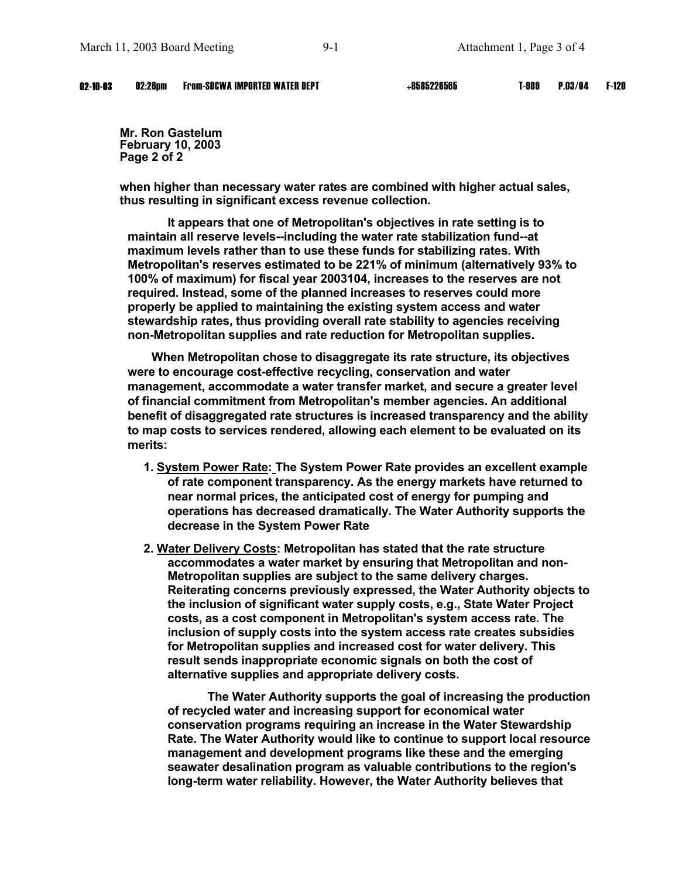**Mr. Ron Gastelum**
**February 10, 2003**
**Page 2 of 2**

**when higher than necessary water rates are combined with higher actual sales, thus resulting in significant excess revenue collection.**

**It appears that one of Metropolitan's objectives in rate setting is to maintain all reserve levels--including the water rate stabilization fund--at maximum levels rather than to use these funds for stabilizing rates. With Metropolitan's reserves estimated to be 221% of minimum (alternatively 93% to 100% of maximum) for fiscal year 2003104, increases to the reserves are not required. Instead, some of the planned increases to reserves could more properly be applied to maintaining the existing system access and water stewardship rates, thus providing overall rate stability to agencies receiving non-Metropolitan supplies and rate reduction for Metropolitan supplies.**

**When Metropolitan chose to disaggregate its rate structure, its objectives were to encourage cost-effective recycling, conservation and water management, accommodate a water transfer market, and secure a greater level of financial commitment from Metropolitan's member agencies. An additional benefit of disaggregated rate structures is increased transparency and the ability to map costs to services rendered, allowing each element to be evaluated on its merits:**

1. **System Power Rate: The System Power Rate provides an excellent example of rate component transparency. As the energy markets have returned to near normal prices, the anticipated cost of energy for pumping and operations has decreased dramatically. The Water Authority supports the decrease in the System Power Rate**

2. **Water Delivery Costs: Metropolitan has stated that the rate structure accommodates a water market by ensuring that Metropolitan and non-Metropolitan supplies are subject to the same delivery charges. Reiterating concerns previously expressed, the Water Authority objects to the inclusion of significant water supply costs, e.g., State Water Project costs, as a cost component in Metropolitan's system access rate. The inclusion of supply costs into the system access rate creates subsidies for Metropolitan supplies and increased cost for water delivery. This result sends inappropriate economic signals on both the cost of alternative supplies and appropriate delivery costs.**

   **The Water Authority supports the goal of increasing the production of recycled water and increasing support for economical water conservation programs requiring an increase in the Water Stewardship Rate. The Water Authority would like to continue to support local resource management and development programs like these and the emerging seawater desalination program as valuable contributions to the region's long-term water reliability. However, the Water Authority believes that**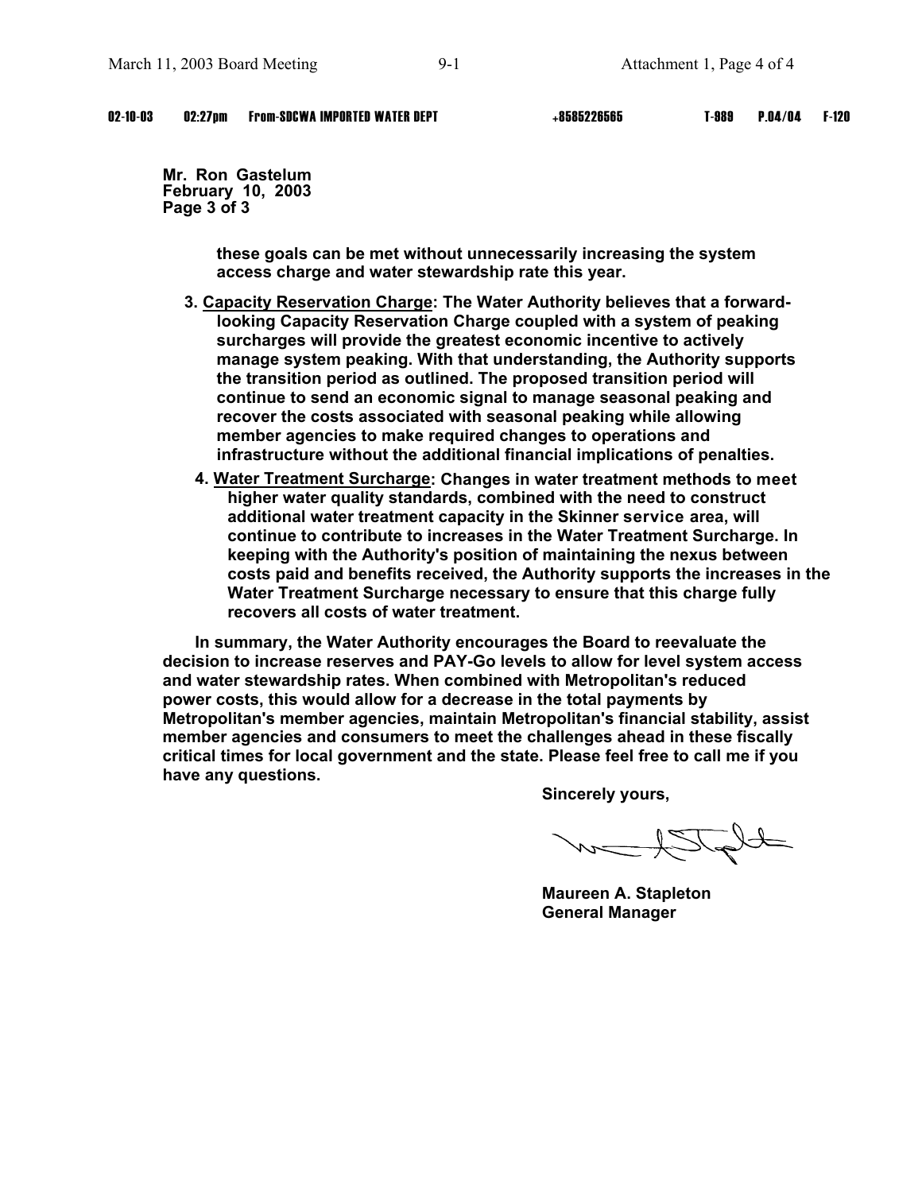**Mr. Ron Gastelum**
**February 10, 2003**
**Page 3 of 3**

**these goals can be met without unnecessarily increasing the system access charge and water stewardship rate this year.**

3. **Capacity Reservation Charge: The Water Authority believes that a forward-looking Capacity Reservation Charge coupled with a system of peaking surcharges will provide the greatest economic incentive to actively manage system peaking. With that understanding, the Authority supports the transition period as outlined. The proposed transition period will continue to send an economic signal to manage seasonal peaking and recover the costs associated with seasonal peaking while allowing member agencies to make required changes to operations and infrastructure without the additional financial implications of penalties.**
4. **Water Treatment Surcharge: Changes in water treatment methods to meet higher water quality standards, combined with the need to construct additional water treatment capacity in the Skinner service area, will continue to contribute to increases in the Water Treatment Surcharge. In keeping with the Authority's position of maintaining the nexus between costs paid and benefits received, the Authority supports the increases in the Water Treatment Surcharge necessary to ensure that this charge fully recovers all costs of water treatment.**

**In summary, the Water Authority encourages the Board to reevaluate the decision to increase reserves and PAY-Go levels to allow for level system access and water stewardship rates. When combined with Metropolitan's reduced power costs, this would allow for a decrease in the total payments by Metropolitan's member agencies, maintain Metropolitan's financial stability, assist member agencies and consumers to meet the challenges ahead in these fiscally critical times for local government and the state. Please feel free to call me if you have any questions.**

**Sincerely yours,**

**Maureen A. Stapleton**
**General Manager**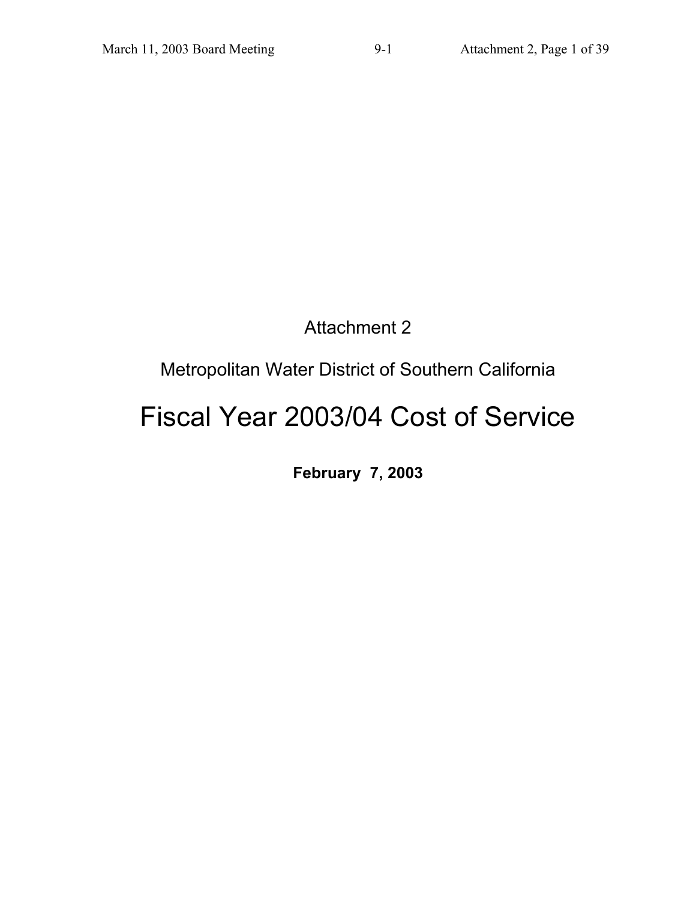Attachment 2

Metropolitan Water District of Southern California

# Fiscal Year 2003/04 Cost of Service

**February 7, 2003**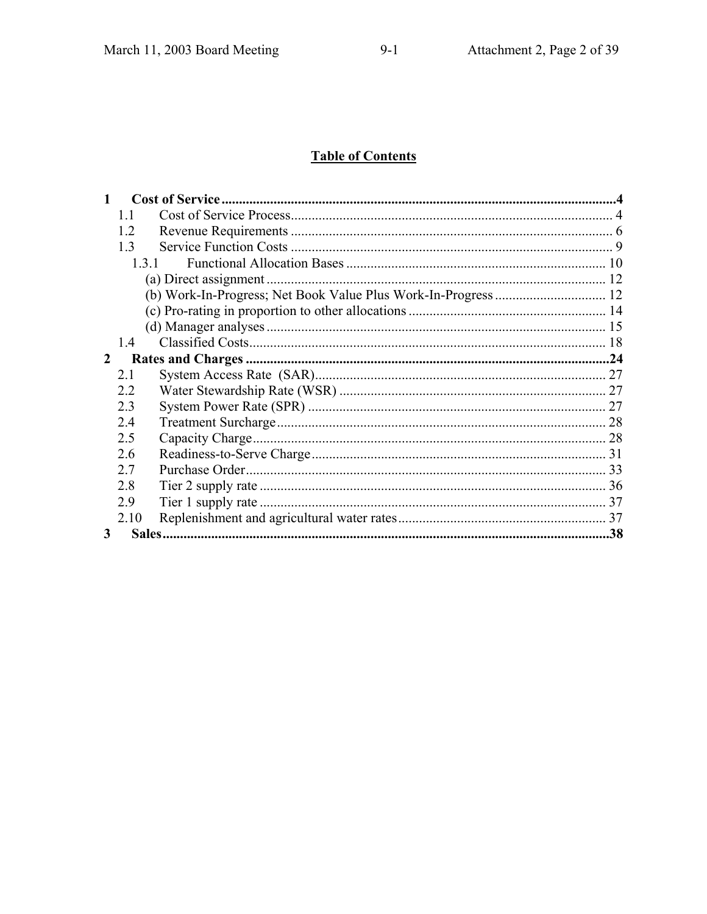## Table of Contents

**1 Cost of Service** ... **4**

- 1.1 Cost of Service Process ... 4
- 1.2 Revenue Requirements ... 6
- 1.3 Service Function Costs ... 9
  - 1.3.1 Functional Allocation Bases ... 10
    - (a) Direct assignment ... 12
    - (b) Work-In-Progress; Net Book Value Plus Work-In-Progress ... 12
    - (c) Pro-rating in proportion to other allocations ... 14
    - (d) Manager analyses ... 15
- 1.4 Classified Costs ... 18

**2 Rates and Charges** ... **24**

- 2.1 System Access Rate (SAR) ... 27
- 2.2 Water Stewardship Rate (WSR) ... 27
- 2.3 System Power Rate (SPR) ... 27
- 2.4 Treatment Surcharge ... 28
- 2.5 Capacity Charge ... 28
- 2.6 Readiness-to-Serve Charge ... 31
- 2.7 Purchase Order ... 33
- 2.8 Tier 2 supply rate ... 36
- 2.9 Tier 1 supply rate ... 37
- 2.10 Replenishment and agricultural water rates ... 37

**3 Sales** ... **38**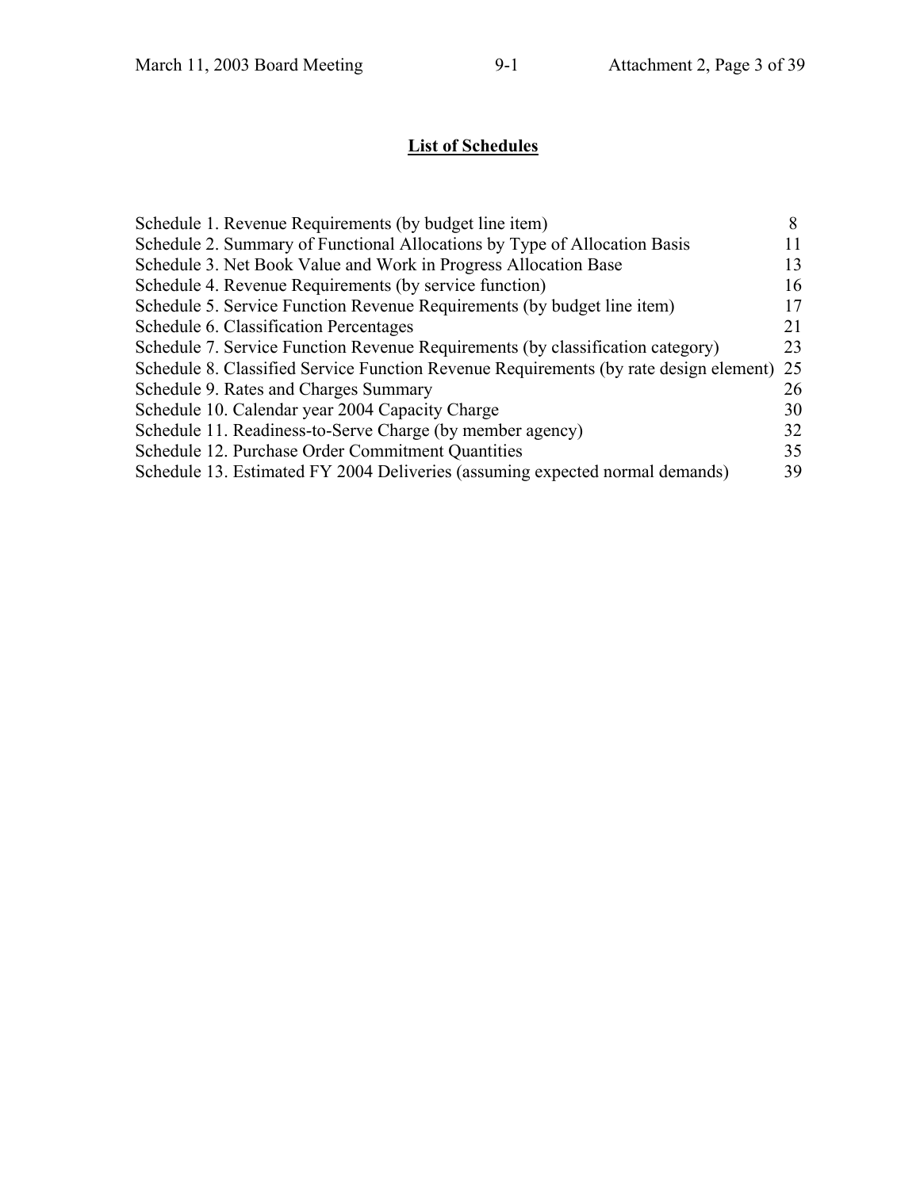## List of Schedules

| | |
|---|---|
| Schedule 1. Revenue Requirements (by budget line item) | 8 |
| Schedule 2. Summary of Functional Allocations by Type of Allocation Basis | 11 |
| Schedule 3. Net Book Value and Work in Progress Allocation Base | 13 |
| Schedule 4. Revenue Requirements (by service function) | 16 |
| Schedule 5. Service Function Revenue Requirements (by budget line item) | 17 |
| Schedule 6. Classification Percentages | 21 |
| Schedule 7. Service Function Revenue Requirements (by classification category) | 23 |
| Schedule 8. Classified Service Function Revenue Requirements (by rate design element) | 25 |
| Schedule 9. Rates and Charges Summary | 26 |
| Schedule 10. Calendar year 2004 Capacity Charge | 30 |
| Schedule 11. Readiness-to-Serve Charge (by member agency) | 32 |
| Schedule 12. Purchase Order Commitment Quantities | 35 |
| Schedule 13. Estimated FY 2004 Deliveries (assuming expected normal demands) | 39 |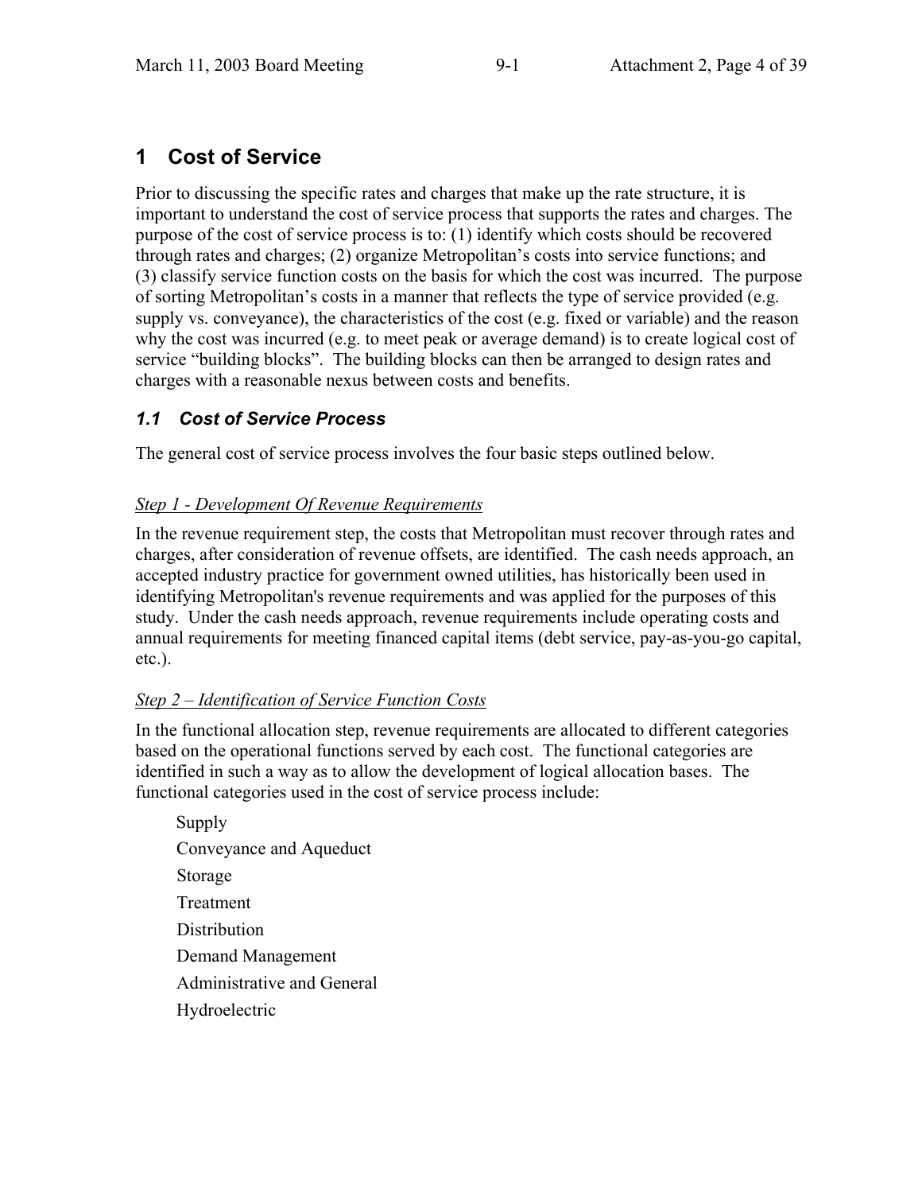# 1 Cost of Service

Prior to discussing the specific rates and charges that make up the rate structure, it is important to understand the cost of service process that supports the rates and charges. The purpose of the cost of service process is to: (1) identify which costs should be recovered through rates and charges; (2) organize Metropolitan's costs into service functions; and (3) classify service function costs on the basis for which the cost was incurred. The purpose of sorting Metropolitan's costs in a manner that reflects the type of service provided (e.g. supply vs. conveyance), the characteristics of the cost (e.g. fixed or variable) and the reason why the cost was incurred (e.g. to meet peak or average demand) is to create logical cost of service "building blocks". The building blocks can then be arranged to design rates and charges with a reasonable nexus between costs and benefits.

## *1.1 Cost of Service Process*

The general cost of service process involves the four basic steps outlined below.

<u>*Step 1 - Development Of Revenue Requirements*</u>

In the revenue requirement step, the costs that Metropolitan must recover through rates and charges, after consideration of revenue offsets, are identified. The cash needs approach, an accepted industry practice for government owned utilities, has historically been used in identifying Metropolitan's revenue requirements and was applied for the purposes of this study. Under the cash needs approach, revenue requirements include operating costs and annual requirements for meeting financed capital items (debt service, pay-as-you-go capital, etc.).

<u>*Step 2 – Identification of Service Function Costs*</u>

In the functional allocation step, revenue requirements are allocated to different categories based on the operational functions served by each cost. The functional categories are identified in such a way as to allow the development of logical allocation bases. The functional categories used in the cost of service process include:

- Supply
- Conveyance and Aqueduct
- Storage
- Treatment
- Distribution
- Demand Management
- Administrative and General
- Hydroelectric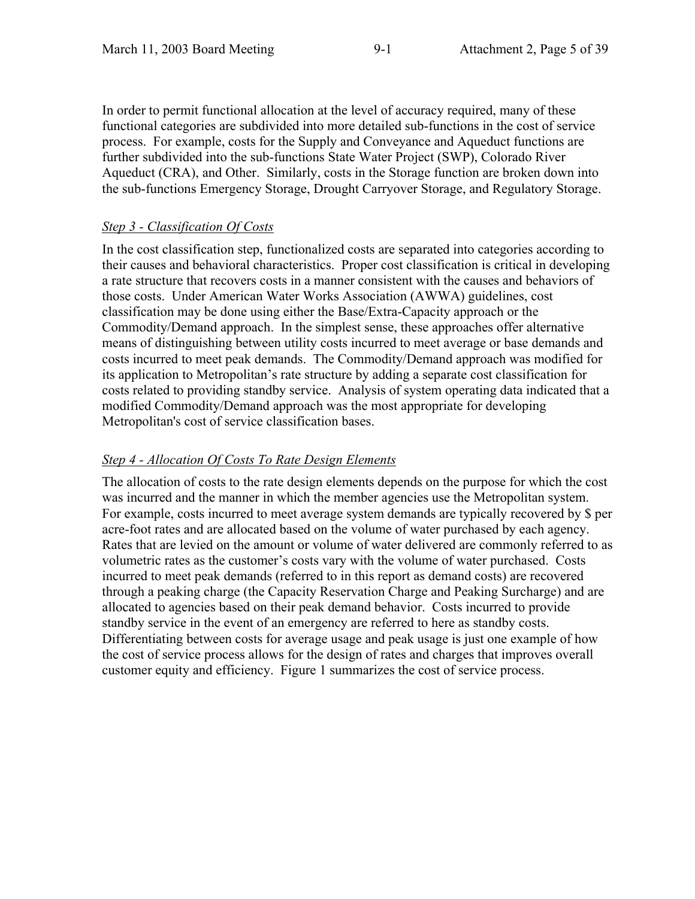In order to permit functional allocation at the level of accuracy required, many of these functional categories are subdivided into more detailed sub-functions in the cost of service process. For example, costs for the Supply and Conveyance and Aqueduct functions are further subdivided into the sub-functions State Water Project (SWP), Colorado River Aqueduct (CRA), and Other. Similarly, costs in the Storage function are broken down into the sub-functions Emergency Storage, Drought Carryover Storage, and Regulatory Storage.

*Step 3 - Classification Of Costs*

In the cost classification step, functionalized costs are separated into categories according to their causes and behavioral characteristics. Proper cost classification is critical in developing a rate structure that recovers costs in a manner consistent with the causes and behaviors of those costs. Under American Water Works Association (AWWA) guidelines, cost classification may be done using either the Base/Extra-Capacity approach or the Commodity/Demand approach. In the simplest sense, these approaches offer alternative means of distinguishing between utility costs incurred to meet average or base demands and costs incurred to meet peak demands. The Commodity/Demand approach was modified for its application to Metropolitan's rate structure by adding a separate cost classification for costs related to providing standby service. Analysis of system operating data indicated that a modified Commodity/Demand approach was the most appropriate for developing Metropolitan's cost of service classification bases.

*Step 4 - Allocation Of Costs To Rate Design Elements*

The allocation of costs to the rate design elements depends on the purpose for which the cost was incurred and the manner in which the member agencies use the Metropolitan system. For example, costs incurred to meet average system demands are typically recovered by $ per acre-foot rates and are allocated based on the volume of water purchased by each agency. Rates that are levied on the amount or volume of water delivered are commonly referred to as volumetric rates as the customer's costs vary with the volume of water purchased. Costs incurred to meet peak demands (referred to in this report as demand costs) are recovered through a peaking charge (the Capacity Reservation Charge and Peaking Surcharge) and are allocated to agencies based on their peak demand behavior. Costs incurred to provide standby service in the event of an emergency are referred to here as standby costs. Differentiating between costs for average usage and peak usage is just one example of how the cost of service process allows for the design of rates and charges that improves overall customer equity and efficiency. Figure 1 summarizes the cost of service process.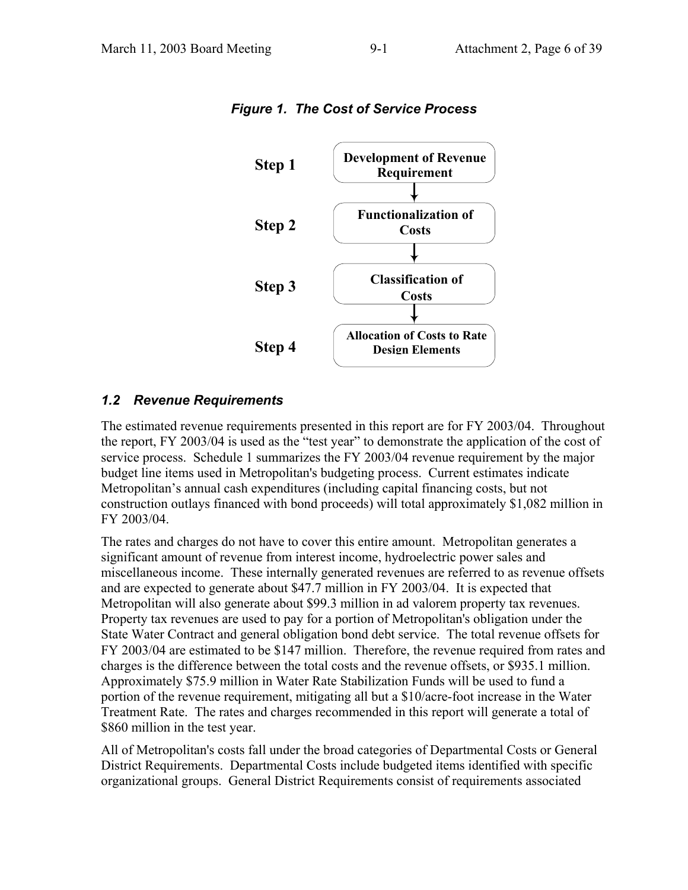***Figure 1. The Cost of Service Process***

**Step 1** — **Development of Revenue Requirement**

↓

**Step 2** — **Functionalization of Costs**

↓

**Step 3** — **Classification of Costs**

↓

**Step 4** — **Allocation of Costs to Rate Design Elements**

### *1.2 Revenue Requirements*

The estimated revenue requirements presented in this report are for FY 2003/04. Throughout the report, FY 2003/04 is used as the "test year" to demonstrate the application of the cost of service process. Schedule 1 summarizes the FY 2003/04 revenue requirement by the major budget line items used in Metropolitan's budgeting process. Current estimates indicate Metropolitan's annual cash expenditures (including capital financing costs, but not construction outlays financed with bond proceeds) will total approximately $1,082 million in FY 2003/04.

The rates and charges do not have to cover this entire amount. Metropolitan generates a significant amount of revenue from interest income, hydroelectric power sales and miscellaneous income. These internally generated revenues are referred to as revenue offsets and are expected to generate about $47.7 million in FY 2003/04. It is expected that Metropolitan will also generate about $99.3 million in ad valorem property tax revenues. Property tax revenues are used to pay for a portion of Metropolitan's obligation under the State Water Contract and general obligation bond debt service. The total revenue offsets for FY 2003/04 are estimated to be $147 million. Therefore, the revenue required from rates and charges is the difference between the total costs and the revenue offsets, or $935.1 million. Approximately $75.9 million in Water Rate Stabilization Funds will be used to fund a portion of the revenue requirement, mitigating all but a $10/acre-foot increase in the Water Treatment Rate. The rates and charges recommended in this report will generate a total of $860 million in the test year.

All of Metropolitan's costs fall under the broad categories of Departmental Costs or General District Requirements. Departmental Costs include budgeted items identified with specific organizational groups. General District Requirements consist of requirements associated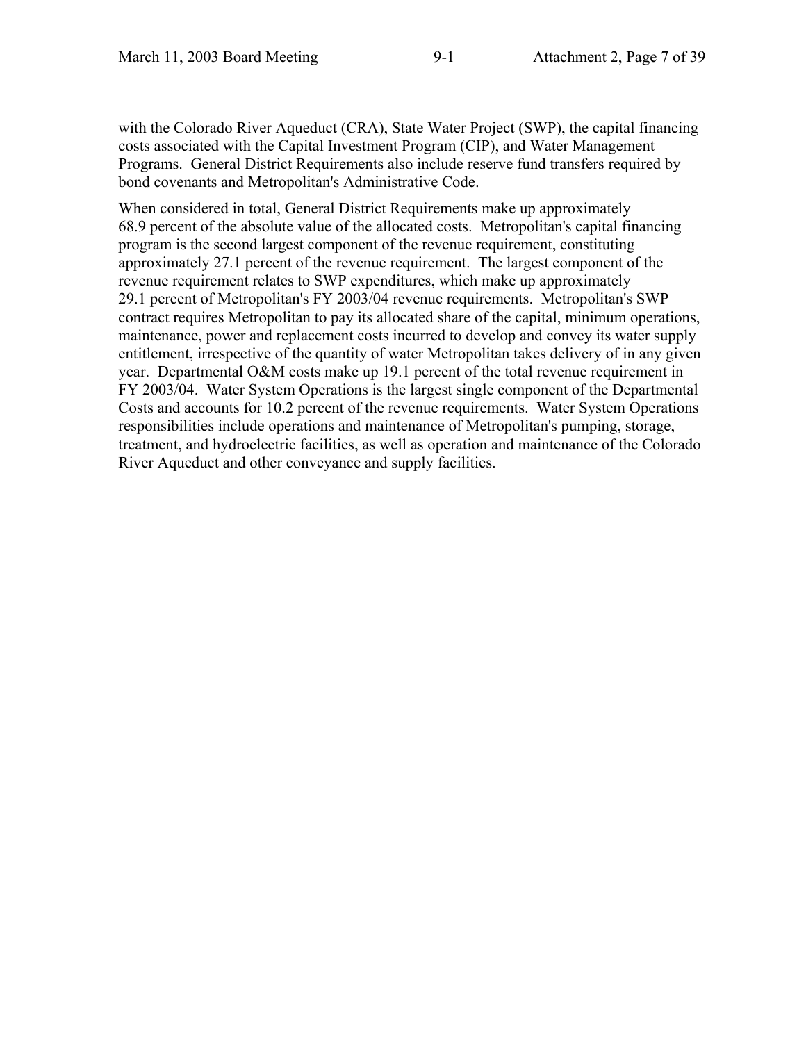with the Colorado River Aqueduct (CRA), State Water Project (SWP), the capital financing costs associated with the Capital Investment Program (CIP), and Water Management Programs. General District Requirements also include reserve fund transfers required by bond covenants and Metropolitan's Administrative Code.

When considered in total, General District Requirements make up approximately 68.9 percent of the absolute value of the allocated costs. Metropolitan's capital financing program is the second largest component of the revenue requirement, constituting approximately 27.1 percent of the revenue requirement. The largest component of the revenue requirement relates to SWP expenditures, which make up approximately 29.1 percent of Metropolitan's FY 2003/04 revenue requirements. Metropolitan's SWP contract requires Metropolitan to pay its allocated share of the capital, minimum operations, maintenance, power and replacement costs incurred to develop and convey its water supply entitlement, irrespective of the quantity of water Metropolitan takes delivery of in any given year. Departmental O&M costs make up 19.1 percent of the total revenue requirement in FY 2003/04. Water System Operations is the largest single component of the Departmental Costs and accounts for 10.2 percent of the revenue requirements. Water System Operations responsibilities include operations and maintenance of Metropolitan's pumping, storage, treatment, and hydroelectric facilities, as well as operation and maintenance of the Colorado River Aqueduct and other conveyance and supply facilities.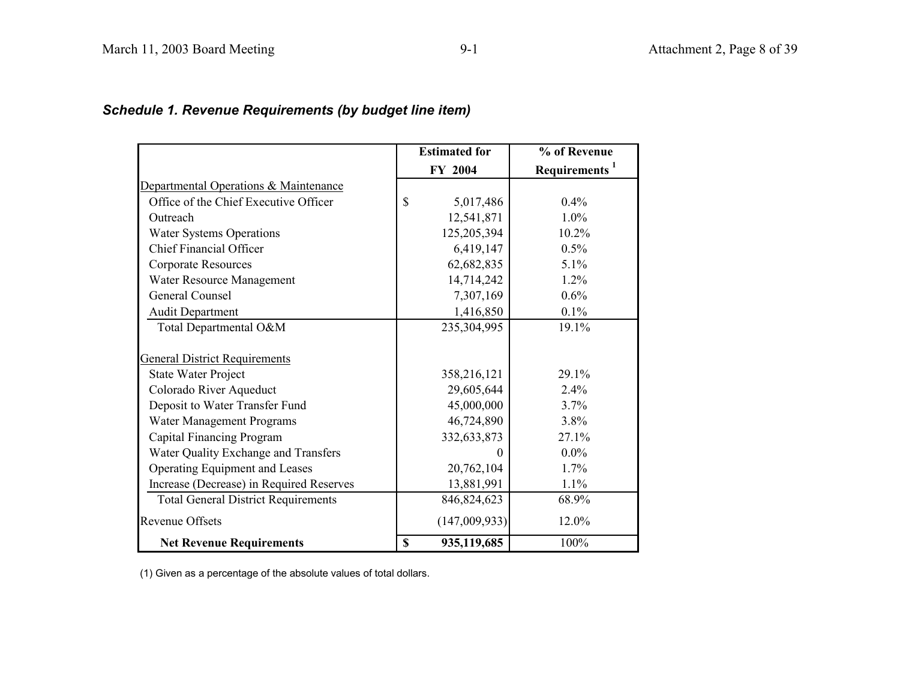### *Schedule 1. Revenue Requirements (by budget line item)*

| | Estimated for FY 2004 | % of Revenue Requirements [1] |
|---|---|---|
| Departmental Operations & Maintenance | | |
| Office of the Chief Executive Officer | $ 5,017,486 | 0.4% |
| Outreach | 12,541,871 | 1.0% |
| Water Systems Operations | 125,205,394 | 10.2% |
| Chief Financial Officer | 6,419,147 | 0.5% |
| Corporate Resources | 62,682,835 | 5.1% |
| Water Resource Management | 14,714,242 | 1.2% |
| General Counsel | 7,307,169 | 0.6% |
| Audit Department | 1,416,850 | 0.1% |
| Total Departmental O&M | 235,304,995 | 19.1% |
| | | |
| General District Requirements | | |
| State Water Project | 358,216,121 | 29.1% |
| Colorado River Aqueduct | 29,605,644 | 2.4% |
| Deposit to Water Transfer Fund | 45,000,000 | 3.7% |
| Water Management Programs | 46,724,890 | 3.8% |
| Capital Financing Program | 332,633,873 | 27.1% |
| Water Quality Exchange and Transfers | 0 | 0.0% |
| Operating Equipment and Leases | 20,762,104 | 1.7% |
| Increase (Decrease) in Required Reserves | 13,881,991 | 1.1% |
| Total General District Requirements | 846,824,623 | 68.9% |
| Revenue Offsets | (147,009,933) | 12.0% |
| **Net Revenue Requirements** | **$ 935,119,685** | 100% |

(1) Given as a percentage of the absolute values of total dollars.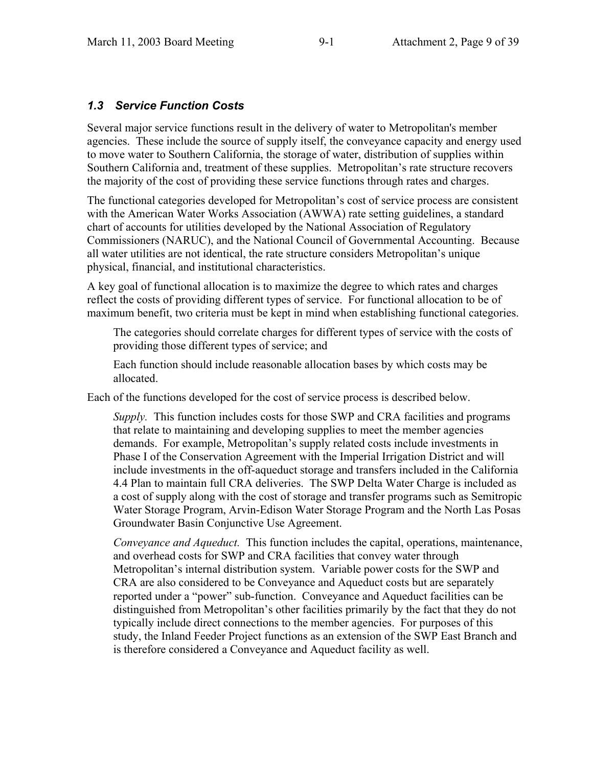### *1.3 Service Function Costs*

Several major service functions result in the delivery of water to Metropolitan's member agencies. These include the source of supply itself, the conveyance capacity and energy used to move water to Southern California, the storage of water, distribution of supplies within Southern California and, treatment of these supplies. Metropolitan's rate structure recovers the majority of the cost of providing these service functions through rates and charges.

The functional categories developed for Metropolitan's cost of service process are consistent with the American Water Works Association (AWWA) rate setting guidelines, a standard chart of accounts for utilities developed by the National Association of Regulatory Commissioners (NARUC), and the National Council of Governmental Accounting. Because all water utilities are not identical, the rate structure considers Metropolitan's unique physical, financial, and institutional characteristics.

A key goal of functional allocation is to maximize the degree to which rates and charges reflect the costs of providing different types of service. For functional allocation to be of maximum benefit, two criteria must be kept in mind when establishing functional categories.

> The categories should correlate charges for different types of service with the costs of providing those different types of service; and
>
> Each function should include reasonable allocation bases by which costs may be allocated.

Each of the functions developed for the cost of service process is described below.

> *Supply.* This function includes costs for those SWP and CRA facilities and programs that relate to maintaining and developing supplies to meet the member agencies demands. For example, Metropolitan's supply related costs include investments in Phase I of the Conservation Agreement with the Imperial Irrigation District and will include investments in the off-aqueduct storage and transfers included in the California 4.4 Plan to maintain full CRA deliveries. The SWP Delta Water Charge is included as a cost of supply along with the cost of storage and transfer programs such as Semitropic Water Storage Program, Arvin-Edison Water Storage Program and the North Las Posas Groundwater Basin Conjunctive Use Agreement.
>
> *Conveyance and Aqueduct.* This function includes the capital, operations, maintenance, and overhead costs for SWP and CRA facilities that convey water through Metropolitan's internal distribution system. Variable power costs for the SWP and CRA are also considered to be Conveyance and Aqueduct costs but are separately reported under a "power" sub-function. Conveyance and Aqueduct facilities can be distinguished from Metropolitan's other facilities primarily by the fact that they do not typically include direct connections to the member agencies. For purposes of this study, the Inland Feeder Project functions as an extension of the SWP East Branch and is therefore considered a Conveyance and Aqueduct facility as well.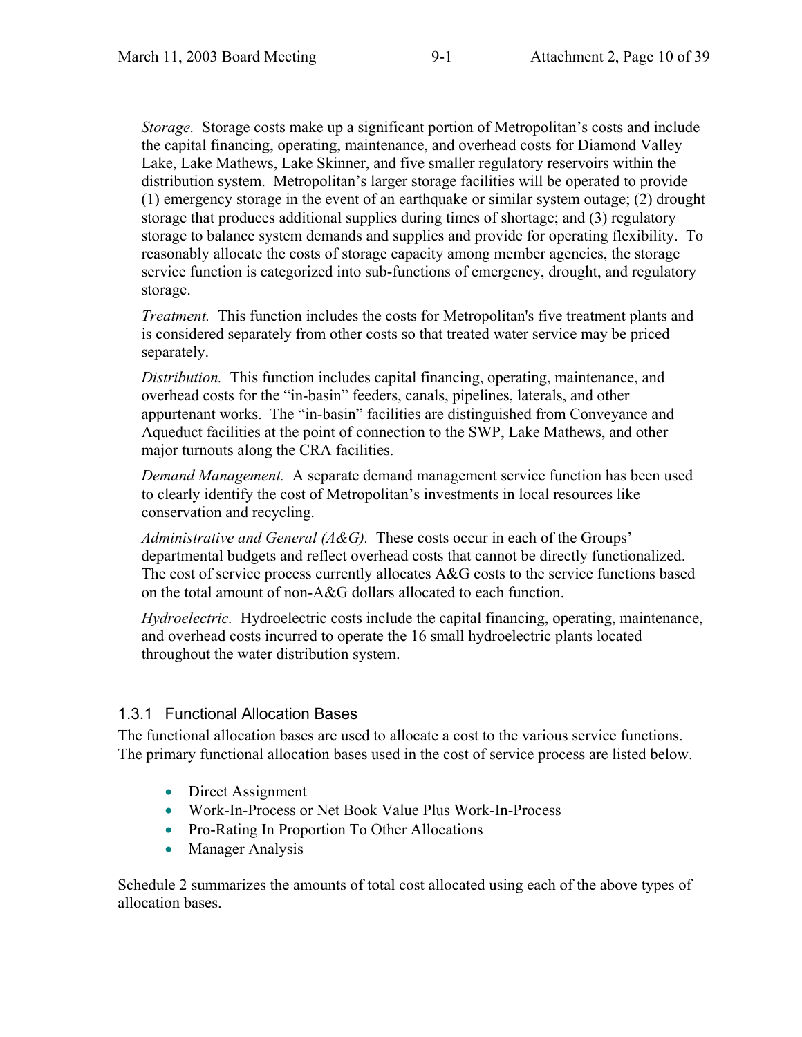*Storage.* Storage costs make up a significant portion of Metropolitan's costs and include the capital financing, operating, maintenance, and overhead costs for Diamond Valley Lake, Lake Mathews, Lake Skinner, and five smaller regulatory reservoirs within the distribution system. Metropolitan's larger storage facilities will be operated to provide (1) emergency storage in the event of an earthquake or similar system outage; (2) drought storage that produces additional supplies during times of shortage; and (3) regulatory storage to balance system demands and supplies and provide for operating flexibility. To reasonably allocate the costs of storage capacity among member agencies, the storage service function is categorized into sub-functions of emergency, drought, and regulatory storage.

*Treatment.* This function includes the costs for Metropolitan's five treatment plants and is considered separately from other costs so that treated water service may be priced separately.

*Distribution.* This function includes capital financing, operating, maintenance, and overhead costs for the "in-basin" feeders, canals, pipelines, laterals, and other appurtenant works. The "in-basin" facilities are distinguished from Conveyance and Aqueduct facilities at the point of connection to the SWP, Lake Mathews, and other major turnouts along the CRA facilities.

*Demand Management.* A separate demand management service function has been used to clearly identify the cost of Metropolitan's investments in local resources like conservation and recycling.

*Administrative and General (A&G).* These costs occur in each of the Groups' departmental budgets and reflect overhead costs that cannot be directly functionalized. The cost of service process currently allocates A&G costs to the service functions based on the total amount of non-A&G dollars allocated to each function.

*Hydroelectric.* Hydroelectric costs include the capital financing, operating, maintenance, and overhead costs incurred to operate the 16 small hydroelectric plants located throughout the water distribution system.

### 1.3.1 Functional Allocation Bases

The functional allocation bases are used to allocate a cost to the various service functions. The primary functional allocation bases used in the cost of service process are listed below.

- Direct Assignment
- Work-In-Process or Net Book Value Plus Work-In-Process
- Pro-Rating In Proportion To Other Allocations
- Manager Analysis

Schedule 2 summarizes the amounts of total cost allocated using each of the above types of allocation bases.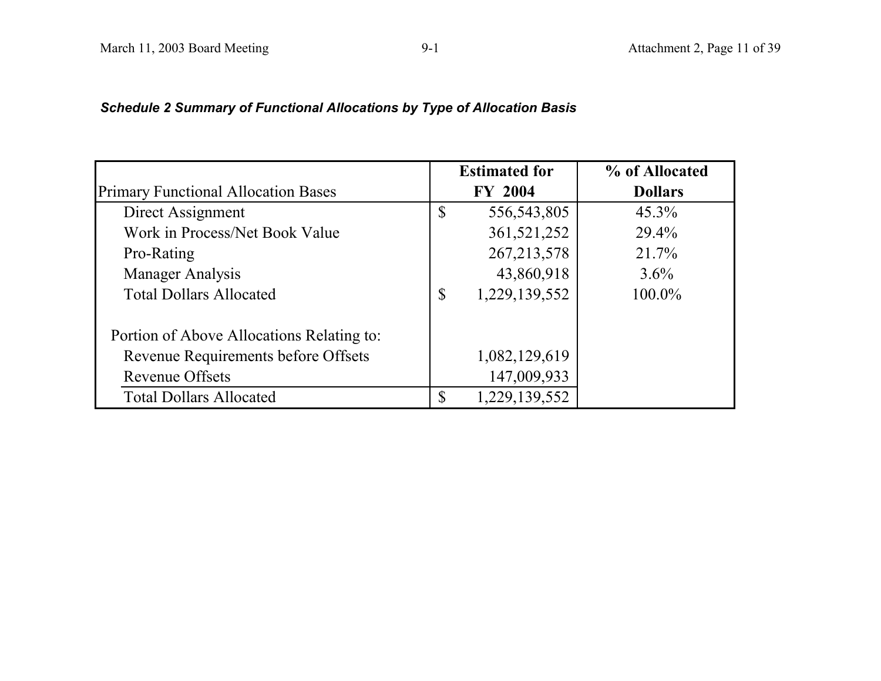***Schedule 2 Summary of Functional Allocations by Type of Allocation Basis***

| Primary Functional Allocation Bases | Estimated for FY 2004 | % of Allocated Dollars |
|---|---|---|
| Direct Assignment | $ 556,543,805 | 45.3% |
| Work in Process/Net Book Value | 361,521,252 | 29.4% |
| Pro-Rating | 267,213,578 | 21.7% |
| Manager Analysis | 43,860,918 | 3.6% |
| Total Dollars Allocated | $ 1,229,139,552 | 100.0% |
| | | |
| Portion of Above Allocations Relating to: | | |
| Revenue Requirements before Offsets | 1,082,129,619 | |
| Revenue Offsets | 147,009,933 | |
| Total Dollars Allocated | $ 1,229,139,552 | |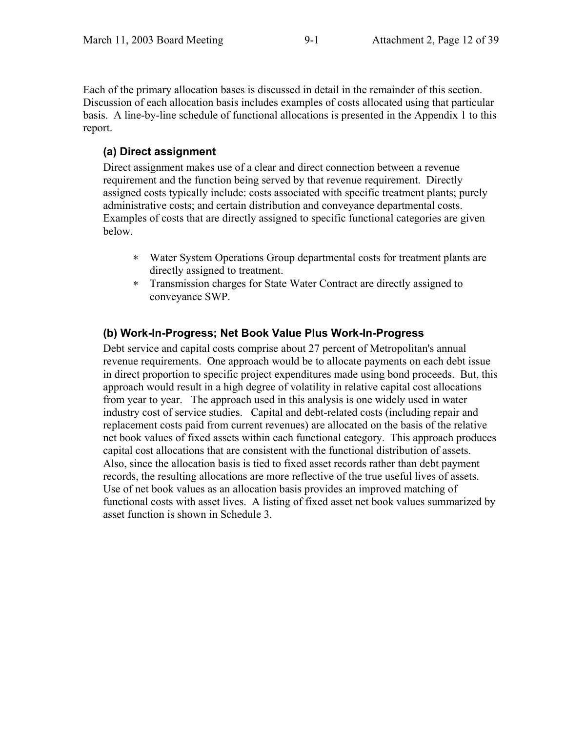Each of the primary allocation bases is discussed in detail in the remainder of this section. Discussion of each allocation basis includes examples of costs allocated using that particular basis. A line-by-line schedule of functional allocations is presented in the Appendix 1 to this report.

### (a) Direct assignment

Direct assignment makes use of a clear and direct connection between a revenue requirement and the function being served by that revenue requirement. Directly assigned costs typically include: costs associated with specific treatment plants; purely administrative costs; and certain distribution and conveyance departmental costs. Examples of costs that are directly assigned to specific functional categories are given below.

- Water System Operations Group departmental costs for treatment plants are directly assigned to treatment.
- Transmission charges for State Water Contract are directly assigned to conveyance SWP.

### (b) Work-In-Progress; Net Book Value Plus Work-In-Progress

Debt service and capital costs comprise about 27 percent of Metropolitan's annual revenue requirements. One approach would be to allocate payments on each debt issue in direct proportion to specific project expenditures made using bond proceeds. But, this approach would result in a high degree of volatility in relative capital cost allocations from year to year. The approach used in this analysis is one widely used in water industry cost of service studies. Capital and debt-related costs (including repair and replacement costs paid from current revenues) are allocated on the basis of the relative net book values of fixed assets within each functional category. This approach produces capital cost allocations that are consistent with the functional distribution of assets. Also, since the allocation basis is tied to fixed asset records rather than debt payment records, the resulting allocations are more reflective of the true useful lives of assets. Use of net book values as an allocation basis provides an improved matching of functional costs with asset lives. A listing of fixed asset net book values summarized by asset function is shown in Schedule 3.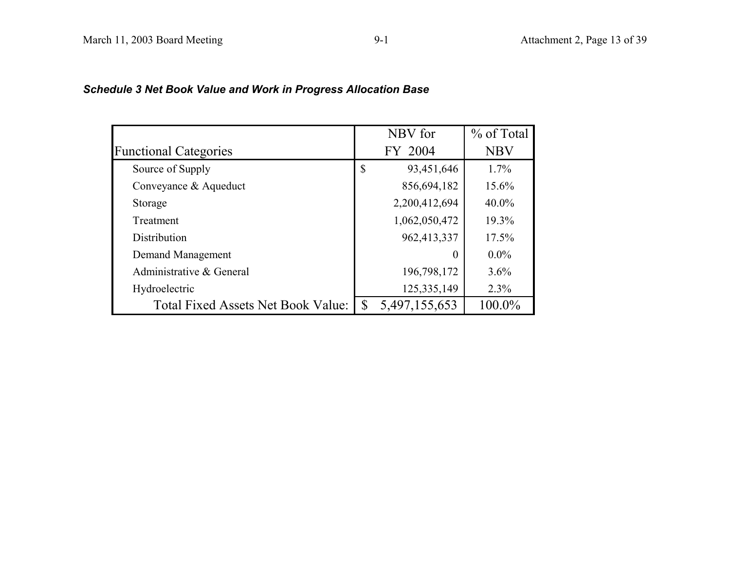***Schedule 3 Net Book Value and Work in Progress Allocation Base***

| Functional Categories | NBV for FY 2004 | % of Total NBV |
|---|---|---|
| Source of Supply | $ 93,451,646 | 1.7% |
| Conveyance & Aqueduct | 856,694,182 | 15.6% |
| Storage | 2,200,412,694 | 40.0% |
| Treatment | 1,062,050,472 | 19.3% |
| Distribution | 962,413,337 | 17.5% |
| Demand Management | 0 | 0.0% |
| Administrative & General | 196,798,172 | 3.6% |
| Hydroelectric | 125,335,149 | 2.3% |
| Total Fixed Assets Net Book Value: | $ 5,497,155,653 | 100.0% |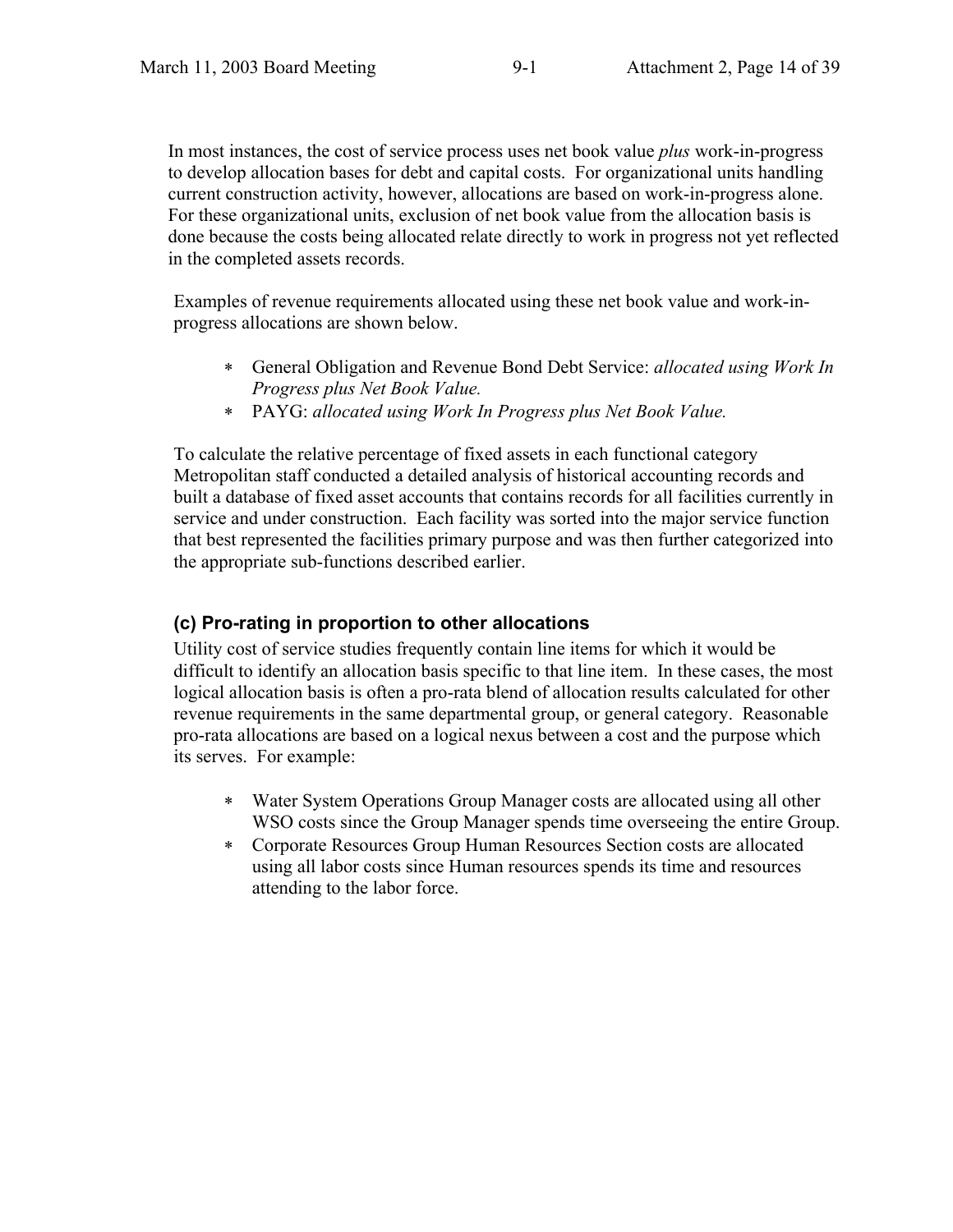In most instances, the cost of service process uses net book value *plus* work-in-progress to develop allocation bases for debt and capital costs. For organizational units handling current construction activity, however, allocations are based on work-in-progress alone. For these organizational units, exclusion of net book value from the allocation basis is done because the costs being allocated relate directly to work in progress not yet reflected in the completed assets records.

Examples of revenue requirements allocated using these net book value and work-in-progress allocations are shown below.

- General Obligation and Revenue Bond Debt Service: *allocated using Work In Progress plus Net Book Value.*
- PAYG: *allocated using Work In Progress plus Net Book Value.*

To calculate the relative percentage of fixed assets in each functional category Metropolitan staff conducted a detailed analysis of historical accounting records and built a database of fixed asset accounts that contains records for all facilities currently in service and under construction. Each facility was sorted into the major service function that best represented the facilities primary purpose and was then further categorized into the appropriate sub-functions described earlier.

### (c) Pro-rating in proportion to other allocations

Utility cost of service studies frequently contain line items for which it would be difficult to identify an allocation basis specific to that line item. In these cases, the most logical allocation basis is often a pro-rata blend of allocation results calculated for other revenue requirements in the same departmental group, or general category. Reasonable pro-rata allocations are based on a logical nexus between a cost and the purpose which its serves. For example:

- Water System Operations Group Manager costs are allocated using all other WSO costs since the Group Manager spends time overseeing the entire Group.
- Corporate Resources Group Human Resources Section costs are allocated using all labor costs since Human resources spends its time and resources attending to the labor force.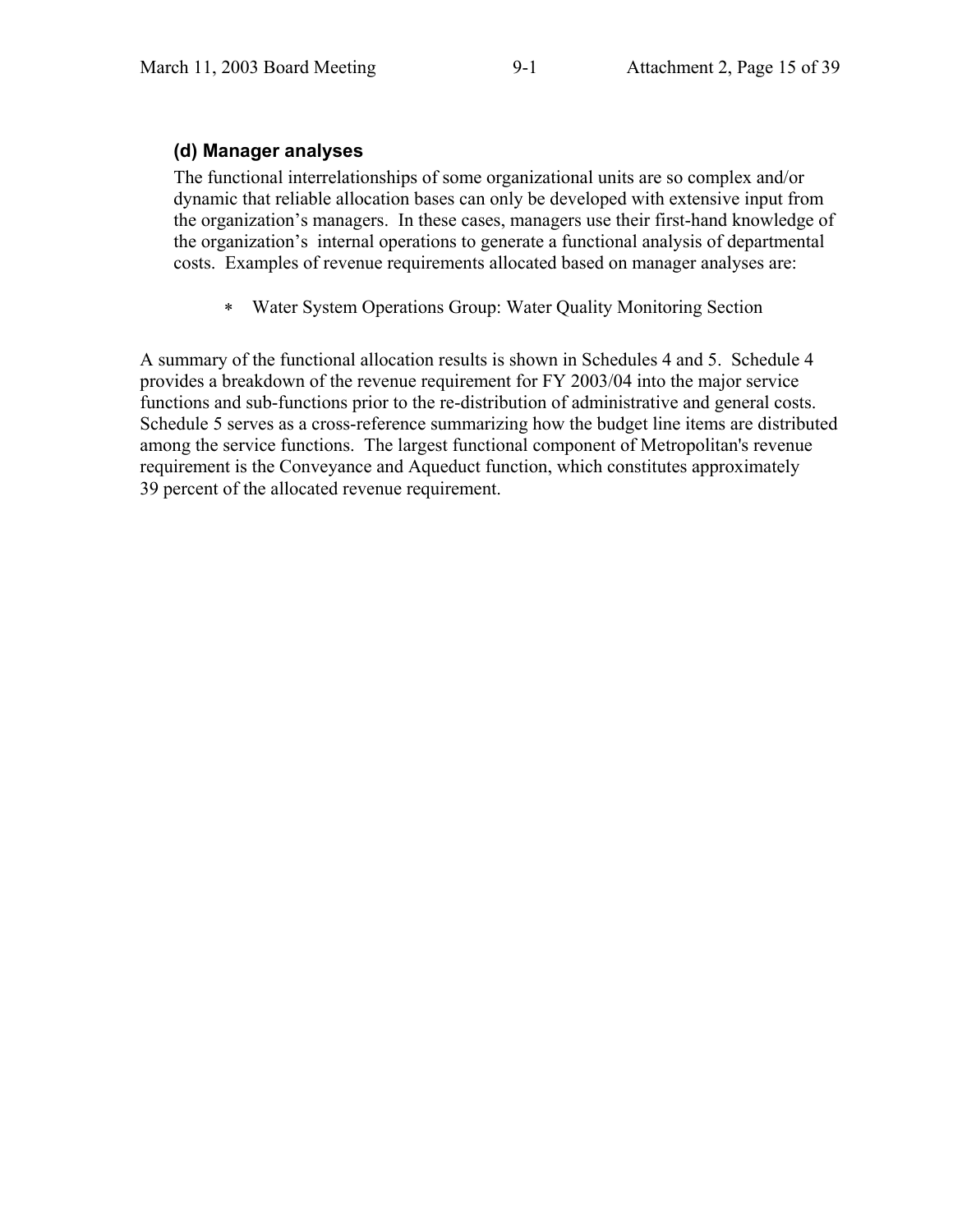#### (d) Manager analyses

The functional interrelationships of some organizational units are so complex and/or dynamic that reliable allocation bases can only be developed with extensive input from the organization's managers. In these cases, managers use their first-hand knowledge of the organization's internal operations to generate a functional analysis of departmental costs. Examples of revenue requirements allocated based on manager analyses are:

- Water System Operations Group: Water Quality Monitoring Section

A summary of the functional allocation results is shown in Schedules 4 and 5. Schedule 4 provides a breakdown of the revenue requirement for FY 2003/04 into the major service functions and sub-functions prior to the re-distribution of administrative and general costs. Schedule 5 serves as a cross-reference summarizing how the budget line items are distributed among the service functions. The largest functional component of Metropolitan's revenue requirement is the Conveyance and Aqueduct function, which constitutes approximately 39 percent of the allocated revenue requirement.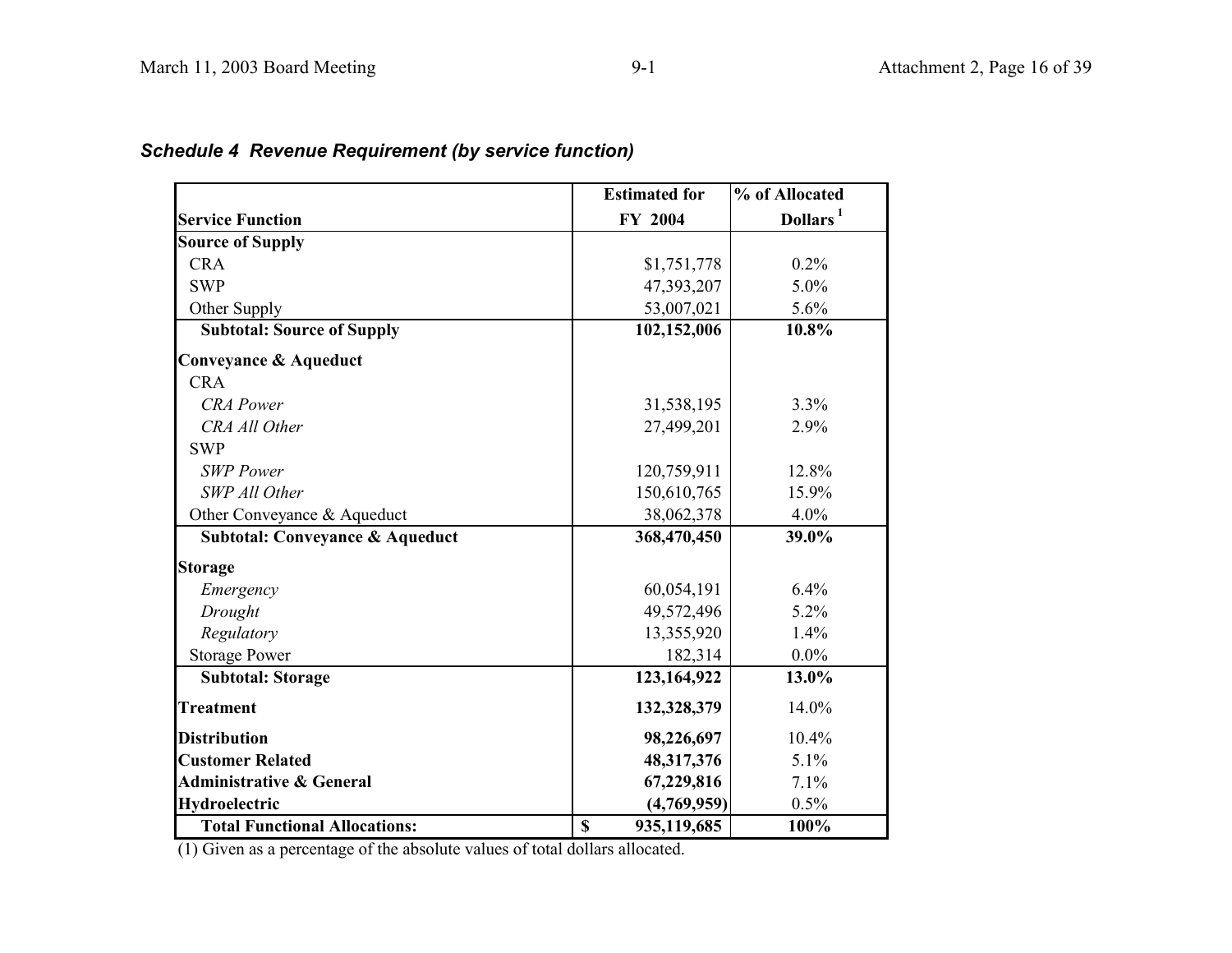### *Schedule 4  Revenue Requirement (by service function)*

| Service Function | Estimated for FY 2004 | % of Allocated Dollars [1] |
|---|---|---|
| **Source of Supply** | | |
| CRA | $1,751,778 | 0.2% |
| SWP | 47,393,207 | 5.0% |
| Other Supply | 53,007,021 | 5.6% |
| **Subtotal: Source of Supply** | **102,152,006** | **10.8%** |
| **Conveyance & Aqueduct** | | |
| CRA | | |
| *CRA Power* | 31,538,195 | 3.3% |
| *CRA All Other* | 27,499,201 | 2.9% |
| SWP | | |
| *SWP Power* | 120,759,911 | 12.8% |
| *SWP All Other* | 150,610,765 | 15.9% |
| Other Conveyance & Aqueduct | 38,062,378 | 4.0% |
| **Subtotal: Conveyance & Aqueduct** | **368,470,450** | **39.0%** |
| **Storage** | | |
| *Emergency* | 60,054,191 | 6.4% |
| *Drought* | 49,572,496 | 5.2% |
| *Regulatory* | 13,355,920 | 1.4% |
| Storage Power | 182,314 | 0.0% |
| **Subtotal: Storage** | **123,164,922** | **13.0%** |
| **Treatment** | **132,328,379** | 14.0% |
| **Distribution** | **98,226,697** | 10.4% |
| **Customer Related** | **48,317,376** | 5.1% |
| **Administrative & General** | **67,229,816** | 7.1% |
| **Hydroelectric** | **(4,769,959)** | 0.5% |
| **Total Functional Allocations:** | **$ 935,119,685** | **100%** |

(1) Given as a percentage of the absolute values of total dollars allocated.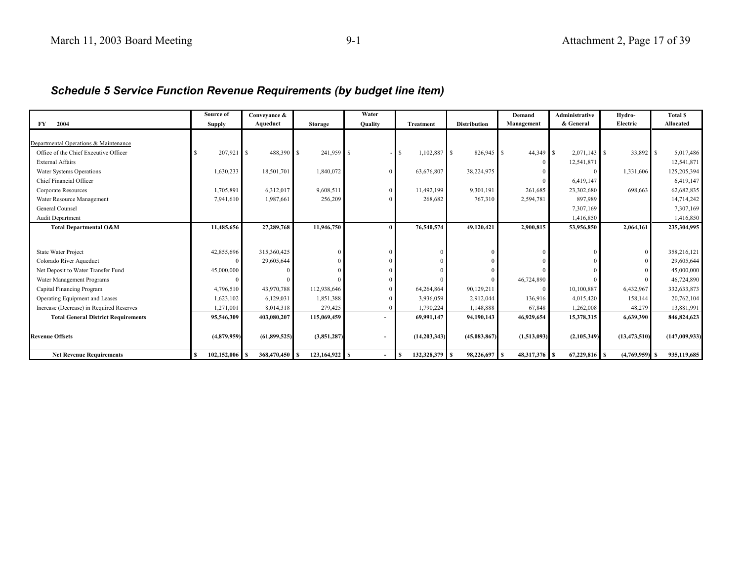## *Schedule 5 Service Function Revenue Requirements (by budget line item)*

| FY 2004 | Source of Supply | Conveyance & Aqueduct | Storage | Water Quality | Treatment | Distribution | Demand Management | Administrative & General | Hydro-Electric | Total $ Allocated |
|---|---|---|---|---|---|---|---|---|---|---|
| Departmental Operations & Maintenance | | | | | | | | | | |
| Office of the Chief Executive Officer | $ 207,921 | $ 488,390 | $ 241,959 | $ - | $ 1,102,887 | $ 826,945 | $ 44,349 | $ 2,071,143 | $ 33,892 | $ 5,017,486 |
| External Affairs | | | | | | | 0 | 12,541,871 | | 12,541,871 |
| Water Systems Operations | 1,630,233 | 18,501,701 | 1,840,072 | 0 | 63,676,807 | 38,224,975 | 0 | 0 | 1,331,606 | 125,205,394 |
| Chief Financial Officer | | | | | | | 0 | 6,419,147 | | 6,419,147 |
| Corporate Resources | 1,705,891 | 6,312,017 | 9,608,511 | 0 | 11,492,199 | 9,301,191 | 261,685 | 23,302,680 | 698,663 | 62,682,835 |
| Water Resource Management | 7,941,610 | 1,987,661 | 256,209 | 0 | 268,682 | 767,310 | 2,594,781 | 897,989 | | 14,714,242 |
| General Counsel | | | | | | | | 7,307,169 | | 7,307,169 |
| Audit Department | | | | | | | | 1,416,850 | | 1,416,850 |
| **Total Departmental O&M** | **11,485,656** | **27,289,768** | **11,946,750** | **0** | **76,540,574** | **49,120,421** | **2,900,815** | **53,956,850** | **2,064,161** | **235,304,995** |
| State Water Project | 42,855,696 | 315,360,425 | 0 | 0 | 0 | 0 | 0 | 0 | 0 | 358,216,121 |
| Colorado River Aqueduct | 0 | 29,605,644 | 0 | 0 | 0 | 0 | 0 | 0 | 0 | 29,605,644 |
| Net Deposit to Water Transfer Fund | 45,000,000 | 0 | 0 | 0 | 0 | 0 | 0 | 0 | 0 | 45,000,000 |
| Water Management Programs | 0 | 0 | 0 | 0 | 0 | 0 | 46,724,890 | 0 | 0 | 46,724,890 |
| Capital Financing Program | 4,796,510 | 43,970,788 | 112,938,646 | 0 | 64,264,864 | 90,129,211 | 0 | 10,100,887 | 6,432,967 | 332,633,873 |
| Operating Equipment and Leases | 1,623,102 | 6,129,031 | 1,851,388 | 0 | 3,936,059 | 2,912,044 | 136,916 | 4,015,420 | 158,144 | 20,762,104 |
| Increase (Decrease) in Required Reserves | 1,271,001 | 8,014,318 | 279,425 | 0 | 1,790,224 | 1,148,888 | 67,848 | 1,262,008 | 48,279 | 13,881,991 |
| **Total General District Requirements** | **95,546,309** | **403,080,207** | **115,069,459** | **-** | **69,991,147** | **94,190,143** | **46,929,654** | **15,378,315** | **6,639,390** | **846,824,623** |
| **Revenue Offsets** | **(4,879,959)** | **(61,899,525)** | **(3,851,287)** | **-** | **(14,203,343)** | **(45,083,867)** | **(1,513,093)** | **(2,105,349)** | **(13,473,510)** | **(147,009,933)** |
| **Net Revenue Requirements** | **$ 102,152,006** | **$ 368,470,450** | **$ 123,164,922** | **$ -** | **$ 132,328,379** | **$ 98,226,697** | **$ 48,317,376** | **$ 67,229,816** | **$ (4,769,959)** | **$ 935,119,685** |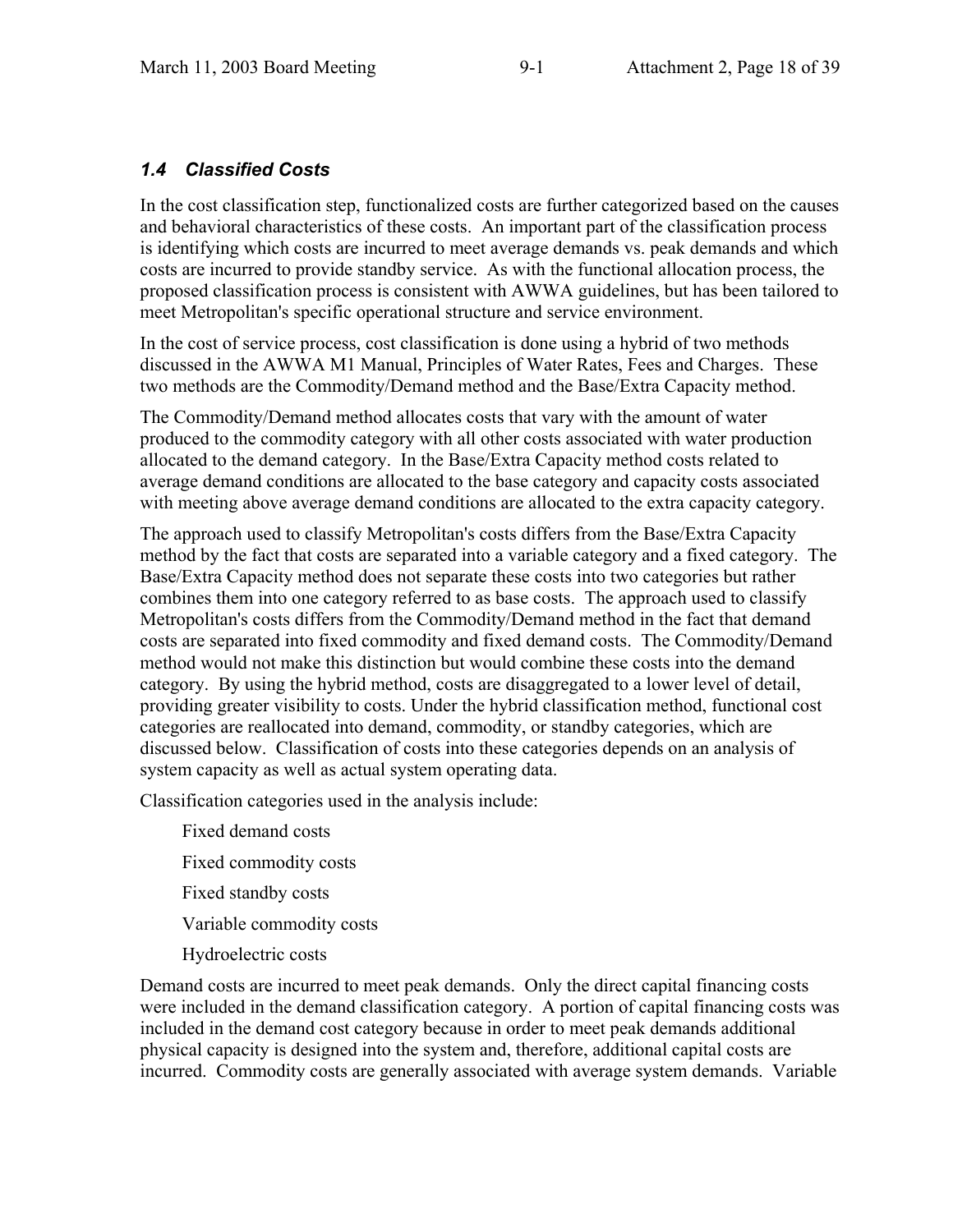### *1.4 Classified Costs*

In the cost classification step, functionalized costs are further categorized based on the causes and behavioral characteristics of these costs. An important part of the classification process is identifying which costs are incurred to meet average demands vs. peak demands and which costs are incurred to provide standby service. As with the functional allocation process, the proposed classification process is consistent with AWWA guidelines, but has been tailored to meet Metropolitan's specific operational structure and service environment.

In the cost of service process, cost classification is done using a hybrid of two methods discussed in the AWWA M1 Manual, Principles of Water Rates, Fees and Charges. These two methods are the Commodity/Demand method and the Base/Extra Capacity method.

The Commodity/Demand method allocates costs that vary with the amount of water produced to the commodity category with all other costs associated with water production allocated to the demand category. In the Base/Extra Capacity method costs related to average demand conditions are allocated to the base category and capacity costs associated with meeting above average demand conditions are allocated to the extra capacity category.

The approach used to classify Metropolitan's costs differs from the Base/Extra Capacity method by the fact that costs are separated into a variable category and a fixed category. The Base/Extra Capacity method does not separate these costs into two categories but rather combines them into one category referred to as base costs. The approach used to classify Metropolitan's costs differs from the Commodity/Demand method in the fact that demand costs are separated into fixed commodity and fixed demand costs. The Commodity/Demand method would not make this distinction but would combine these costs into the demand category. By using the hybrid method, costs are disaggregated to a lower level of detail, providing greater visibility to costs. Under the hybrid classification method, functional cost categories are reallocated into demand, commodity, or standby categories, which are discussed below. Classification of costs into these categories depends on an analysis of system capacity as well as actual system operating data.

Classification categories used in the analysis include:

- Fixed demand costs
- Fixed commodity costs
- Fixed standby costs
- Variable commodity costs
- Hydroelectric costs

Demand costs are incurred to meet peak demands. Only the direct capital financing costs were included in the demand classification category. A portion of capital financing costs was included in the demand cost category because in order to meet peak demands additional physical capacity is designed into the system and, therefore, additional capital costs are incurred. Commodity costs are generally associated with average system demands. Variable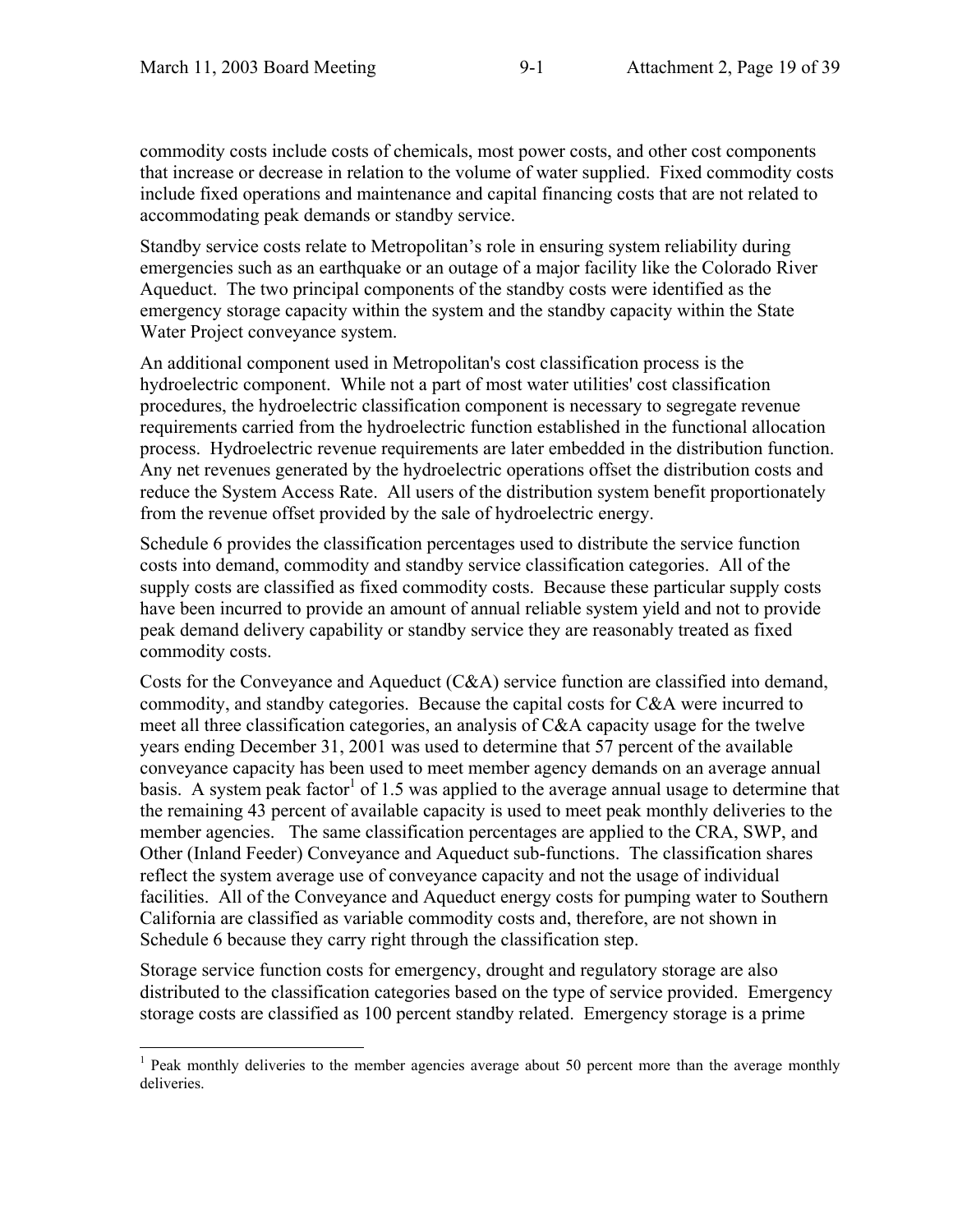commodity costs include costs of chemicals, most power costs, and other cost components that increase or decrease in relation to the volume of water supplied. Fixed commodity costs include fixed operations and maintenance and capital financing costs that are not related to accommodating peak demands or standby service.

Standby service costs relate to Metropolitan's role in ensuring system reliability during emergencies such as an earthquake or an outage of a major facility like the Colorado River Aqueduct. The two principal components of the standby costs were identified as the emergency storage capacity within the system and the standby capacity within the State Water Project conveyance system.

An additional component used in Metropolitan's cost classification process is the hydroelectric component. While not a part of most water utilities' cost classification procedures, the hydroelectric classification component is necessary to segregate revenue requirements carried from the hydroelectric function established in the functional allocation process. Hydroelectric revenue requirements are later embedded in the distribution function. Any net revenues generated by the hydroelectric operations offset the distribution costs and reduce the System Access Rate. All users of the distribution system benefit proportionately from the revenue offset provided by the sale of hydroelectric energy.

Schedule 6 provides the classification percentages used to distribute the service function costs into demand, commodity and standby service classification categories. All of the supply costs are classified as fixed commodity costs. Because these particular supply costs have been incurred to provide an amount of annual reliable system yield and not to provide peak demand delivery capability or standby service they are reasonably treated as fixed commodity costs.

Costs for the Conveyance and Aqueduct (C&A) service function are classified into demand, commodity, and standby categories. Because the capital costs for C&A were incurred to meet all three classification categories, an analysis of C&A capacity usage for the twelve years ending December 31, 2001 was used to determine that 57 percent of the available conveyance capacity has been used to meet member agency demands on an average annual basis. A system peak factor[1] of 1.5 was applied to the average annual usage to determine that the remaining 43 percent of available capacity is used to meet peak monthly deliveries to the member agencies. The same classification percentages are applied to the CRA, SWP, and Other (Inland Feeder) Conveyance and Aqueduct sub-functions. The classification shares reflect the system average use of conveyance capacity and not the usage of individual facilities. All of the Conveyance and Aqueduct energy costs for pumping water to Southern California are classified as variable commodity costs and, therefore, are not shown in Schedule 6 because they carry right through the classification step.

Storage service function costs for emergency, drought and regulatory storage are also distributed to the classification categories based on the type of service provided. Emergency storage costs are classified as 100 percent standby related. Emergency storage is a prime

[1] Peak monthly deliveries to the member agencies average about 50 percent more than the average monthly deliveries.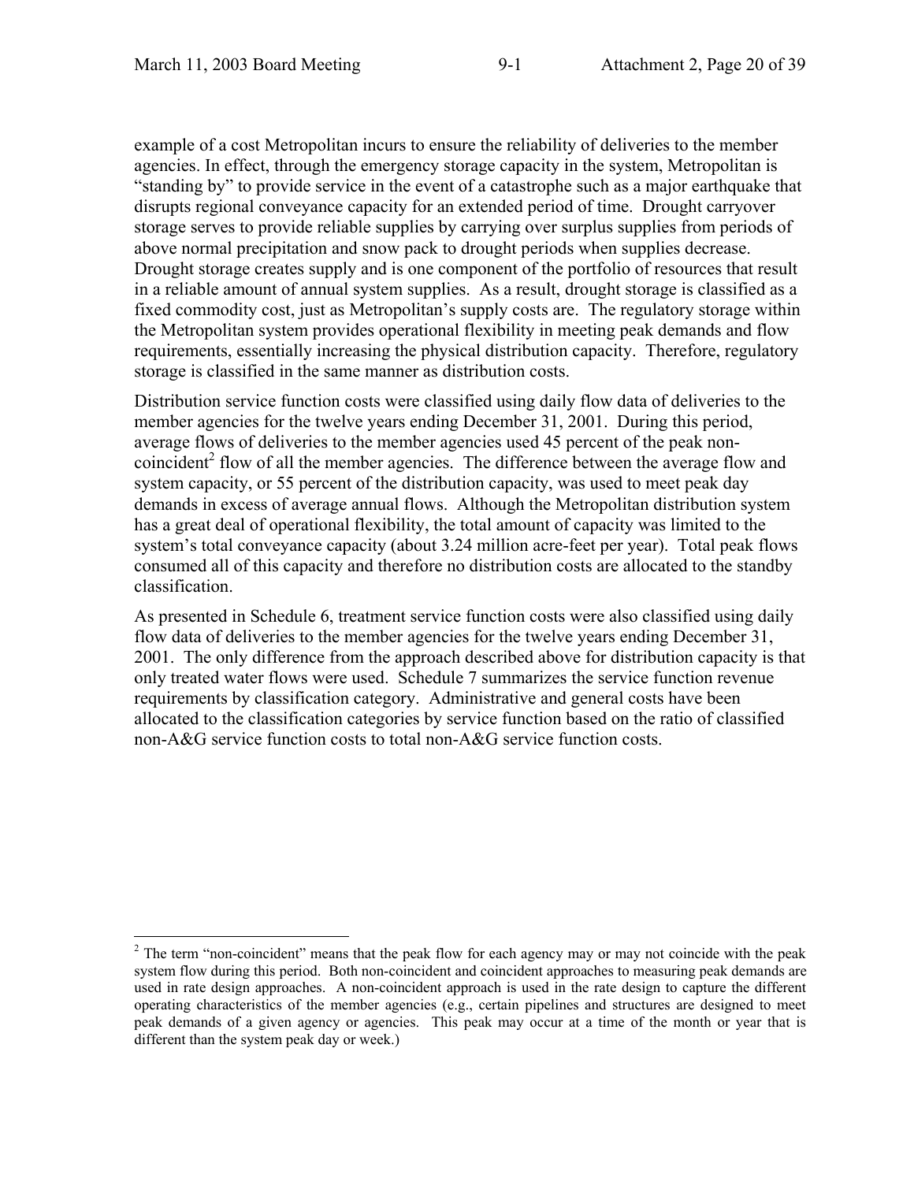example of a cost Metropolitan incurs to ensure the reliability of deliveries to the member agencies. In effect, through the emergency storage capacity in the system, Metropolitan is "standing by" to provide service in the event of a catastrophe such as a major earthquake that disrupts regional conveyance capacity for an extended period of time. Drought carryover storage serves to provide reliable supplies by carrying over surplus supplies from periods of above normal precipitation and snow pack to drought periods when supplies decrease. Drought storage creates supply and is one component of the portfolio of resources that result in a reliable amount of annual system supplies. As a result, drought storage is classified as a fixed commodity cost, just as Metropolitan's supply costs are. The regulatory storage within the Metropolitan system provides operational flexibility in meeting peak demands and flow requirements, essentially increasing the physical distribution capacity. Therefore, regulatory storage is classified in the same manner as distribution costs.

Distribution service function costs were classified using daily flow data of deliveries to the member agencies for the twelve years ending December 31, 2001. During this period, average flows of deliveries to the member agencies used 45 percent of the peak non-coincident[2] flow of all the member agencies. The difference between the average flow and system capacity, or 55 percent of the distribution capacity, was used to meet peak day demands in excess of average annual flows. Although the Metropolitan distribution system has a great deal of operational flexibility, the total amount of capacity was limited to the system's total conveyance capacity (about 3.24 million acre-feet per year). Total peak flows consumed all of this capacity and therefore no distribution costs are allocated to the standby classification.

As presented in Schedule 6, treatment service function costs were also classified using daily flow data of deliveries to the member agencies for the twelve years ending December 31, 2001. The only difference from the approach described above for distribution capacity is that only treated water flows were used. Schedule 7 summarizes the service function revenue requirements by classification category. Administrative and general costs have been allocated to the classification categories by service function based on the ratio of classified non-A&G service function costs to total non-A&G service function costs.

---

[2] The term "non-coincident" means that the peak flow for each agency may or may not coincide with the peak system flow during this period. Both non-coincident and coincident approaches to measuring peak demands are used in rate design approaches. A non-coincident approach is used in the rate design to capture the different operating characteristics of the member agencies (e.g., certain pipelines and structures are designed to meet peak demands of a given agency or agencies. This peak may occur at a time of the month or year that is different than the system peak day or week.)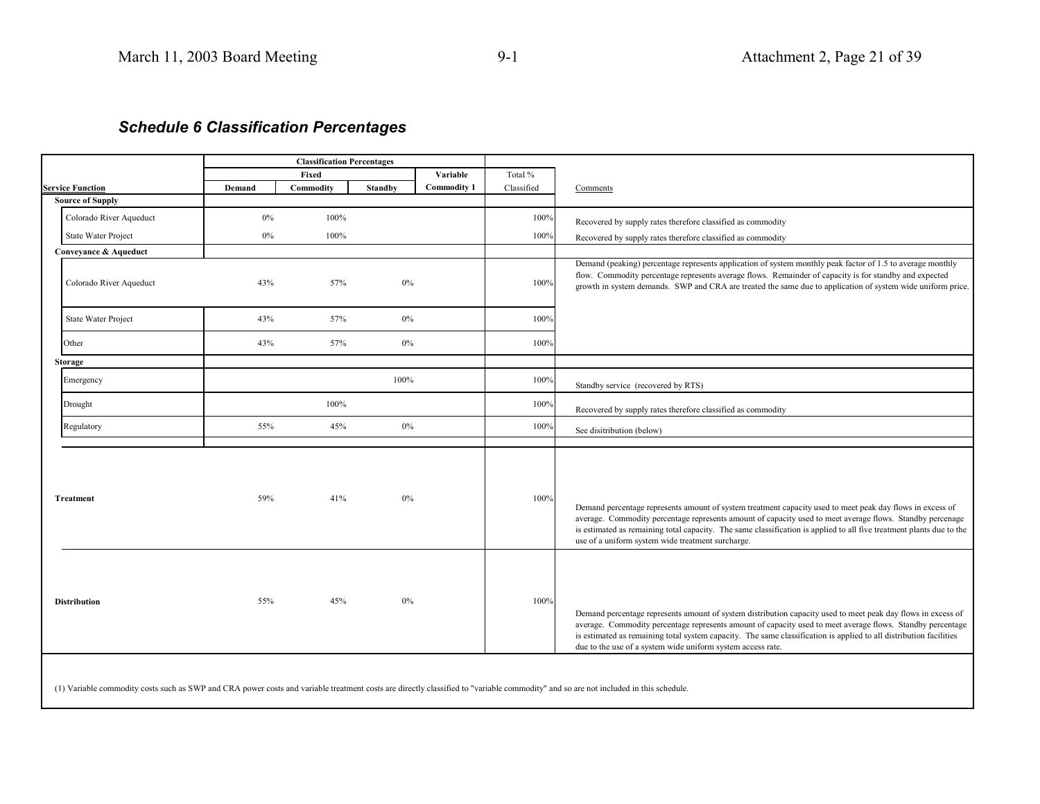## *Schedule 6 Classification Percentages*

| | Classification Percentages | | | | | |
|---|---|---|---|---|---|---|
| | Fixed | | | Variable | Total % | |
| Service Function | Demand | Commodity | Standby | Commodity 1 | Classified | Comments |
| **Source of Supply** | | | | | | |
| Colorado River Aqueduct | 0% | 100% | | | 100% | Recovered by supply rates therefore classified as commodity |
| State Water Project | 0% | 100% | | | 100% | Recovered by supply rates therefore classified as commodity |
| **Conveyance & Aqueduct** | | | | | | |
| Colorado River Aqueduct | 43% | 57% | 0% | | 100% | Demand (peaking) percentage represents application of system monthly peak factor of 1.5 to average monthly flow. Commodity percentage represents average flows. Remainder of capacity is for standby and expected growth in system demands. SWP and CRA are treated the same due to application of system wide uniform price. |
| State Water Project | 43% | 57% | 0% | | 100% | |
| Other | 43% | 57% | 0% | | 100% | |
| **Storage** | | | | | | |
| Emergency | | | 100% | | 100% | Standby service (recovered by RTS) |
| Drought | | 100% | | | 100% | Recovered by supply rates therefore classified as commodity |
| Regulatory | 55% | 45% | 0% | | 100% | See disitribution (below) |
| **Treatment** | 59% | 41% | 0% | | 100% | Demand percentage represents amount of system treatment capacity used to meet peak day flows in excess of average. Commodity percentage represents amount of capacity used to meet average flows. Standby percenage is estimated as remaining total capacity. The same classification is applied to all five treatment plants due to the use of a uniform system wide treatment surcharge. |
| **Distribution** | 55% | 45% | 0% | | 100% | Demand percentage represents amount of system distribution capacity used to meet peak day flows in excess of average. Commodity percentage represents amount of capacity used to meet average flows. Standby percentage is estimated as remaining total system capacity. The same classification is applied to all distribution facilities due to the use of a system wide uniform system access rate. |

(1) Variable commodity costs such as SWP and CRA power costs and variable treatment costs are directly classified to "variable commodity" and so are not included in this schedule.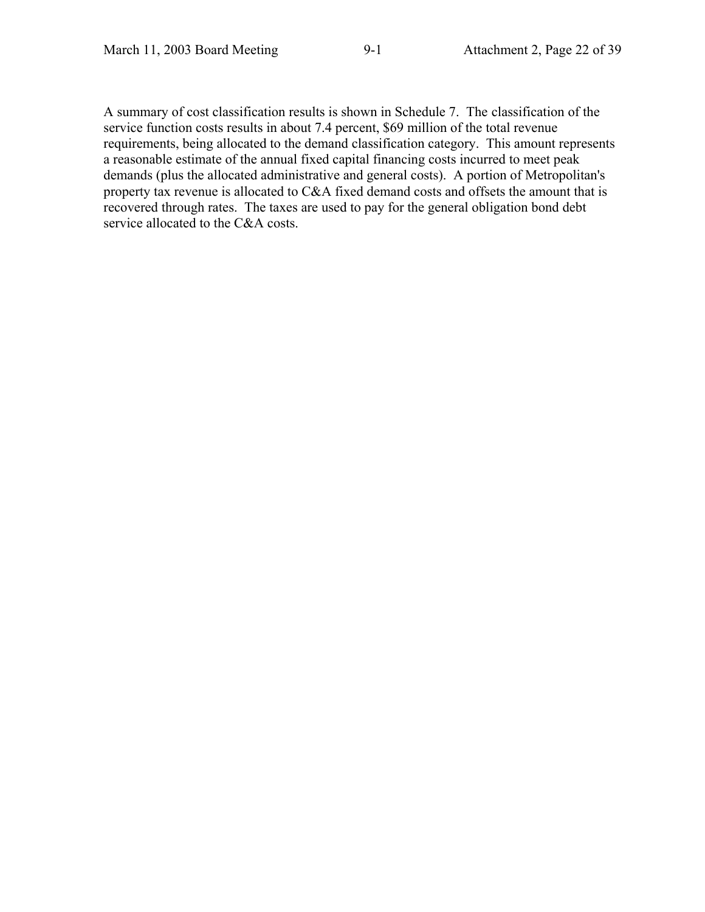A summary of cost classification results is shown in Schedule 7. The classification of the service function costs results in about 7.4 percent, $69 million of the total revenue requirements, being allocated to the demand classification category. This amount represents a reasonable estimate of the annual fixed capital financing costs incurred to meet peak demands (plus the allocated administrative and general costs). A portion of Metropolitan's property tax revenue is allocated to C&A fixed demand costs and offsets the amount that is recovered through rates. The taxes are used to pay for the general obligation bond debt service allocated to the C&A costs.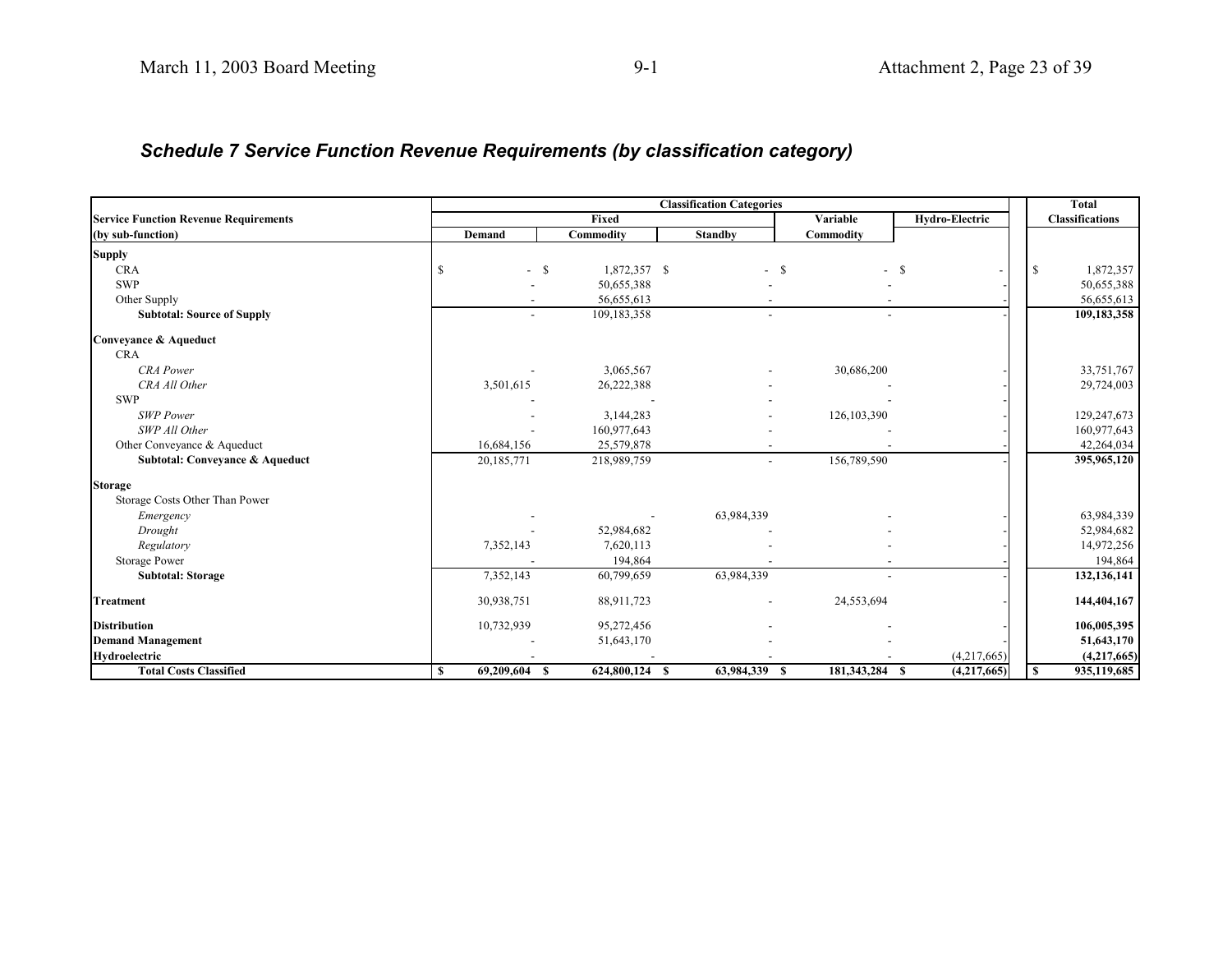## Schedule 7 Service Function Revenue Requirements (by classification category)

| Service Function Revenue Requirements (by sub-function) | Classification Categories | | | | | Total Classifications |
|---|---|---|---|---|---|---|
| | Fixed | | | Variable | Hydro-Electric | |
| | Demand | Commodity | Standby | Commodity | | |
| **Supply** | | | | | | |
| CRA | $ - | $ 1,872,357 | $ - | $ - | $ - | $ 1,872,357 |
| SWP | - | 50,655,388 | - | - | - | 50,655,388 |
| Other Supply | - | 56,655,613 | - | - | - | 56,655,613 |
| **Subtotal: Source of Supply** | - | 109,183,358 | - | - | - | **109,183,358** |
| **Conveyance & Aqueduct** | | | | | | |
| CRA | | | | | | |
| *CRA Power* | - | 3,065,567 | - | 30,686,200 | - | 33,751,767 |
| *CRA All Other* | 3,501,615 | 26,222,388 | - | - | - | 29,724,003 |
| SWP | - | - | - | - | - | |
| *SWP Power* | - | 3,144,283 | - | 126,103,390 | - | 129,247,673 |
| *SWP All Other* | - | 160,977,643 | - | - | - | 160,977,643 |
| Other Conveyance & Aqueduct | 16,684,156 | 25,579,878 | - | - | - | 42,264,034 |
| **Subtotal: Conveyance & Aqueduct** | 20,185,771 | 218,989,759 | - | 156,789,590 | - | **395,965,120** |
| **Storage** | | | | | | |
| Storage Costs Other Than Power | | | | | | |
| *Emergency* | - | - | 63,984,339 | - | - | 63,984,339 |
| *Drought* | - | 52,984,682 | - | - | - | 52,984,682 |
| *Regulatory* | 7,352,143 | 7,620,113 | - | - | - | 14,972,256 |
| Storage Power | - | 194,864 | - | - | - | 194,864 |
| **Subtotal: Storage** | 7,352,143 | 60,799,659 | 63,984,339 | - | - | **132,136,141** |
| **Treatment** | 30,938,751 | 88,911,723 | - | 24,553,694 | - | **144,404,167** |
| **Distribution** | 10,732,939 | 95,272,456 | - | - | - | **106,005,395** |
| **Demand Management** | - | 51,643,170 | - | - | - | **51,643,170** |
| **Hydroelectric** | - | - | - | - | (4,217,665) | **(4,217,665)** |
| **Total Costs Classified** | **$ 69,209,604** | **$ 624,800,124** | **$ 63,984,339** | **$ 181,343,284** | **$ (4,217,665)** | **$ 935,119,685** |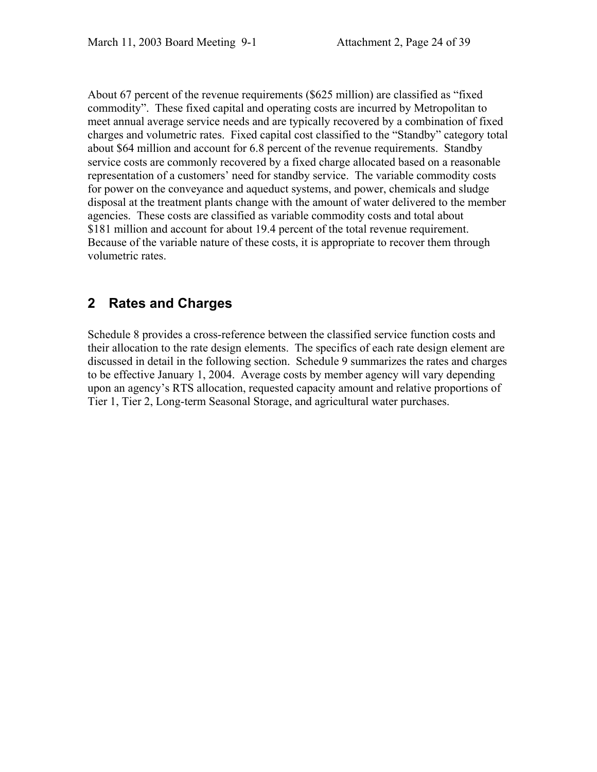About 67 percent of the revenue requirements ($625 million) are classified as "fixed commodity". These fixed capital and operating costs are incurred by Metropolitan to meet annual average service needs and are typically recovered by a combination of fixed charges and volumetric rates. Fixed capital cost classified to the "Standby" category total about $64 million and account for 6.8 percent of the revenue requirements. Standby service costs are commonly recovered by a fixed charge allocated based on a reasonable representation of a customers' need for standby service. The variable commodity costs for power on the conveyance and aqueduct systems, and power, chemicals and sludge disposal at the treatment plants change with the amount of water delivered to the member agencies. These costs are classified as variable commodity costs and total about $181 million and account for about 19.4 percent of the total revenue requirement. Because of the variable nature of these costs, it is appropriate to recover them through volumetric rates.

## 2 Rates and Charges

Schedule 8 provides a cross-reference between the classified service function costs and their allocation to the rate design elements. The specifics of each rate design element are discussed in detail in the following section. Schedule 9 summarizes the rates and charges to be effective January 1, 2004. Average costs by member agency will vary depending upon an agency's RTS allocation, requested capacity amount and relative proportions of Tier 1, Tier 2, Long-term Seasonal Storage, and agricultural water purchases.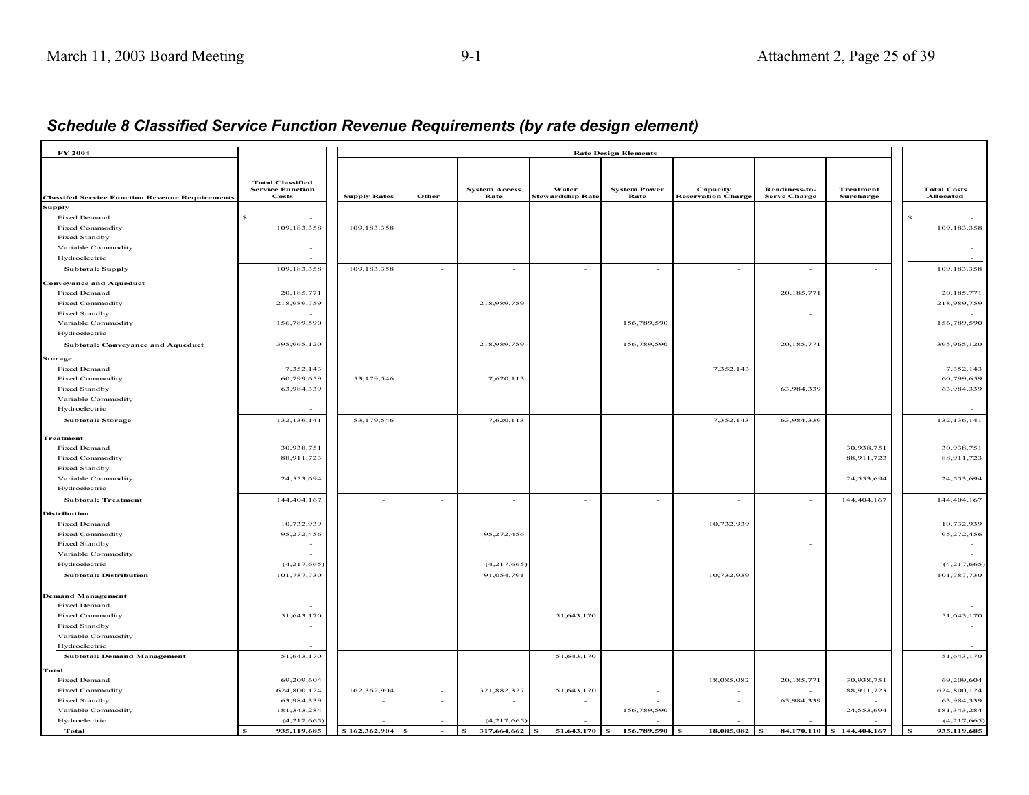## *Schedule 8 Classified Service Function Revenue Requirements (by rate design element)*

| FY 2004 | | Rate Design Elements | | | | | | | | |
|---|---|---|---|---|---|---|---|---|---|---|
| Classifed Service Function Revenue Requirements | Total Classified Service Function Costs | Supply Rates | Other | System Access Rate | Water Stewardship Rate | System Power Rate | Capacity Reservation Charge | Readiness-to-Serve Charge | Treatment Surcharge | Total Costs Allocated |
| **Supply** | | | | | | | | | | |
| Fixed Demand | $ - | | | | | | | | | $ - |
| Fixed Commodity | 109,183,358 | 109,183,358 | | | | | | | | 109,183,358 |
| Fixed Standby | - | | | | | | | | | - |
| Variable Commodity | - | | | | | | | | | - |
| Hydroelectric | - | | | | | | | | | - |
| **Subtotal: Supply** | 109,183,358 | 109,183,358 | - | - | - | - | - | - | - | 109,183,358 |
| **Conveyance and Aqueduct** | | | | | | | | | | |
| Fixed Demand | 20,185,771 | | | | | | | 20,185,771 | | 20,185,771 |
| Fixed Commodity | 218,989,759 | | | 218,989,759 | | | | | | 218,989,759 |
| Fixed Standby | - | | | | | | | - | | - |
| Variable Commodity | 156,789,590 | | | | | 156,789,590 | | | | 156,789,590 |
| Hydroelectric | - | | | | | | | | | - |
| **Subtotal: Conveyance and Aqueduct** | 395,965,120 | - | - | 218,989,759 | - | 156,789,590 | - | 20,185,771 | - | 395,965,120 |
| **Storage** | | | | | | | | | | |
| Fixed Demand | 7,352,143 | | | | | | 7,352,143 | | | 7,352,143 |
| Fixed Commodity | 60,799,659 | 53,179,546 | | 7,620,113 | | | | | | 60,799,659 |
| Fixed Standby | 63,984,339 | | | | | | | 63,984,339 | | 63,984,339 |
| Variable Commodity | - | - | | | | | | | | - |
| Hydroelectric | - | | | | | | | | | - |
| **Subtotal: Storage** | 132,136,141 | 53,179,546 | - | 7,620,113 | - | - | 7,352,143 | 63,984,339 | - | 132,136,141 |
| **Treatment** | | | | | | | | | | |
| Fixed Demand | 30,938,751 | | | | | | | | 30,938,751 | 30,938,751 |
| Fixed Commodity | 88,911,723 | | | | | | | | 88,911,723 | 88,911,723 |
| Fixed Standby | - | | | | | | | | - | - |
| Variable Commodity | 24,553,694 | | | | | | | | 24,553,694 | 24,553,694 |
| Hydroelectric | - | | | | | | | | - | - |
| **Subtotal: Treatment** | 144,404,167 | - | - | - | - | - | - | - | 144,404,167 | 144,404,167 |
| **Distribution** | | | | | | | | | | |
| Fixed Demand | 10,732,939 | | | | | | 10,732,939 | | | 10,732,939 |
| Fixed Commodity | 95,272,456 | | | 95,272,456 | | | | | | 95,272,456 |
| Fixed Standby | - | | | | | | | - | | - |
| Variable Commodity | - | | | | | | | | | - |
| Hydroelectric | (4,217,665) | | | (4,217,665) | | | | | | (4,217,665) |
| **Subtotal: Distribution** | 101,787,730 | - | - | 91,054,791 | - | - | 10,732,939 | - | - | 101,787,730 |
| **Demand Management** | | | | | | | | | | |
| Fixed Demand | - | | | | | | | | | - |
| Fixed Commodity | 51,643,170 | | | | 51,643,170 | | | | | 51,643,170 |
| Fixed Standby | - | | | | | | | | | - |
| Variable Commodity | - | | | | | | | | | - |
| Hydroelectric | - | | | | | | | | | - |
| **Subtotal: Demand Management** | 51,643,170 | - | - | - | 51,643,170 | - | - | - | - | 51,643,170 |
| **Total** | | | | | | | | | | |
| Fixed Demand | 69,209,604 | - | - | - | - | - | 18,085,082 | 20,185,771 | 30,938,751 | 69,209,604 |
| Fixed Commodity | 624,800,124 | 162,362,904 | - | 321,882,327 | 51,643,170 | - | - | - | 88,911,723 | 624,800,124 |
| Fixed Standby | 63,984,339 | - | - | - | - | - | - | 63,984,339 | - | 63,984,339 |
| Variable Commodity | 181,343,284 | - | - | - | - | 156,789,590 | - | - | 24,553,694 | 181,343,284 |
| Hydroelectric | (4,217,665) | - | - | (4,217,665) | - | - | - | - | - | (4,217,665) |
| **Total** | **$ 935,119,685** | **$ 162,362,904** | **$ -** | **$ 317,664,662** | **$ 51,643,170** | **$ 156,789,590** | **$ 18,085,082** | **$ 84,170,110** | **$ 144,404,167** | **$ 935,119,685** |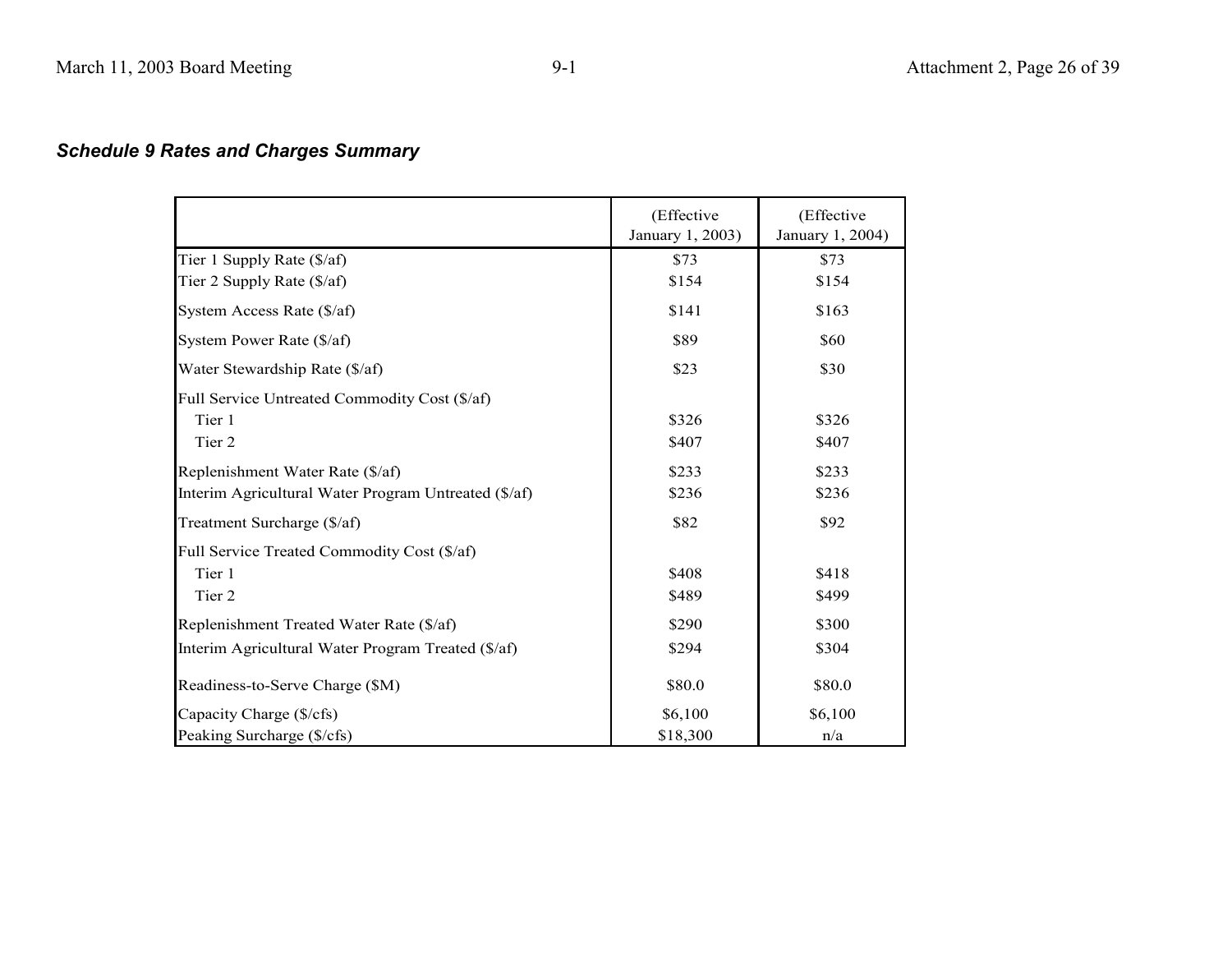***Schedule 9 Rates and Charges Summary***

| | (Effective January 1, 2003) | (Effective January 1, 2004) |
|---|---|---|
| Tier 1 Supply Rate ($/af) | $73 | $73 |
| Tier 2 Supply Rate ($/af) | $154 | $154 |
| System Access Rate ($/af) | $141 | $163 |
| System Power Rate ($/af) | $89 | $60 |
| Water Stewardship Rate ($/af) | $23 | $30 |
| Full Service Untreated Commodity Cost ($/af) | | |
| Tier 1 | $326 | $326 |
| Tier 2 | $407 | $407 |
| Replenishment Water Rate ($/af) | $233 | $233 |
| Interim Agricultural Water Program Untreated ($/af) | $236 | $236 |
| Treatment Surcharge ($/af) | $82 | $92 |
| Full Service Treated Commodity Cost ($/af) | | |
| Tier 1 | $408 | $418 |
| Tier 2 | $489 | $499 |
| Replenishment Treated Water Rate ($/af) | $290 | $300 |
| Interim Agricultural Water Program Treated ($/af) | $294 | $304 |
| Readiness-to-Serve Charge ($M) | $80.0 | $80.0 |
| Capacity Charge ($/cfs) | $6,100 | $6,100 |
| Peaking Surcharge ($/cfs) | $18,300 | n/a |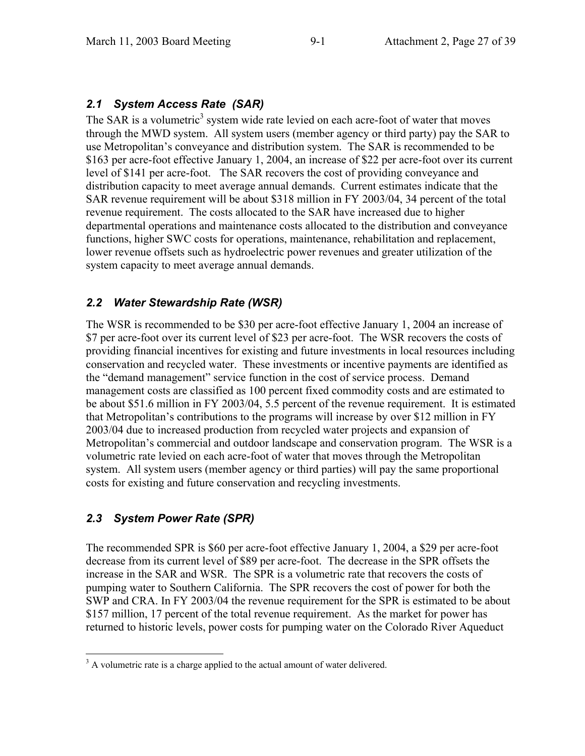### *2.1 System Access Rate (SAR)*

The SAR is a volumetric[3] system wide rate levied on each acre-foot of water that moves through the MWD system. All system users (member agency or third party) pay the SAR to use Metropolitan's conveyance and distribution system. The SAR is recommended to be $163 per acre-foot effective January 1, 2004, an increase of $22 per acre-foot over its current level of $141 per acre-foot. The SAR recovers the cost of providing conveyance and distribution capacity to meet average annual demands. Current estimates indicate that the SAR revenue requirement will be about $318 million in FY 2003/04, 34 percent of the total revenue requirement. The costs allocated to the SAR have increased due to higher departmental operations and maintenance costs allocated to the distribution and conveyance functions, higher SWC costs for operations, maintenance, rehabilitation and replacement, lower revenue offsets such as hydroelectric power revenues and greater utilization of the system capacity to meet average annual demands.

### *2.2 Water Stewardship Rate (WSR)*

The WSR is recommended to be $30 per acre-foot effective January 1, 2004 an increase of $7 per acre-foot over its current level of $23 per acre-foot. The WSR recovers the costs of providing financial incentives for existing and future investments in local resources including conservation and recycled water. These investments or incentive payments are identified as the "demand management" service function in the cost of service process. Demand management costs are classified as 100 percent fixed commodity costs and are estimated to be about $51.6 million in FY 2003/04, 5.5 percent of the revenue requirement. It is estimated that Metropolitan's contributions to the programs will increase by over $12 million in FY 2003/04 due to increased production from recycled water projects and expansion of Metropolitan's commercial and outdoor landscape and conservation program. The WSR is a volumetric rate levied on each acre-foot of water that moves through the Metropolitan system. All system users (member agency or third parties) will pay the same proportional costs for existing and future conservation and recycling investments.

### *2.3 System Power Rate (SPR)*

The recommended SPR is $60 per acre-foot effective January 1, 2004, a $29 per acre-foot decrease from its current level of $89 per acre-foot. The decrease in the SPR offsets the increase in the SAR and WSR. The SPR is a volumetric rate that recovers the costs of pumping water to Southern California. The SPR recovers the cost of power for both the SWP and CRA. In FY 2003/04 the revenue requirement for the SPR is estimated to be about $157 million, 17 percent of the total revenue requirement. As the market for power has returned to historic levels, power costs for pumping water on the Colorado River Aqueduct

[3] A volumetric rate is a charge applied to the actual amount of water delivered.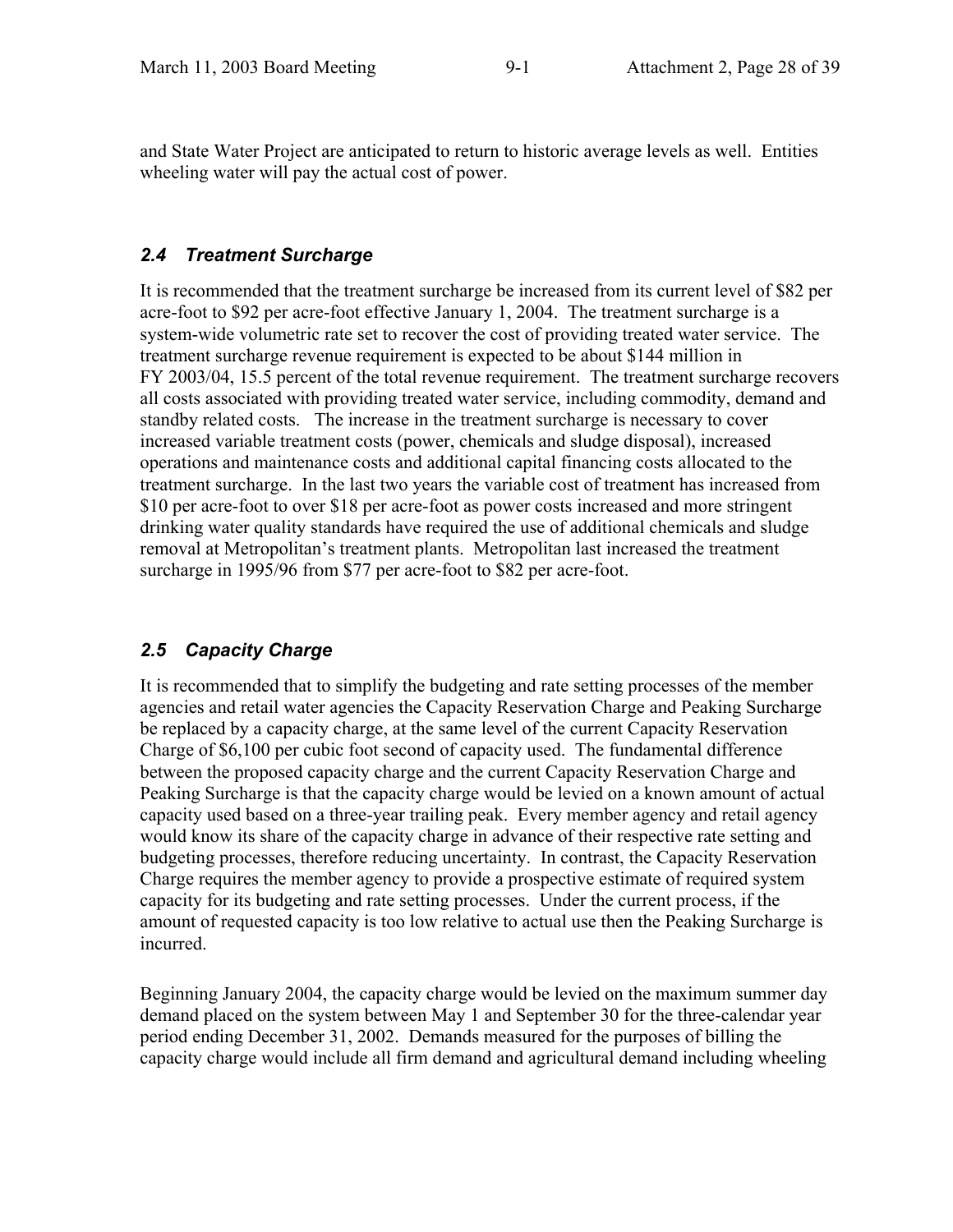and State Water Project are anticipated to return to historic average levels as well. Entities wheeling water will pay the actual cost of power.

### *2.4 Treatment Surcharge*

It is recommended that the treatment surcharge be increased from its current level of $82 per acre-foot to $92 per acre-foot effective January 1, 2004. The treatment surcharge is a system-wide volumetric rate set to recover the cost of providing treated water service. The treatment surcharge revenue requirement is expected to be about $144 million in FY 2003/04, 15.5 percent of the total revenue requirement. The treatment surcharge recovers all costs associated with providing treated water service, including commodity, demand and standby related costs. The increase in the treatment surcharge is necessary to cover increased variable treatment costs (power, chemicals and sludge disposal), increased operations and maintenance costs and additional capital financing costs allocated to the treatment surcharge. In the last two years the variable cost of treatment has increased from $10 per acre-foot to over $18 per acre-foot as power costs increased and more stringent drinking water quality standards have required the use of additional chemicals and sludge removal at Metropolitan's treatment plants. Metropolitan last increased the treatment surcharge in 1995/96 from $77 per acre-foot to $82 per acre-foot.

### *2.5 Capacity Charge*

It is recommended that to simplify the budgeting and rate setting processes of the member agencies and retail water agencies the Capacity Reservation Charge and Peaking Surcharge be replaced by a capacity charge, at the same level of the current Capacity Reservation Charge of $6,100 per cubic foot second of capacity used. The fundamental difference between the proposed capacity charge and the current Capacity Reservation Charge and Peaking Surcharge is that the capacity charge would be levied on a known amount of actual capacity used based on a three-year trailing peak. Every member agency and retail agency would know its share of the capacity charge in advance of their respective rate setting and budgeting processes, therefore reducing uncertainty. In contrast, the Capacity Reservation Charge requires the member agency to provide a prospective estimate of required system capacity for its budgeting and rate setting processes. Under the current process, if the amount of requested capacity is too low relative to actual use then the Peaking Surcharge is incurred.

Beginning January 2004, the capacity charge would be levied on the maximum summer day demand placed on the system between May 1 and September 30 for the three-calendar year period ending December 31, 2002. Demands measured for the purposes of billing the capacity charge would include all firm demand and agricultural demand including wheeling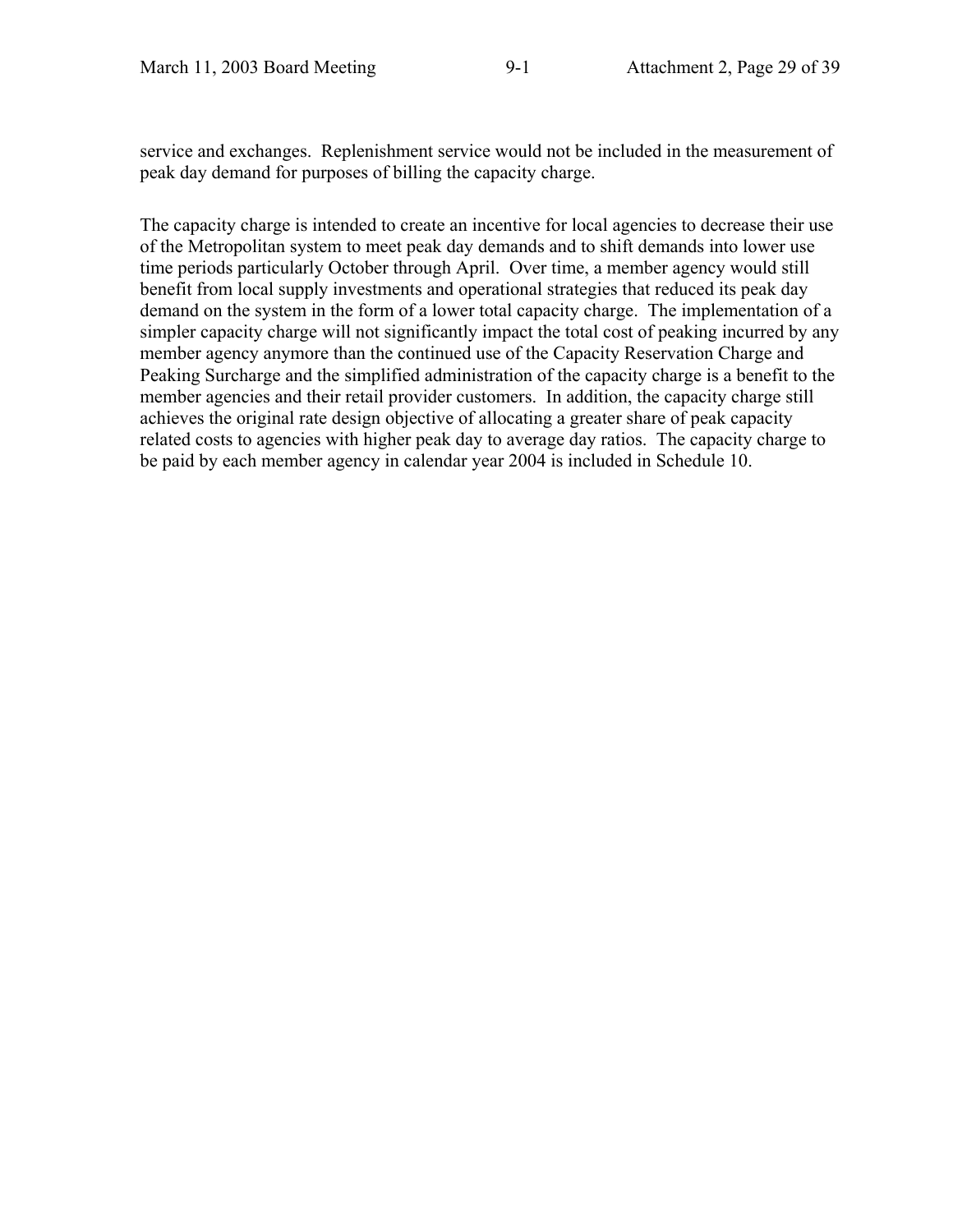service and exchanges. Replenishment service would not be included in the measurement of peak day demand for purposes of billing the capacity charge.

The capacity charge is intended to create an incentive for local agencies to decrease their use of the Metropolitan system to meet peak day demands and to shift demands into lower use time periods particularly October through April. Over time, a member agency would still benefit from local supply investments and operational strategies that reduced its peak day demand on the system in the form of a lower total capacity charge. The implementation of a simpler capacity charge will not significantly impact the total cost of peaking incurred by any member agency anymore than the continued use of the Capacity Reservation Charge and Peaking Surcharge and the simplified administration of the capacity charge is a benefit to the member agencies and their retail provider customers. In addition, the capacity charge still achieves the original rate design objective of allocating a greater share of peak capacity related costs to agencies with higher peak day to average day ratios. The capacity charge to be paid by each member agency in calendar year 2004 is included in Schedule 10.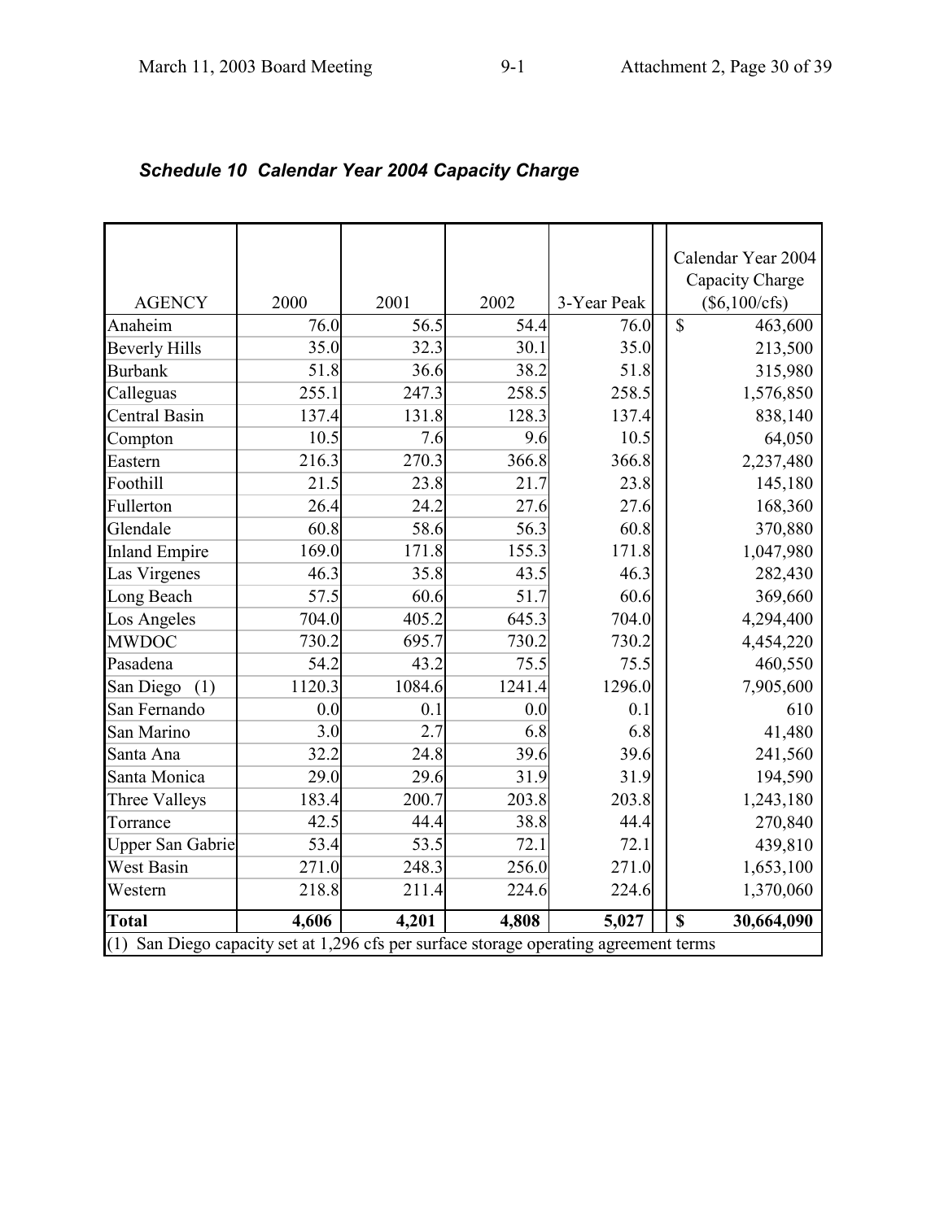***Schedule 10 Calendar Year 2004 Capacity Charge***

| AGENCY | 2000 | 2001 | 2002 | 3-Year Peak | Calendar Year 2004 Capacity Charge ($6,100/cfs) |
|---|---|---|---|---|---|
| Anaheim | 76.0 | 56.5 | 54.4 | 76.0 | $ 463,600 |
| Beverly Hills | 35.0 | 32.3 | 30.1 | 35.0 | 213,500 |
| Burbank | 51.8 | 36.6 | 38.2 | 51.8 | 315,980 |
| Calleguas | 255.1 | 247.3 | 258.5 | 258.5 | 1,576,850 |
| Central Basin | 137.4 | 131.8 | 128.3 | 137.4 | 838,140 |
| Compton | 10.5 | 7.6 | 9.6 | 10.5 | 64,050 |
| Eastern | 216.3 | 270.3 | 366.8 | 366.8 | 2,237,480 |
| Foothill | 21.5 | 23.8 | 21.7 | 23.8 | 145,180 |
| Fullerton | 26.4 | 24.2 | 27.6 | 27.6 | 168,360 |
| Glendale | 60.8 | 58.6 | 56.3 | 60.8 | 370,880 |
| Inland Empire | 169.0 | 171.8 | 155.3 | 171.8 | 1,047,980 |
| Las Virgenes | 46.3 | 35.8 | 43.5 | 46.3 | 282,430 |
| Long Beach | 57.5 | 60.6 | 51.7 | 60.6 | 369,660 |
| Los Angeles | 704.0 | 405.2 | 645.3 | 704.0 | 4,294,400 |
| MWDOC | 730.2 | 695.7 | 730.2 | 730.2 | 4,454,220 |
| Pasadena | 54.2 | 43.2 | 75.5 | 75.5 | 460,550 |
| San Diego (1) | 1120.3 | 1084.6 | 1241.4 | 1296.0 | 7,905,600 |
| San Fernando | 0.0 | 0.1 | 0.0 | 0.1 | 610 |
| San Marino | 3.0 | 2.7 | 6.8 | 6.8 | 41,480 |
| Santa Ana | 32.2 | 24.8 | 39.6 | 39.6 | 241,560 |
| Santa Monica | 29.0 | 29.6 | 31.9 | 31.9 | 194,590 |
| Three Valleys | 183.4 | 200.7 | 203.8 | 203.8 | 1,243,180 |
| Torrance | 42.5 | 44.4 | 38.8 | 44.4 | 270,840 |
| Upper San Gabrie | 53.4 | 53.5 | 72.1 | 72.1 | 439,810 |
| West Basin | 271.0 | 248.3 | 256.0 | 271.0 | 1,653,100 |
| Western | 218.8 | 211.4 | 224.6 | 224.6 | 1,370,060 |
| **Total** | **4,606** | **4,201** | **4,808** | **5,027** | **$ 30,664,090** |

(1) San Diego capacity set at 1,296 cfs per surface storage operating agreement terms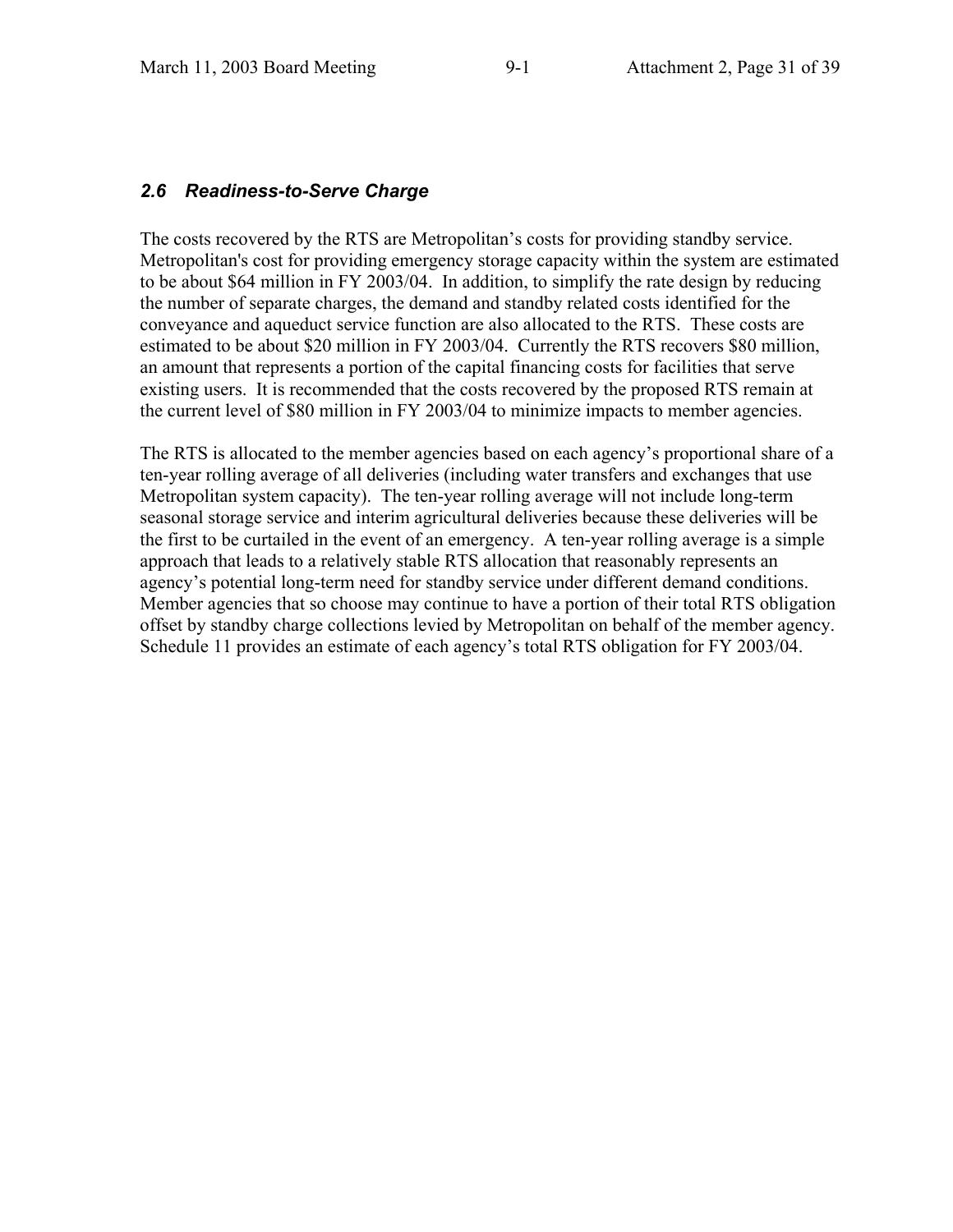### *2.6 Readiness-to-Serve Charge*

The costs recovered by the RTS are Metropolitan's costs for providing standby service. Metropolitan's cost for providing emergency storage capacity within the system are estimated to be about $64 million in FY 2003/04. In addition, to simplify the rate design by reducing the number of separate charges, the demand and standby related costs identified for the conveyance and aqueduct service function are also allocated to the RTS. These costs are estimated to be about $20 million in FY 2003/04. Currently the RTS recovers $80 million, an amount that represents a portion of the capital financing costs for facilities that serve existing users. It is recommended that the costs recovered by the proposed RTS remain at the current level of $80 million in FY 2003/04 to minimize impacts to member agencies.

The RTS is allocated to the member agencies based on each agency's proportional share of a ten-year rolling average of all deliveries (including water transfers and exchanges that use Metropolitan system capacity). The ten-year rolling average will not include long-term seasonal storage service and interim agricultural deliveries because these deliveries will be the first to be curtailed in the event of an emergency. A ten-year rolling average is a simple approach that leads to a relatively stable RTS allocation that reasonably represents an agency's potential long-term need for standby service under different demand conditions. Member agencies that so choose may continue to have a portion of their total RTS obligation offset by standby charge collections levied by Metropolitan on behalf of the member agency. Schedule 11 provides an estimate of each agency's total RTS obligation for FY 2003/04.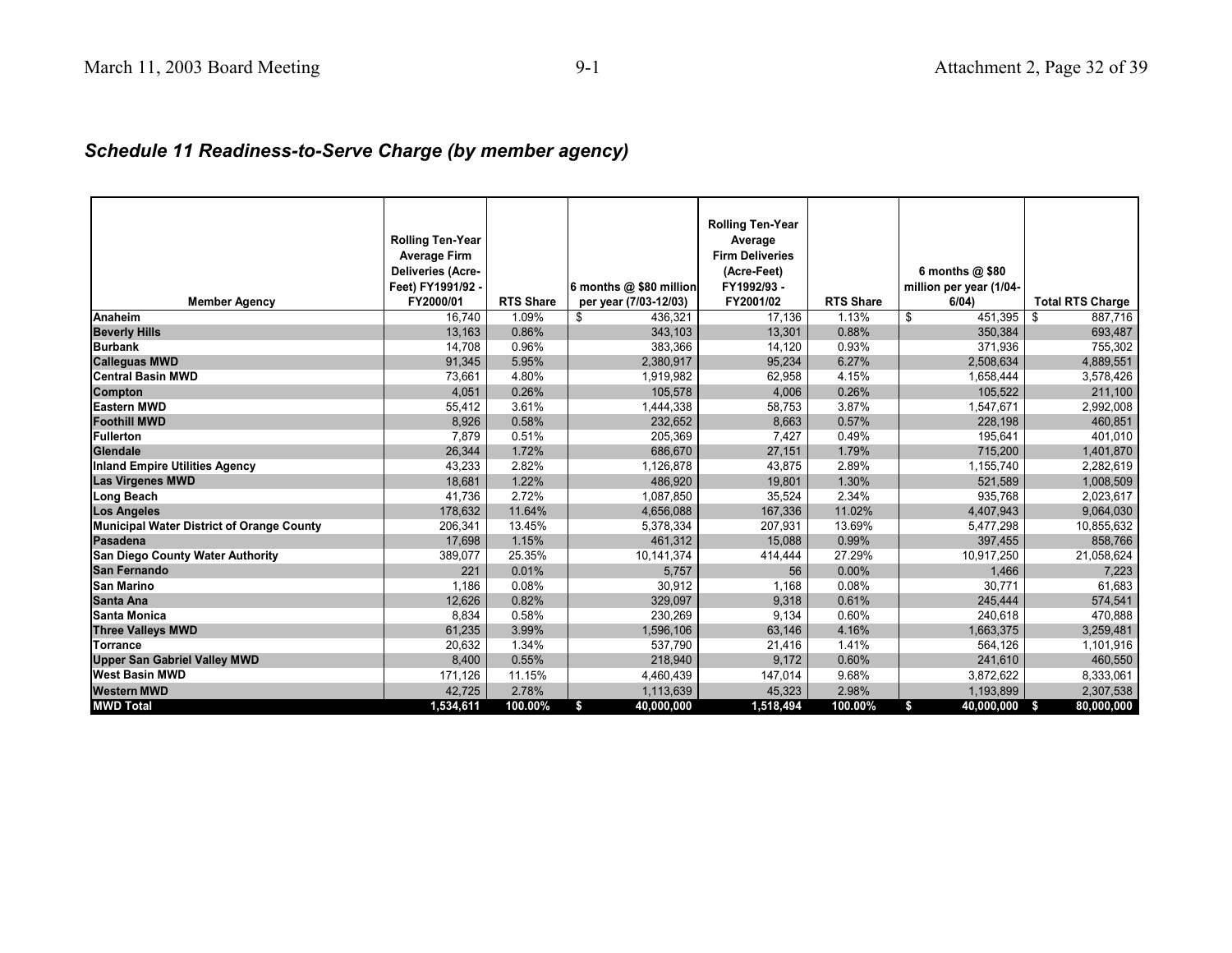## *Schedule 11 Readiness-to-Serve Charge (by member agency)*

| Member Agency | Rolling Ten-Year Average Firm Deliveries (Acre-Feet) FY1991/92 - FY2000/01 | RTS Share | 6 months @ $80 million per year (7/03-12/03) | Rolling Ten-Year Average Firm Deliveries (Acre-Feet) FY1992/93 - FY2001/02 | RTS Share | 6 months @ $80 million per year (1/04-6/04) | Total RTS Charge |
|---|---|---|---|---|---|---|---|
| **Anaheim** | 16,740 | 1.09% | $ 436,321 | 17,136 | 1.13% | $ 451,395 | $ 887,716 |
| **Beverly Hills** | 13,163 | 0.86% | 343,103 | 13,301 | 0.88% | 350,384 | 693,487 |
| **Burbank** | 14,708 | 0.96% | 383,366 | 14,120 | 0.93% | 371,936 | 755,302 |
| **Calleguas MWD** | 91,345 | 5.95% | 2,380,917 | 95,234 | 6.27% | 2,508,634 | 4,889,551 |
| **Central Basin MWD** | 73,661 | 4.80% | 1,919,982 | 62,958 | 4.15% | 1,658,444 | 3,578,426 |
| **Compton** | 4,051 | 0.26% | 105,578 | 4,006 | 0.26% | 105,522 | 211,100 |
| **Eastern MWD** | 55,412 | 3.61% | 1,444,338 | 58,753 | 3.87% | 1,547,671 | 2,992,008 |
| **Foothill MWD** | 8,926 | 0.58% | 232,652 | 8,663 | 0.57% | 228,198 | 460,851 |
| **Fullerton** | 7,879 | 0.51% | 205,369 | 7,427 | 0.49% | 195,641 | 401,010 |
| **Glendale** | 26,344 | 1.72% | 686,670 | 27,151 | 1.79% | 715,200 | 1,401,870 |
| **Inland Empire Utilities Agency** | 43,233 | 2.82% | 1,126,878 | 43,875 | 2.89% | 1,155,740 | 2,282,619 |
| **Las Virgenes MWD** | 18,681 | 1.22% | 486,920 | 19,801 | 1.30% | 521,589 | 1,008,509 |
| **Long Beach** | 41,736 | 2.72% | 1,087,850 | 35,524 | 2.34% | 935,768 | 2,023,617 |
| **Los Angeles** | 178,632 | 11.64% | 4,656,088 | 167,336 | 11.02% | 4,407,943 | 9,064,030 |
| **Municipal Water District of Orange County** | 206,341 | 13.45% | 5,378,334 | 207,931 | 13.69% | 5,477,298 | 10,855,632 |
| **Pasadena** | 17,698 | 1.15% | 461,312 | 15,088 | 0.99% | 397,455 | 858,766 |
| **San Diego County Water Authority** | 389,077 | 25.35% | 10,141,374 | 414,444 | 27.29% | 10,917,250 | 21,058,624 |
| **San Fernando** | 221 | 0.01% | 5,757 | 56 | 0.00% | 1,466 | 7,223 |
| **San Marino** | 1,186 | 0.08% | 30,912 | 1,168 | 0.08% | 30,771 | 61,683 |
| **Santa Ana** | 12,626 | 0.82% | 329,097 | 9,318 | 0.61% | 245,444 | 574,541 |
| **Santa Monica** | 8,834 | 0.58% | 230,269 | 9,134 | 0.60% | 240,618 | 470,888 |
| **Three Valleys MWD** | 61,235 | 3.99% | 1,596,106 | 63,146 | 4.16% | 1,663,375 | 3,259,481 |
| **Torrance** | 20,632 | 1.34% | 537,790 | 21,416 | 1.41% | 564,126 | 1,101,916 |
| **Upper San Gabriel Valley MWD** | 8,400 | 0.55% | 218,940 | 9,172 | 0.60% | 241,610 | 460,550 |
| **West Basin MWD** | 171,126 | 11.15% | 4,460,439 | 147,014 | 9.68% | 3,872,622 | 8,333,061 |
| **Western MWD** | 42,725 | 2.78% | 1,113,639 | 45,323 | 2.98% | 1,193,899 | 2,307,538 |
| **MWD Total** | **1,534,611** | **100.00%** | **$ 40,000,000** | **1,518,494** | **100.00%** | **$ 40,000,000** | **$ 80,000,000** |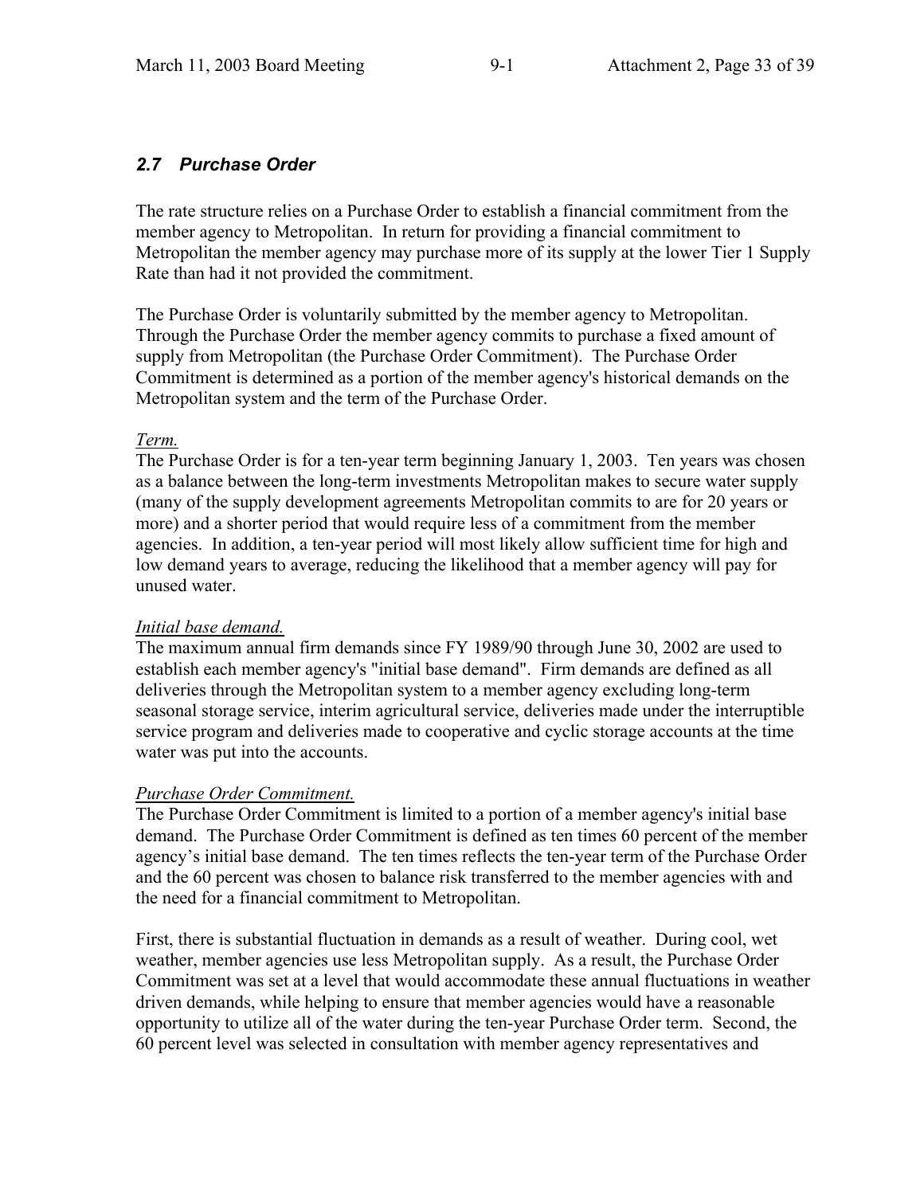## *2.7 Purchase Order*

The rate structure relies on a Purchase Order to establish a financial commitment from the member agency to Metropolitan. In return for providing a financial commitment to Metropolitan the member agency may purchase more of its supply at the lower Tier 1 Supply Rate than had it not provided the commitment.

The Purchase Order is voluntarily submitted by the member agency to Metropolitan. Through the Purchase Order the member agency commits to purchase a fixed amount of supply from Metropolitan (the Purchase Order Commitment). The Purchase Order Commitment is determined as a portion of the member agency's historical demands on the Metropolitan system and the term of the Purchase Order.

*Term.*

The Purchase Order is for a ten-year term beginning January 1, 2003. Ten years was chosen as a balance between the long-term investments Metropolitan makes to secure water supply (many of the supply development agreements Metropolitan commits to are for 20 years or more) and a shorter period that would require less of a commitment from the member agencies. In addition, a ten-year period will most likely allow sufficient time for high and low demand years to average, reducing the likelihood that a member agency will pay for unused water.

*Initial base demand.*

The maximum annual firm demands since FY 1989/90 through June 30, 2002 are used to establish each member agency's "initial base demand". Firm demands are defined as all deliveries through the Metropolitan system to a member agency excluding long-term seasonal storage service, interim agricultural service, deliveries made under the interruptible service program and deliveries made to cooperative and cyclic storage accounts at the time water was put into the accounts.

*Purchase Order Commitment.*

The Purchase Order Commitment is limited to a portion of a member agency's initial base demand. The Purchase Order Commitment is defined as ten times 60 percent of the member agency's initial base demand. The ten times reflects the ten-year term of the Purchase Order and the 60 percent was chosen to balance risk transferred to the member agencies with and the need for a financial commitment to Metropolitan.

First, there is substantial fluctuation in demands as a result of weather. During cool, wet weather, member agencies use less Metropolitan supply. As a result, the Purchase Order Commitment was set at a level that would accommodate these annual fluctuations in weather driven demands, while helping to ensure that member agencies would have a reasonable opportunity to utilize all of the water during the ten-year Purchase Order term. Second, the 60 percent level was selected in consultation with member agency representatives and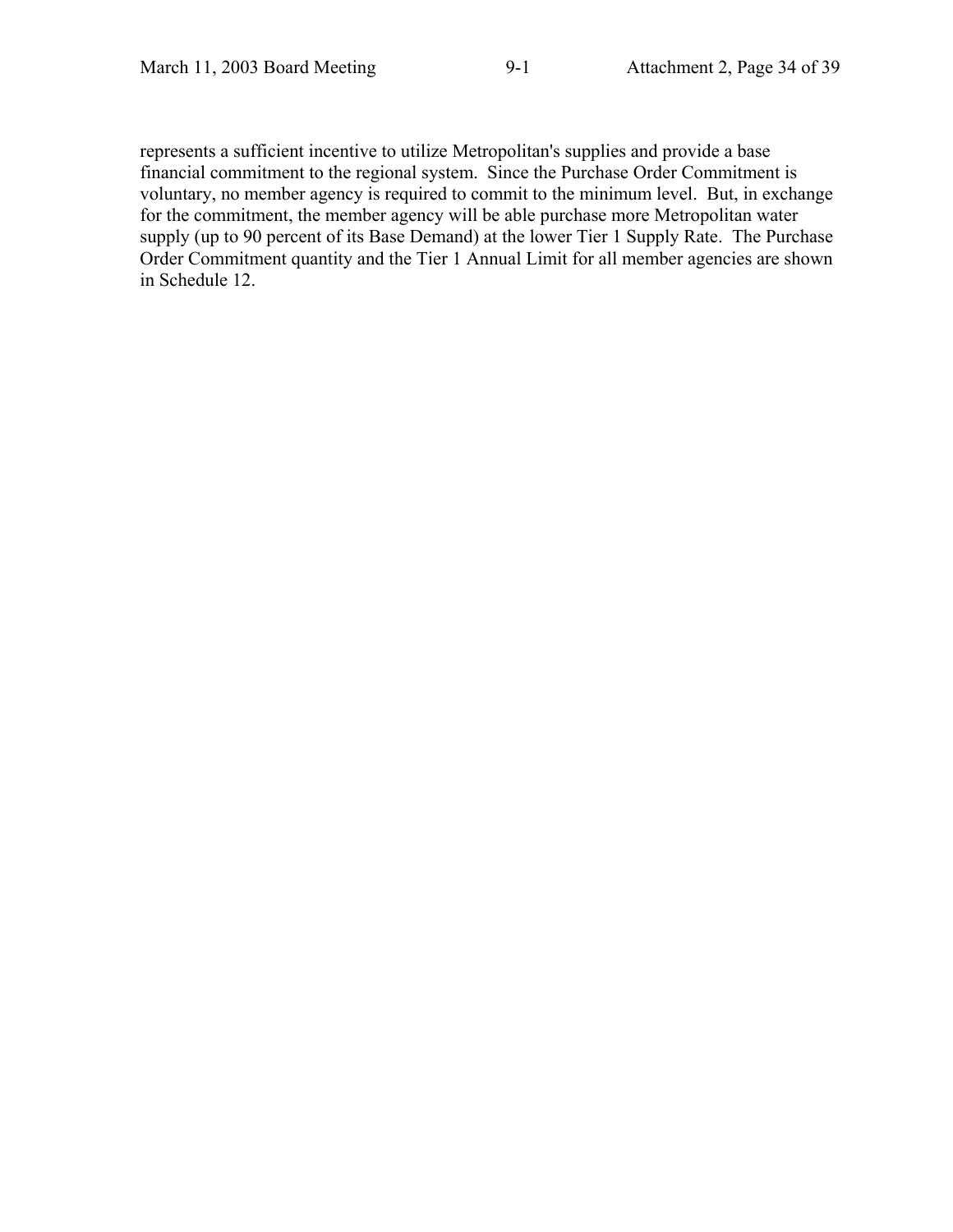represents a sufficient incentive to utilize Metropolitan's supplies and provide a base financial commitment to the regional system. Since the Purchase Order Commitment is voluntary, no member agency is required to commit to the minimum level. But, in exchange for the commitment, the member agency will be able purchase more Metropolitan water supply (up to 90 percent of its Base Demand) at the lower Tier 1 Supply Rate. The Purchase Order Commitment quantity and the Tier 1 Annual Limit for all member agencies are shown in Schedule 12.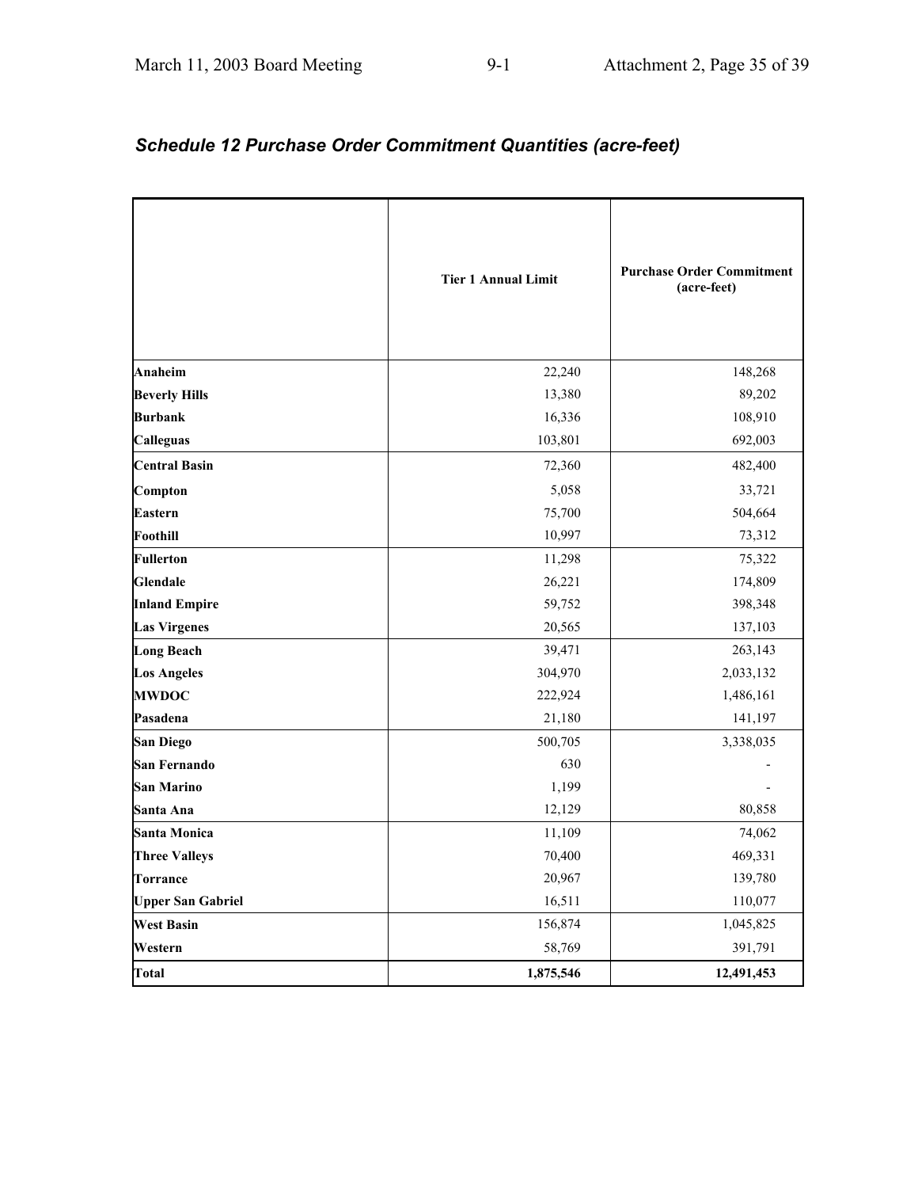## *Schedule 12 Purchase Order Commitment Quantities (acre-feet)*

| | Tier 1 Annual Limit | Purchase Order Commitment (acre-feet) |
|---|---|---|
| **Anaheim** | 22,240 | 148,268 |
| **Beverly Hills** | 13,380 | 89,202 |
| **Burbank** | 16,336 | 108,910 |
| **Calleguas** | 103,801 | 692,003 |
| **Central Basin** | 72,360 | 482,400 |
| **Compton** | 5,058 | 33,721 |
| **Eastern** | 75,700 | 504,664 |
| **Foothill** | 10,997 | 73,312 |
| **Fullerton** | 11,298 | 75,322 |
| **Glendale** | 26,221 | 174,809 |
| **Inland Empire** | 59,752 | 398,348 |
| **Las Virgenes** | 20,565 | 137,103 |
| **Long Beach** | 39,471 | 263,143 |
| **Los Angeles** | 304,970 | 2,033,132 |
| **MWDOC** | 222,924 | 1,486,161 |
| **Pasadena** | 21,180 | 141,197 |
| **San Diego** | 500,705 | 3,338,035 |
| **San Fernando** | 630 | - |
| **San Marino** | 1,199 | - |
| **Santa Ana** | 12,129 | 80,858 |
| **Santa Monica** | 11,109 | 74,062 |
| **Three Valleys** | 70,400 | 469,331 |
| **Torrance** | 20,967 | 139,780 |
| **Upper San Gabriel** | 16,511 | 110,077 |
| **West Basin** | 156,874 | 1,045,825 |
| **Western** | 58,769 | 391,791 |
| **Total** | **1,875,546** | **12,491,453** |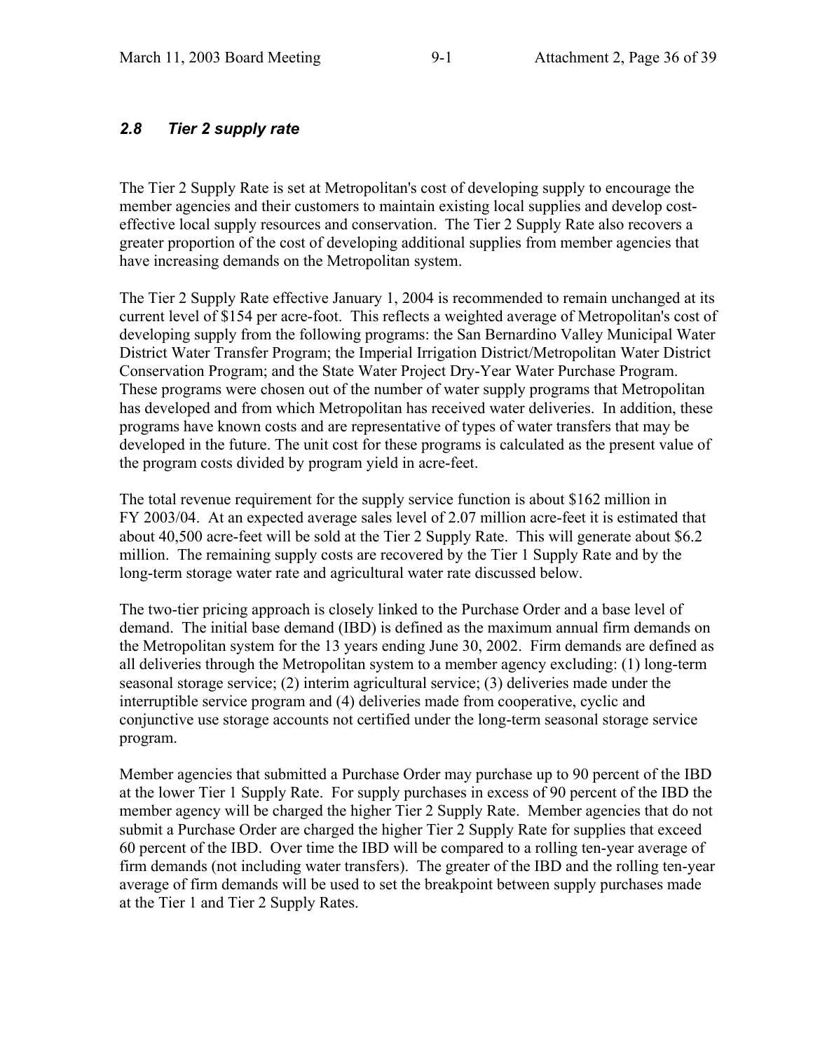### *2.8 Tier 2 supply rate*

The Tier 2 Supply Rate is set at Metropolitan's cost of developing supply to encourage the member agencies and their customers to maintain existing local supplies and develop cost-effective local supply resources and conservation. The Tier 2 Supply Rate also recovers a greater proportion of the cost of developing additional supplies from member agencies that have increasing demands on the Metropolitan system.

The Tier 2 Supply Rate effective January 1, 2004 is recommended to remain unchanged at its current level of $154 per acre-foot. This reflects a weighted average of Metropolitan's cost of developing supply from the following programs: the San Bernardino Valley Municipal Water District Water Transfer Program; the Imperial Irrigation District/Metropolitan Water District Conservation Program; and the State Water Project Dry-Year Water Purchase Program. These programs were chosen out of the number of water supply programs that Metropolitan has developed and from which Metropolitan has received water deliveries. In addition, these programs have known costs and are representative of types of water transfers that may be developed in the future. The unit cost for these programs is calculated as the present value of the program costs divided by program yield in acre-feet.

The total revenue requirement for the supply service function is about $162 million in FY 2003/04. At an expected average sales level of 2.07 million acre-feet it is estimated that about 40,500 acre-feet will be sold at the Tier 2 Supply Rate. This will generate about $6.2 million. The remaining supply costs are recovered by the Tier 1 Supply Rate and by the long-term storage water rate and agricultural water rate discussed below.

The two-tier pricing approach is closely linked to the Purchase Order and a base level of demand. The initial base demand (IBD) is defined as the maximum annual firm demands on the Metropolitan system for the 13 years ending June 30, 2002. Firm demands are defined as all deliveries through the Metropolitan system to a member agency excluding: (1) long-term seasonal storage service; (2) interim agricultural service; (3) deliveries made under the interruptible service program and (4) deliveries made from cooperative, cyclic and conjunctive use storage accounts not certified under the long-term seasonal storage service program.

Member agencies that submitted a Purchase Order may purchase up to 90 percent of the IBD at the lower Tier 1 Supply Rate. For supply purchases in excess of 90 percent of the IBD the member agency will be charged the higher Tier 2 Supply Rate. Member agencies that do not submit a Purchase Order are charged the higher Tier 2 Supply Rate for supplies that exceed 60 percent of the IBD. Over time the IBD will be compared to a rolling ten-year average of firm demands (not including water transfers). The greater of the IBD and the rolling ten-year average of firm demands will be used to set the breakpoint between supply purchases made at the Tier 1 and Tier 2 Supply Rates.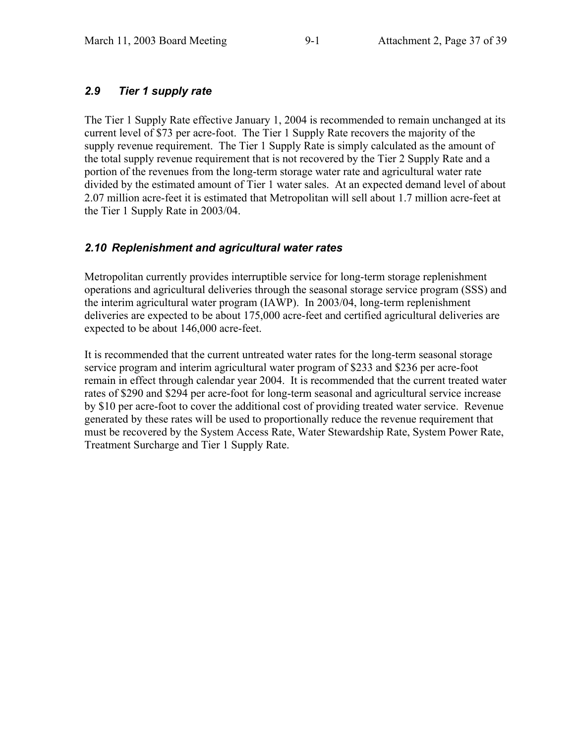### *2.9 Tier 1 supply rate*

The Tier 1 Supply Rate effective January 1, 2004 is recommended to remain unchanged at its current level of $73 per acre-foot. The Tier 1 Supply Rate recovers the majority of the supply revenue requirement. The Tier 1 Supply Rate is simply calculated as the amount of the total supply revenue requirement that is not recovered by the Tier 2 Supply Rate and a portion of the revenues from the long-term storage water rate and agricultural water rate divided by the estimated amount of Tier 1 water sales. At an expected demand level of about 2.07 million acre-feet it is estimated that Metropolitan will sell about 1.7 million acre-feet at the Tier 1 Supply Rate in 2003/04.

### *2.10 Replenishment and agricultural water rates*

Metropolitan currently provides interruptible service for long-term storage replenishment operations and agricultural deliveries through the seasonal storage service program (SSS) and the interim agricultural water program (IAWP). In 2003/04, long-term replenishment deliveries are expected to be about 175,000 acre-feet and certified agricultural deliveries are expected to be about 146,000 acre-feet.

It is recommended that the current untreated water rates for the long-term seasonal storage service program and interim agricultural water program of $233 and $236 per acre-foot remain in effect through calendar year 2004. It is recommended that the current treated water rates of $290 and $294 per acre-foot for long-term seasonal and agricultural service increase by $10 per acre-foot to cover the additional cost of providing treated water service. Revenue generated by these rates will be used to proportionally reduce the revenue requirement that must be recovered by the System Access Rate, Water Stewardship Rate, System Power Rate, Treatment Surcharge and Tier 1 Supply Rate.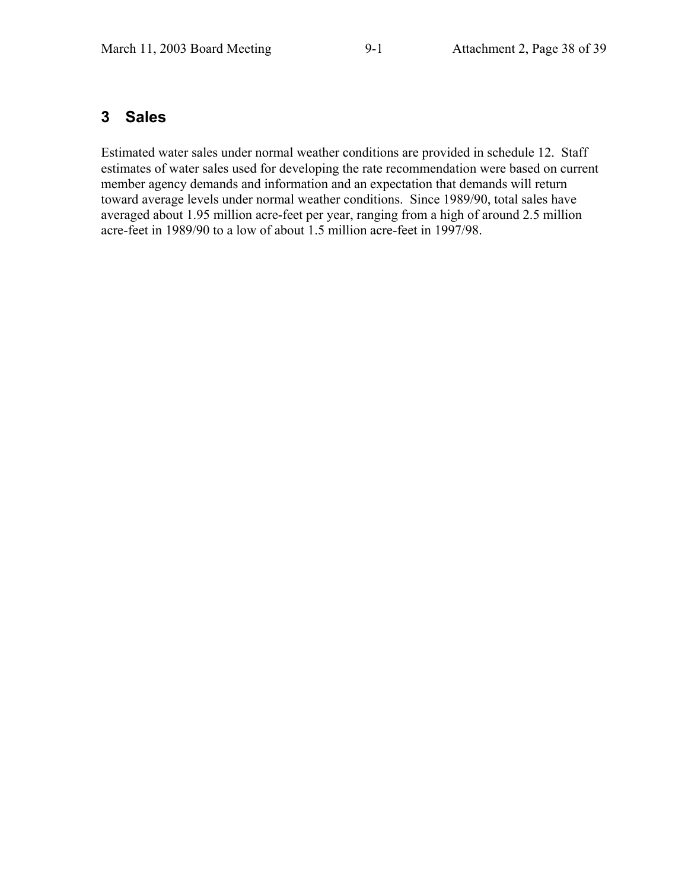## 3 Sales

Estimated water sales under normal weather conditions are provided in schedule 12. Staff estimates of water sales used for developing the rate recommendation were based on current member agency demands and information and an expectation that demands will return toward average levels under normal weather conditions. Since 1989/90, total sales have averaged about 1.95 million acre-feet per year, ranging from a high of around 2.5 million acre-feet in 1989/90 to a low of about 1.5 million acre-feet in 1997/98.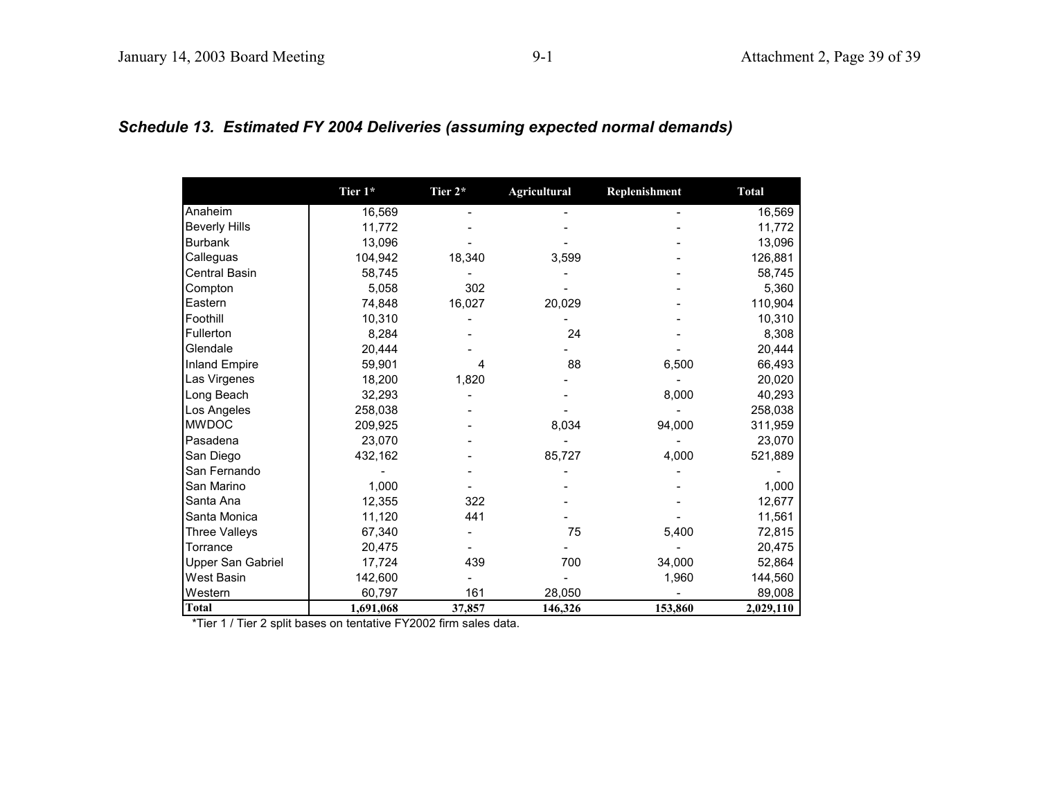### *Schedule 13. Estimated FY 2004 Deliveries (assuming expected normal demands)*

| | Tier 1* | Tier 2* | Agricultural | Replenishment | Total |
|---|---|---|---|---|---|
| Anaheim | 16,569 | - | - | - | 16,569 |
| Beverly Hills | 11,772 | - | - | - | 11,772 |
| Burbank | 13,096 | - | - | - | 13,096 |
| Calleguas | 104,942 | 18,340 | 3,599 | - | 126,881 |
| Central Basin | 58,745 | - | - | - | 58,745 |
| Compton | 5,058 | 302 | - | - | 5,360 |
| Eastern | 74,848 | 16,027 | 20,029 | - | 110,904 |
| Foothill | 10,310 | - | - | - | 10,310 |
| Fullerton | 8,284 | - | 24 | - | 8,308 |
| Glendale | 20,444 | - | - | - | 20,444 |
| Inland Empire | 59,901 | 4 | 88 | 6,500 | 66,493 |
| Las Virgenes | 18,200 | 1,820 | - | - | 20,020 |
| Long Beach | 32,293 | - | - | 8,000 | 40,293 |
| Los Angeles | 258,038 | - | - | - | 258,038 |
| MWDOC | 209,925 | - | 8,034 | 94,000 | 311,959 |
| Pasadena | 23,070 | - | - | - | 23,070 |
| San Diego | 432,162 | - | 85,727 | 4,000 | 521,889 |
| San Fernando | - | - | - | - | - |
| San Marino | 1,000 | - | - | - | 1,000 |
| Santa Ana | 12,355 | 322 | - | - | 12,677 |
| Santa Monica | 11,120 | 441 | - | - | 11,561 |
| Three Valleys | 67,340 | - | 75 | 5,400 | 72,815 |
| Torrance | 20,475 | - | - | - | 20,475 |
| Upper San Gabriel | 17,724 | 439 | 700 | 34,000 | 52,864 |
| West Basin | 142,600 | - | - | 1,960 | 144,560 |
| Western | 60,797 | 161 | 28,050 | - | 89,008 |
| **Total** | **1,691,068** | **37,857** | **146,326** | **153,860** | **2,029,110** |

*Tier 1 / Tier 2 split bases on tentative FY2002 firm sales data.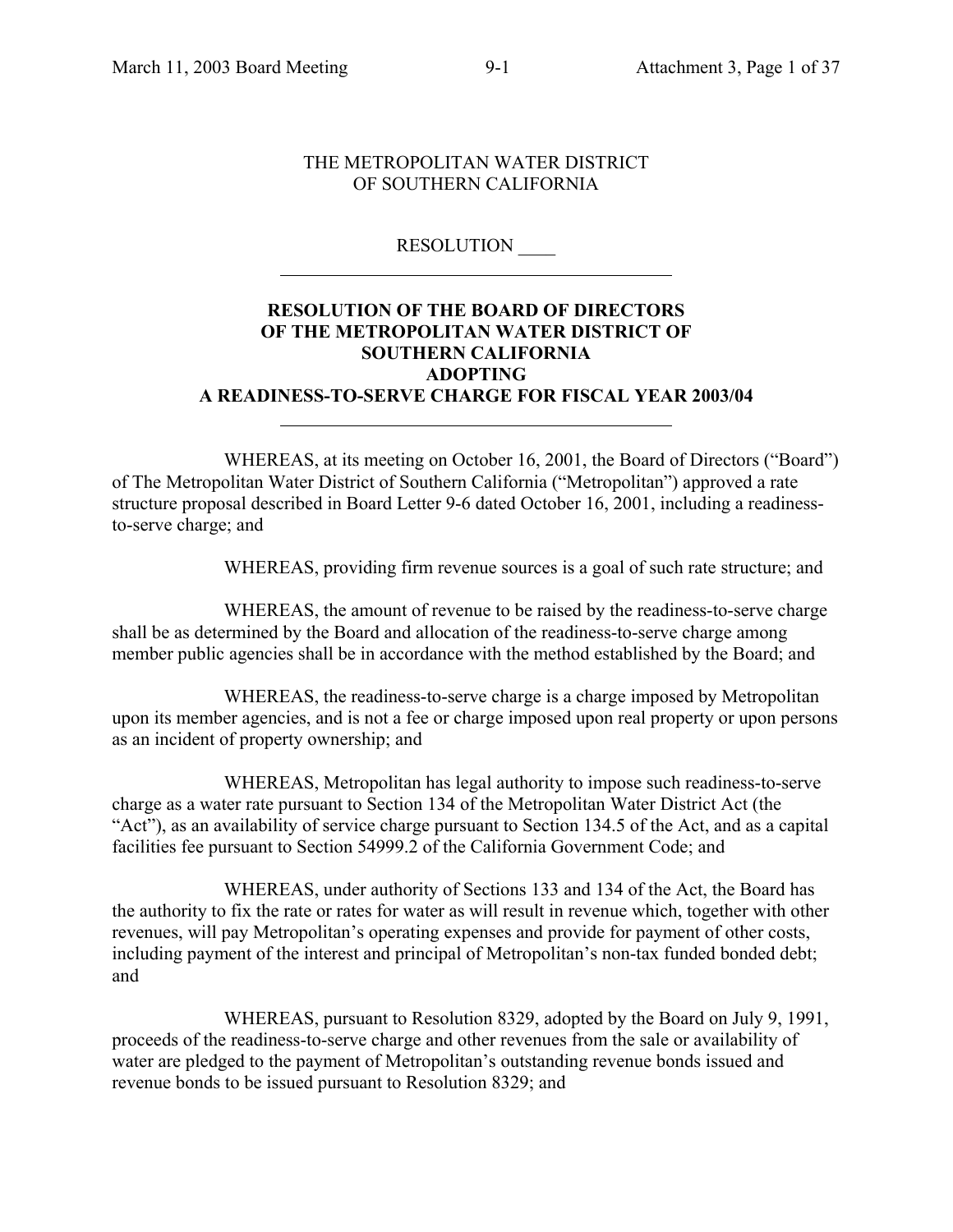THE METROPOLITAN WATER DISTRICT
OF SOUTHERN CALIFORNIA

RESOLUTION ____

---

**RESOLUTION OF THE BOARD OF DIRECTORS**
**OF THE METROPOLITAN WATER DISTRICT OF**
**SOUTHERN CALIFORNIA**
**ADOPTING**
**A READINESS-TO-SERVE CHARGE FOR FISCAL YEAR 2003/04**

---

WHEREAS, at its meeting on October 16, 2001, the Board of Directors ("Board") of The Metropolitan Water District of Southern California ("Metropolitan") approved a rate structure proposal described in Board Letter 9-6 dated October 16, 2001, including a readiness-to-serve charge; and

WHEREAS, providing firm revenue sources is a goal of such rate structure; and

WHEREAS, the amount of revenue to be raised by the readiness-to-serve charge shall be as determined by the Board and allocation of the readiness-to-serve charge among member public agencies shall be in accordance with the method established by the Board; and

WHEREAS, the readiness-to-serve charge is a charge imposed by Metropolitan upon its member agencies, and is not a fee or charge imposed upon real property or upon persons as an incident of property ownership; and

WHEREAS, Metropolitan has legal authority to impose such readiness-to-serve charge as a water rate pursuant to Section 134 of the Metropolitan Water District Act (the "Act"), as an availability of service charge pursuant to Section 134.5 of the Act, and as a capital facilities fee pursuant to Section 54999.2 of the California Government Code; and

WHEREAS, under authority of Sections 133 and 134 of the Act, the Board has the authority to fix the rate or rates for water as will result in revenue which, together with other revenues, will pay Metropolitan's operating expenses and provide for payment of other costs, including payment of the interest and principal of Metropolitan's non-tax funded bonded debt; and

WHEREAS, pursuant to Resolution 8329, adopted by the Board on July 9, 1991, proceeds of the readiness-to-serve charge and other revenues from the sale or availability of water are pledged to the payment of Metropolitan's outstanding revenue bonds issued and revenue bonds to be issued pursuant to Resolution 8329; and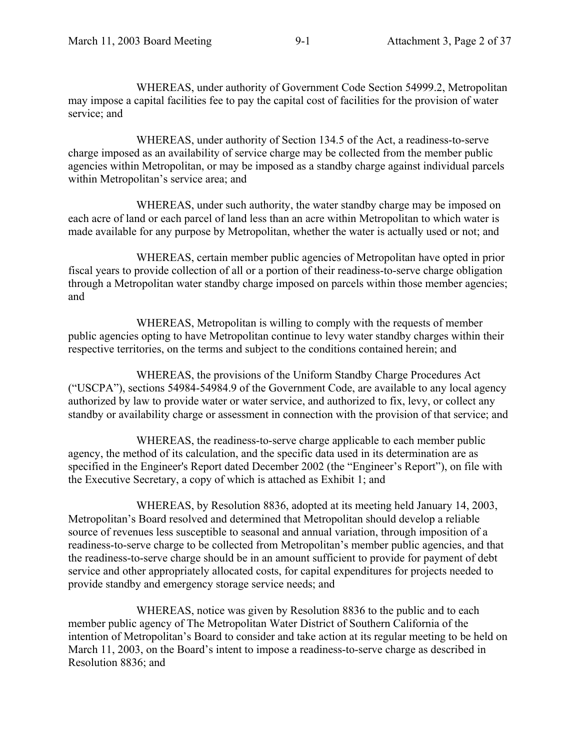WHEREAS, under authority of Government Code Section 54999.2, Metropolitan may impose a capital facilities fee to pay the capital cost of facilities for the provision of water service; and

WHEREAS, under authority of Section 134.5 of the Act, a readiness-to-serve charge imposed as an availability of service charge may be collected from the member public agencies within Metropolitan, or may be imposed as a standby charge against individual parcels within Metropolitan's service area; and

WHEREAS, under such authority, the water standby charge may be imposed on each acre of land or each parcel of land less than an acre within Metropolitan to which water is made available for any purpose by Metropolitan, whether the water is actually used or not; and

WHEREAS, certain member public agencies of Metropolitan have opted in prior fiscal years to provide collection of all or a portion of their readiness-to-serve charge obligation through a Metropolitan water standby charge imposed on parcels within those member agencies; and

WHEREAS, Metropolitan is willing to comply with the requests of member public agencies opting to have Metropolitan continue to levy water standby charges within their respective territories, on the terms and subject to the conditions contained herein; and

WHEREAS, the provisions of the Uniform Standby Charge Procedures Act ("USCPA"), sections 54984-54984.9 of the Government Code, are available to any local agency authorized by law to provide water or water service, and authorized to fix, levy, or collect any standby or availability charge or assessment in connection with the provision of that service; and

WHEREAS, the readiness-to-serve charge applicable to each member public agency, the method of its calculation, and the specific data used in its determination are as specified in the Engineer's Report dated December 2002 (the "Engineer's Report"), on file with the Executive Secretary, a copy of which is attached as Exhibit 1; and

WHEREAS, by Resolution 8836, adopted at its meeting held January 14, 2003, Metropolitan's Board resolved and determined that Metropolitan should develop a reliable source of revenues less susceptible to seasonal and annual variation, through imposition of a readiness-to-serve charge to be collected from Metropolitan's member public agencies, and that the readiness-to-serve charge should be in an amount sufficient to provide for payment of debt service and other appropriately allocated costs, for capital expenditures for projects needed to provide standby and emergency storage service needs; and

WHEREAS, notice was given by Resolution 8836 to the public and to each member public agency of The Metropolitan Water District of Southern California of the intention of Metropolitan's Board to consider and take action at its regular meeting to be held on March 11, 2003, on the Board's intent to impose a readiness-to-serve charge as described in Resolution 8836; and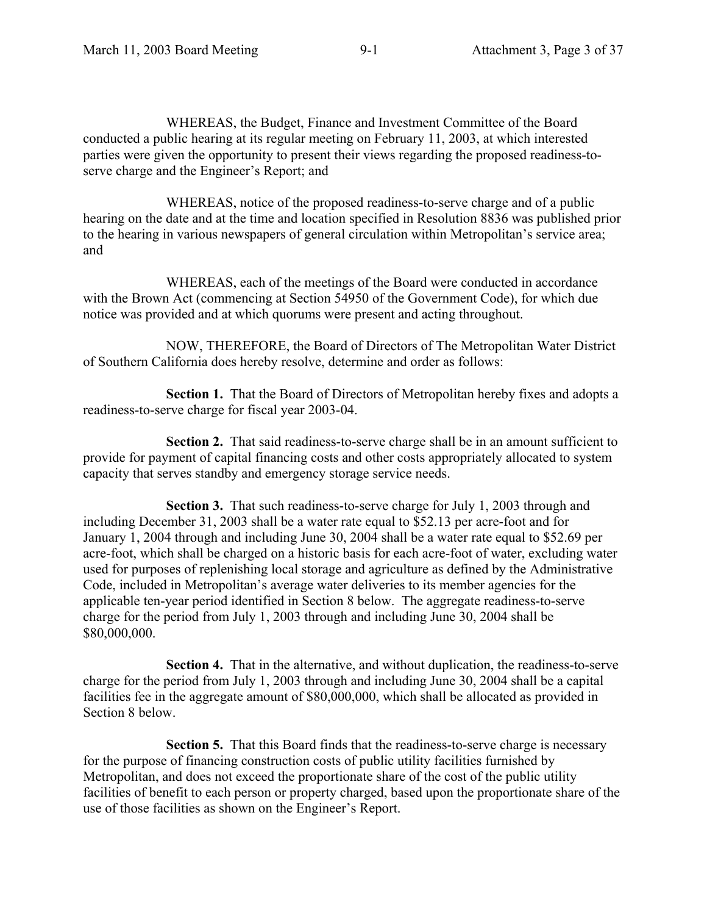WHEREAS, the Budget, Finance and Investment Committee of the Board conducted a public hearing at its regular meeting on February 11, 2003, at which interested parties were given the opportunity to present their views regarding the proposed readiness-to-serve charge and the Engineer's Report; and

WHEREAS, notice of the proposed readiness-to-serve charge and of a public hearing on the date and at the time and location specified in Resolution 8836 was published prior to the hearing in various newspapers of general circulation within Metropolitan's service area; and

WHEREAS, each of the meetings of the Board were conducted in accordance with the Brown Act (commencing at Section 54950 of the Government Code), for which due notice was provided and at which quorums were present and acting throughout.

NOW, THEREFORE, the Board of Directors of The Metropolitan Water District of Southern California does hereby resolve, determine and order as follows:

**Section 1.** That the Board of Directors of Metropolitan hereby fixes and adopts a readiness-to-serve charge for fiscal year 2003-04.

**Section 2.** That said readiness-to-serve charge shall be in an amount sufficient to provide for payment of capital financing costs and other costs appropriately allocated to system capacity that serves standby and emergency storage service needs.

**Section 3.** That such readiness-to-serve charge for July 1, 2003 through and including December 31, 2003 shall be a water rate equal to $52.13 per acre-foot and for January 1, 2004 through and including June 30, 2004 shall be a water rate equal to $52.69 per acre-foot, which shall be charged on a historic basis for each acre-foot of water, excluding water used for purposes of replenishing local storage and agriculture as defined by the Administrative Code, included in Metropolitan's average water deliveries to its member agencies for the applicable ten-year period identified in Section 8 below. The aggregate readiness-to-serve charge for the period from July 1, 2003 through and including June 30, 2004 shall be $80,000,000.

**Section 4.** That in the alternative, and without duplication, the readiness-to-serve charge for the period from July 1, 2003 through and including June 30, 2004 shall be a capital facilities fee in the aggregate amount of $80,000,000, which shall be allocated as provided in Section 8 below.

**Section 5.** That this Board finds that the readiness-to-serve charge is necessary for the purpose of financing construction costs of public utility facilities furnished by Metropolitan, and does not exceed the proportionate share of the cost of the public utility facilities of benefit to each person or property charged, based upon the proportionate share of the use of those facilities as shown on the Engineer's Report.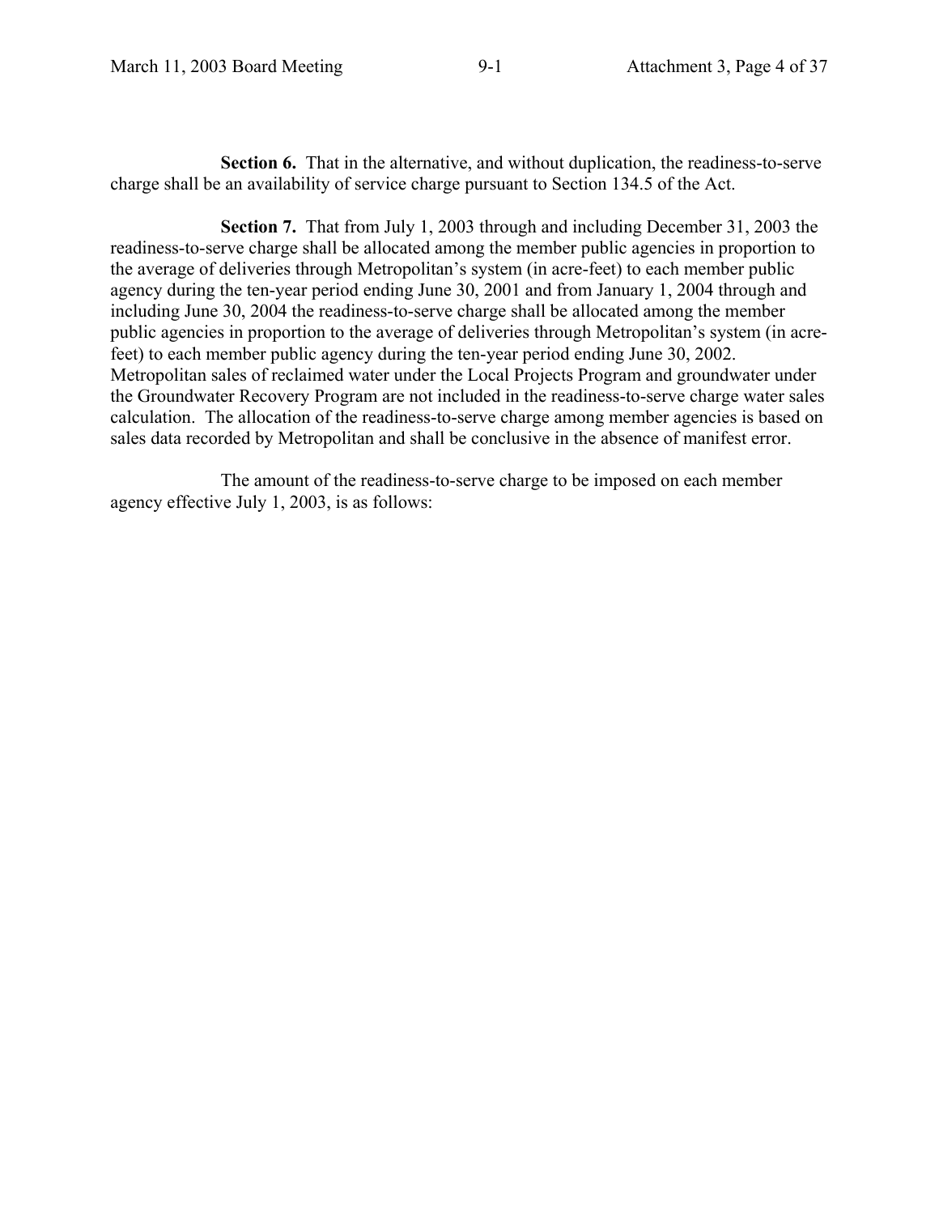**Section 6.** That in the alternative, and without duplication, the readiness-to-serve charge shall be an availability of service charge pursuant to Section 134.5 of the Act.

**Section 7.** That from July 1, 2003 through and including December 31, 2003 the readiness-to-serve charge shall be allocated among the member public agencies in proportion to the average of deliveries through Metropolitan's system (in acre-feet) to each member public agency during the ten-year period ending June 30, 2001 and from January 1, 2004 through and including June 30, 2004 the readiness-to-serve charge shall be allocated among the member public agencies in proportion to the average of deliveries through Metropolitan's system (in acre-feet) to each member public agency during the ten-year period ending June 30, 2002. Metropolitan sales of reclaimed water under the Local Projects Program and groundwater under the Groundwater Recovery Program are not included in the readiness-to-serve charge water sales calculation. The allocation of the readiness-to-serve charge among member agencies is based on sales data recorded by Metropolitan and shall be conclusive in the absence of manifest error.

The amount of the readiness-to-serve charge to be imposed on each member agency effective July 1, 2003, is as follows: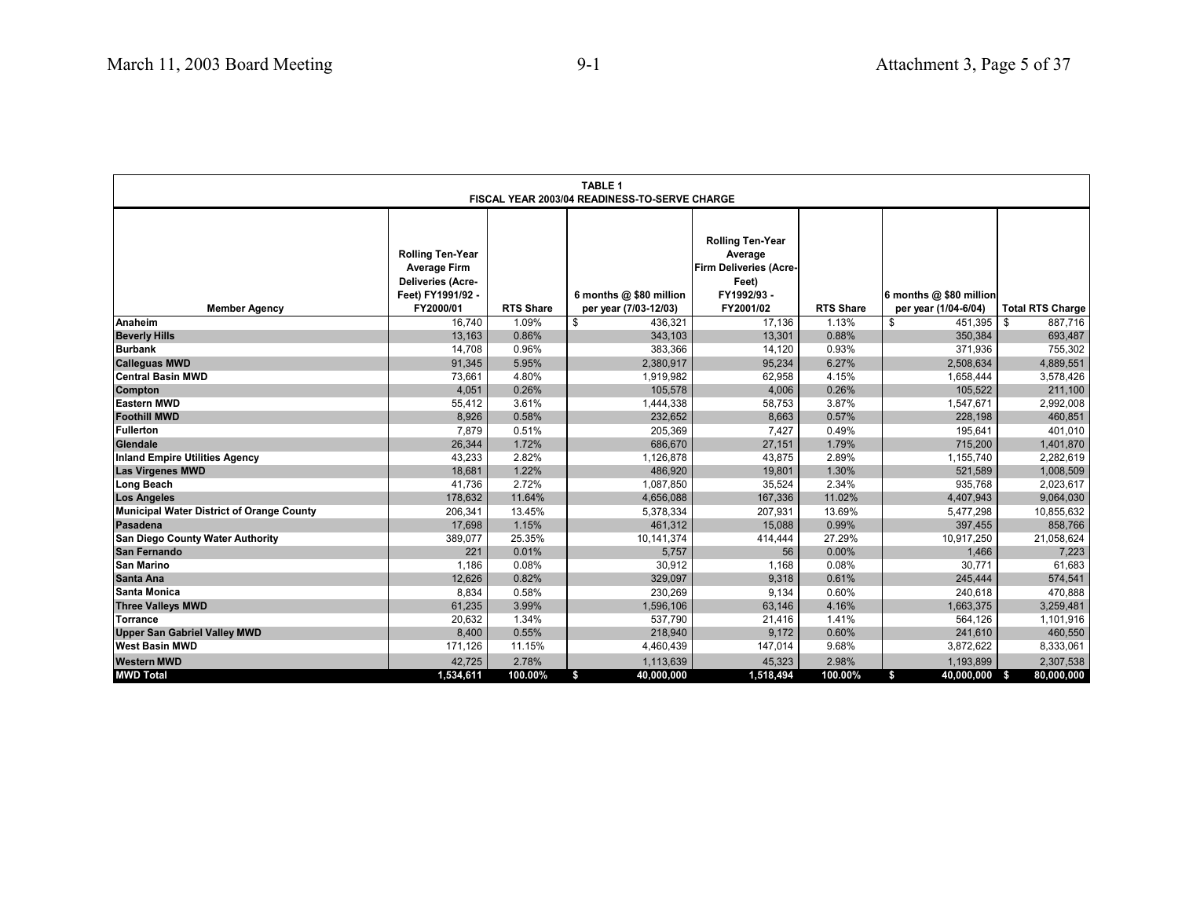**TABLE 1**

**FISCAL YEAR 2003/04 READINESS-TO-SERVE CHARGE**

| Member Agency | Rolling Ten-Year Average Firm Deliveries (Acre-Feet) FY1991/92 - FY2000/01 | RTS Share | 6 months @ $80 million per year (7/03-12/03) | Rolling Ten-Year Average Firm Deliveries (Acre-Feet) FY1992/93 - FY2001/02 | RTS Share | 6 months @ $80 million per year (1/04-6/04) | Total RTS Charge |
|---|---|---|---|---|---|---|---|
| Anaheim | 16,740 | 1.09% | $ 436,321 | 17,136 | 1.13% | $ 451,395 | $ 887,716 |
| Beverly Hills | 13,163 | 0.86% | 343,103 | 13,301 | 0.88% | 350,384 | 693,487 |
| Burbank | 14,708 | 0.96% | 383,366 | 14,120 | 0.93% | 371,936 | 755,302 |
| Calleguas MWD | 91,345 | 5.95% | 2,380,917 | 95,234 | 6.27% | 2,508,634 | 4,889,551 |
| Central Basin MWD | 73,661 | 4.80% | 1,919,982 | 62,958 | 4.15% | 1,658,444 | 3,578,426 |
| Compton | 4,051 | 0.26% | 105,578 | 4,006 | 0.26% | 105,522 | 211,100 |
| Eastern MWD | 55,412 | 3.61% | 1,444,338 | 58,753 | 3.87% | 1,547,671 | 2,992,008 |
| Foothill MWD | 8,926 | 0.58% | 232,652 | 8,663 | 0.57% | 228,198 | 460,851 |
| Fullerton | 7,879 | 0.51% | 205,369 | 7,427 | 0.49% | 195,641 | 401,010 |
| Glendale | 26,344 | 1.72% | 686,670 | 27,151 | 1.79% | 715,200 | 1,401,870 |
| Inland Empire Utilities Agency | 43,233 | 2.82% | 1,126,878 | 43,875 | 2.89% | 1,155,740 | 2,282,619 |
| Las Virgenes MWD | 18,681 | 1.22% | 486,920 | 19,801 | 1.30% | 521,589 | 1,008,509 |
| Long Beach | 41,736 | 2.72% | 1,087,850 | 35,524 | 2.34% | 935,768 | 2,023,617 |
| Los Angeles | 178,632 | 11.64% | 4,656,088 | 167,336 | 11.02% | 4,407,943 | 9,064,030 |
| Municipal Water District of Orange County | 206,341 | 13.45% | 5,378,334 | 207,931 | 13.69% | 5,477,298 | 10,855,632 |
| Pasadena | 17,698 | 1.15% | 461,312 | 15,088 | 0.99% | 397,455 | 858,766 |
| San Diego County Water Authority | 389,077 | 25.35% | 10,141,374 | 414,444 | 27.29% | 10,917,250 | 21,058,624 |
| San Fernando | 221 | 0.01% | 5,757 | 56 | 0.00% | 1,466 | 7,223 |
| San Marino | 1,186 | 0.08% | 30,912 | 1,168 | 0.08% | 30,771 | 61,683 |
| Santa Ana | 12,626 | 0.82% | 329,097 | 9,318 | 0.61% | 245,444 | 574,541 |
| Santa Monica | 8,834 | 0.58% | 230,269 | 9,134 | 0.60% | 240,618 | 470,888 |
| Three Valleys MWD | 61,235 | 3.99% | 1,596,106 | 63,146 | 4.16% | 1,663,375 | 3,259,481 |
| Torrance | 20,632 | 1.34% | 537,790 | 21,416 | 1.41% | 564,126 | 1,101,916 |
| Upper San Gabriel Valley MWD | 8,400 | 0.55% | 218,940 | 9,172 | 0.60% | 241,610 | 460,550 |
| West Basin MWD | 171,126 | 11.15% | 4,460,439 | 147,014 | 9.68% | 3,872,622 | 8,333,061 |
| Western MWD | 42,725 | 2.78% | 1,113,639 | 45,323 | 2.98% | 1,193,899 | 2,307,538 |
| **MWD Total** | **1,534,611** | **100.00%** | **$ 40,000,000** | **1,518,494** | **100.00%** | **$ 40,000,000** | **$ 80,000,000** |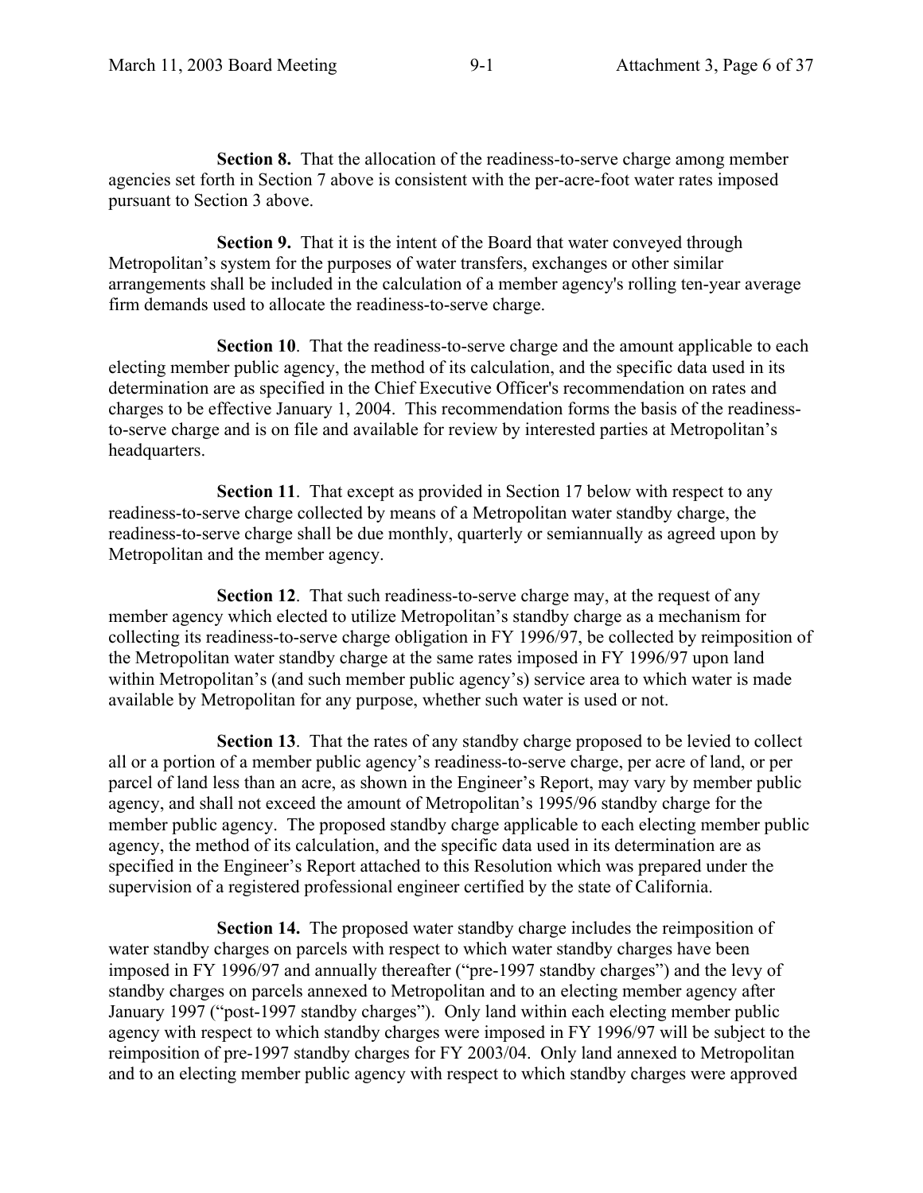**Section 8.** That the allocation of the readiness-to-serve charge among member agencies set forth in Section 7 above is consistent with the per-acre-foot water rates imposed pursuant to Section 3 above.

**Section 9.** That it is the intent of the Board that water conveyed through Metropolitan's system for the purposes of water transfers, exchanges or other similar arrangements shall be included in the calculation of a member agency's rolling ten-year average firm demands used to allocate the readiness-to-serve charge.

**Section 10**. That the readiness-to-serve charge and the amount applicable to each electing member public agency, the method of its calculation, and the specific data used in its determination are as specified in the Chief Executive Officer's recommendation on rates and charges to be effective January 1, 2004. This recommendation forms the basis of the readiness-to-serve charge and is on file and available for review by interested parties at Metropolitan's headquarters.

**Section 11**. That except as provided in Section 17 below with respect to any readiness-to-serve charge collected by means of a Metropolitan water standby charge, the readiness-to-serve charge shall be due monthly, quarterly or semiannually as agreed upon by Metropolitan and the member agency.

**Section 12**. That such readiness-to-serve charge may, at the request of any member agency which elected to utilize Metropolitan's standby charge as a mechanism for collecting its readiness-to-serve charge obligation in FY 1996/97, be collected by reimposition of the Metropolitan water standby charge at the same rates imposed in FY 1996/97 upon land within Metropolitan's (and such member public agency's) service area to which water is made available by Metropolitan for any purpose, whether such water is used or not.

**Section 13**. That the rates of any standby charge proposed to be levied to collect all or a portion of a member public agency's readiness-to-serve charge, per acre of land, or per parcel of land less than an acre, as shown in the Engineer's Report, may vary by member public agency, and shall not exceed the amount of Metropolitan's 1995/96 standby charge for the member public agency. The proposed standby charge applicable to each electing member public agency, the method of its calculation, and the specific data used in its determination are as specified in the Engineer's Report attached to this Resolution which was prepared under the supervision of a registered professional engineer certified by the state of California.

**Section 14.** The proposed water standby charge includes the reimposition of water standby charges on parcels with respect to which water standby charges have been imposed in FY 1996/97 and annually thereafter ("pre-1997 standby charges") and the levy of standby charges on parcels annexed to Metropolitan and to an electing member agency after January 1997 ("post-1997 standby charges"). Only land within each electing member public agency with respect to which standby charges were imposed in FY 1996/97 will be subject to the reimposition of pre-1997 standby charges for FY 2003/04. Only land annexed to Metropolitan and to an electing member public agency with respect to which standby charges were approved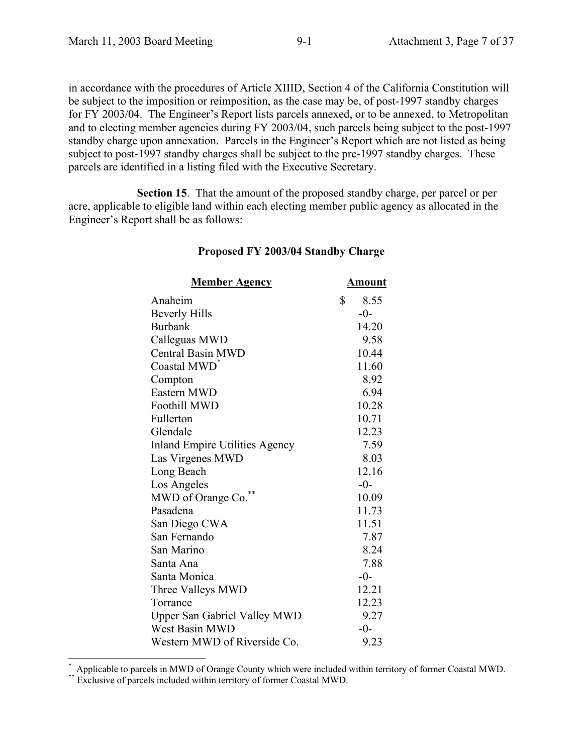in accordance with the procedures of Article XIIID, Section 4 of the California Constitution will be subject to the imposition or reimposition, as the case may be, of post-1997 standby charges for FY 2003/04. The Engineer's Report lists parcels annexed, or to be annexed, to Metropolitan and to electing member agencies during FY 2003/04, such parcels being subject to the post-1997 standby charge upon annexation. Parcels in the Engineer's Report which are not listed as being subject to post-1997 standby charges shall be subject to the pre-1997 standby charges. These parcels are identified in a listing filed with the Executive Secretary.

**Section 15**. That the amount of the proposed standby charge, per parcel or per acre, applicable to eligible land within each electing member public agency as allocated in the Engineer's Report shall be as follows:

**Proposed FY 2003/04 Standby Charge**

| Member Agency | Amount |
|---|---|
| Anaheim | $ 8.55 |
| Beverly Hills | -0- |
| Burbank | 14.20 |
| Calleguas MWD | 9.58 |
| Central Basin MWD | 10.44 |
| Coastal MWD* | 11.60 |
| Compton | 8.92 |
| Eastern MWD | 6.94 |
| Foothill MWD | 10.28 |
| Fullerton | 10.71 |
| Glendale | 12.23 |
| Inland Empire Utilities Agency | 7.59 |
| Las Virgenes MWD | 8.03 |
| Long Beach | 12.16 |
| Los Angeles | -0- |
| MWD of Orange Co.** | 10.09 |
| Pasadena | 11.73 |
| San Diego CWA | 11.51 |
| San Fernando | 7.87 |
| San Marino | 8.24 |
| Santa Ana | 7.88 |
| Santa Monica | -0- |
| Three Valleys MWD | 12.21 |
| Torrance | 12.23 |
| Upper San Gabriel Valley MWD | 9.27 |
| West Basin MWD | -0- |
| Western MWD of Riverside Co. | 9.23 |

* Applicable to parcels in MWD of Orange County which were included within territory of former Coastal MWD.

** Exclusive of parcels included within territory of former Coastal MWD.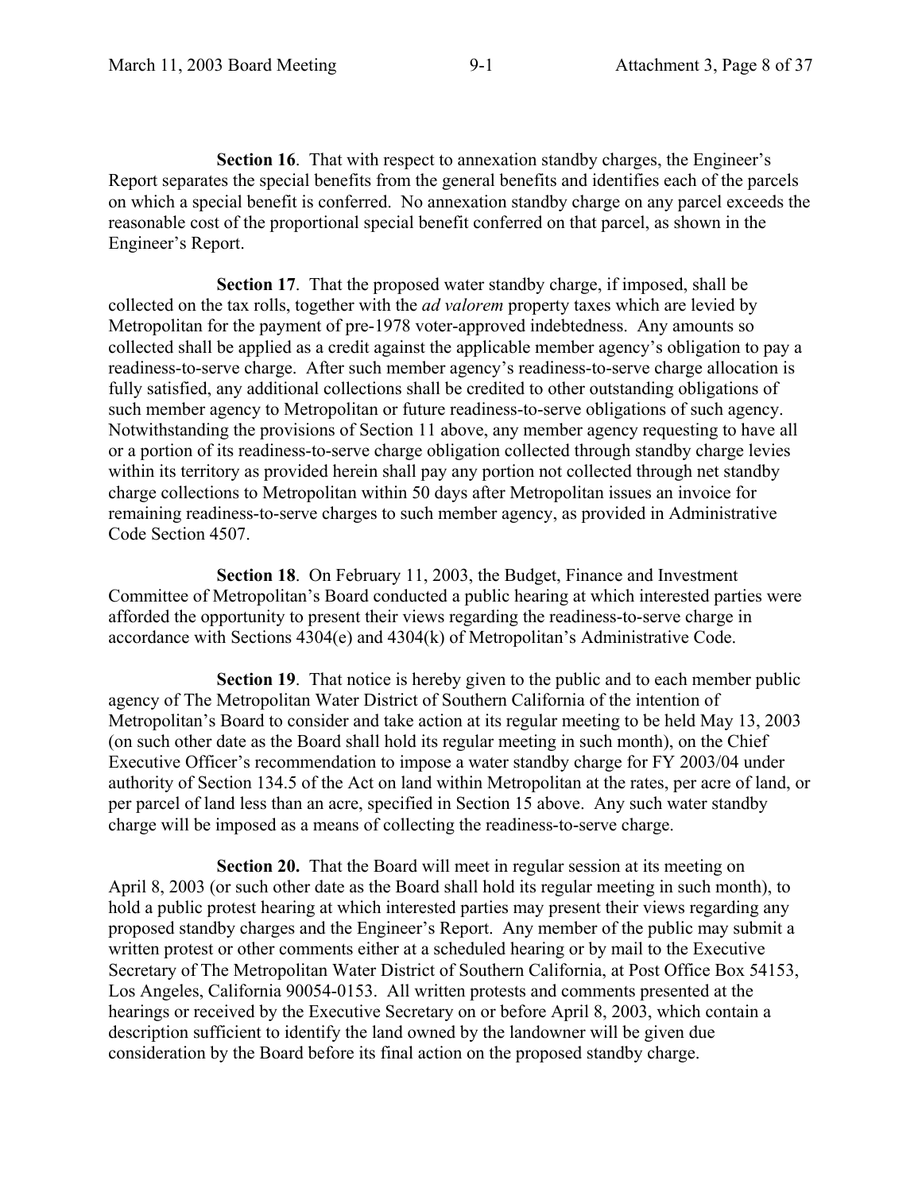**Section 16**. That with respect to annexation standby charges, the Engineer's Report separates the special benefits from the general benefits and identifies each of the parcels on which a special benefit is conferred. No annexation standby charge on any parcel exceeds the reasonable cost of the proportional special benefit conferred on that parcel, as shown in the Engineer's Report.

**Section 17**. That the proposed water standby charge, if imposed, shall be collected on the tax rolls, together with the *ad valorem* property taxes which are levied by Metropolitan for the payment of pre-1978 voter-approved indebtedness. Any amounts so collected shall be applied as a credit against the applicable member agency's obligation to pay a readiness-to-serve charge. After such member agency's readiness-to-serve charge allocation is fully satisfied, any additional collections shall be credited to other outstanding obligations of such member agency to Metropolitan or future readiness-to-serve obligations of such agency. Notwithstanding the provisions of Section 11 above, any member agency requesting to have all or a portion of its readiness-to-serve charge obligation collected through standby charge levies within its territory as provided herein shall pay any portion not collected through net standby charge collections to Metropolitan within 50 days after Metropolitan issues an invoice for remaining readiness-to-serve charges to such member agency, as provided in Administrative Code Section 4507.

**Section 18**. On February 11, 2003, the Budget, Finance and Investment Committee of Metropolitan's Board conducted a public hearing at which interested parties were afforded the opportunity to present their views regarding the readiness-to-serve charge in accordance with Sections 4304(e) and 4304(k) of Metropolitan's Administrative Code.

**Section 19**. That notice is hereby given to the public and to each member public agency of The Metropolitan Water District of Southern California of the intention of Metropolitan's Board to consider and take action at its regular meeting to be held May 13, 2003 (on such other date as the Board shall hold its regular meeting in such month), on the Chief Executive Officer's recommendation to impose a water standby charge for FY 2003/04 under authority of Section 134.5 of the Act on land within Metropolitan at the rates, per acre of land, or per parcel of land less than an acre, specified in Section 15 above. Any such water standby charge will be imposed as a means of collecting the readiness-to-serve charge.

**Section 20.** That the Board will meet in regular session at its meeting on April 8, 2003 (or such other date as the Board shall hold its regular meeting in such month), to hold a public protest hearing at which interested parties may present their views regarding any proposed standby charges and the Engineer's Report. Any member of the public may submit a written protest or other comments either at a scheduled hearing or by mail to the Executive Secretary of The Metropolitan Water District of Southern California, at Post Office Box 54153, Los Angeles, California 90054-0153. All written protests and comments presented at the hearings or received by the Executive Secretary on or before April 8, 2003, which contain a description sufficient to identify the land owned by the landowner will be given due consideration by the Board before its final action on the proposed standby charge.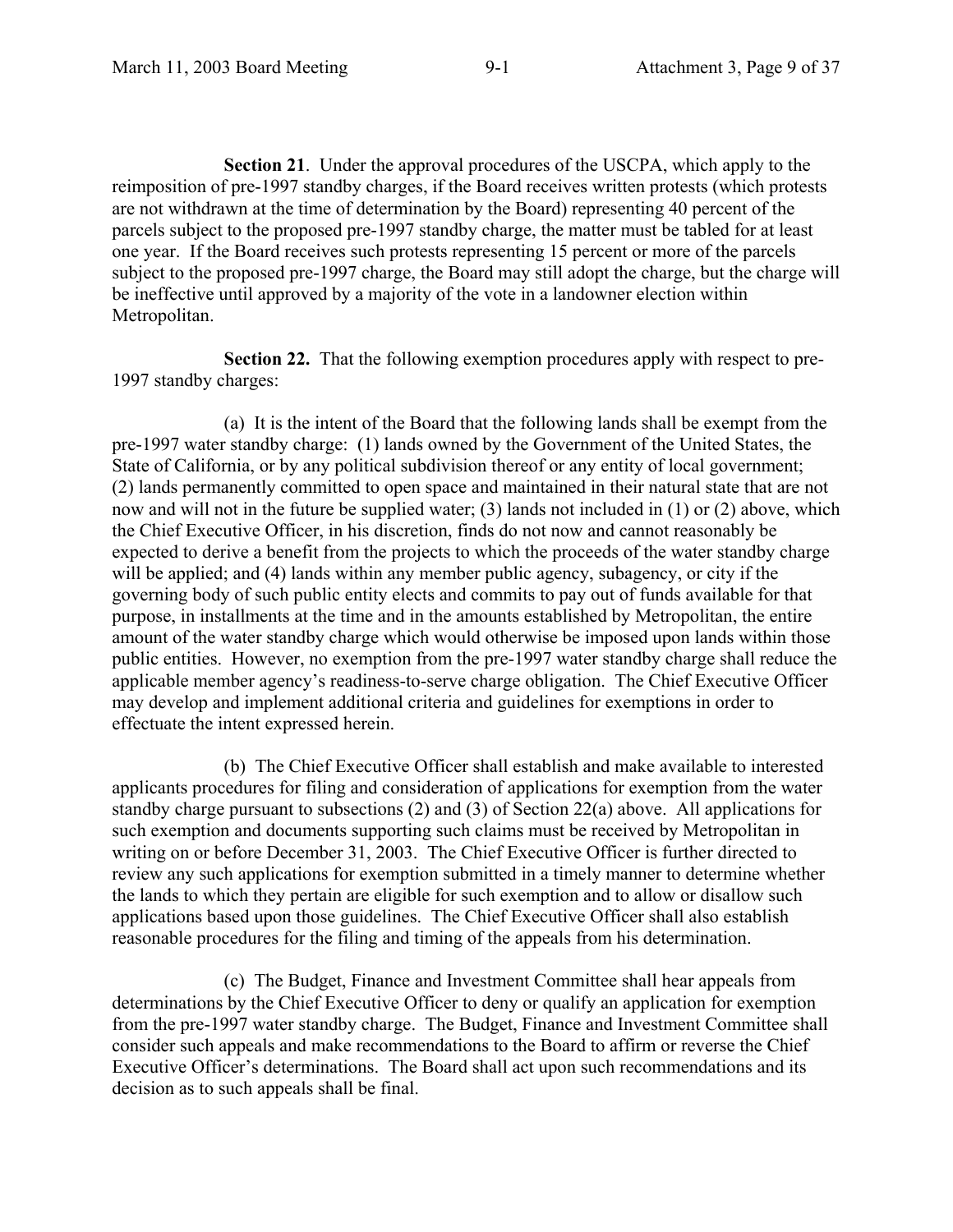**Section 21**. Under the approval procedures of the USCPA, which apply to the reimposition of pre-1997 standby charges, if the Board receives written protests (which protests are not withdrawn at the time of determination by the Board) representing 40 percent of the parcels subject to the proposed pre-1997 standby charge, the matter must be tabled for at least one year. If the Board receives such protests representing 15 percent or more of the parcels subject to the proposed pre-1997 charge, the Board may still adopt the charge, but the charge will be ineffective until approved by a majority of the vote in a landowner election within Metropolitan.

**Section 22.** That the following exemption procedures apply with respect to pre-1997 standby charges:

(a) It is the intent of the Board that the following lands shall be exempt from the pre-1997 water standby charge: (1) lands owned by the Government of the United States, the State of California, or by any political subdivision thereof or any entity of local government; (2) lands permanently committed to open space and maintained in their natural state that are not now and will not in the future be supplied water; (3) lands not included in (1) or (2) above, which the Chief Executive Officer, in his discretion, finds do not now and cannot reasonably be expected to derive a benefit from the projects to which the proceeds of the water standby charge will be applied; and (4) lands within any member public agency, subagency, or city if the governing body of such public entity elects and commits to pay out of funds available for that purpose, in installments at the time and in the amounts established by Metropolitan, the entire amount of the water standby charge which would otherwise be imposed upon lands within those public entities. However, no exemption from the pre-1997 water standby charge shall reduce the applicable member agency's readiness-to-serve charge obligation. The Chief Executive Officer may develop and implement additional criteria and guidelines for exemptions in order to effectuate the intent expressed herein.

(b) The Chief Executive Officer shall establish and make available to interested applicants procedures for filing and consideration of applications for exemption from the water standby charge pursuant to subsections (2) and (3) of Section 22(a) above. All applications for such exemption and documents supporting such claims must be received by Metropolitan in writing on or before December 31, 2003. The Chief Executive Officer is further directed to review any such applications for exemption submitted in a timely manner to determine whether the lands to which they pertain are eligible for such exemption and to allow or disallow such applications based upon those guidelines. The Chief Executive Officer shall also establish reasonable procedures for the filing and timing of the appeals from his determination.

(c) The Budget, Finance and Investment Committee shall hear appeals from determinations by the Chief Executive Officer to deny or qualify an application for exemption from the pre-1997 water standby charge. The Budget, Finance and Investment Committee shall consider such appeals and make recommendations to the Board to affirm or reverse the Chief Executive Officer's determinations. The Board shall act upon such recommendations and its decision as to such appeals shall be final.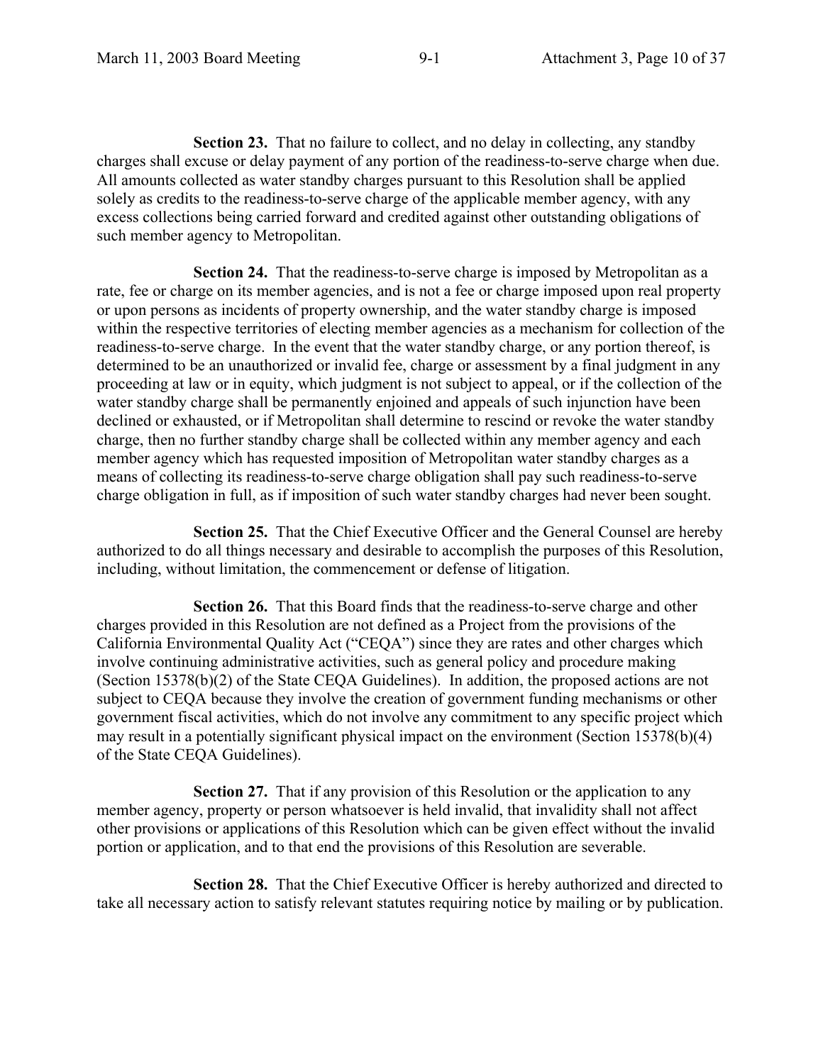**Section 23.** That no failure to collect, and no delay in collecting, any standby charges shall excuse or delay payment of any portion of the readiness-to-serve charge when due. All amounts collected as water standby charges pursuant to this Resolution shall be applied solely as credits to the readiness-to-serve charge of the applicable member agency, with any excess collections being carried forward and credited against other outstanding obligations of such member agency to Metropolitan.

**Section 24.** That the readiness-to-serve charge is imposed by Metropolitan as a rate, fee or charge on its member agencies, and is not a fee or charge imposed upon real property or upon persons as incidents of property ownership, and the water standby charge is imposed within the respective territories of electing member agencies as a mechanism for collection of the readiness-to-serve charge. In the event that the water standby charge, or any portion thereof, is determined to be an unauthorized or invalid fee, charge or assessment by a final judgment in any proceeding at law or in equity, which judgment is not subject to appeal, or if the collection of the water standby charge shall be permanently enjoined and appeals of such injunction have been declined or exhausted, or if Metropolitan shall determine to rescind or revoke the water standby charge, then no further standby charge shall be collected within any member agency and each member agency which has requested imposition of Metropolitan water standby charges as a means of collecting its readiness-to-serve charge obligation shall pay such readiness-to-serve charge obligation in full, as if imposition of such water standby charges had never been sought.

**Section 25.** That the Chief Executive Officer and the General Counsel are hereby authorized to do all things necessary and desirable to accomplish the purposes of this Resolution, including, without limitation, the commencement or defense of litigation.

**Section 26.** That this Board finds that the readiness-to-serve charge and other charges provided in this Resolution are not defined as a Project from the provisions of the California Environmental Quality Act ("CEQA") since they are rates and other charges which involve continuing administrative activities, such as general policy and procedure making (Section 15378(b)(2) of the State CEQA Guidelines). In addition, the proposed actions are not subject to CEQA because they involve the creation of government funding mechanisms or other government fiscal activities, which do not involve any commitment to any specific project which may result in a potentially significant physical impact on the environment (Section 15378(b)(4) of the State CEQA Guidelines).

**Section 27.** That if any provision of this Resolution or the application to any member agency, property or person whatsoever is held invalid, that invalidity shall not affect other provisions or applications of this Resolution which can be given effect without the invalid portion or application, and to that end the provisions of this Resolution are severable.

**Section 28.** That the Chief Executive Officer is hereby authorized and directed to take all necessary action to satisfy relevant statutes requiring notice by mailing or by publication.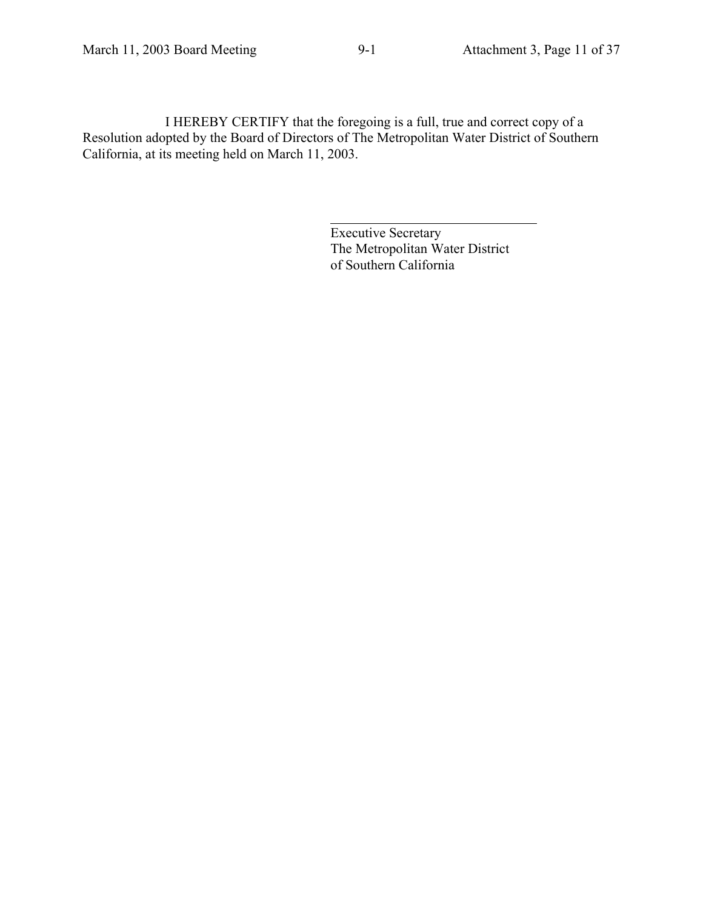I HEREBY CERTIFY that the foregoing is a full, true and correct copy of a Resolution adopted by the Board of Directors of The Metropolitan Water District of Southern California, at its meeting held on March 11, 2003.

\_\_\_\_\_\_\_\_\_\_\_\_\_\_\_\_\_\_\_\_\_\_\_\_\_\_\_\_\_\_\_\_

Executive Secretary
The Metropolitan Water District
of Southern California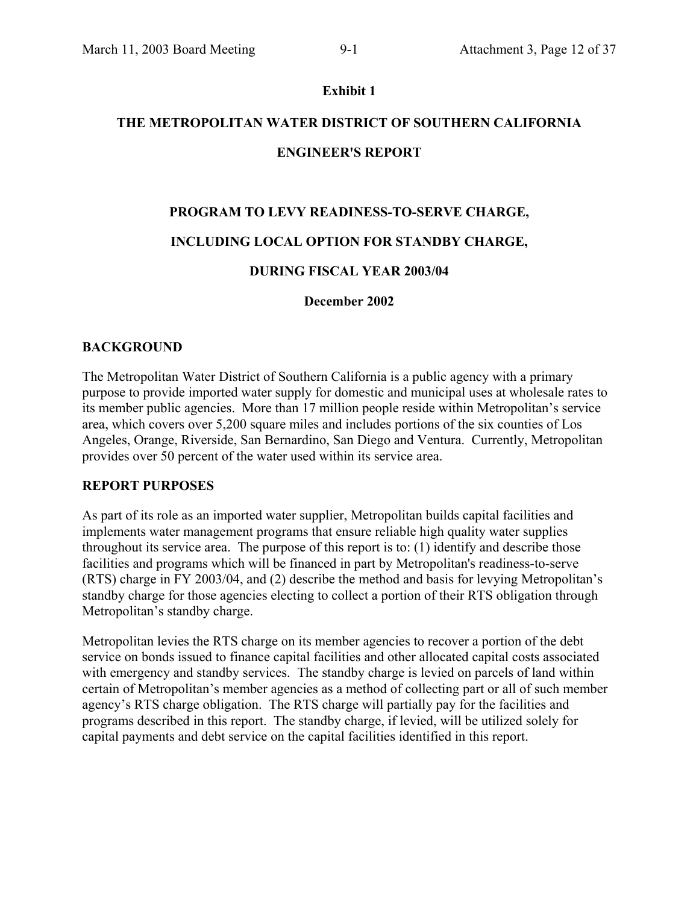**Exhibit 1**

# THE METROPOLITAN WATER DISTRICT OF SOUTHERN CALIFORNIA

# ENGINEER'S REPORT

## PROGRAM TO LEVY READINESS-TO-SERVE CHARGE,

## INCLUDING LOCAL OPTION FOR STANDBY CHARGE,

## DURING FISCAL YEAR 2003/04

**December 2002**

### BACKGROUND

The Metropolitan Water District of Southern California is a public agency with a primary purpose to provide imported water supply for domestic and municipal uses at wholesale rates to its member public agencies. More than 17 million people reside within Metropolitan's service area, which covers over 5,200 square miles and includes portions of the six counties of Los Angeles, Orange, Riverside, San Bernardino, San Diego and Ventura. Currently, Metropolitan provides over 50 percent of the water used within its service area.

### REPORT PURPOSES

As part of its role as an imported water supplier, Metropolitan builds capital facilities and implements water management programs that ensure reliable high quality water supplies throughout its service area. The purpose of this report is to: (1) identify and describe those facilities and programs which will be financed in part by Metropolitan's readiness-to-serve (RTS) charge in FY 2003/04, and (2) describe the method and basis for levying Metropolitan's standby charge for those agencies electing to collect a portion of their RTS obligation through Metropolitan's standby charge.

Metropolitan levies the RTS charge on its member agencies to recover a portion of the debt service on bonds issued to finance capital facilities and other allocated capital costs associated with emergency and standby services. The standby charge is levied on parcels of land within certain of Metropolitan's member agencies as a method of collecting part or all of such member agency's RTS charge obligation. The RTS charge will partially pay for the facilities and programs described in this report. The standby charge, if levied, will be utilized solely for capital payments and debt service on the capital facilities identified in this report.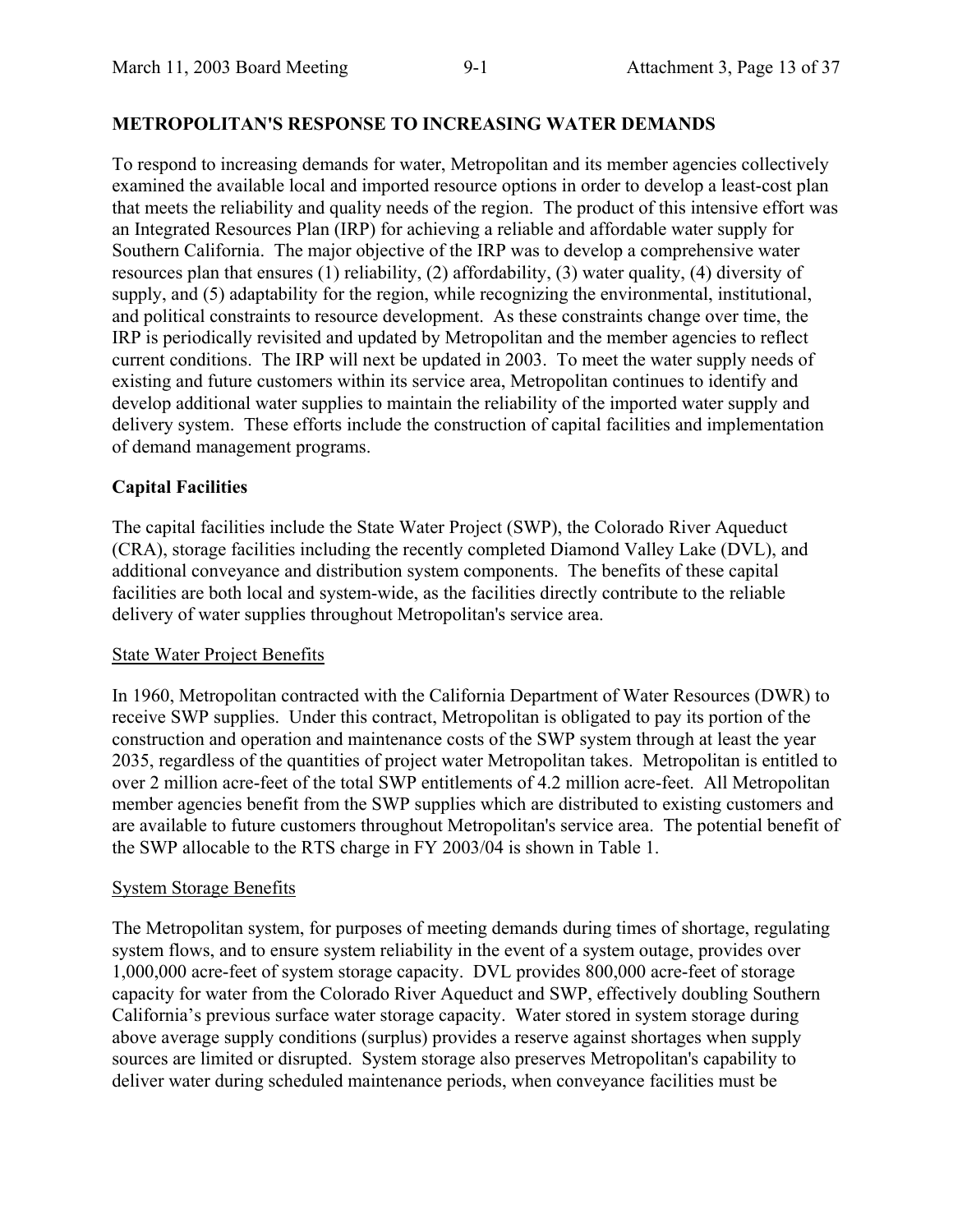**METROPOLITAN'S RESPONSE TO INCREASING WATER DEMANDS**

To respond to increasing demands for water, Metropolitan and its member agencies collectively examined the available local and imported resource options in order to develop a least-cost plan that meets the reliability and quality needs of the region. The product of this intensive effort was an Integrated Resources Plan (IRP) for achieving a reliable and affordable water supply for Southern California. The major objective of the IRP was to develop a comprehensive water resources plan that ensures (1) reliability, (2) affordability, (3) water quality, (4) diversity of supply, and (5) adaptability for the region, while recognizing the environmental, institutional, and political constraints to resource development. As these constraints change over time, the IRP is periodically revisited and updated by Metropolitan and the member agencies to reflect current conditions. The IRP will next be updated in 2003. To meet the water supply needs of existing and future customers within its service area, Metropolitan continues to identify and develop additional water supplies to maintain the reliability of the imported water supply and delivery system. These efforts include the construction of capital facilities and implementation of demand management programs.

**Capital Facilities**

The capital facilities include the State Water Project (SWP), the Colorado River Aqueduct (CRA), storage facilities including the recently completed Diamond Valley Lake (DVL), and additional conveyance and distribution system components. The benefits of these capital facilities are both local and system-wide, as the facilities directly contribute to the reliable delivery of water supplies throughout Metropolitan's service area.

<u>State Water Project Benefits</u>

In 1960, Metropolitan contracted with the California Department of Water Resources (DWR) to receive SWP supplies. Under this contract, Metropolitan is obligated to pay its portion of the construction and operation and maintenance costs of the SWP system through at least the year 2035, regardless of the quantities of project water Metropolitan takes. Metropolitan is entitled to over 2 million acre-feet of the total SWP entitlements of 4.2 million acre-feet. All Metropolitan member agencies benefit from the SWP supplies which are distributed to existing customers and are available to future customers throughout Metropolitan's service area. The potential benefit of the SWP allocable to the RTS charge in FY 2003/04 is shown in Table 1.

<u>System Storage Benefits</u>

The Metropolitan system, for purposes of meeting demands during times of shortage, regulating system flows, and to ensure system reliability in the event of a system outage, provides over 1,000,000 acre-feet of system storage capacity. DVL provides 800,000 acre-feet of storage capacity for water from the Colorado River Aqueduct and SWP, effectively doubling Southern California's previous surface water storage capacity. Water stored in system storage during above average supply conditions (surplus) provides a reserve against shortages when supply sources are limited or disrupted. System storage also preserves Metropolitan's capability to deliver water during scheduled maintenance periods, when conveyance facilities must be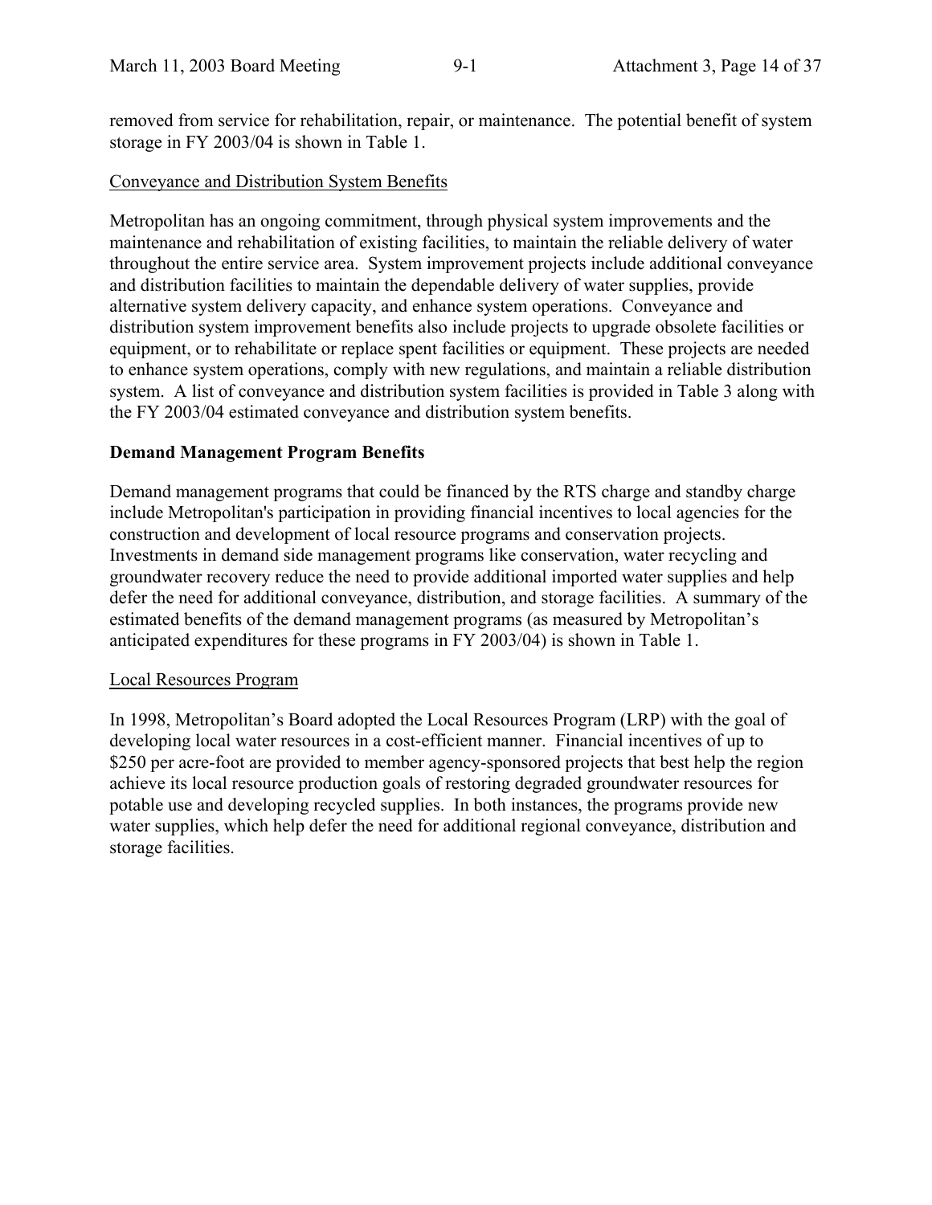removed from service for rehabilitation, repair, or maintenance. The potential benefit of system storage in FY 2003/04 is shown in Table 1.

<u>Conveyance and Distribution System Benefits</u>

Metropolitan has an ongoing commitment, through physical system improvements and the maintenance and rehabilitation of existing facilities, to maintain the reliable delivery of water throughout the entire service area. System improvement projects include additional conveyance and distribution facilities to maintain the dependable delivery of water supplies, provide alternative system delivery capacity, and enhance system operations. Conveyance and distribution system improvement benefits also include projects to upgrade obsolete facilities or equipment, or to rehabilitate or replace spent facilities or equipment. These projects are needed to enhance system operations, comply with new regulations, and maintain a reliable distribution system. A list of conveyance and distribution system facilities is provided in Table 3 along with the FY 2003/04 estimated conveyance and distribution system benefits.

**Demand Management Program Benefits**

Demand management programs that could be financed by the RTS charge and standby charge include Metropolitan's participation in providing financial incentives to local agencies for the construction and development of local resource programs and conservation projects. Investments in demand side management programs like conservation, water recycling and groundwater recovery reduce the need to provide additional imported water supplies and help defer the need for additional conveyance, distribution, and storage facilities. A summary of the estimated benefits of the demand management programs (as measured by Metropolitan's anticipated expenditures for these programs in FY 2003/04) is shown in Table 1.

<u>Local Resources Program</u>

In 1998, Metropolitan's Board adopted the Local Resources Program (LRP) with the goal of developing local water resources in a cost-efficient manner. Financial incentives of up to $250 per acre-foot are provided to member agency-sponsored projects that best help the region achieve its local resource production goals of restoring degraded groundwater resources for potable use and developing recycled supplies. In both instances, the programs provide new water supplies, which help defer the need for additional regional conveyance, distribution and storage facilities.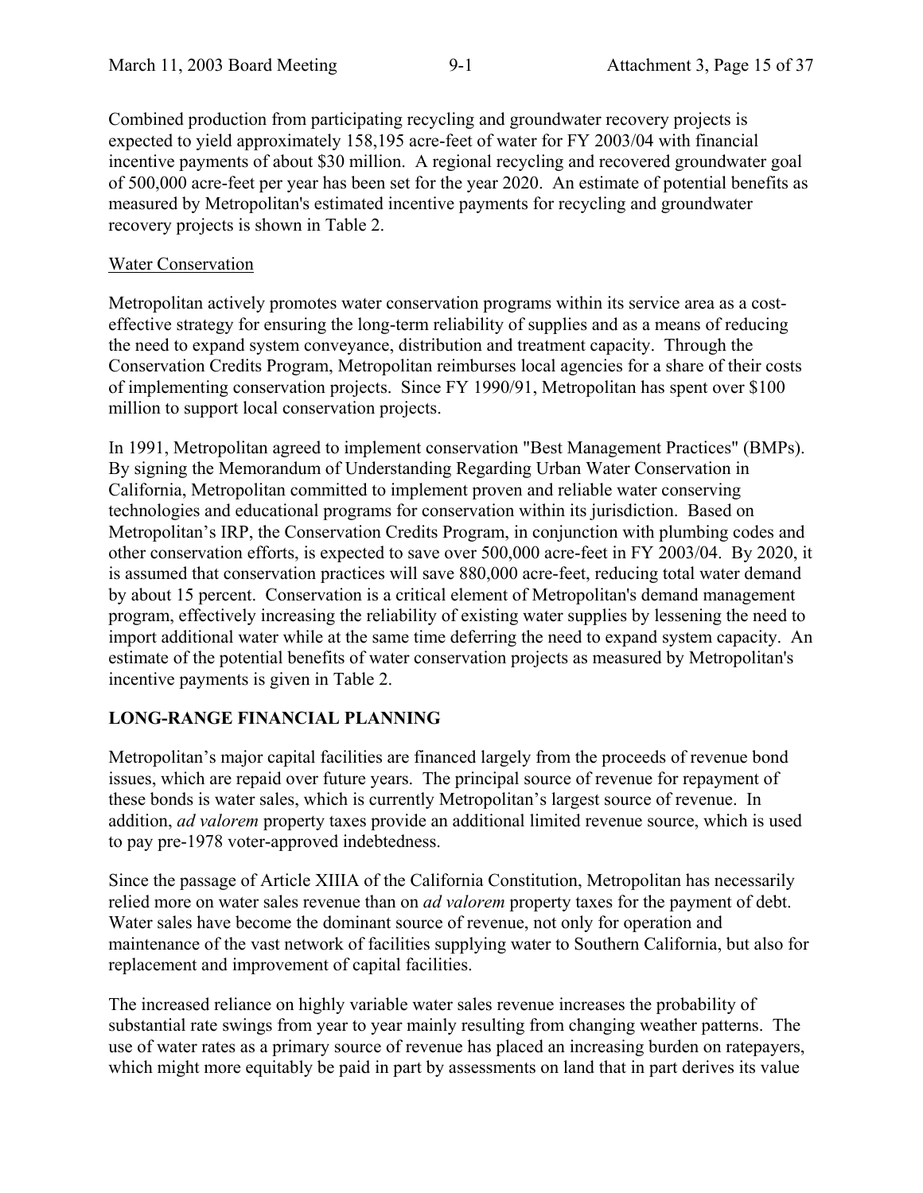Combined production from participating recycling and groundwater recovery projects is expected to yield approximately 158,195 acre-feet of water for FY 2003/04 with financial incentive payments of about $30 million. A regional recycling and recovered groundwater goal of 500,000 acre-feet per year has been set for the year 2020. An estimate of potential benefits as measured by Metropolitan's estimated incentive payments for recycling and groundwater recovery projects is shown in Table 2.

Water Conservation

Metropolitan actively promotes water conservation programs within its service area as a cost-effective strategy for ensuring the long-term reliability of supplies and as a means of reducing the need to expand system conveyance, distribution and treatment capacity. Through the Conservation Credits Program, Metropolitan reimburses local agencies for a share of their costs of implementing conservation projects. Since FY 1990/91, Metropolitan has spent over $100 million to support local conservation projects.

In 1991, Metropolitan agreed to implement conservation "Best Management Practices" (BMPs). By signing the Memorandum of Understanding Regarding Urban Water Conservation in California, Metropolitan committed to implement proven and reliable water conserving technologies and educational programs for conservation within its jurisdiction. Based on Metropolitan's IRP, the Conservation Credits Program, in conjunction with plumbing codes and other conservation efforts, is expected to save over 500,000 acre-feet in FY 2003/04. By 2020, it is assumed that conservation practices will save 880,000 acre-feet, reducing total water demand by about 15 percent. Conservation is a critical element of Metropolitan's demand management program, effectively increasing the reliability of existing water supplies by lessening the need to import additional water while at the same time deferring the need to expand system capacity. An estimate of the potential benefits of water conservation projects as measured by Metropolitan's incentive payments is given in Table 2.

## LONG-RANGE FINANCIAL PLANNING

Metropolitan's major capital facilities are financed largely from the proceeds of revenue bond issues, which are repaid over future years. The principal source of revenue for repayment of these bonds is water sales, which is currently Metropolitan's largest source of revenue. In addition, *ad valorem* property taxes provide an additional limited revenue source, which is used to pay pre-1978 voter-approved indebtedness.

Since the passage of Article XIIIA of the California Constitution, Metropolitan has necessarily relied more on water sales revenue than on *ad valorem* property taxes for the payment of debt. Water sales have become the dominant source of revenue, not only for operation and maintenance of the vast network of facilities supplying water to Southern California, but also for replacement and improvement of capital facilities.

The increased reliance on highly variable water sales revenue increases the probability of substantial rate swings from year to year mainly resulting from changing weather patterns. The use of water rates as a primary source of revenue has placed an increasing burden on ratepayers, which might more equitably be paid in part by assessments on land that in part derives its value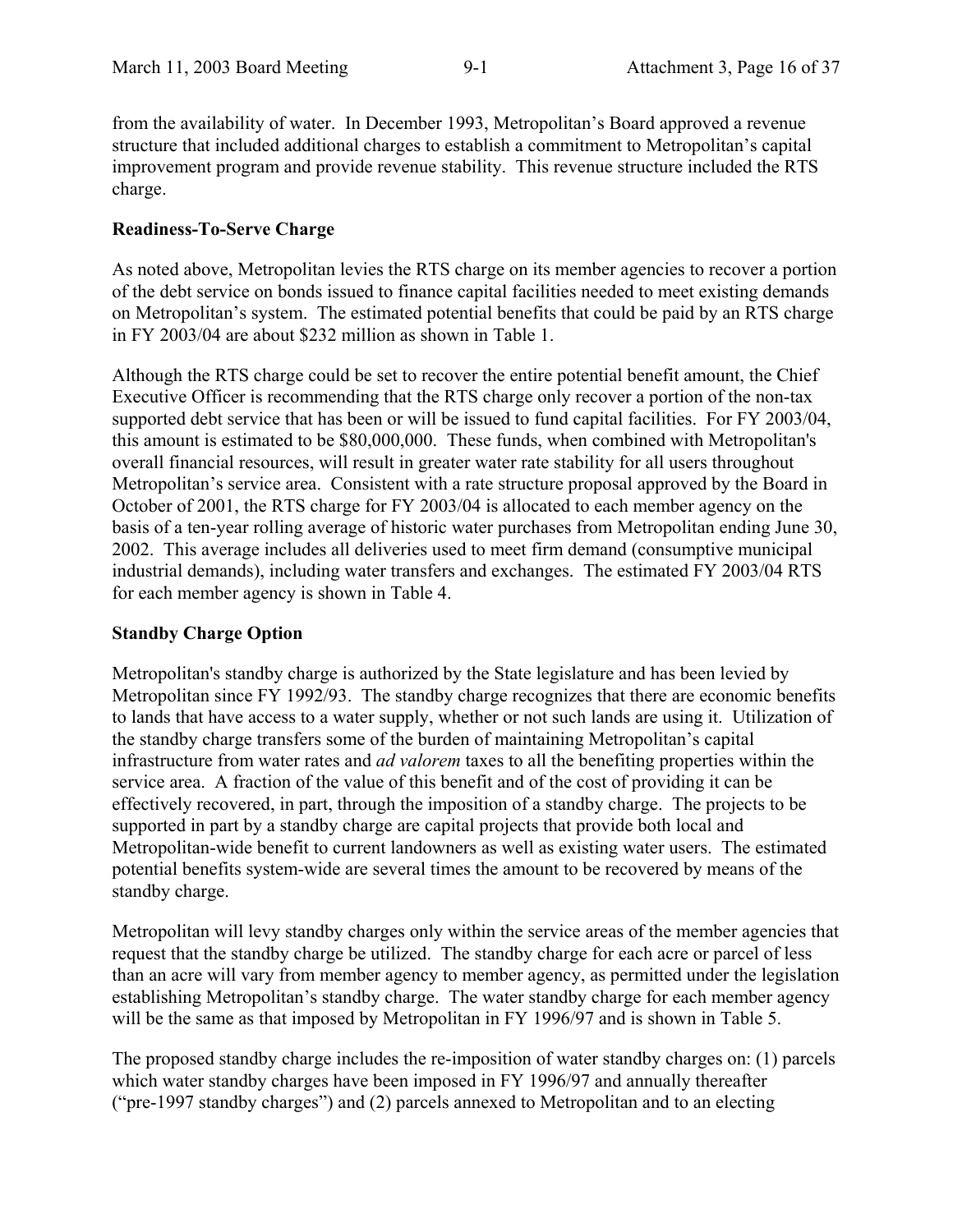from the availability of water. In December 1993, Metropolitan's Board approved a revenue structure that included additional charges to establish a commitment to Metropolitan's capital improvement program and provide revenue stability. This revenue structure included the RTS charge.

**Readiness-To-Serve Charge**

As noted above, Metropolitan levies the RTS charge on its member agencies to recover a portion of the debt service on bonds issued to finance capital facilities needed to meet existing demands on Metropolitan's system. The estimated potential benefits that could be paid by an RTS charge in FY 2003/04 are about $232 million as shown in Table 1.

Although the RTS charge could be set to recover the entire potential benefit amount, the Chief Executive Officer is recommending that the RTS charge only recover a portion of the non-tax supported debt service that has been or will be issued to fund capital facilities. For FY 2003/04, this amount is estimated to be $80,000,000. These funds, when combined with Metropolitan's overall financial resources, will result in greater water rate stability for all users throughout Metropolitan's service area. Consistent with a rate structure proposal approved by the Board in October of 2001, the RTS charge for FY 2003/04 is allocated to each member agency on the basis of a ten-year rolling average of historic water purchases from Metropolitan ending June 30, 2002. This average includes all deliveries used to meet firm demand (consumptive municipal industrial demands), including water transfers and exchanges. The estimated FY 2003/04 RTS for each member agency is shown in Table 4.

**Standby Charge Option**

Metropolitan's standby charge is authorized by the State legislature and has been levied by Metropolitan since FY 1992/93. The standby charge recognizes that there are economic benefits to lands that have access to a water supply, whether or not such lands are using it. Utilization of the standby charge transfers some of the burden of maintaining Metropolitan's capital infrastructure from water rates and *ad valorem* taxes to all the benefiting properties within the service area. A fraction of the value of this benefit and of the cost of providing it can be effectively recovered, in part, through the imposition of a standby charge. The projects to be supported in part by a standby charge are capital projects that provide both local and Metropolitan-wide benefit to current landowners as well as existing water users. The estimated potential benefits system-wide are several times the amount to be recovered by means of the standby charge.

Metropolitan will levy standby charges only within the service areas of the member agencies that request that the standby charge be utilized. The standby charge for each acre or parcel of less than an acre will vary from member agency to member agency, as permitted under the legislation establishing Metropolitan's standby charge. The water standby charge for each member agency will be the same as that imposed by Metropolitan in FY 1996/97 and is shown in Table 5.

The proposed standby charge includes the re-imposition of water standby charges on: (1) parcels which water standby charges have been imposed in FY 1996/97 and annually thereafter ("pre-1997 standby charges") and (2) parcels annexed to Metropolitan and to an electing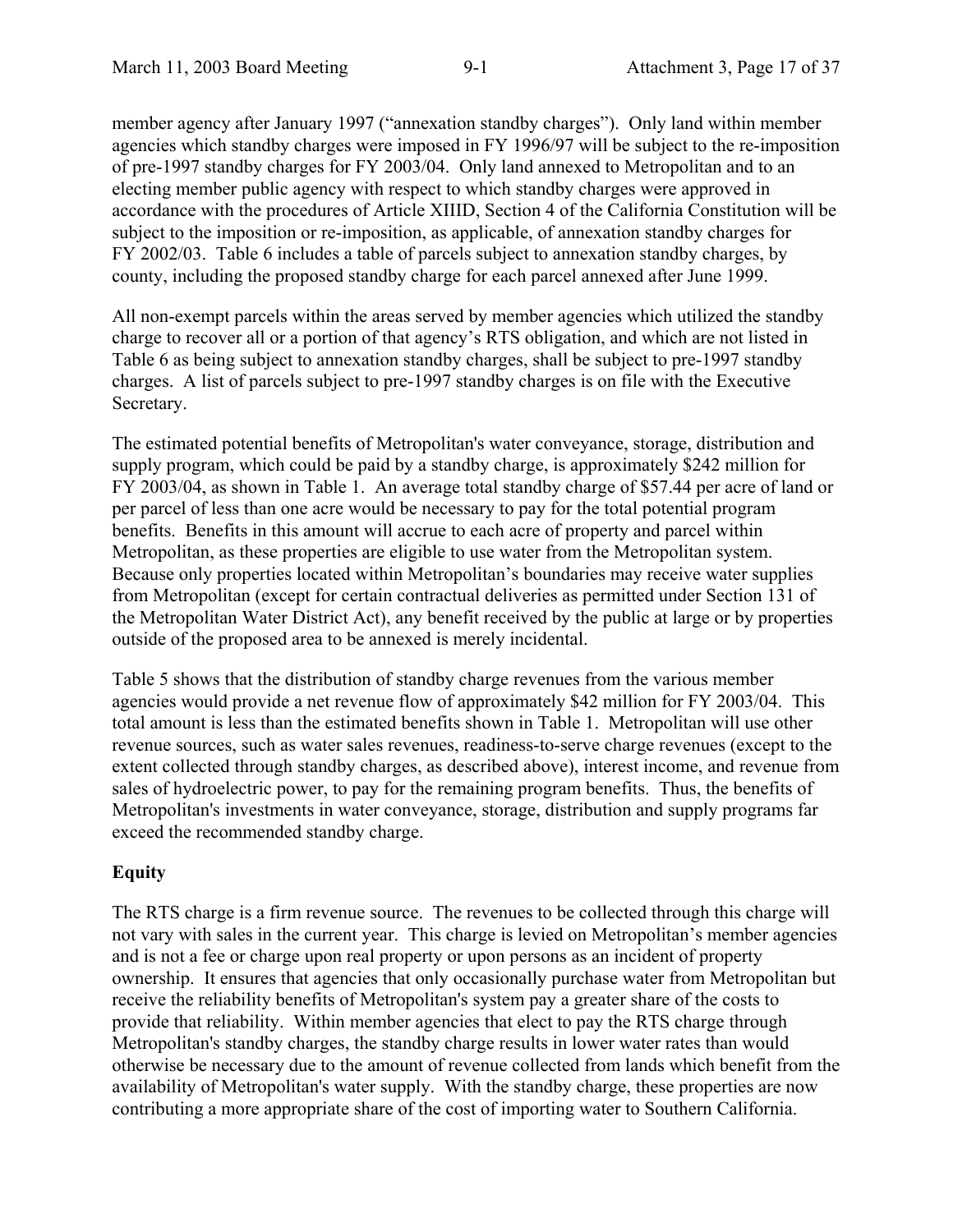member agency after January 1997 ("annexation standby charges"). Only land within member agencies which standby charges were imposed in FY 1996/97 will be subject to the re-imposition of pre-1997 standby charges for FY 2003/04. Only land annexed to Metropolitan and to an electing member public agency with respect to which standby charges were approved in accordance with the procedures of Article XIIID, Section 4 of the California Constitution will be subject to the imposition or re-imposition, as applicable, of annexation standby charges for FY 2002/03. Table 6 includes a table of parcels subject to annexation standby charges, by county, including the proposed standby charge for each parcel annexed after June 1999.

All non-exempt parcels within the areas served by member agencies which utilized the standby charge to recover all or a portion of that agency's RTS obligation, and which are not listed in Table 6 as being subject to annexation standby charges, shall be subject to pre-1997 standby charges. A list of parcels subject to pre-1997 standby charges is on file with the Executive Secretary.

The estimated potential benefits of Metropolitan's water conveyance, storage, distribution and supply program, which could be paid by a standby charge, is approximately $242 million for FY 2003/04, as shown in Table 1. An average total standby charge of $57.44 per acre of land or per parcel of less than one acre would be necessary to pay for the total potential program benefits. Benefits in this amount will accrue to each acre of property and parcel within Metropolitan, as these properties are eligible to use water from the Metropolitan system. Because only properties located within Metropolitan's boundaries may receive water supplies from Metropolitan (except for certain contractual deliveries as permitted under Section 131 of the Metropolitan Water District Act), any benefit received by the public at large or by properties outside of the proposed area to be annexed is merely incidental.

Table 5 shows that the distribution of standby charge revenues from the various member agencies would provide a net revenue flow of approximately $42 million for FY 2003/04. This total amount is less than the estimated benefits shown in Table 1. Metropolitan will use other revenue sources, such as water sales revenues, readiness-to-serve charge revenues (except to the extent collected through standby charges, as described above), interest income, and revenue from sales of hydroelectric power, to pay for the remaining program benefits. Thus, the benefits of Metropolitan's investments in water conveyance, storage, distribution and supply programs far exceed the recommended standby charge.

**Equity**

The RTS charge is a firm revenue source. The revenues to be collected through this charge will not vary with sales in the current year. This charge is levied on Metropolitan's member agencies and is not a fee or charge upon real property or upon persons as an incident of property ownership. It ensures that agencies that only occasionally purchase water from Metropolitan but receive the reliability benefits of Metropolitan's system pay a greater share of the costs to provide that reliability. Within member agencies that elect to pay the RTS charge through Metropolitan's standby charges, the standby charge results in lower water rates than would otherwise be necessary due to the amount of revenue collected from lands which benefit from the availability of Metropolitan's water supply. With the standby charge, these properties are now contributing a more appropriate share of the cost of importing water to Southern California.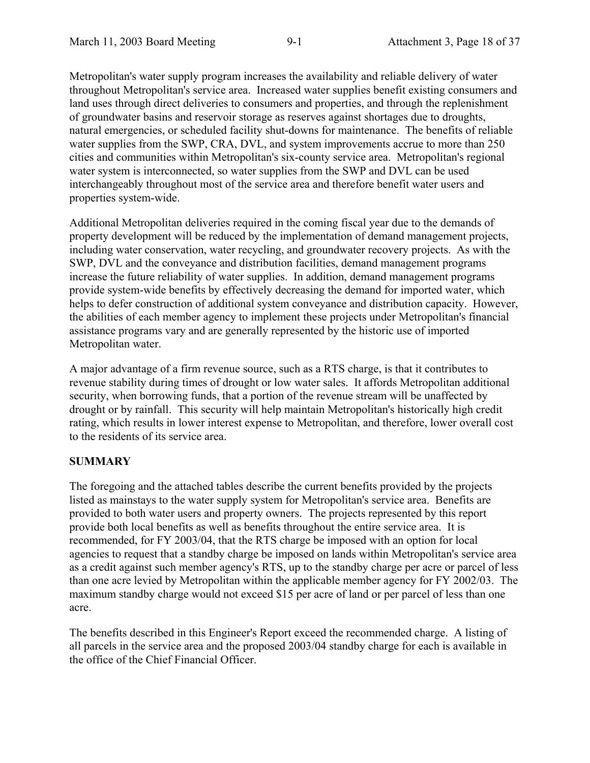Metropolitan's water supply program increases the availability and reliable delivery of water throughout Metropolitan's service area. Increased water supplies benefit existing consumers and land uses through direct deliveries to consumers and properties, and through the replenishment of groundwater basins and reservoir storage as reserves against shortages due to droughts, natural emergencies, or scheduled facility shut-downs for maintenance. The benefits of reliable water supplies from the SWP, CRA, DVL, and system improvements accrue to more than 250 cities and communities within Metropolitan's six-county service area. Metropolitan's regional water system is interconnected, so water supplies from the SWP and DVL can be used interchangeably throughout most of the service area and therefore benefit water users and properties system-wide.

Additional Metropolitan deliveries required in the coming fiscal year due to the demands of property development will be reduced by the implementation of demand management projects, including water conservation, water recycling, and groundwater recovery projects. As with the SWP, DVL and the conveyance and distribution facilities, demand management programs increase the future reliability of water supplies. In addition, demand management programs provide system-wide benefits by effectively decreasing the demand for imported water, which helps to defer construction of additional system conveyance and distribution capacity. However, the abilities of each member agency to implement these projects under Metropolitan's financial assistance programs vary and are generally represented by the historic use of imported Metropolitan water.

A major advantage of a firm revenue source, such as a RTS charge, is that it contributes to revenue stability during times of drought or low water sales. It affords Metropolitan additional security, when borrowing funds, that a portion of the revenue stream will be unaffected by drought or by rainfall. This security will help maintain Metropolitan's historically high credit rating, which results in lower interest expense to Metropolitan, and therefore, lower overall cost to the residents of its service area.

## SUMMARY

The foregoing and the attached tables describe the current benefits provided by the projects listed as mainstays to the water supply system for Metropolitan's service area. Benefits are provided to both water users and property owners. The projects represented by this report provide both local benefits as well as benefits throughout the entire service area. It is recommended, for FY 2003/04, that the RTS charge be imposed with an option for local agencies to request that a standby charge be imposed on lands within Metropolitan's service area as a credit against such member agency's RTS, up to the standby charge per acre or parcel of less than one acre levied by Metropolitan within the applicable member agency for FY 2002/03. The maximum standby charge would not exceed $15 per acre of land or per parcel of less than one acre.

The benefits described in this Engineer's Report exceed the recommended charge. A listing of all parcels in the service area and the proposed 2003/04 standby charge for each is available in the office of the Chief Financial Officer.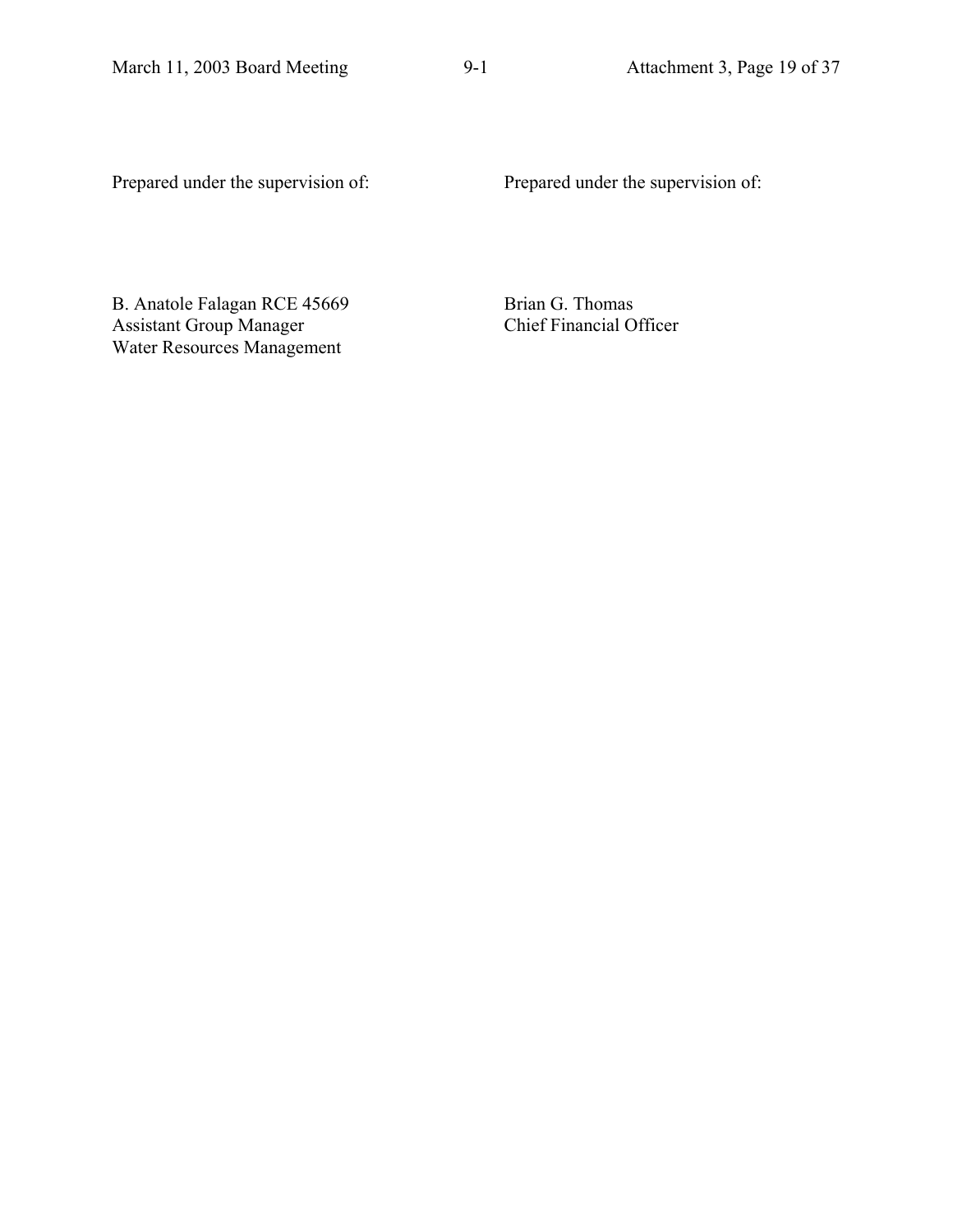Prepared under the supervision of:

B. Anatole Falagan RCE 45669
Assistant Group Manager
Water Resources Management

Prepared under the supervision of:

Brian G. Thomas
Chief Financial Officer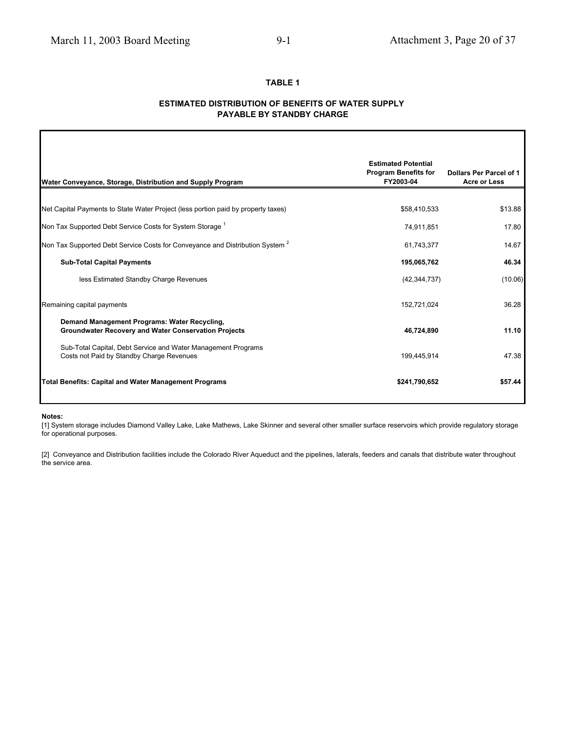**TABLE 1**

**ESTIMATED DISTRIBUTION OF BENEFITS OF WATER SUPPLY PAYABLE BY STANDBY CHARGE**

| Water Conveyance, Storage, Distribution and Supply Program | Estimated Potential Program Benefits for FY2003-04 | Dollars Per Parcel of 1 Acre or Less |
|---|---|---|
| Net Capital Payments to State Water Project (less portion paid by property taxes) | $58,410,533 | $13.88 |
| Non Tax Supported Debt Service Costs for System Storage [1] | 74,911,851 | 17.80 |
| Non Tax Supported Debt Service Costs for Conveyance and Distribution System [2] | 61,743,377 | 14.67 |
| **Sub-Total Capital Payments** | **195,065,762** | **46.34** |
| less Estimated Standby Charge Revenues | (42,344,737) | (10.06) |
| Remaining capital payments | 152,721,024 | 36.28 |
| **Demand Management Programs: Water Recycling, Groundwater Recovery and Water Conservation Projects** | **46,724,890** | **11.10** |
| Sub-Total Capital, Debt Service and Water Management Programs Costs not Paid by Standby Charge Revenues | 199,445,914 | 47.38 |
| **Total Benefits: Capital and Water Management Programs** | **$241,790,652** | **$57.44** |

**Notes:**

[1] System storage includes Diamond Valley Lake, Lake Mathews, Lake Skinner and several other smaller surface reservoirs which provide regulatory storage for operational purposes.

[2] Conveyance and Distribution facilities include the Colorado River Aqueduct and the pipelines, laterals, feeders and canals that distribute water throughout the service area.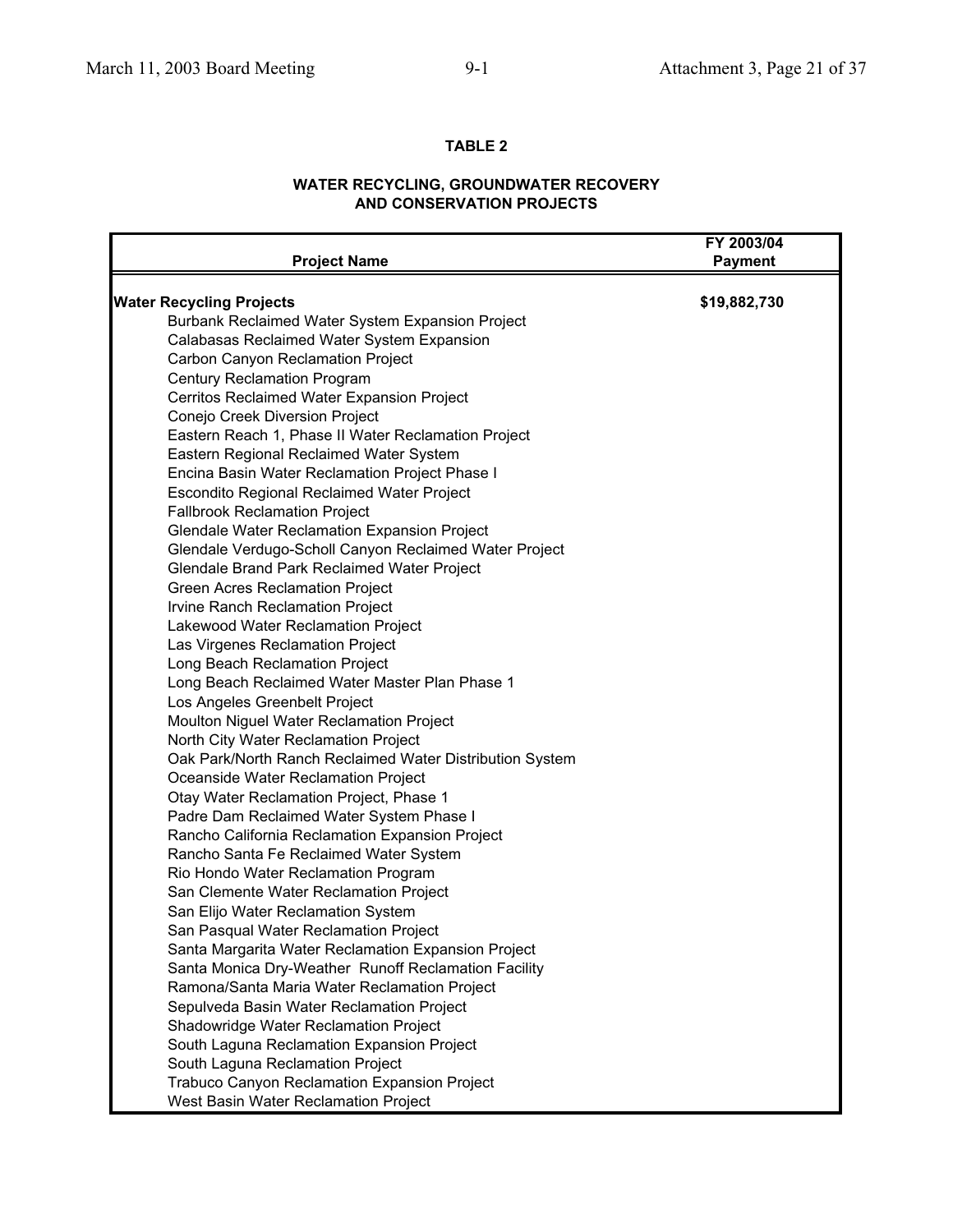**TABLE 2**

**WATER RECYCLING, GROUNDWATER RECOVERY AND CONSERVATION PROJECTS**

| Project Name | FY 2003/04 Payment |
|---|---|
| **Water Recycling Projects** | **$19,882,730** |
| Burbank Reclaimed Water System Expansion Project | |
| Calabasas Reclaimed Water System Expansion | |
| Carbon Canyon Reclamation Project | |
| Century Reclamation Program | |
| Cerritos Reclaimed Water Expansion Project | |
| Conejo Creek Diversion Project | |
| Eastern Reach 1, Phase II Water Reclamation Project | |
| Eastern Regional Reclaimed Water System | |
| Encina Basin Water Reclamation Project Phase I | |
| Escondito Regional Reclaimed Water Project | |
| Fallbrook Reclamation Project | |
| Glendale Water Reclamation Expansion Project | |
| Glendale Verdugo-Scholl Canyon Reclaimed Water Project | |
| Glendale Brand Park Reclaimed Water Project | |
| Green Acres Reclamation Project | |
| Irvine Ranch Reclamation Project | |
| Lakewood Water Reclamation Project | |
| Las Virgenes Reclamation Project | |
| Long Beach Reclamation Project | |
| Long Beach Reclaimed Water Master Plan Phase 1 | |
| Los Angeles Greenbelt Project | |
| Moulton Niguel Water Reclamation Project | |
| North City Water Reclamation Project | |
| Oak Park/North Ranch Reclaimed Water Distribution System | |
| Oceanside Water Reclamation Project | |
| Otay Water Reclamation Project, Phase 1 | |
| Padre Dam Reclaimed Water System Phase I | |
| Rancho California Reclamation Expansion Project | |
| Rancho Santa Fe Reclaimed Water System | |
| Rio Hondo Water Reclamation Program | |
| San Clemente Water Reclamation Project | |
| San Elijo Water Reclamation System | |
| San Pasqual Water Reclamation Project | |
| Santa Margarita Water Reclamation Expansion Project | |
| Santa Monica Dry-Weather Runoff Reclamation Facility | |
| Ramona/Santa Maria Water Reclamation Project | |
| Sepulveda Basin Water Reclamation Project | |
| Shadowridge Water Reclamation Project | |
| South Laguna Reclamation Expansion Project | |
| South Laguna Reclamation Project | |
| Trabuco Canyon Reclamation Expansion Project | |
| West Basin Water Reclamation Project | |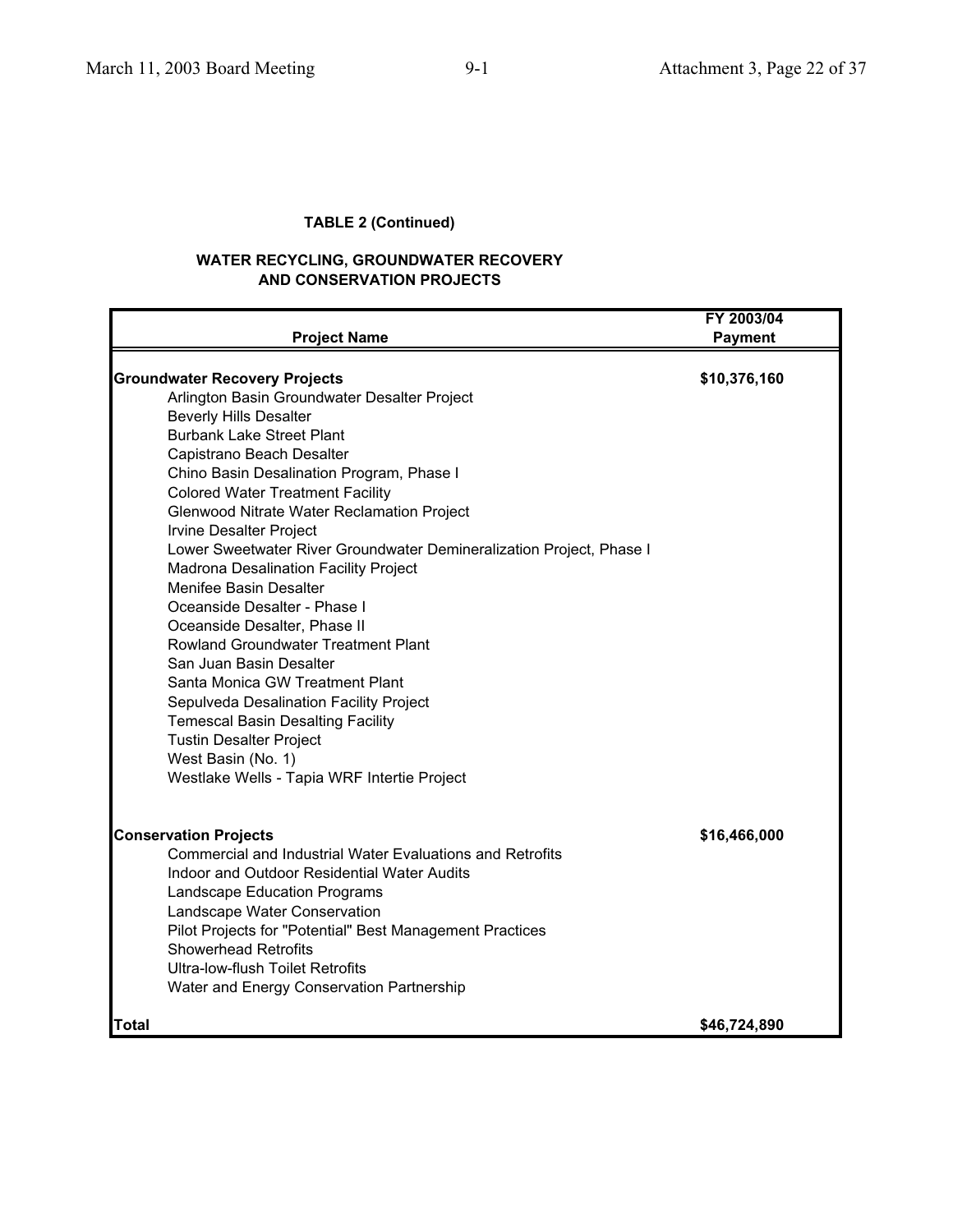**TABLE 2 (Continued)**

**WATER RECYCLING, GROUNDWATER RECOVERY AND CONSERVATION PROJECTS**

| Project Name | FY 2003/04 Payment |
|---|---|
| **Groundwater Recovery Projects** | **$10,376,160** |
| Arlington Basin Groundwater Desalter Project | |
| Beverly Hills Desalter | |
| Burbank Lake Street Plant | |
| Capistrano Beach Desalter | |
| Chino Basin Desalination Program, Phase I | |
| Colored Water Treatment Facility | |
| Glenwood Nitrate Water Reclamation Project | |
| Irvine Desalter Project | |
| Lower Sweetwater River Groundwater Demineralization Project, Phase I | |
| Madrona Desalination Facility Project | |
| Menifee Basin Desalter | |
| Oceanside Desalter - Phase I | |
| Oceanside Desalter, Phase II | |
| Rowland Groundwater Treatment Plant | |
| San Juan Basin Desalter | |
| Santa Monica GW Treatment Plant | |
| Sepulveda Desalination Facility Project | |
| Temescal Basin Desalting Facility | |
| Tustin Desalter Project | |
| West Basin (No. 1) | |
| Westlake Wells - Tapia WRF Intertie Project | |
| **Conservation Projects** | **$16,466,000** |
| Commercial and Industrial Water Evaluations and Retrofits | |
| Indoor and Outdoor Residential Water Audits | |
| Landscape Education Programs | |
| Landscape Water Conservation | |
| Pilot Projects for "Potential" Best Management Practices | |
| Showerhead Retrofits | |
| Ultra-low-flush Toilet Retrofits | |
| Water and Energy Conservation Partnership | |
| **Total** | **$46,724,890** |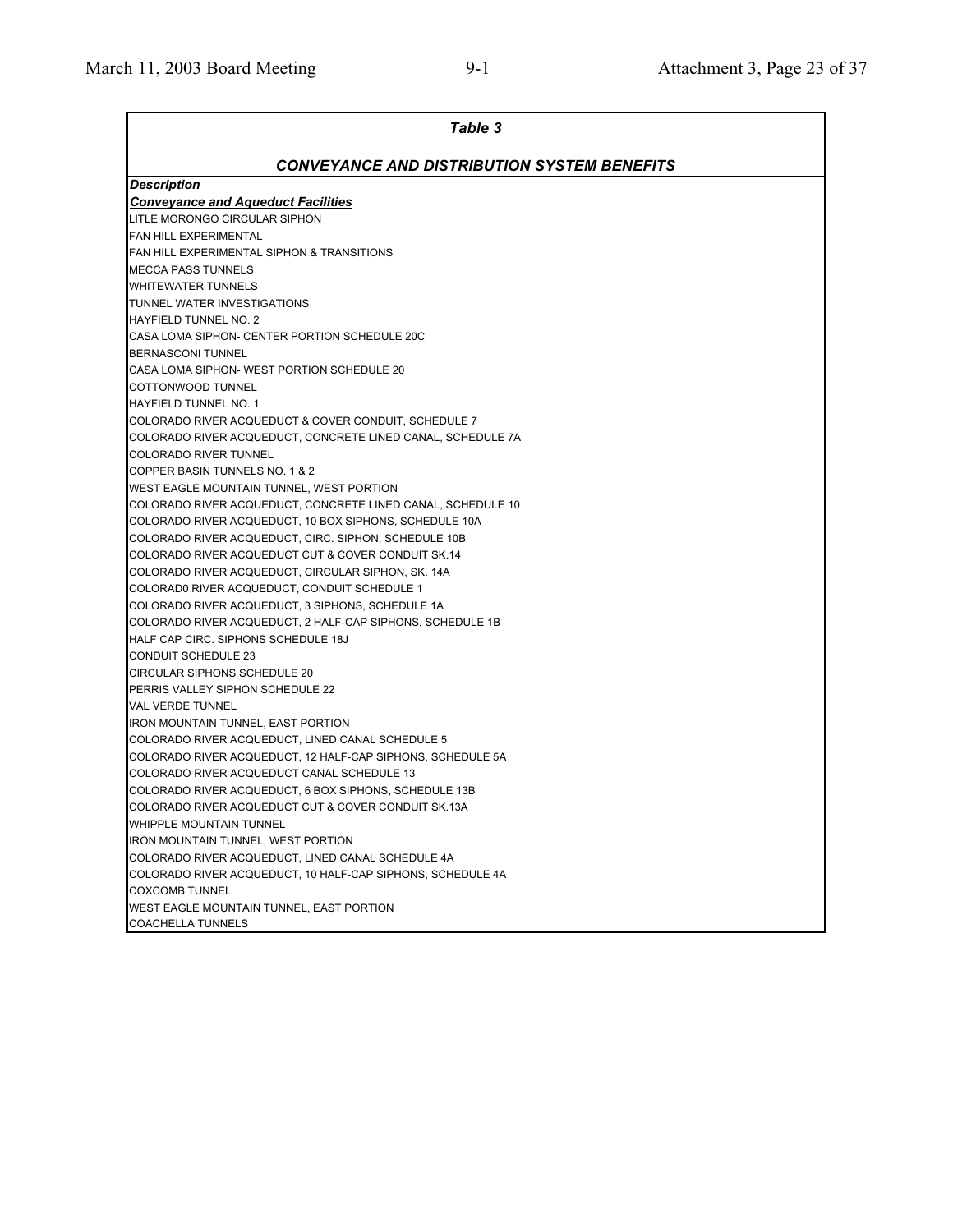## *Table 3*

### *CONVEYANCE AND DISTRIBUTION SYSTEM BENEFITS*

| *Description* |
|---|
| ***Conveyance and Aqueduct Facilities*** |
| LITLE MORONGO CIRCULAR SIPHON |
| FAN HILL EXPERIMENTAL |
| FAN HILL EXPERIMENTAL SIPHON & TRANSITIONS |
| MECCA PASS TUNNELS |
| WHITEWATER TUNNELS |
| TUNNEL WATER INVESTIGATIONS |
| HAYFIELD TUNNEL NO. 2 |
| CASA LOMA SIPHON- CENTER PORTION SCHEDULE 20C |
| BERNASCONI TUNNEL |
| CASA LOMA SIPHON- WEST PORTION SCHEDULE 20 |
| COTTONWOOD TUNNEL |
| HAYFIELD TUNNEL NO. 1 |
| COLORADO RIVER ACQUEDUCT & COVER CONDUIT, SCHEDULE 7 |
| COLORADO RIVER ACQUEDUCT, CONCRETE LINED CANAL, SCHEDULE 7A |
| COLORADO RIVER TUNNEL |
| COPPER BASIN TUNNELS NO. 1 & 2 |
| WEST EAGLE MOUNTAIN TUNNEL, WEST PORTION |
| COLORADO RIVER ACQUEDUCT, CONCRETE LINED CANAL, SCHEDULE 10 |
| COLORADO RIVER ACQUEDUCT, 10 BOX SIPHONS, SCHEDULE 10A |
| COLORADO RIVER ACQUEDUCT, CIRC. SIPHON, SCHEDULE 10B |
| COLORADO RIVER ACQUEDUCT CUT & COVER CONDUIT SK.14 |
| COLORADO RIVER ACQUEDUCT, CIRCULAR SIPHON, SK. 14A |
| COLORAD0 RIVER ACQUEDUCT, CONDUIT SCHEDULE 1 |
| COLORADO RIVER ACQUEDUCT, 3 SIPHONS, SCHEDULE 1A |
| COLORADO RIVER ACQUEDUCT, 2 HALF-CAP SIPHONS, SCHEDULE 1B |
| HALF CAP CIRC. SIPHONS SCHEDULE 18J |
| CONDUIT SCHEDULE 23 |
| CIRCULAR SIPHONS SCHEDULE 20 |
| PERRIS VALLEY SIPHON SCHEDULE 22 |
| VAL VERDE TUNNEL |
| IRON MOUNTAIN TUNNEL, EAST PORTION |
| COLORADO RIVER ACQUEDUCT, LINED CANAL SCHEDULE 5 |
| COLORADO RIVER ACQUEDUCT, 12 HALF-CAP SIPHONS, SCHEDULE 5A |
| COLORADO RIVER ACQUEDUCT CANAL SCHEDULE 13 |
| COLORADO RIVER ACQUEDUCT, 6 BOX SIPHONS, SCHEDULE 13B |
| COLORADO RIVER ACQUEDUCT CUT & COVER CONDUIT SK.13A |
| WHIPPLE MOUNTAIN TUNNEL |
| IRON MOUNTAIN TUNNEL, WEST PORTION |
| COLORADO RIVER ACQUEDUCT, LINED CANAL SCHEDULE 4A |
| COLORADO RIVER ACQUEDUCT, 10 HALF-CAP SIPHONS, SCHEDULE 4A |
| COXCOMB TUNNEL |
| WEST EAGLE MOUNTAIN TUNNEL, EAST PORTION |
| COACHELLA TUNNELS |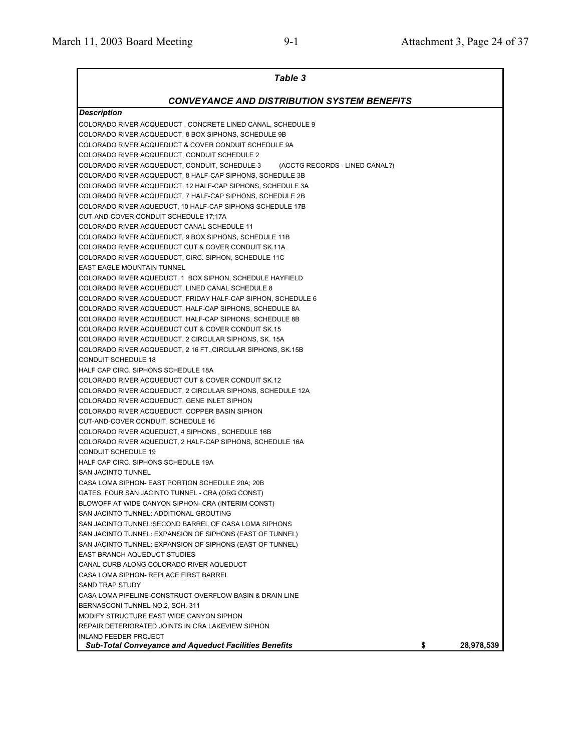| *Table 3* | |
|---|---|
| ***CONVEYANCE AND DISTRIBUTION SYSTEM BENEFITS*** | |
| ***Description*** | |
| COLORADO RIVER ACQUEDUCT , CONCRETE LINED CANAL, SCHEDULE 9 | |
| COLORADO RIVER ACQUEDUCT, 8 BOX SIPHONS, SCHEDULE 9B | |
| COLORADO RIVER ACQUEDUCT & COVER CONDUIT SCHEDULE 9A | |
| COLORADO RIVER ACQUEDUCT, CONDUIT SCHEDULE 2 | |
| COLORADO RIVER ACQUEDUCT, CONDUIT, SCHEDULE 3 (ACCTG RECORDS - LINED CANAL?) | |
| COLORADO RIVER ACQUEDUCT, 8 HALF-CAP SIPHONS, SCHEDULE 3B | |
| COLORADO RIVER ACQUEDUCT, 12 HALF-CAP SIPHONS, SCHEDULE 3A | |
| COLORADO RIVER ACQUEDUCT, 7 HALF-CAP SIPHONS, SCHEDULE 2B | |
| COLORADO RIVER AQUEDUCT, 10 HALF-CAP SIPHONS SCHEDULE 17B | |
| CUT-AND-COVER CONDUIT SCHEDULE 17;17A | |
| COLORADO RIVER ACQUEDUCT CANAL SCHEDULE 11 | |
| COLORADO RIVER ACQUEDUCT, 9 BOX SIPHONS, SCHEDULE 11B | |
| COLORADO RIVER ACQUEDUCT CUT & COVER CONDUIT SK.11A | |
| COLORADO RIVER ACQUEDUCT, CIRC. SIPHON, SCHEDULE 11C | |
| EAST EAGLE MOUNTAIN TUNNEL | |
| COLORADO RIVER AQUEDUCT, 1 BOX SIPHON, SCHEDULE HAYFIELD | |
| COLORADO RIVER ACQUEDUCT, LINED CANAL SCHEDULE 8 | |
| COLORADO RIVER ACQUEDUCT, FRIDAY HALF-CAP SIPHON, SCHEDULE 6 | |
| COLORADO RIVER ACQUEDUCT, HALF-CAP SIPHONS, SCHEDULE 8A | |
| COLORADO RIVER ACQUEDUCT, HALF-CAP SIPHONS, SCHEDULE 8B | |
| COLORADO RIVER ACQUEDUCT CUT & COVER CONDUIT SK.15 | |
| COLORADO RIVER ACQUEDUCT, 2 CIRCULAR SIPHONS, SK. 15A | |
| COLORADO RIVER ACQUEDUCT, 2 16 FT.,CIRCULAR SIPHONS, SK.15B | |
| CONDUIT SCHEDULE 18 | |
| HALF CAP CIRC. SIPHONS SCHEDULE 18A | |
| COLORADO RIVER ACQUEDUCT CUT & COVER CONDUIT SK.12 | |
| COLORADO RIVER ACQUEDUCT, 2 CIRCULAR SIPHONS, SCHEDULE 12A | |
| COLORADO RIVER ACQUEDUCT, GENE INLET SIPHON | |
| COLORADO RIVER ACQUEDUCT, COPPER BASIN SIPHON | |
| CUT-AND-COVER CONDUIT, SCHEDULE 16 | |
| COLORADO RIVER AQUEDUCT, 4 SIPHONS , SCHEDULE 16B | |
| COLORADO RIVER AQUEDUCT, 2 HALF-CAP SIPHONS, SCHEDULE 16A | |
| CONDUIT SCHEDULE 19 | |
| HALF CAP CIRC. SIPHONS SCHEDULE 19A | |
| SAN JACINTO TUNNEL | |
| CASA LOMA SIPHON- EAST PORTION SCHEDULE 20A; 20B | |
| GATES, FOUR SAN JACINTO TUNNEL - CRA (ORG CONST) | |
| BLOWOFF AT WIDE CANYON SIPHON- CRA (INTERIM CONST) | |
| SAN JACINTO TUNNEL: ADDITIONAL GROUTING | |
| SAN JACINTO TUNNEL:SECOND BARREL OF CASA LOMA SIPHONS | |
| SAN JACINTO TUNNEL: EXPANSION OF SIPHONS (EAST OF TUNNEL) | |
| SAN JACINTO TUNNEL: EXPANSION OF SIPHONS (EAST OF TUNNEL) | |
| EAST BRANCH AQUEDUCT STUDIES | |
| CANAL CURB ALONG COLORADO RIVER AQUEDUCT | |
| CASA LOMA SIPHON- REPLACE FIRST BARREL | |
| SAND TRAP STUDY | |
| CASA LOMA PIPELINE-CONSTRUCT OVERFLOW BASIN & DRAIN LINE | |
| BERNASCONI TUNNEL NO.2, SCH. 311 | |
| MODIFY STRUCTURE EAST WIDE CANYON SIPHON | |
| REPAIR DETERIORATED JOINTS IN CRA LAKEVIEW SIPHON | |
| INLAND FEEDER PROJECT | |
| ***Sub-Total Conveyance and Aqueduct Facilities Benefits*** | **$ 28,978,539** |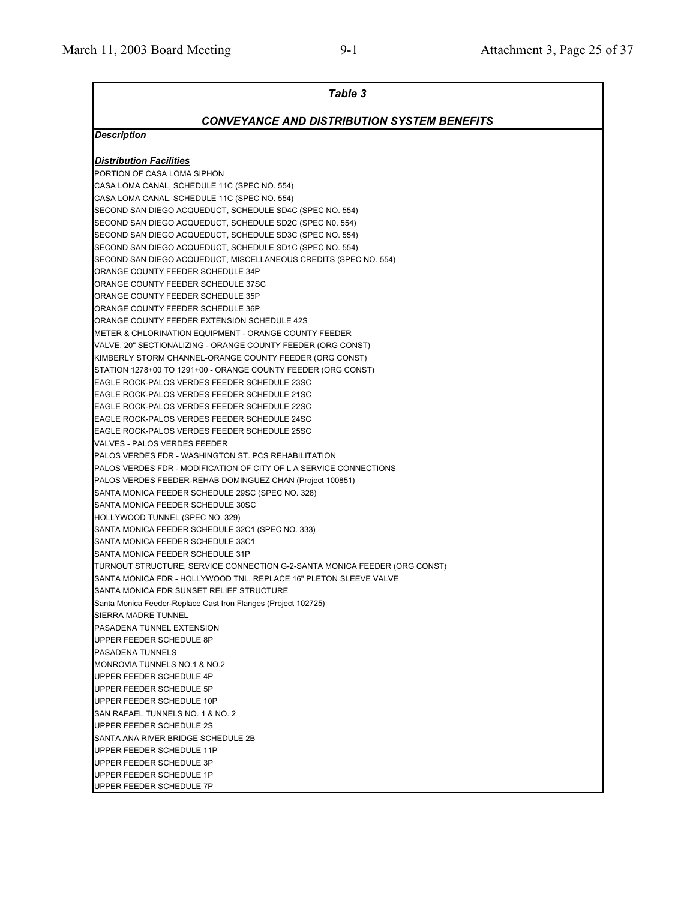| *Table 3* |
| --- |
| ***CONVEYANCE AND DISTRIBUTION SYSTEM BENEFITS*** |
| ***Description*** |
| |
| ***Distribution Facilities*** |
| PORTION OF CASA LOMA SIPHON |
| CASA LOMA CANAL, SCHEDULE 11C (SPEC NO. 554) |
| CASA LOMA CANAL, SCHEDULE 11C (SPEC NO. 554) |
| SECOND SAN DIEGO ACQUEDUCT, SCHEDULE SD4C (SPEC NO. 554) |
| SECOND SAN DIEGO ACQUEDUCT, SCHEDULE SD2C (SPEC N0. 554) |
| SECOND SAN DIEGO ACQUEDUCT, SCHEDULE SD3C (SPEC NO. 554) |
| SECOND SAN DIEGO ACQUEDUCT, SCHEDULE SD1C (SPEC NO. 554) |
| SECOND SAN DIEGO ACQUEDUCT, MISCELLANEOUS CREDITS (SPEC NO. 554) |
| ORANGE COUNTY FEEDER SCHEDULE 34P |
| ORANGE COUNTY FEEDER SCHEDULE 37SC |
| ORANGE COUNTY FEEDER SCHEDULE 35P |
| ORANGE COUNTY FEEDER SCHEDULE 36P |
| ORANGE COUNTY FEEDER EXTENSION SCHEDULE 42S |
| METER & CHLORINATION EQUIPMENT - ORANGE COUNTY FEEDER |
| VALVE, 20" SECTIONALIZING - ORANGE COUNTY FEEDER (ORG CONST) |
| KIMBERLY STORM CHANNEL-ORANGE COUNTY FEEDER (ORG CONST) |
| STATION 1278+00 TO 1291+00 - ORANGE COUNTY FEEDER (ORG CONST) |
| EAGLE ROCK-PALOS VERDES FEEDER SCHEDULE 23SC |
| EAGLE ROCK-PALOS VERDES FEEDER SCHEDULE 21SC |
| EAGLE ROCK-PALOS VERDES FEEDER SCHEDULE 22SC |
| EAGLE ROCK-PALOS VERDES FEEDER SCHEDULE 24SC |
| EAGLE ROCK-PALOS VERDES FEEDER SCHEDULE 25SC |
| VALVES - PALOS VERDES FEEDER |
| PALOS VERDES FDR - WASHINGTON ST. PCS REHABILITATION |
| PALOS VERDES FDR - MODIFICATION OF CITY OF L A SERVICE CONNECTIONS |
| PALOS VERDES FEEDER-REHAB DOMINGUEZ CHAN (Project 100851) |
| SANTA MONICA FEEDER SCHEDULE 29SC (SPEC NO. 328) |
| SANTA MONICA FEEDER SCHEDULE 30SC |
| HOLLYWOOD TUNNEL (SPEC NO. 329) |
| SANTA MONICA FEEDER SCHEDULE 32C1 (SPEC NO. 333) |
| SANTA MONICA FEEDER SCHEDULE 33C1 |
| SANTA MONICA FEEDER SCHEDULE 31P |
| TURNOUT STRUCTURE, SERVICE CONNECTION G-2-SANTA MONICA FEEDER (ORG CONST) |
| SANTA MONICA FDR - HOLLYWOOD TNL. REPLACE 16" PLETON SLEEVE VALVE |
| SANTA MONICA FDR SUNSET RELIEF STRUCTURE |
| Santa Monica Feeder-Replace Cast Iron Flanges (Project 102725) |
| SIERRA MADRE TUNNEL |
| PASADENA TUNNEL EXTENSION |
| UPPER FEEDER SCHEDULE 8P |
| PASADENA TUNNELS |
| MONROVIA TUNNELS NO.1 & NO.2 |
| UPPER FEEDER SCHEDULE 4P |
| UPPER FEEDER SCHEDULE 5P |
| UPPER FEEDER SCHEDULE 10P |
| SAN RAFAEL TUNNELS NO. 1 & NO. 2 |
| UPPER FEEDER SCHEDULE 2S |
| SANTA ANA RIVER BRIDGE SCHEDULE 2B |
| UPPER FEEDER SCHEDULE 11P |
| UPPER FEEDER SCHEDULE 3P |
| UPPER FEEDER SCHEDULE 1P |
| UPPER FEEDER SCHEDULE 7P |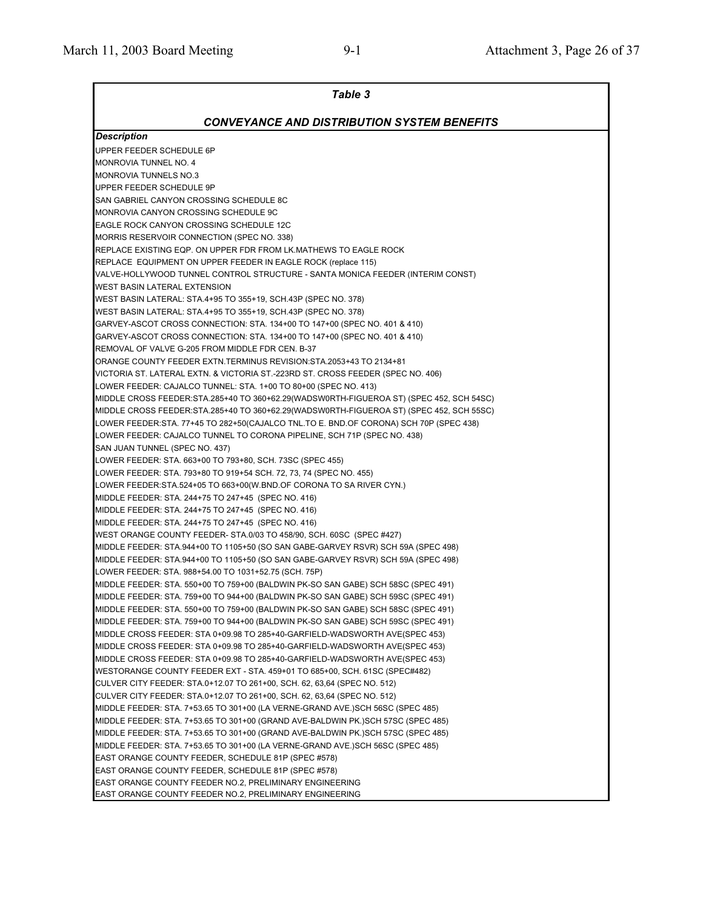**Table 3**

***CONVEYANCE AND DISTRIBUTION SYSTEM BENEFITS***

| *Description* |
|---|
| UPPER FEEDER SCHEDULE 6P |
| MONROVIA TUNNEL NO. 4 |
| MONROVIA TUNNELS NO.3 |
| UPPER FEEDER SCHEDULE 9P |
| SAN GABRIEL CANYON CROSSING SCHEDULE 8C |
| MONROVIA CANYON CROSSING SCHEDULE 9C |
| EAGLE ROCK CANYON CROSSING SCHEDULE 12C |
| MORRIS RESERVOIR CONNECTION (SPEC NO. 338) |
| REPLACE EXISTING EQP. ON UPPER FDR FROM LK.MATHEWS TO EAGLE ROCK |
| REPLACE EQUIPMENT ON UPPER FEEDER IN EAGLE ROCK (replace 115) |
| VALVE-HOLLYWOOD TUNNEL CONTROL STRUCTURE - SANTA MONICA FEEDER (INTERIM CONST) |
| WEST BASIN LATERAL EXTENSION |
| WEST BASIN LATERAL: STA.4+95 TO 355+19, SCH.43P (SPEC NO. 378) |
| WEST BASIN LATERAL: STA.4+95 TO 355+19, SCH.43P (SPEC NO. 378) |
| GARVEY-ASCOT CROSS CONNECTION: STA. 134+00 TO 147+00 (SPEC NO. 401 & 410) |
| GARVEY-ASCOT CROSS CONNECTION: STA. 134+00 TO 147+00 (SPEC NO. 401 & 410) |
| REMOVAL OF VALVE G-205 FROM MIDDLE FDR CEN. B-37 |
| ORANGE COUNTY FEEDER EXTN.TERMINUS REVISION:STA.2053+43 TO 2134+81 |
| VICTORIA ST. LATERAL EXTN. & VICTORIA ST.-223RD ST. CROSS FEEDER (SPEC NO. 406) |
| LOWER FEEDER: CAJALCO TUNNEL: STA. 1+00 TO 80+00 (SPEC NO. 413) |
| MIDDLE CROSS FEEDER:STA.285+40 TO 360+62.29(WADSW0RTH-FIGUEROA ST) (SPEC 452, SCH 54SC) |
| MIDDLE CROSS FEEDER:STA.285+40 TO 360+62.29(WADSW0RTH-FIGUEROA ST) (SPEC 452, SCH 55SC) |
| LOWER FEEDER:STA. 77+45 TO 282+50(CAJALCO TNL.TO E. BND.OF CORONA) SCH 70P (SPEC 438) |
| LOWER FEEDER: CAJALCO TUNNEL TO CORONA PIPELINE, SCH 71P (SPEC NO. 438) |
| SAN JUAN TUNNEL (SPEC NO. 437) |
| LOWER FEEDER: STA. 663+00 TO 793+80, SCH. 73SC (SPEC 455) |
| LOWER FEEDER: STA. 793+80 TO 919+54 SCH. 72, 73, 74 (SPEC NO. 455) |
| LOWER FEEDER:STA.524+05 TO 663+00(W.BND.OF CORONA TO SA RIVER CYN.) |
| MIDDLE FEEDER: STA. 244+75 TO 247+45 (SPEC NO. 416) |
| MIDDLE FEEDER: STA. 244+75 TO 247+45 (SPEC NO. 416) |
| MIDDLE FEEDER: STA. 244+75 TO 247+45 (SPEC NO. 416) |
| WEST ORANGE COUNTY FEEDER- STA.0/03 TO 458/90, SCH. 60SC (SPEC #427) |
| MIDDLE FEEDER: STA.944+00 TO 1105+50 (SO SAN GABE-GARVEY RSVR) SCH 59A (SPEC 498) |
| MIDDLE FEEDER: STA.944+00 TO 1105+50 (SO SAN GABE-GARVEY RSVR) SCH 59A (SPEC 498) |
| LOWER FEEDER: STA. 988+54.00 TO 1031+52.75 (SCH. 75P) |
| MIDDLE FEEDER: STA. 550+00 TO 759+00 (BALDWIN PK-SO SAN GABE) SCH 58SC (SPEC 491) |
| MIDDLE FEEDER: STA. 759+00 TO 944+00 (BALDWIN PK-SO SAN GABE) SCH 59SC (SPEC 491) |
| MIDDLE FEEDER: STA. 550+00 TO 759+00 (BALDWIN PK-SO SAN GABE) SCH 58SC (SPEC 491) |
| MIDDLE FEEDER: STA. 759+00 TO 944+00 (BALDWIN PK-SO SAN GABE) SCH 59SC (SPEC 491) |
| MIDDLE CROSS FEEDER: STA 0+09.98 TO 285+40-GARFIELD-WADSWORTH AVE(SPEC 453) |
| MIDDLE CROSS FEEDER: STA 0+09.98 TO 285+40-GARFIELD-WADSWORTH AVE(SPEC 453) |
| MIDDLE CROSS FEEDER: STA 0+09.98 TO 285+40-GARFIELD-WADSWORTH AVE(SPEC 453) |
| WESTORANGE COUNTY FEEDER EXT - STA. 459+01 TO 685+00, SCH. 61SC (SPEC#482) |
| CULVER CITY FEEDER: STA.0+12.07 TO 261+00, SCH. 62, 63,64 (SPEC NO. 512) |
| CULVER CITY FEEDER: STA.0+12.07 TO 261+00, SCH. 62, 63,64 (SPEC NO. 512) |
| MIDDLE FEEDER: STA. 7+53.65 TO 301+00 (LA VERNE-GRAND AVE.)SCH 56SC (SPEC 485) |
| MIDDLE FEEDER: STA. 7+53.65 TO 301+00 (GRAND AVE-BALDWIN PK.)SCH 57SC (SPEC 485) |
| MIDDLE FEEDER: STA. 7+53.65 TO 301+00 (GRAND AVE-BALDWIN PK.)SCH 57SC (SPEC 485) |
| MIDDLE FEEDER: STA. 7+53.65 TO 301+00 (LA VERNE-GRAND AVE.)SCH 56SC (SPEC 485) |
| EAST ORANGE COUNTY FEEDER, SCHEDULE 81P (SPEC #578) |
| EAST ORANGE COUNTY FEEDER, SCHEDULE 81P (SPEC #578) |
| EAST ORANGE COUNTY FEEDER NO.2, PRELIMINARY ENGINEERING |
| EAST ORANGE COUNTY FEEDER NO.2, PRELIMINARY ENGINEERING |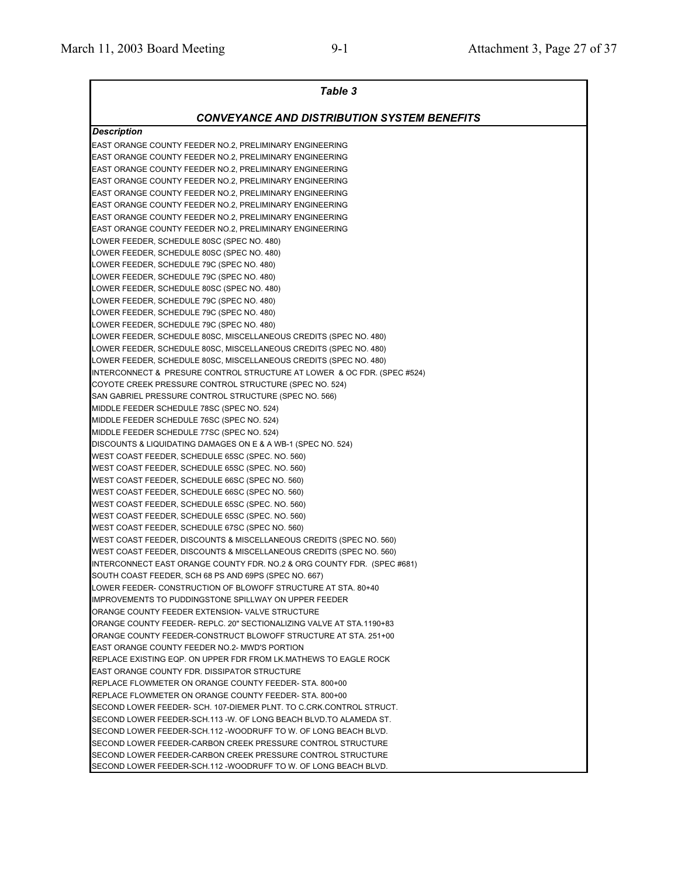## Table 3

### CONVEYANCE AND DISTRIBUTION SYSTEM BENEFITS

| *Description* |
|---|
| EAST ORANGE COUNTY FEEDER NO.2, PRELIMINARY ENGINEERING |
| EAST ORANGE COUNTY FEEDER NO.2, PRELIMINARY ENGINEERING |
| EAST ORANGE COUNTY FEEDER NO.2, PRELIMINARY ENGINEERING |
| EAST ORANGE COUNTY FEEDER NO.2, PRELIMINARY ENGINEERING |
| EAST ORANGE COUNTY FEEDER NO.2, PRELIMINARY ENGINEERING |
| EAST ORANGE COUNTY FEEDER NO.2, PRELIMINARY ENGINEERING |
| EAST ORANGE COUNTY FEEDER NO.2, PRELIMINARY ENGINEERING |
| EAST ORANGE COUNTY FEEDER NO.2, PRELIMINARY ENGINEERING |
| LOWER FEEDER, SCHEDULE 80SC (SPEC NO. 480) |
| LOWER FEEDER, SCHEDULE 80SC (SPEC NO. 480) |
| LOWER FEEDER, SCHEDULE 79C (SPEC NO. 480) |
| LOWER FEEDER, SCHEDULE 79C (SPEC NO. 480) |
| LOWER FEEDER, SCHEDULE 80SC (SPEC NO. 480) |
| LOWER FEEDER, SCHEDULE 79C (SPEC NO. 480) |
| LOWER FEEDER, SCHEDULE 79C (SPEC NO. 480) |
| LOWER FEEDER, SCHEDULE 79C (SPEC NO. 480) |
| LOWER FEEDER, SCHEDULE 80SC, MISCELLANEOUS CREDITS (SPEC NO. 480) |
| LOWER FEEDER, SCHEDULE 80SC, MISCELLANEOUS CREDITS (SPEC NO. 480) |
| LOWER FEEDER, SCHEDULE 80SC, MISCELLANEOUS CREDITS (SPEC NO. 480) |
| INTERCONNECT & PRESURE CONTROL STRUCTURE AT LOWER & OC FDR. (SPEC #524) |
| COYOTE CREEK PRESSURE CONTROL STRUCTURE (SPEC NO. 524) |
| SAN GABRIEL PRESSURE CONTROL STRUCTURE (SPEC NO. 566) |
| MIDDLE FEEDER SCHEDULE 78SC (SPEC NO. 524) |
| MIDDLE FEEDER SCHEDULE 76SC (SPEC NO. 524) |
| MIDDLE FEEDER SCHEDULE 77SC (SPEC NO. 524) |
| DISCOUNTS & LIQUIDATING DAMAGES ON E & A WB-1 (SPEC NO. 524) |
| WEST COAST FEEDER, SCHEDULE 65SC (SPEC. NO. 560) |
| WEST COAST FEEDER, SCHEDULE 65SC (SPEC. NO. 560) |
| WEST COAST FEEDER, SCHEDULE 66SC (SPEC NO. 560) |
| WEST COAST FEEDER, SCHEDULE 66SC (SPEC NO. 560) |
| WEST COAST FEEDER, SCHEDULE 65SC (SPEC. NO. 560) |
| WEST COAST FEEDER, SCHEDULE 65SC (SPEC. NO. 560) |
| WEST COAST FEEDER, SCHEDULE 67SC (SPEC NO. 560) |
| WEST COAST FEEDER, DISCOUNTS & MISCELLANEOUS CREDITS (SPEC NO. 560) |
| WEST COAST FEEDER, DISCOUNTS & MISCELLANEOUS CREDITS (SPEC NO. 560) |
| INTERCONNECT EAST ORANGE COUNTY FDR. NO.2 & ORG COUNTY FDR. (SPEC #681) |
| SOUTH COAST FEEDER, SCH 68 PS AND 69PS (SPEC NO. 667) |
| LOWER FEEDER- CONSTRUCTION OF BLOWOFF STRUCTURE AT STA. 80+40 |
| IMPROVEMENTS TO PUDDINGSTONE SPILLWAY ON UPPER FEEDER |
| ORANGE COUNTY FEEDER EXTENSION- VALVE STRUCTURE |
| ORANGE COUNTY FEEDER- REPLC. 20" SECTIONALIZING VALVE AT STA.1190+83 |
| ORANGE COUNTY FEEDER-CONSTRUCT BLOWOFF STRUCTURE AT STA. 251+00 |
| EAST ORANGE COUNTY FEEDER NO.2- MWD'S PORTION |
| REPLACE EXISTING EQP. ON UPPER FDR FROM LK.MATHEWS TO EAGLE ROCK |
| EAST ORANGE COUNTY FDR. DISSIPATOR STRUCTURE |
| REPLACE FLOWMETER ON ORANGE COUNTY FEEDER- STA. 800+00 |
| REPLACE FLOWMETER ON ORANGE COUNTY FEEDER- STA. 800+00 |
| SECOND LOWER FEEDER- SCH. 107-DIEMER PLNT. TO C.CRK.CONTROL STRUCT. |
| SECOND LOWER FEEDER-SCH.113 -W. OF LONG BEACH BLVD.TO ALAMEDA ST. |
| SECOND LOWER FEEDER-SCH.112 -WOODRUFF TO W. OF LONG BEACH BLVD. |
| SECOND LOWER FEEDER-CARBON CREEK PRESSURE CONTROL STRUCTURE |
| SECOND LOWER FEEDER-CARBON CREEK PRESSURE CONTROL STRUCTURE |
| SECOND LOWER FEEDER-SCH.112 -WOODRUFF TO W. OF LONG BEACH BLVD. |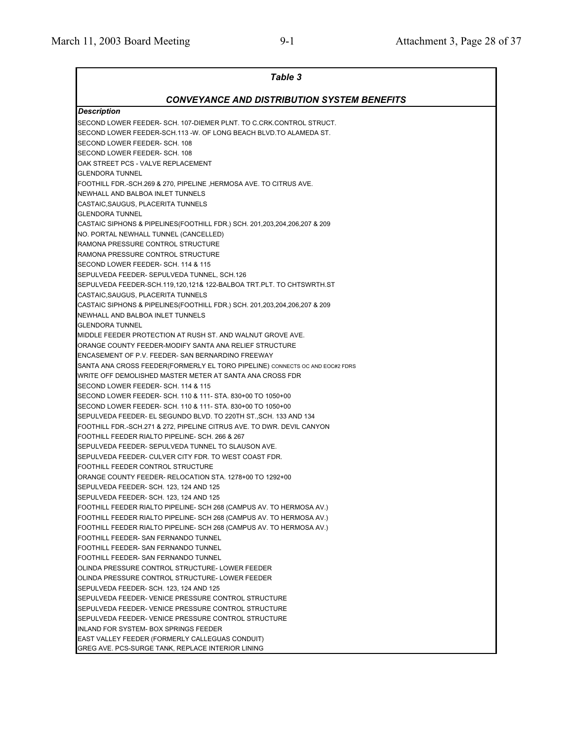### *Table 3*

### *CONVEYANCE AND DISTRIBUTION SYSTEM BENEFITS*

| *Description* |
|---|
| SECOND LOWER FEEDER- SCH. 107-DIEMER PLNT. TO C.CRK.CONTROL STRUCT. |
| SECOND LOWER FEEDER-SCH.113 -W. OF LONG BEACH BLVD.TO ALAMEDA ST. |
| SECOND LOWER FEEDER- SCH. 108 |
| SECOND LOWER FEEDER- SCH. 108 |
| OAK STREET PCS - VALVE REPLACEMENT |
| GLENDORA TUNNEL |
| FOOTHILL FDR.-SCH.269 & 270, PIPELINE ,HERMOSA AVE. TO CITRUS AVE. |
| NEWHALL AND BALBOA INLET TUNNELS |
| CASTAIC,SAUGUS, PLACERITA TUNNELS |
| GLENDORA TUNNEL |
| CASTAIC SIPHONS & PIPELINES(FOOTHILL FDR.) SCH. 201,203,204,206,207 & 209 |
| NO. PORTAL NEWHALL TUNNEL (CANCELLED) |
| RAMONA PRESSURE CONTROL STRUCTURE |
| RAMONA PRESSURE CONTROL STRUCTURE |
| SECOND LOWER FEEDER- SCH. 114 & 115 |
| SEPULVEDA FEEDER- SEPULVEDA TUNNEL, SCH.126 |
| SEPULVEDA FEEDER-SCH.119,120,121& 122-BALBOA TRT.PLT. TO CHTSWRTH.ST |
| CASTAIC,SAUGUS, PLACERITA TUNNELS |
| CASTAIC SIPHONS & PIPELINES(FOOTHILL FDR.) SCH. 201,203,204,206,207 & 209 |
| NEWHALL AND BALBOA INLET TUNNELS |
| GLENDORA TUNNEL |
| MIDDLE FEEDER PROTECTION AT RUSH ST. AND WALNUT GROVE AVE. |
| ORANGE COUNTY FEEDER-MODIFY SANTA ANA RELIEF STRUCTURE |
| ENCASEMENT OF P.V. FEEDER- SAN BERNARDINO FREEWAY |
| SANTA ANA CROSS FEEDER(FORMERLY EL TORO PIPELINE) CONNECTS OC AND EOC#2 FDRS |
| WRITE OFF DEMOLISHED MASTER METER AT SANTA ANA CROSS FDR |
| SECOND LOWER FEEDER- SCH. 114 & 115 |
| SECOND LOWER FEEDER- SCH. 110 & 111- STA. 830+00 TO 1050+00 |
| SECOND LOWER FEEDER- SCH. 110 & 111- STA. 830+00 TO 1050+00 |
| SEPULVEDA FEEDER- EL SEGUNDO BLVD. TO 220TH ST.,SCH. 133 AND 134 |
| FOOTHILL FDR.-SCH.271 & 272, PIPELINE CITRUS AVE. TO DWR. DEVIL CANYON |
| FOOTHILL FEEDER RIALTO PIPELINE- SCH. 266 & 267 |
| SEPULVEDA FEEDER- SEPULVEDA TUNNEL TO SLAUSON AVE. |
| SEPULVEDA FEEDER- CULVER CITY FDR. TO WEST COAST FDR. |
| FOOTHILL FEEDER CONTROL STRUCTURE |
| ORANGE COUNTY FEEDER- RELOCATION STA. 1278+00 TO 1292+00 |
| SEPULVEDA FEEDER- SCH. 123, 124 AND 125 |
| SEPULVEDA FEEDER- SCH. 123, 124 AND 125 |
| FOOTHILL FEEDER RIALTO PIPELINE- SCH 268 (CAMPUS AV. TO HERMOSA AV.) |
| FOOTHILL FEEDER RIALTO PIPELINE- SCH 268 (CAMPUS AV. TO HERMOSA AV.) |
| FOOTHILL FEEDER RIALTO PIPELINE- SCH 268 (CAMPUS AV. TO HERMOSA AV.) |
| FOOTHILL FEEDER- SAN FERNANDO TUNNEL |
| FOOTHILL FEEDER- SAN FERNANDO TUNNEL |
| FOOTHILL FEEDER- SAN FERNANDO TUNNEL |
| OLINDA PRESSURE CONTROL STRUCTURE- LOWER FEEDER |
| OLINDA PRESSURE CONTROL STRUCTURE- LOWER FEEDER |
| SEPULVEDA FEEDER- SCH. 123, 124 AND 125 |
| SEPULVEDA FEEDER- VENICE PRESSURE CONTROL STRUCTURE |
| SEPULVEDA FEEDER- VENICE PRESSURE CONTROL STRUCTURE |
| SEPULVEDA FEEDER- VENICE PRESSURE CONTROL STRUCTURE |
| INLAND FOR SYSTEM- BOX SPRINGS FEEDER |
| EAST VALLEY FEEDER (FORMERLY CALLEGUAS CONDUIT) |
| GREG AVE. PCS-SURGE TANK, REPLACE INTERIOR LINING |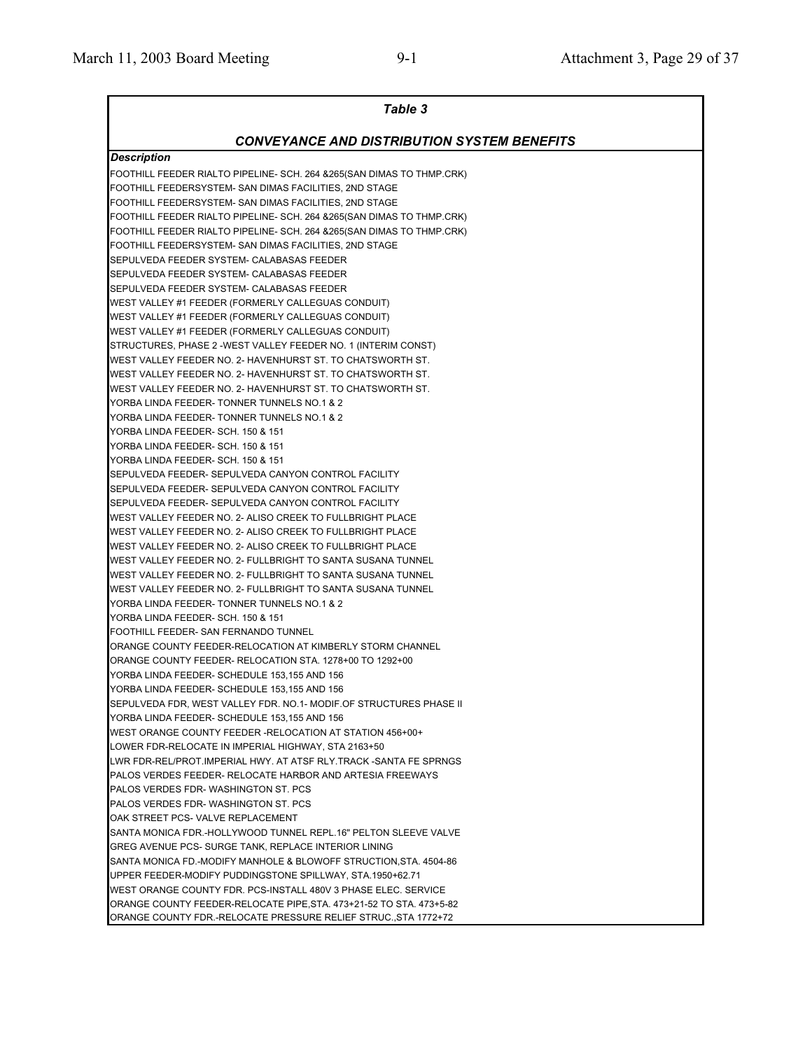| *Table 3* |
|---|
| ***CONVEYANCE AND DISTRIBUTION SYSTEM BENEFITS*** |
| ***Description*** |
| FOOTHILL FEEDER RIALTO PIPELINE- SCH. 264 &265(SAN DIMAS TO THMP.CRK) |
| FOOTHILL FEEDERSYSTEM- SAN DIMAS FACILITIES, 2ND STAGE |
| FOOTHILL FEEDERSYSTEM- SAN DIMAS FACILITIES, 2ND STAGE |
| FOOTHILL FEEDER RIALTO PIPELINE- SCH. 264 &265(SAN DIMAS TO THMP.CRK) |
| FOOTHILL FEEDER RIALTO PIPELINE- SCH. 264 &265(SAN DIMAS TO THMP.CRK) |
| FOOTHILL FEEDERSYSTEM- SAN DIMAS FACILITIES, 2ND STAGE |
| SEPULVEDA FEEDER SYSTEM- CALABASAS FEEDER |
| SEPULVEDA FEEDER SYSTEM- CALABASAS FEEDER |
| SEPULVEDA FEEDER SYSTEM- CALABASAS FEEDER |
| WEST VALLEY #1 FEEDER (FORMERLY CALLEGUAS CONDUIT) |
| WEST VALLEY #1 FEEDER (FORMERLY CALLEGUAS CONDUIT) |
| WEST VALLEY #1 FEEDER (FORMERLY CALLEGUAS CONDUIT) |
| STRUCTURES, PHASE 2 -WEST VALLEY FEEDER NO. 1 (INTERIM CONST) |
| WEST VALLEY FEEDER NO. 2- HAVENHURST ST. TO CHATSWORTH ST. |
| WEST VALLEY FEEDER NO. 2- HAVENHURST ST. TO CHATSWORTH ST. |
| WEST VALLEY FEEDER NO. 2- HAVENHURST ST. TO CHATSWORTH ST. |
| YORBA LINDA FEEDER- TONNER TUNNELS NO.1 & 2 |
| YORBA LINDA FEEDER- TONNER TUNNELS NO.1 & 2 |
| YORBA LINDA FEEDER- SCH. 150 & 151 |
| YORBA LINDA FEEDER- SCH. 150 & 151 |
| YORBA LINDA FEEDER- SCH. 150 & 151 |
| SEPULVEDA FEEDER- SEPULVEDA CANYON CONTROL FACILITY |
| SEPULVEDA FEEDER- SEPULVEDA CANYON CONTROL FACILITY |
| SEPULVEDA FEEDER- SEPULVEDA CANYON CONTROL FACILITY |
| WEST VALLEY FEEDER NO. 2- ALISO CREEK TO FULLBRIGHT PLACE |
| WEST VALLEY FEEDER NO. 2- ALISO CREEK TO FULLBRIGHT PLACE |
| WEST VALLEY FEEDER NO. 2- ALISO CREEK TO FULLBRIGHT PLACE |
| WEST VALLEY FEEDER NO. 2- FULLBRIGHT TO SANTA SUSANA TUNNEL |
| WEST VALLEY FEEDER NO. 2- FULLBRIGHT TO SANTA SUSANA TUNNEL |
| WEST VALLEY FEEDER NO. 2- FULLBRIGHT TO SANTA SUSANA TUNNEL |
| YORBA LINDA FEEDER- TONNER TUNNELS NO.1 & 2 |
| YORBA LINDA FEEDER- SCH. 150 & 151 |
| FOOTHILL FEEDER- SAN FERNANDO TUNNEL |
| ORANGE COUNTY FEEDER-RELOCATION AT KIMBERLY STORM CHANNEL |
| ORANGE COUNTY FEEDER- RELOCATION STA. 1278+00 TO 1292+00 |
| YORBA LINDA FEEDER- SCHEDULE 153,155 AND 156 |
| YORBA LINDA FEEDER- SCHEDULE 153,155 AND 156 |
| SEPULVEDA FDR, WEST VALLEY FDR. NO.1- MODIF.OF STRUCTURES PHASE II |
| YORBA LINDA FEEDER- SCHEDULE 153,155 AND 156 |
| WEST ORANGE COUNTY FEEDER -RELOCATION AT STATION 456+00+ |
| LOWER FDR-RELOCATE IN IMPERIAL HIGHWAY, STA 2163+50 |
| LWR FDR-REL/PROT.IMPERIAL HWY. AT ATSF RLY.TRACK -SANTA FE SPRNGS |
| PALOS VERDES FEEDER- RELOCATE HARBOR AND ARTESIA FREEWAYS |
| PALOS VERDES FDR- WASHINGTON ST. PCS |
| PALOS VERDES FDR- WASHINGTON ST. PCS |
| OAK STREET PCS- VALVE REPLACEMENT |
| SANTA MONICA FDR.-HOLLYWOOD TUNNEL REPL.16" PELTON SLEEVE VALVE |
| GREG AVENUE PCS- SURGE TANK, REPLACE INTERIOR LINING |
| SANTA MONICA FD.-MODIFY MANHOLE & BLOWOFF STRUCTION,STA. 4504-86 |
| UPPER FEEDER-MODIFY PUDDINGSTONE SPILLWAY, STA.1950+62.71 |
| WEST ORANGE COUNTY FDR. PCS-INSTALL 480V 3 PHASE ELEC. SERVICE |
| ORANGE COUNTY FEEDER-RELOCATE PIPE,STA. 473+21-52 TO STA. 473+5-82 |
| ORANGE COUNTY FDR.-RELOCATE PRESSURE RELIEF STRUC.,STA 1772+72 |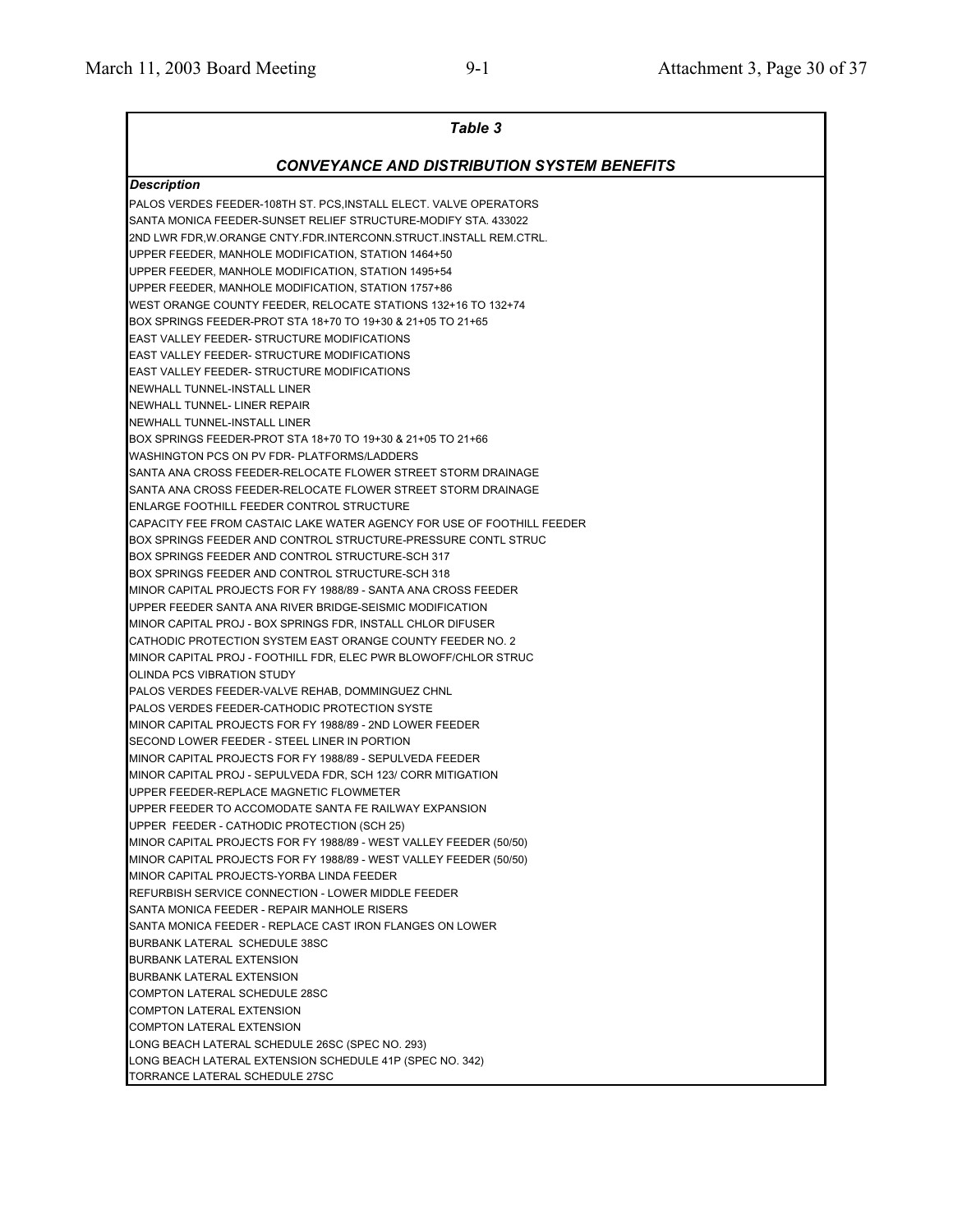## Table 3

### CONVEYANCE AND DISTRIBUTION SYSTEM BENEFITS

| Description |
|---|
| PALOS VERDES FEEDER-108TH ST. PCS,INSTALL ELECT. VALVE OPERATORS |
| SANTA MONICA FEEDER-SUNSET RELIEF STRUCTURE-MODIFY STA. 433022 |
| 2ND LWR FDR,W.ORANGE CNTY.FDR.INTERCONN.STRUCT.INSTALL REM.CTRL. |
| UPPER FEEDER, MANHOLE MODIFICATION, STATION 1464+50 |
| UPPER FEEDER, MANHOLE MODIFICATION, STATION 1495+54 |
| UPPER FEEDER, MANHOLE MODIFICATION, STATION 1757+86 |
| WEST ORANGE COUNTY FEEDER, RELOCATE STATIONS 132+16 TO 132+74 |
| BOX SPRINGS FEEDER-PROT STA 18+70 TO 19+30 & 21+05 TO 21+65 |
| EAST VALLEY FEEDER- STRUCTURE MODIFICATIONS |
| EAST VALLEY FEEDER- STRUCTURE MODIFICATIONS |
| EAST VALLEY FEEDER- STRUCTURE MODIFICATIONS |
| NEWHALL TUNNEL-INSTALL LINER |
| NEWHALL TUNNEL- LINER REPAIR |
| NEWHALL TUNNEL-INSTALL LINER |
| BOX SPRINGS FEEDER-PROT STA 18+70 TO 19+30 & 21+05 TO 21+66 |
| WASHINGTON PCS ON PV FDR- PLATFORMS/LADDERS |
| SANTA ANA CROSS FEEDER-RELOCATE FLOWER STREET STORM DRAINAGE |
| SANTA ANA CROSS FEEDER-RELOCATE FLOWER STREET STORM DRAINAGE |
| ENLARGE FOOTHILL FEEDER CONTROL STRUCTURE |
| CAPACITY FEE FROM CASTAIC LAKE WATER AGENCY FOR USE OF FOOTHILL FEEDER |
| BOX SPRINGS FEEDER AND CONTROL STRUCTURE-PRESSURE CONTL STRUC |
| BOX SPRINGS FEEDER AND CONTROL STRUCTURE-SCH 317 |
| BOX SPRINGS FEEDER AND CONTROL STRUCTURE-SCH 318 |
| MINOR CAPITAL PROJECTS FOR FY 1988/89 - SANTA ANA CROSS FEEDER |
| UPPER FEEDER SANTA ANA RIVER BRIDGE-SEISMIC MODIFICATION |
| MINOR CAPITAL PROJ - BOX SPRINGS FDR, INSTALL CHLOR DIFUSER |
| CATHODIC PROTECTION SYSTEM EAST ORANGE COUNTY FEEDER NO. 2 |
| MINOR CAPITAL PROJ - FOOTHILL FDR, ELEC PWR BLOWOFF/CHLOR STRUC |
| OLINDA PCS VIBRATION STUDY |
| PALOS VERDES FEEDER-VALVE REHAB, DOMMINGUEZ CHNL |
| PALOS VERDES FEEDER-CATHODIC PROTECTION SYSTE |
| MINOR CAPITAL PROJECTS FOR FY 1988/89 - 2ND LOWER FEEDER |
| SECOND LOWER FEEDER - STEEL LINER IN PORTION |
| MINOR CAPITAL PROJECTS FOR FY 1988/89 - SEPULVEDA FEEDER |
| MINOR CAPITAL PROJ - SEPULVEDA FDR, SCH 123/ CORR MITIGATION |
| UPPER FEEDER-REPLACE MAGNETIC FLOWMETER |
| UPPER FEEDER TO ACCOMODATE SANTA FE RAILWAY EXPANSION |
| UPPER FEEDER - CATHODIC PROTECTION (SCH 25) |
| MINOR CAPITAL PROJECTS FOR FY 1988/89 - WEST VALLEY FEEDER (50/50) |
| MINOR CAPITAL PROJECTS FOR FY 1988/89 - WEST VALLEY FEEDER (50/50) |
| MINOR CAPITAL PROJECTS-YORBA LINDA FEEDER |
| REFURBISH SERVICE CONNECTION - LOWER MIDDLE FEEDER |
| SANTA MONICA FEEDER - REPAIR MANHOLE RISERS |
| SANTA MONICA FEEDER - REPLACE CAST IRON FLANGES ON LOWER |
| BURBANK LATERAL SCHEDULE 38SC |
| BURBANK LATERAL EXTENSION |
| BURBANK LATERAL EXTENSION |
| COMPTON LATERAL SCHEDULE 28SC |
| COMPTON LATERAL EXTENSION |
| COMPTON LATERAL EXTENSION |
| LONG BEACH LATERAL SCHEDULE 26SC (SPEC NO. 293) |
| LONG BEACH LATERAL EXTENSION SCHEDULE 41P (SPEC NO. 342) |
| TORRANCE LATERAL SCHEDULE 27SC |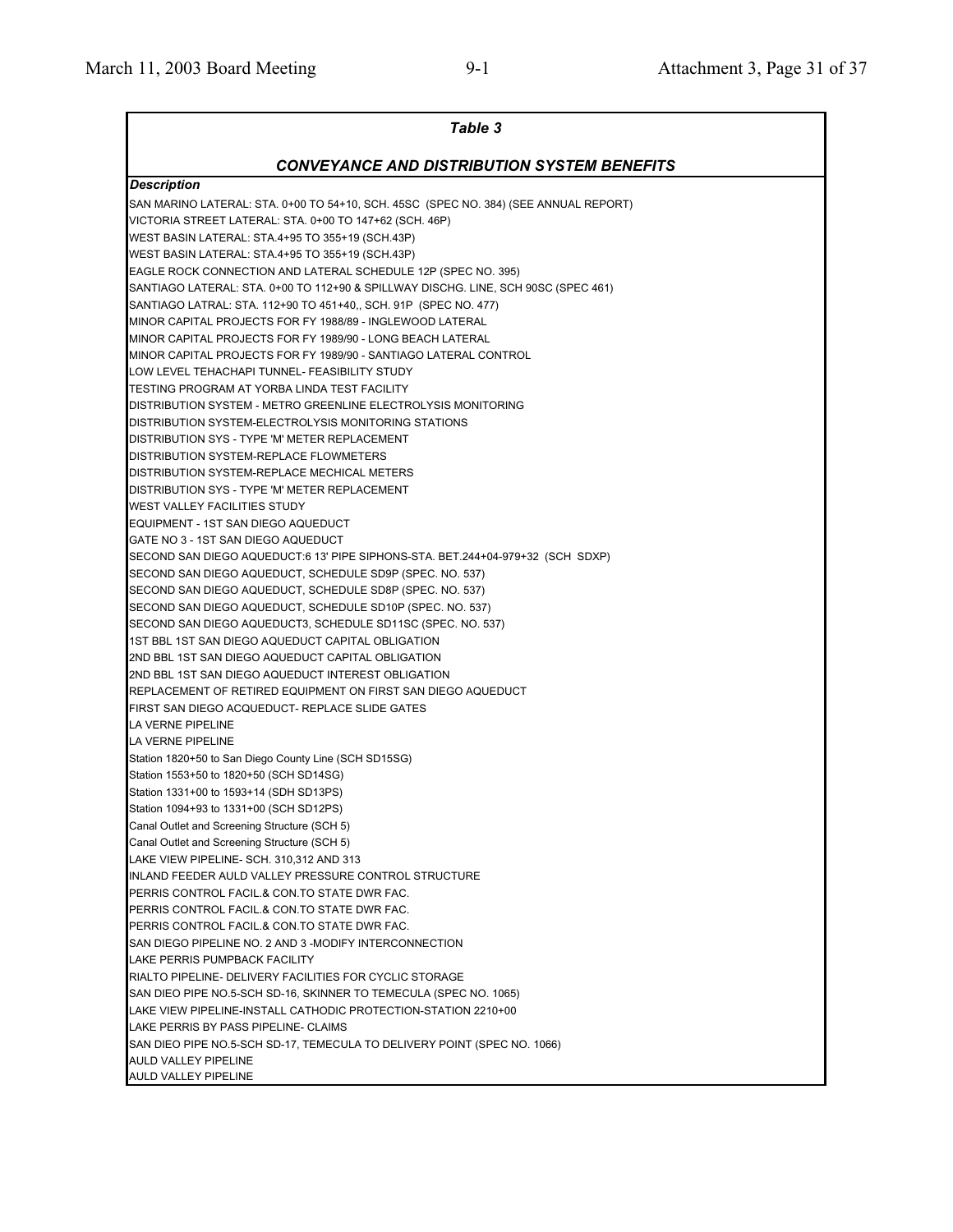| Table 3 |
|---|
| ***CONVEYANCE AND DISTRIBUTION SYSTEM BENEFITS*** |
| ***Description*** |
| SAN MARINO LATERAL: STA. 0+00 TO 54+10, SCH. 45SC (SPEC NO. 384) (SEE ANNUAL REPORT) |
| VICTORIA STREET LATERAL: STA. 0+00 TO 147+62 (SCH. 46P) |
| WEST BASIN LATERAL: STA.4+95 TO 355+19 (SCH.43P) |
| WEST BASIN LATERAL: STA.4+95 TO 355+19 (SCH.43P) |
| EAGLE ROCK CONNECTION AND LATERAL SCHEDULE 12P (SPEC NO. 395) |
| SANTIAGO LATERAL: STA. 0+00 TO 112+90 & SPILLWAY DISCHG. LINE, SCH 90SC (SPEC 461) |
| SANTIAGO LATRAL: STA. 112+90 TO 451+40,, SCH. 91P (SPEC NO. 477) |
| MINOR CAPITAL PROJECTS FOR FY 1988/89 - INGLEWOOD LATERAL |
| MINOR CAPITAL PROJECTS FOR FY 1989/90 - LONG BEACH LATERAL |
| MINOR CAPITAL PROJECTS FOR FY 1989/90 - SANTIAGO LATERAL CONTROL |
| LOW LEVEL TEHACHAPI TUNNEL- FEASIBILITY STUDY |
| TESTING PROGRAM AT YORBA LINDA TEST FACILITY |
| DISTRIBUTION SYSTEM - METRO GREENLINE ELECTROLYSIS MONITORING |
| DISTRIBUTION SYSTEM-ELECTROLYSIS MONITORING STATIONS |
| DISTRIBUTION SYS - TYPE 'M' METER REPLACEMENT |
| DISTRIBUTION SYSTEM-REPLACE FLOWMETERS |
| DISTRIBUTION SYSTEM-REPLACE MECHICAL METERS |
| DISTRIBUTION SYS - TYPE 'M' METER REPLACEMENT |
| WEST VALLEY FACILITIES STUDY |
| EQUIPMENT - 1ST SAN DIEGO AQUEDUCT |
| GATE NO 3 - 1ST SAN DIEGO AQUEDUCT |
| SECOND SAN DIEGO AQUEDUCT:6 13' PIPE SIPHONS-STA. BET.244+04-979+32 (SCH SDXP) |
| SECOND SAN DIEGO AQUEDUCT, SCHEDULE SD9P (SPEC. NO. 537) |
| SECOND SAN DIEGO AQUEDUCT, SCHEDULE SD8P (SPEC. NO. 537) |
| SECOND SAN DIEGO AQUEDUCT, SCHEDULE SD10P (SPEC. NO. 537) |
| SECOND SAN DIEGO AQUEDUCT3, SCHEDULE SD11SC (SPEC. NO. 537) |
| 1ST BBL 1ST SAN DIEGO AQUEDUCT CAPITAL OBLIGATION |
| 2ND BBL 1ST SAN DIEGO AQUEDUCT CAPITAL OBLIGATION |
| 2ND BBL 1ST SAN DIEGO AQUEDUCT INTEREST OBLIGATION |
| REPLACEMENT OF RETIRED EQUIPMENT ON FIRST SAN DIEGO AQUEDUCT |
| FIRST SAN DIEGO ACQUEDUCT- REPLACE SLIDE GATES |
| LA VERNE PIPELINE |
| LA VERNE PIPELINE |
| Station 1820+50 to San Diego County Line (SCH SD15SG) |
| Station 1553+50 to 1820+50 (SCH SD14SG) |
| Station 1331+00 to 1593+14 (SDH SD13PS) |
| Station 1094+93 to 1331+00 (SCH SD12PS) |
| Canal Outlet and Screening Structure (SCH 5) |
| Canal Outlet and Screening Structure (SCH 5) |
| LAKE VIEW PIPELINE- SCH. 310,312 AND 313 |
| INLAND FEEDER AULD VALLEY PRESSURE CONTROL STRUCTURE |
| PERRIS CONTROL FACIL.& CON.TO STATE DWR FAC. |
| PERRIS CONTROL FACIL.& CON.TO STATE DWR FAC. |
| PERRIS CONTROL FACIL.& CON.TO STATE DWR FAC. |
| SAN DIEGO PIPELINE NO. 2 AND 3 -MODIFY INTERCONNECTION |
| LAKE PERRIS PUMPBACK FACILITY |
| RIALTO PIPELINE- DELIVERY FACILITIES FOR CYCLIC STORAGE |
| SAN DIEO PIPE NO.5-SCH SD-16, SKINNER TO TEMECULA (SPEC NO. 1065) |
| LAKE VIEW PIPELINE-INSTALL CATHODIC PROTECTION-STATION 2210+00 |
| LAKE PERRIS BY PASS PIPELINE- CLAIMS |
| SAN DIEO PIPE NO.5-SCH SD-17, TEMECULA TO DELIVERY POINT (SPEC NO. 1066) |
| AULD VALLEY PIPELINE |
| AULD VALLEY PIPELINE |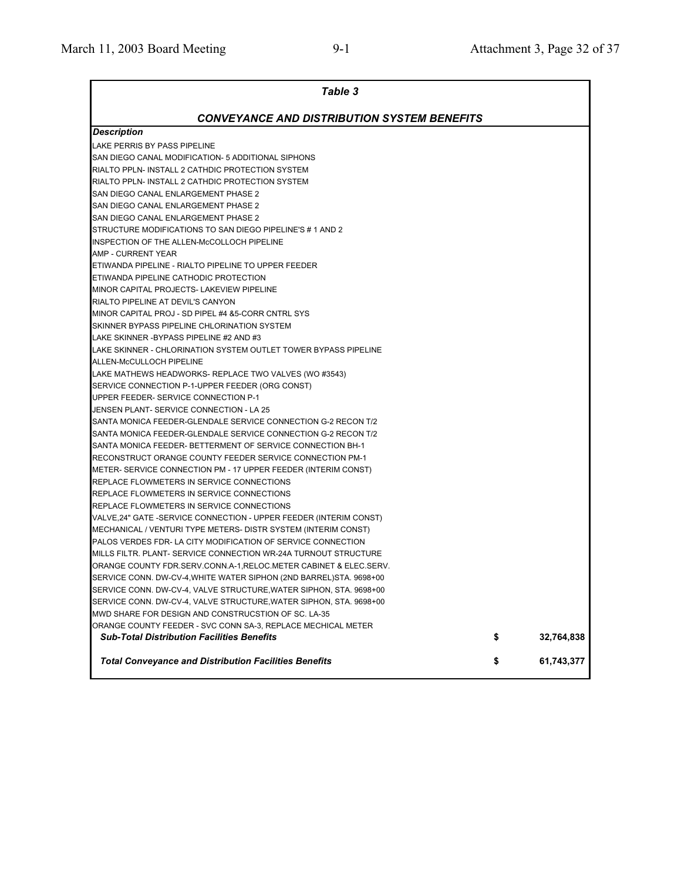| *Table 3* | | |
|---|---|---|
| ***CONVEYANCE AND DISTRIBUTION SYSTEM BENEFITS*** | | |
| ***Description*** | | |
| LAKE PERRIS BY PASS PIPELINE | | |
| SAN DIEGO CANAL MODIFICATION- 5 ADDITIONAL SIPHONS | | |
| RIALTO PPLN- INSTALL 2 CATHDIC PROTECTION SYSTEM | | |
| RIALTO PPLN- INSTALL 2 CATHDIC PROTECTION SYSTEM | | |
| SAN DIEGO CANAL ENLARGEMENT PHASE 2 | | |
| SAN DIEGO CANAL ENLARGEMENT PHASE 2 | | |
| SAN DIEGO CANAL ENLARGEMENT PHASE 2 | | |
| STRUCTURE MODIFICATIONS TO SAN DIEGO PIPELINE'S # 1 AND 2 | | |
| INSPECTION OF THE ALLEN-McCOLLOCH PIPELINE | | |
| AMP - CURRENT YEAR | | |
| ETIWANDA PIPELINE - RIALTO PIPELINE TO UPPER FEEDER | | |
| ETIWANDA PIPELINE CATHODIC PROTECTION | | |
| MINOR CAPITAL PROJECTS- LAKEVIEW PIPELINE | | |
| RIALTO PIPELINE AT DEVIL'S CANYON | | |
| MINOR CAPITAL PROJ - SD PIPEL #4 &5-CORR CNTRL SYS | | |
| SKINNER BYPASS PIPELINE CHLORINATION SYSTEM | | |
| LAKE SKINNER -BYPASS PIPELINE #2 AND #3 | | |
| LAKE SKINNER - CHLORINATION SYSTEM OUTLET TOWER BYPASS PIPELINE | | |
| ALLEN-McCULLOCH PIPELINE | | |
| LAKE MATHEWS HEADWORKS- REPLACE TWO VALVES (WO #3543) | | |
| SERVICE CONNECTION P-1-UPPER FEEDER (ORG CONST) | | |
| UPPER FEEDER- SERVICE CONNECTION P-1 | | |
| JENSEN PLANT- SERVICE CONNECTION - LA 25 | | |
| SANTA MONICA FEEDER-GLENDALE SERVICE CONNECTION G-2 RECON T/2 | | |
| SANTA MONICA FEEDER-GLENDALE SERVICE CONNECTION G-2 RECON T/2 | | |
| SANTA MONICA FEEDER- BETTERMENT OF SERVICE CONNECTION BH-1 | | |
| RECONSTRUCT ORANGE COUNTY FEEDER SERVICE CONNECTION PM-1 | | |
| METER- SERVICE CONNECTION PM - 17 UPPER FEEDER (INTERIM CONST) | | |
| REPLACE FLOWMETERS IN SERVICE CONNECTIONS | | |
| REPLACE FLOWMETERS IN SERVICE CONNECTIONS | | |
| REPLACE FLOWMETERS IN SERVICE CONNECTIONS | | |
| VALVE,24" GATE -SERVICE CONNECTION - UPPER FEEDER (INTERIM CONST) | | |
| MECHANICAL / VENTURI TYPE METERS- DISTR SYSTEM (INTERIM CONST) | | |
| PALOS VERDES FDR- LA CITY MODIFICATION OF SERVICE CONNECTION | | |
| MILLS FILTR. PLANT- SERVICE CONNECTION WR-24A TURNOUT STRUCTURE | | |
| ORANGE COUNTY FDR.SERV.CONN.A-1,RELOC.METER CABINET & ELEC.SERV. | | |
| SERVICE CONN. DW-CV-4,WHITE WATER SIPHON (2ND BARREL)STA. 9698+00 | | |
| SERVICE CONN. DW-CV-4, VALVE STRUCTURE,WATER SIPHON, STA. 9698+00 | | |
| SERVICE CONN. DW-CV-4, VALVE STRUCTURE,WATER SIPHON, STA. 9698+00 | | |
| MWD SHARE FOR DESIGN AND CONSTRUCSTION OF SC. LA-35 | | |
| ORANGE COUNTY FEEDER - SVC CONN SA-3, REPLACE MECHICAL METER | | |
| ***Sub-Total Distribution Facilities Benefits*** | **$** | **32,764,838** |
| ***Total Conveyance and Distribution Facilities Benefits*** | **$** | **61,743,377** |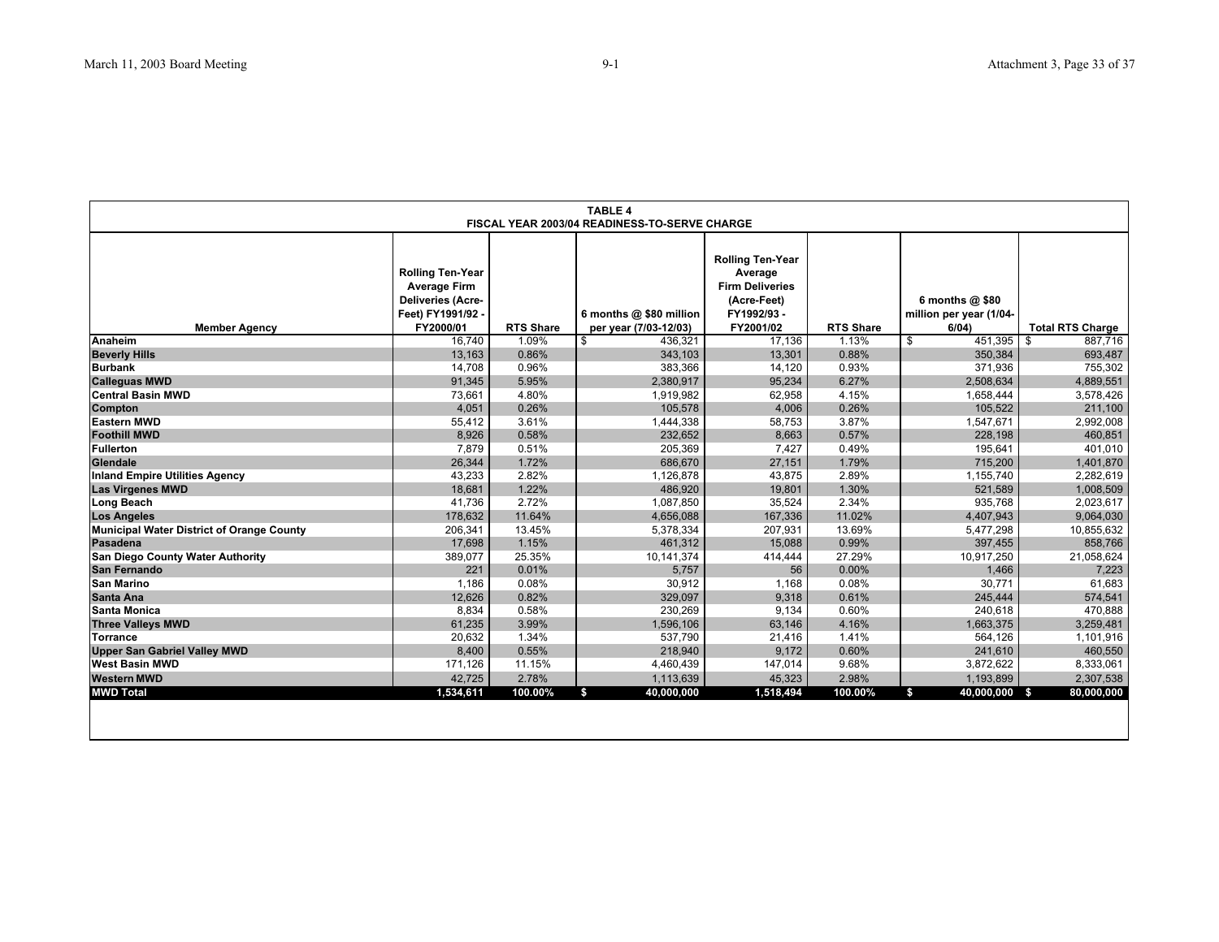**TABLE 4**
**FISCAL YEAR 2003/04 READINESS-TO-SERVE CHARGE**

| Member Agency | Rolling Ten-Year Average Firm Deliveries (Acre-Feet) FY1991/92 - FY2000/01 | RTS Share | 6 months @ $80 million per year (7/03-12/03) | Rolling Ten-Year Average Firm Deliveries (Acre-Feet) FY1992/93 - FY2001/02 | RTS Share | 6 months @ $80 million per year (1/04-6/04) | Total RTS Charge |
|---|---|---|---|---|---|---|---|
| Anaheim | 16,740 | 1.09% | $ 436,321 | 17,136 | 1.13% | $ 451,395 | $ 887,716 |
| Beverly Hills | 13,163 | 0.86% | 343,103 | 13,301 | 0.88% | 350,384 | 693,487 |
| Burbank | 14,708 | 0.96% | 383,366 | 14,120 | 0.93% | 371,936 | 755,302 |
| Calleguas MWD | 91,345 | 5.95% | 2,380,917 | 95,234 | 6.27% | 2,508,634 | 4,889,551 |
| Central Basin MWD | 73,661 | 4.80% | 1,919,982 | 62,958 | 4.15% | 1,658,444 | 3,578,426 |
| Compton | 4,051 | 0.26% | 105,578 | 4,006 | 0.26% | 105,522 | 211,100 |
| Eastern MWD | 55,412 | 3.61% | 1,444,338 | 58,753 | 3.87% | 1,547,671 | 2,992,008 |
| Foothill MWD | 8,926 | 0.58% | 232,652 | 8,663 | 0.57% | 228,198 | 460,851 |
| Fullerton | 7,879 | 0.51% | 205,369 | 7,427 | 0.49% | 195,641 | 401,010 |
| Glendale | 26,344 | 1.72% | 686,670 | 27,151 | 1.79% | 715,200 | 1,401,870 |
| Inland Empire Utilities Agency | 43,233 | 2.82% | 1,126,878 | 43,875 | 2.89% | 1,155,740 | 2,282,619 |
| Las Virgenes MWD | 18,681 | 1.22% | 486,920 | 19,801 | 1.30% | 521,589 | 1,008,509 |
| Long Beach | 41,736 | 2.72% | 1,087,850 | 35,524 | 2.34% | 935,768 | 2,023,617 |
| Los Angeles | 178,632 | 11.64% | 4,656,088 | 167,336 | 11.02% | 4,407,943 | 9,064,030 |
| Municipal Water District of Orange County | 206,341 | 13.45% | 5,378,334 | 207,931 | 13.69% | 5,477,298 | 10,855,632 |
| Pasadena | 17,698 | 1.15% | 461,312 | 15,088 | 0.99% | 397,455 | 858,766 |
| San Diego County Water Authority | 389,077 | 25.35% | 10,141,374 | 414,444 | 27.29% | 10,917,250 | 21,058,624 |
| San Fernando | 221 | 0.01% | 5,757 | 56 | 0.00% | 1,466 | 7,223 |
| San Marino | 1,186 | 0.08% | 30,912 | 1,168 | 0.08% | 30,771 | 61,683 |
| Santa Ana | 12,626 | 0.82% | 329,097 | 9,318 | 0.61% | 245,444 | 574,541 |
| Santa Monica | 8,834 | 0.58% | 230,269 | 9,134 | 0.60% | 240,618 | 470,888 |
| Three Valleys MWD | 61,235 | 3.99% | 1,596,106 | 63,146 | 4.16% | 1,663,375 | 3,259,481 |
| Torrance | 20,632 | 1.34% | 537,790 | 21,416 | 1.41% | 564,126 | 1,101,916 |
| Upper San Gabriel Valley MWD | 8,400 | 0.55% | 218,940 | 9,172 | 0.60% | 241,610 | 460,550 |
| West Basin MWD | 171,126 | 11.15% | 4,460,439 | 147,014 | 9.68% | 3,872,622 | 8,333,061 |
| Western MWD | 42,725 | 2.78% | 1,113,639 | 45,323 | 2.98% | 1,193,899 | 2,307,538 |
| **MWD Total** | **1,534,611** | **100.00%** | **$ 40,000,000** | **1,518,494** | **100.00%** | **$ 40,000,000** | **$ 80,000,000** |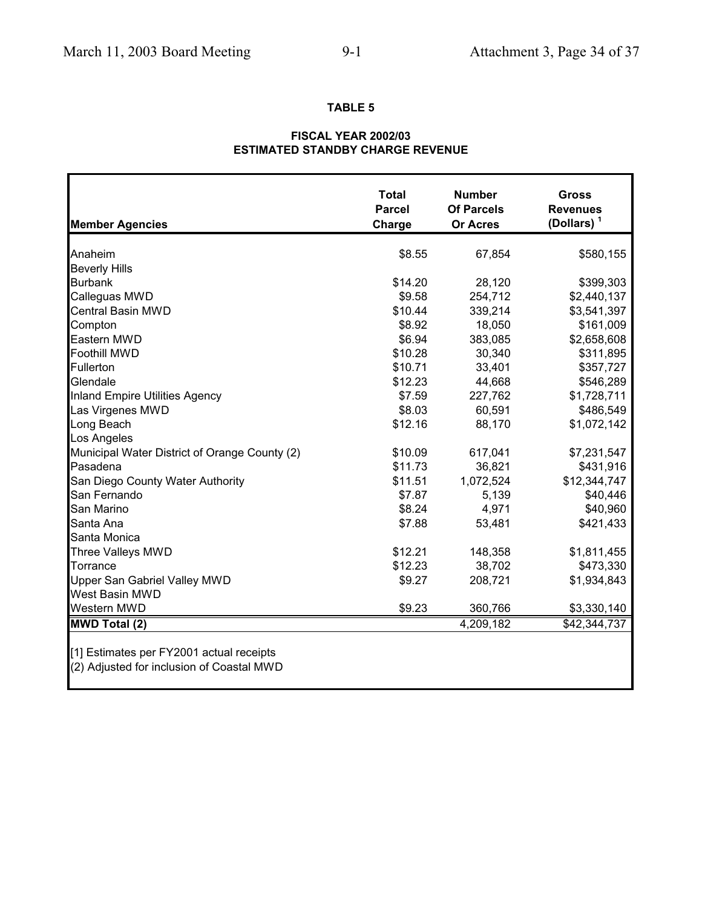**TABLE 5**

**FISCAL YEAR 2002/03**
**ESTIMATED STANDBY CHARGE REVENUE**

| Member Agencies | Total Parcel Charge | Number Of Parcels Or Acres | Gross Revenues (Dollars) [1] |
|---|---|---|---|
| Anaheim | $8.55 | 67,854 | $580,155 |
| Beverly Hills | | | |
| Burbank | $14.20 | 28,120 | $399,303 |
| Calleguas MWD | $9.58 | 254,712 | $2,440,137 |
| Central Basin MWD | $10.44 | 339,214 | $3,541,397 |
| Compton | $8.92 | 18,050 | $161,009 |
| Eastern MWD | $6.94 | 383,085 | $2,658,608 |
| Foothill MWD | $10.28 | 30,340 | $311,895 |
| Fullerton | $10.71 | 33,401 | $357,727 |
| Glendale | $12.23 | 44,668 | $546,289 |
| Inland Empire Utilities Agency | $7.59 | 227,762 | $1,728,711 |
| Las Virgenes MWD | $8.03 | 60,591 | $486,549 |
| Long Beach | $12.16 | 88,170 | $1,072,142 |
| Los Angeles | | | |
| Municipal Water District of Orange County (2) | $10.09 | 617,041 | $7,231,547 |
| Pasadena | $11.73 | 36,821 | $431,916 |
| San Diego County Water Authority | $11.51 | 1,072,524 | $12,344,747 |
| San Fernando | $7.87 | 5,139 | $40,446 |
| San Marino | $8.24 | 4,971 | $40,960 |
| Santa Ana | $7.88 | 53,481 | $421,433 |
| Santa Monica | | | |
| Three Valleys MWD | $12.21 | 148,358 | $1,811,455 |
| Torrance | $12.23 | 38,702 | $473,330 |
| Upper San Gabriel Valley MWD | $9.27 | 208,721 | $1,934,843 |
| West Basin MWD | | | |
| Western MWD | $9.23 | 360,766 | $3,330,140 |
| **MWD Total (2)** | | 4,209,182 | $42,344,737 |

[1] Estimates per FY2001 actual receipts
(2) Adjusted for inclusion of Coastal MWD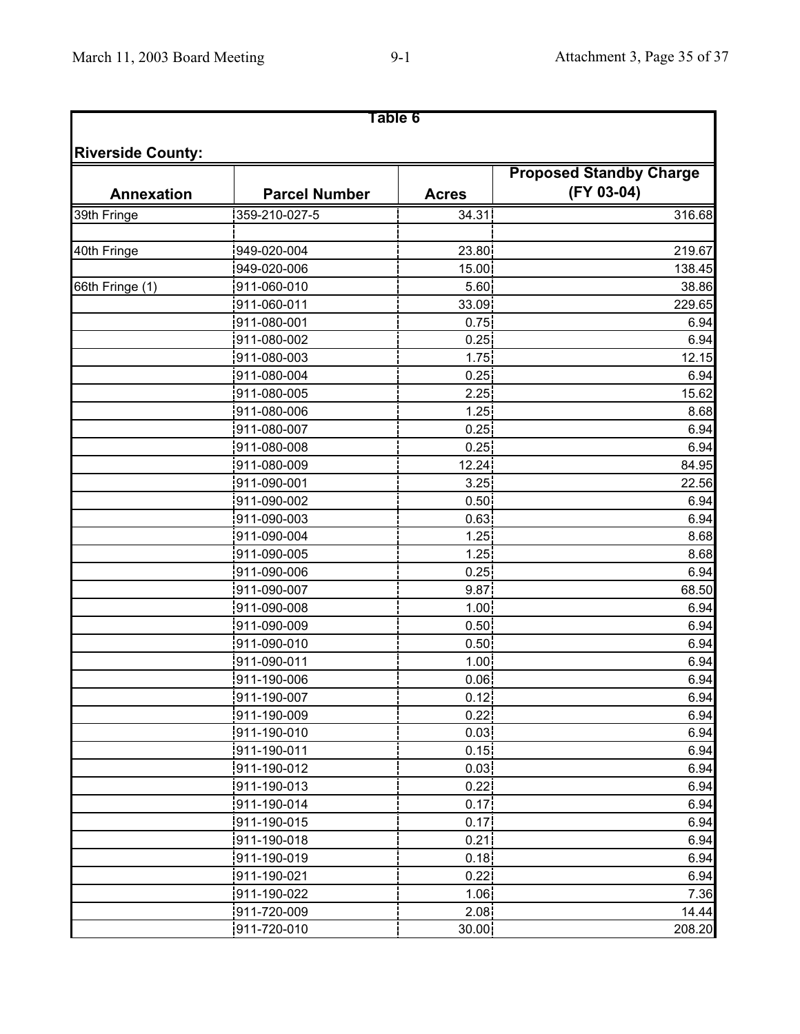**Table 6**

**Riverside County:**

| Annexation | Parcel Number | Acres | Proposed Standby Charge (FY 03-04) |
|---|---|---|---|
| 39th Fringe | 359-210-027-5 | 34.31 | 316.68 |
| | | | |
| 40th Fringe | 949-020-004 | 23.80 | 219.67 |
| | 949-020-006 | 15.00 | 138.45 |
| 66th Fringe (1) | 911-060-010 | 5.60 | 38.86 |
| | 911-060-011 | 33.09 | 229.65 |
| | 911-080-001 | 0.75 | 6.94 |
| | 911-080-002 | 0.25 | 6.94 |
| | 911-080-003 | 1.75 | 12.15 |
| | 911-080-004 | 0.25 | 6.94 |
| | 911-080-005 | 2.25 | 15.62 |
| | 911-080-006 | 1.25 | 8.68 |
| | 911-080-007 | 0.25 | 6.94 |
| | 911-080-008 | 0.25 | 6.94 |
| | 911-080-009 | 12.24 | 84.95 |
| | 911-090-001 | 3.25 | 22.56 |
| | 911-090-002 | 0.50 | 6.94 |
| | 911-090-003 | 0.63 | 6.94 |
| | 911-090-004 | 1.25 | 8.68 |
| | 911-090-005 | 1.25 | 8.68 |
| | 911-090-006 | 0.25 | 6.94 |
| | 911-090-007 | 9.87 | 68.50 |
| | 911-090-008 | 1.00 | 6.94 |
| | 911-090-009 | 0.50 | 6.94 |
| | 911-090-010 | 0.50 | 6.94 |
| | 911-090-011 | 1.00 | 6.94 |
| | 911-190-006 | 0.06 | 6.94 |
| | 911-190-007 | 0.12 | 6.94 |
| | 911-190-009 | 0.22 | 6.94 |
| | 911-190-010 | 0.03 | 6.94 |
| | 911-190-011 | 0.15 | 6.94 |
| | 911-190-012 | 0.03 | 6.94 |
| | 911-190-013 | 0.22 | 6.94 |
| | 911-190-014 | 0.17 | 6.94 |
| | 911-190-015 | 0.17 | 6.94 |
| | 911-190-018 | 0.21 | 6.94 |
| | 911-190-019 | 0.18 | 6.94 |
| | 911-190-021 | 0.22 | 6.94 |
| | 911-190-022 | 1.06 | 7.36 |
| | 911-720-009 | 2.08 | 14.44 |
| | 911-720-010 | 30.00 | 208.20 |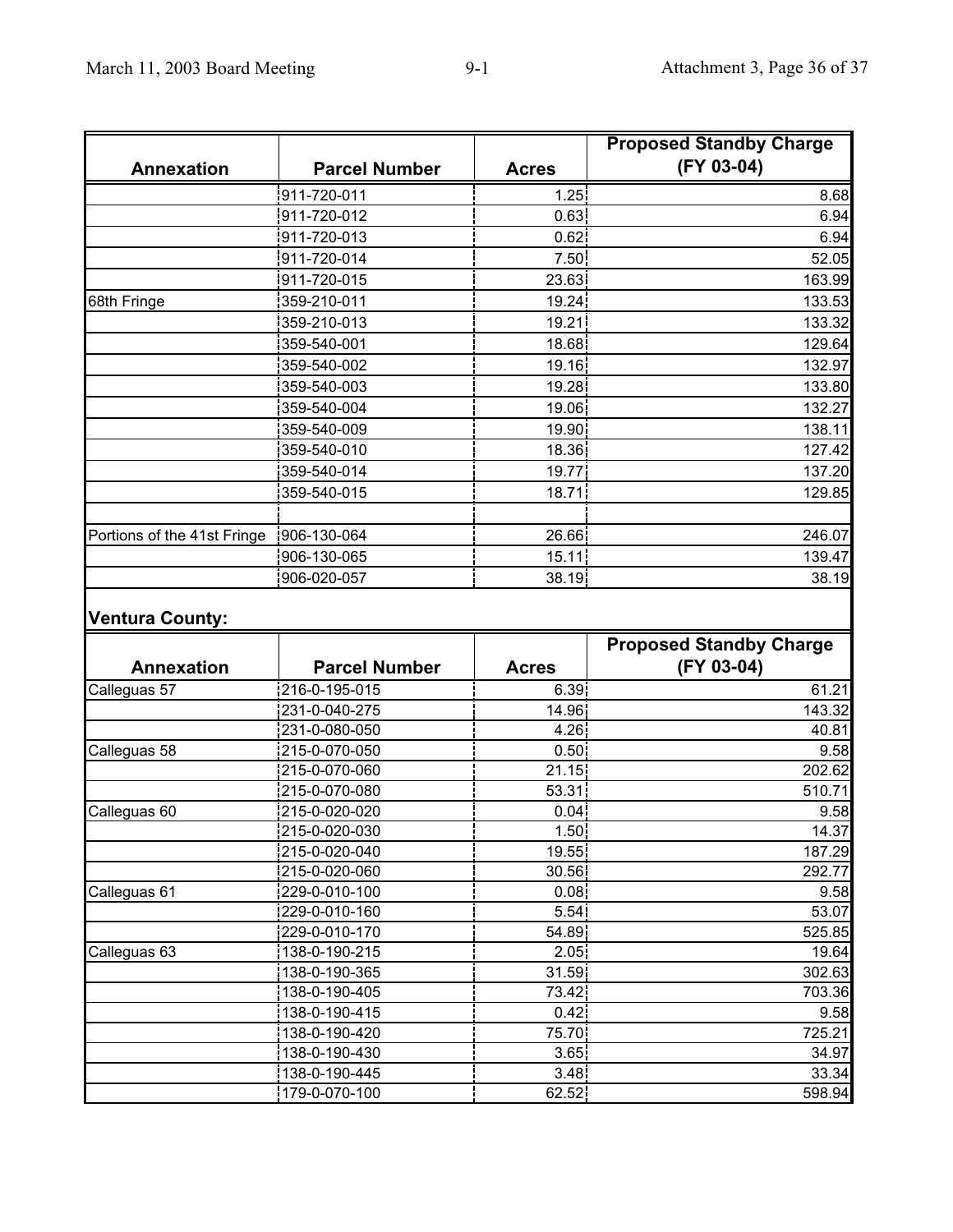| Annexation | Parcel Number | Acres | Proposed Standby Charge (FY 03-04) |
|---|---|---|---|
| | 911-720-011 | 1.25 | 8.68 |
| | 911-720-012 | 0.63 | 6.94 |
| | 911-720-013 | 0.62 | 6.94 |
| | 911-720-014 | 7.50 | 52.05 |
| | 911-720-015 | 23.63 | 163.99 |
| 68th Fringe | 359-210-011 | 19.24 | 133.53 |
| | 359-210-013 | 19.21 | 133.32 |
| | 359-540-001 | 18.68 | 129.64 |
| | 359-540-002 | 19.16 | 132.97 |
| | 359-540-003 | 19.28 | 133.80 |
| | 359-540-004 | 19.06 | 132.27 |
| | 359-540-009 | 19.90 | 138.11 |
| | 359-540-010 | 18.36 | 127.42 |
| | 359-540-014 | 19.77 | 137.20 |
| | 359-540-015 | 18.71 | 129.85 |
| | | | |
| Portions of the 41st Fringe | 906-130-064 | 26.66 | 246.07 |
| | 906-130-065 | 15.11 | 139.47 |
| | 906-020-057 | 38.19 | 38.19 |

**Ventura County:**

| Annexation | Parcel Number | Acres | Proposed Standby Charge (FY 03-04) |
|---|---|---|---|
| Calleguas 57 | 216-0-195-015 | 6.39 | 61.21 |
| | 231-0-040-275 | 14.96 | 143.32 |
| | 231-0-080-050 | 4.26 | 40.81 |
| Calleguas 58 | 215-0-070-050 | 0.50 | 9.58 |
| | 215-0-070-060 | 21.15 | 202.62 |
| | 215-0-070-080 | 53.31 | 510.71 |
| Calleguas 60 | 215-0-020-020 | 0.04 | 9.58 |
| | 215-0-020-030 | 1.50 | 14.37 |
| | 215-0-020-040 | 19.55 | 187.29 |
| | 215-0-020-060 | 30.56 | 292.77 |
| Calleguas 61 | 229-0-010-100 | 0.08 | 9.58 |
| | 229-0-010-160 | 5.54 | 53.07 |
| | 229-0-010-170 | 54.89 | 525.85 |
| Calleguas 63 | 138-0-190-215 | 2.05 | 19.64 |
| | 138-0-190-365 | 31.59 | 302.63 |
| | 138-0-190-405 | 73.42 | 703.36 |
| | 138-0-190-415 | 0.42 | 9.58 |
| | 138-0-190-420 | 75.70 | 725.21 |
| | 138-0-190-430 | 3.65 | 34.97 |
| | 138-0-190-445 | 3.48 | 33.34 |
| | 179-0-070-100 | 62.52 | 598.94 |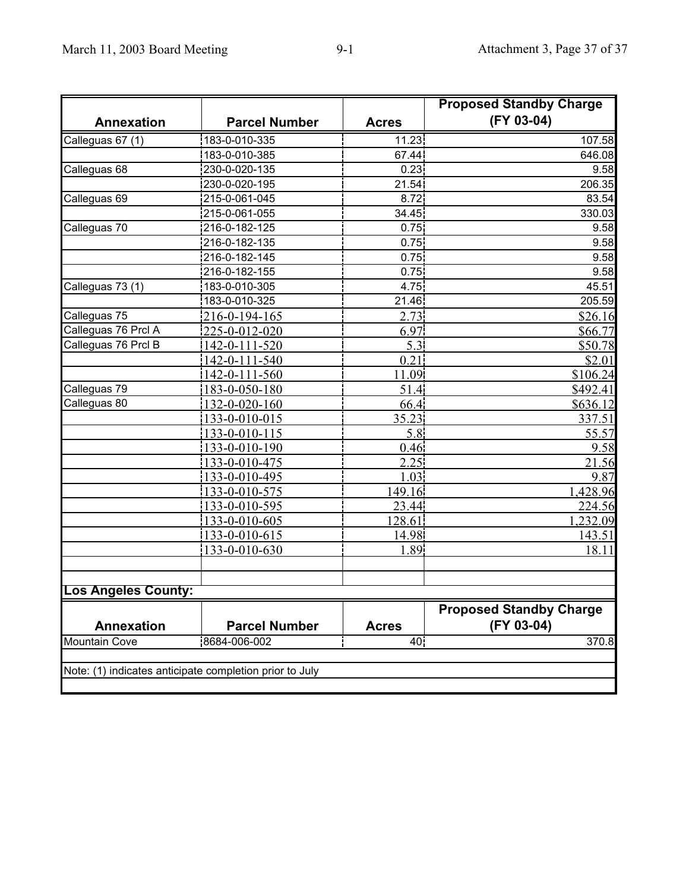| Annexation | Parcel Number | Acres | Proposed Standby Charge (FY 03-04) |
|---|---|---|---|
| Calleguas 67 (1) | 183-0-010-335 | 11.23 | 107.58 |
| | 183-0-010-385 | 67.44 | 646.08 |
| Calleguas 68 | 230-0-020-135 | 0.23 | 9.58 |
| | 230-0-020-195 | 21.54 | 206.35 |
| Calleguas 69 | 215-0-061-045 | 8.72 | 83.54 |
| | 215-0-061-055 | 34.45 | 330.03 |
| Calleguas 70 | 216-0-182-125 | 0.75 | 9.58 |
| | 216-0-182-135 | 0.75 | 9.58 |
| | 216-0-182-145 | 0.75 | 9.58 |
| | 216-0-182-155 | 0.75 | 9.58 |
| Calleguas 73 (1) | 183-0-010-305 | 4.75 | 45.51 |
| | 183-0-010-325 | 21.46 | 205.59 |
| Calleguas 75 | 216-0-194-165 | 2.73 | $26.16 |
| Calleguas 76 Prcl A | 225-0-012-020 | 6.97 | $66.77 |
| Calleguas 76 Prcl B | 142-0-111-520 | 5.3 | $50.78 |
| | 142-0-111-540 | 0.21 | $2.01 |
| | 142-0-111-560 | 11.09 | $106.24 |
| Calleguas 79 | 183-0-050-180 | 51.4 | $492.41 |
| Calleguas 80 | 132-0-020-160 | 66.4 | $636.12 |
| | 133-0-010-015 | 35.23 | 337.51 |
| | 133-0-010-115 | 5.8 | 55.57 |
| | 133-0-010-190 | 0.46 | 9.58 |
| | 133-0-010-475 | 2.25 | 21.56 |
| | 133-0-010-495 | 1.03 | 9.87 |
| | 133-0-010-575 | 149.16 | 1,428.96 |
| | 133-0-010-595 | 23.44 | 224.56 |
| | 133-0-010-605 | 128.61 | 1,232.09 |
| | 133-0-010-615 | 14.98 | 143.51 |
| | 133-0-010-630 | 1.89 | 18.11 |

**Los Angeles County:**

| Annexation | Parcel Number | Acres | Proposed Standby Charge (FY 03-04) |
|---|---|---|---|
| Mountain Cove | 8684-006-002 | 40 | 370.8 |

Note: (1) indicates anticipate completion prior to July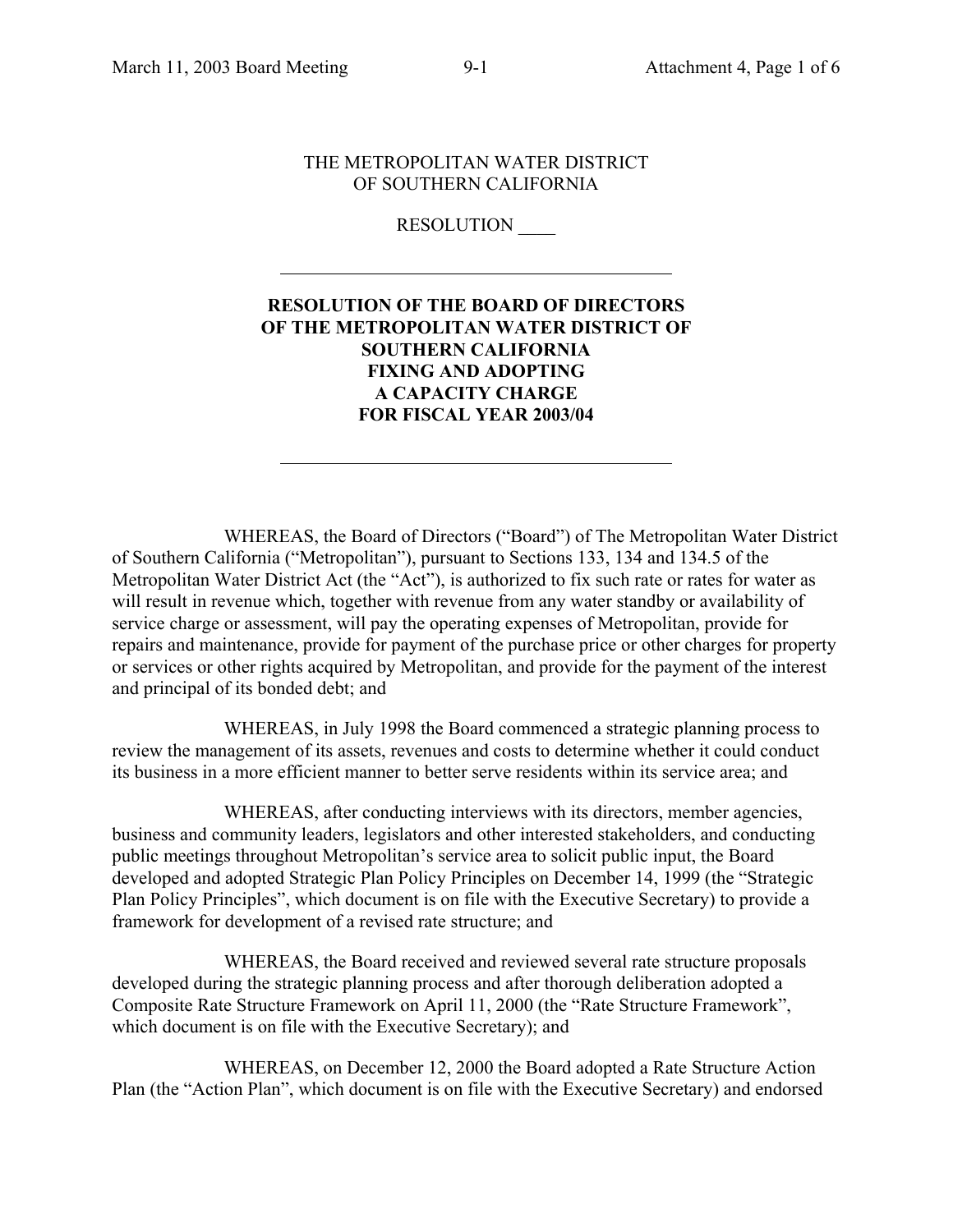THE METROPOLITAN WATER DISTRICT
OF SOUTHERN CALIFORNIA

RESOLUTION ____

---

**RESOLUTION OF THE BOARD OF DIRECTORS OF THE METROPOLITAN WATER DISTRICT OF SOUTHERN CALIFORNIA FIXING AND ADOPTING A CAPACITY CHARGE FOR FISCAL YEAR 2003/04**

---

WHEREAS, the Board of Directors ("Board") of The Metropolitan Water District of Southern California ("Metropolitan"), pursuant to Sections 133, 134 and 134.5 of the Metropolitan Water District Act (the "Act"), is authorized to fix such rate or rates for water as will result in revenue which, together with revenue from any water standby or availability of service charge or assessment, will pay the operating expenses of Metropolitan, provide for repairs and maintenance, provide for payment of the purchase price or other charges for property or services or other rights acquired by Metropolitan, and provide for the payment of the interest and principal of its bonded debt; and

WHEREAS, in July 1998 the Board commenced a strategic planning process to review the management of its assets, revenues and costs to determine whether it could conduct its business in a more efficient manner to better serve residents within its service area; and

WHEREAS, after conducting interviews with its directors, member agencies, business and community leaders, legislators and other interested stakeholders, and conducting public meetings throughout Metropolitan's service area to solicit public input, the Board developed and adopted Strategic Plan Policy Principles on December 14, 1999 (the "Strategic Plan Policy Principles", which document is on file with the Executive Secretary) to provide a framework for development of a revised rate structure; and

WHEREAS, the Board received and reviewed several rate structure proposals developed during the strategic planning process and after thorough deliberation adopted a Composite Rate Structure Framework on April 11, 2000 (the "Rate Structure Framework", which document is on file with the Executive Secretary); and

WHEREAS, on December 12, 2000 the Board adopted a Rate Structure Action Plan (the "Action Plan", which document is on file with the Executive Secretary) and endorsed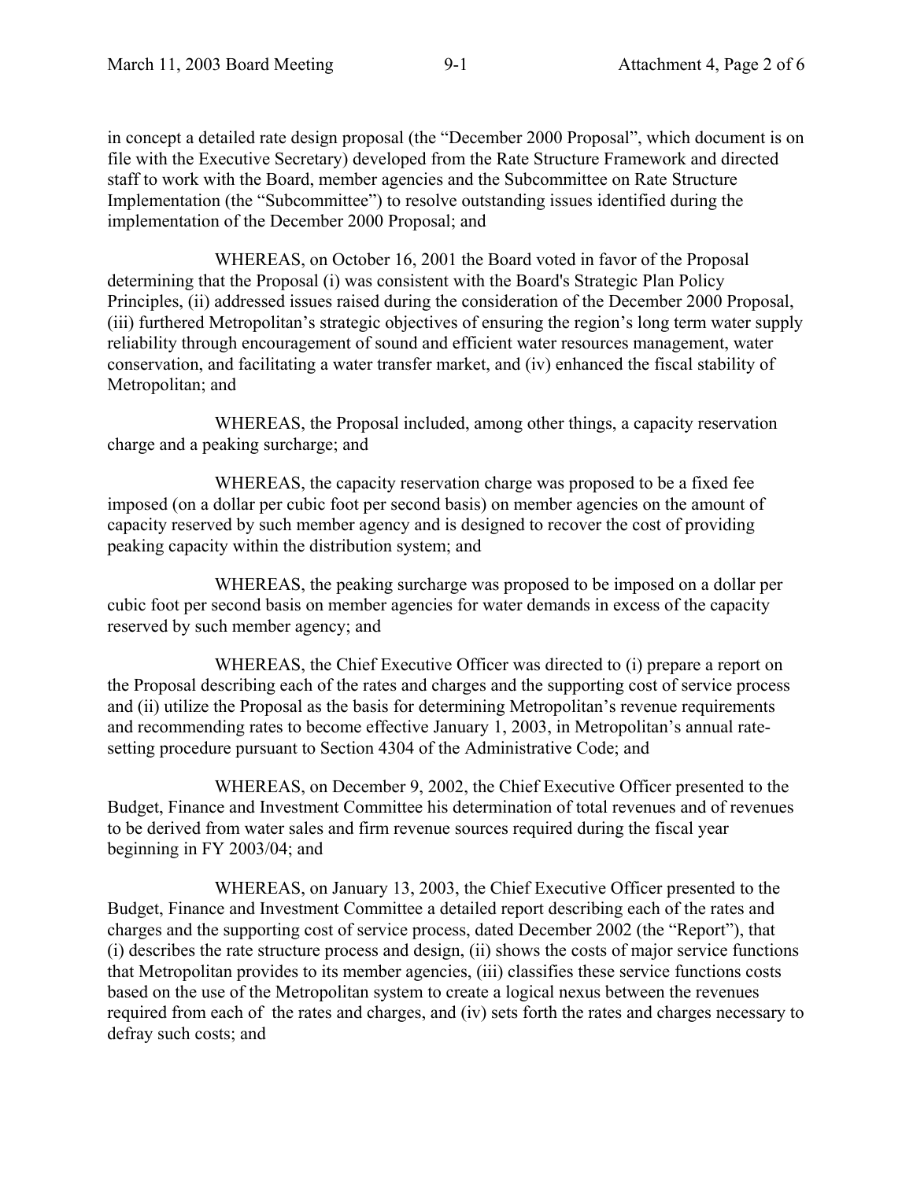in concept a detailed rate design proposal (the "December 2000 Proposal", which document is on file with the Executive Secretary) developed from the Rate Structure Framework and directed staff to work with the Board, member agencies and the Subcommittee on Rate Structure Implementation (the "Subcommittee") to resolve outstanding issues identified during the implementation of the December 2000 Proposal; and

WHEREAS, on October 16, 2001 the Board voted in favor of the Proposal determining that the Proposal (i) was consistent with the Board's Strategic Plan Policy Principles, (ii) addressed issues raised during the consideration of the December 2000 Proposal, (iii) furthered Metropolitan's strategic objectives of ensuring the region's long term water supply reliability through encouragement of sound and efficient water resources management, water conservation, and facilitating a water transfer market, and (iv) enhanced the fiscal stability of Metropolitan; and

WHEREAS, the Proposal included, among other things, a capacity reservation charge and a peaking surcharge; and

WHEREAS, the capacity reservation charge was proposed to be a fixed fee imposed (on a dollar per cubic foot per second basis) on member agencies on the amount of capacity reserved by such member agency and is designed to recover the cost of providing peaking capacity within the distribution system; and

WHEREAS, the peaking surcharge was proposed to be imposed on a dollar per cubic foot per second basis on member agencies for water demands in excess of the capacity reserved by such member agency; and

WHEREAS, the Chief Executive Officer was directed to (i) prepare a report on the Proposal describing each of the rates and charges and the supporting cost of service process and (ii) utilize the Proposal as the basis for determining Metropolitan's revenue requirements and recommending rates to become effective January 1, 2003, in Metropolitan's annual rate-setting procedure pursuant to Section 4304 of the Administrative Code; and

WHEREAS, on December 9, 2002, the Chief Executive Officer presented to the Budget, Finance and Investment Committee his determination of total revenues and of revenues to be derived from water sales and firm revenue sources required during the fiscal year beginning in FY 2003/04; and

WHEREAS, on January 13, 2003, the Chief Executive Officer presented to the Budget, Finance and Investment Committee a detailed report describing each of the rates and charges and the supporting cost of service process, dated December 2002 (the "Report"), that (i) describes the rate structure process and design, (ii) shows the costs of major service functions that Metropolitan provides to its member agencies, (iii) classifies these service functions costs based on the use of the Metropolitan system to create a logical nexus between the revenues required from each of the rates and charges, and (iv) sets forth the rates and charges necessary to defray such costs; and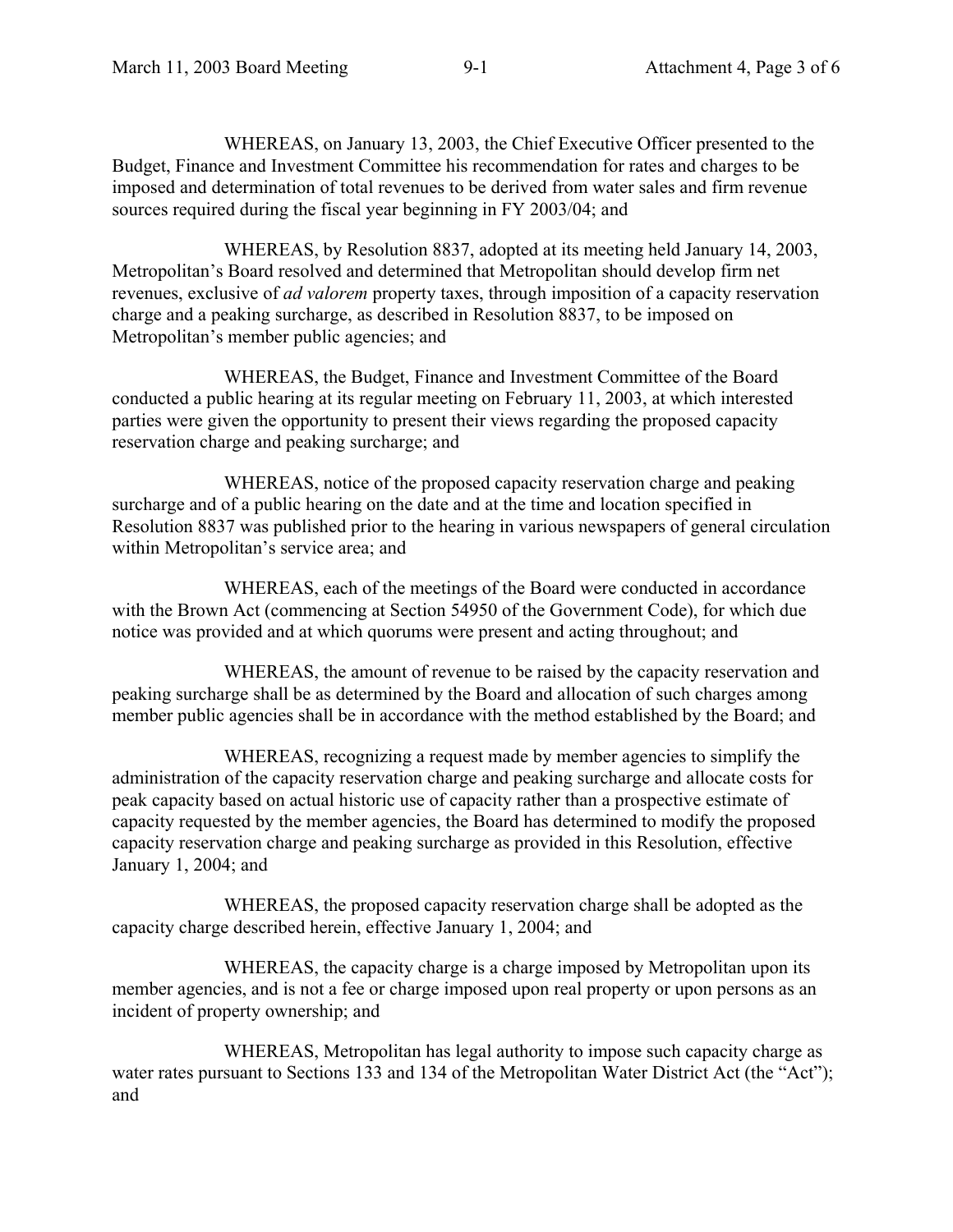WHEREAS, on January 13, 2003, the Chief Executive Officer presented to the Budget, Finance and Investment Committee his recommendation for rates and charges to be imposed and determination of total revenues to be derived from water sales and firm revenue sources required during the fiscal year beginning in FY 2003/04; and

WHEREAS, by Resolution 8837, adopted at its meeting held January 14, 2003, Metropolitan's Board resolved and determined that Metropolitan should develop firm net revenues, exclusive of *ad valorem* property taxes, through imposition of a capacity reservation charge and a peaking surcharge, as described in Resolution 8837, to be imposed on Metropolitan's member public agencies; and

WHEREAS, the Budget, Finance and Investment Committee of the Board conducted a public hearing at its regular meeting on February 11, 2003, at which interested parties were given the opportunity to present their views regarding the proposed capacity reservation charge and peaking surcharge; and

WHEREAS, notice of the proposed capacity reservation charge and peaking surcharge and of a public hearing on the date and at the time and location specified in Resolution 8837 was published prior to the hearing in various newspapers of general circulation within Metropolitan's service area; and

WHEREAS, each of the meetings of the Board were conducted in accordance with the Brown Act (commencing at Section 54950 of the Government Code), for which due notice was provided and at which quorums were present and acting throughout; and

WHEREAS, the amount of revenue to be raised by the capacity reservation and peaking surcharge shall be as determined by the Board and allocation of such charges among member public agencies shall be in accordance with the method established by the Board; and

WHEREAS, recognizing a request made by member agencies to simplify the administration of the capacity reservation charge and peaking surcharge and allocate costs for peak capacity based on actual historic use of capacity rather than a prospective estimate of capacity requested by the member agencies, the Board has determined to modify the proposed capacity reservation charge and peaking surcharge as provided in this Resolution, effective January 1, 2004; and

WHEREAS, the proposed capacity reservation charge shall be adopted as the capacity charge described herein, effective January 1, 2004; and

WHEREAS, the capacity charge is a charge imposed by Metropolitan upon its member agencies, and is not a fee or charge imposed upon real property or upon persons as an incident of property ownership; and

WHEREAS, Metropolitan has legal authority to impose such capacity charge as water rates pursuant to Sections 133 and 134 of the Metropolitan Water District Act (the "Act"); and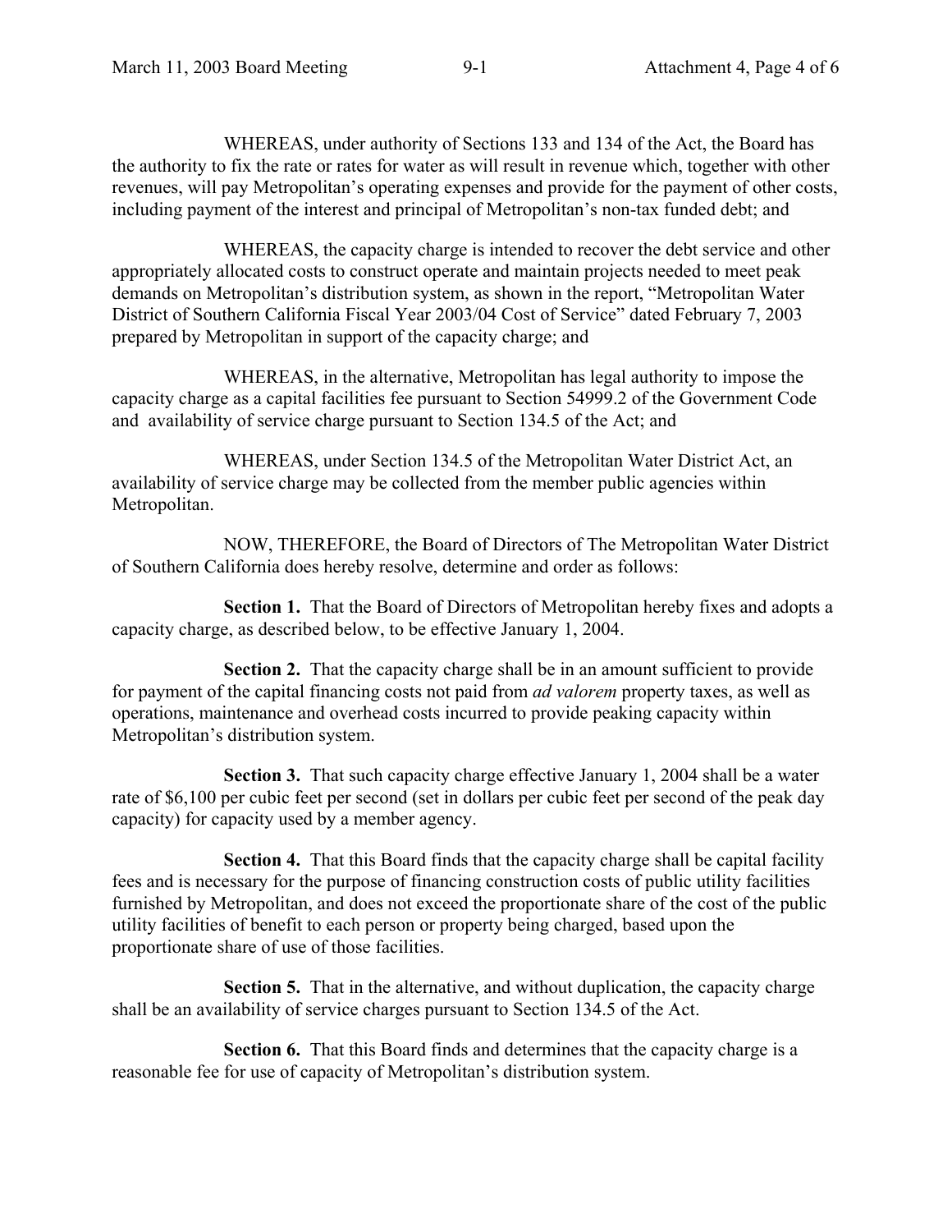WHEREAS, under authority of Sections 133 and 134 of the Act, the Board has the authority to fix the rate or rates for water as will result in revenue which, together with other revenues, will pay Metropolitan's operating expenses and provide for the payment of other costs, including payment of the interest and principal of Metropolitan's non-tax funded debt; and

WHEREAS, the capacity charge is intended to recover the debt service and other appropriately allocated costs to construct operate and maintain projects needed to meet peak demands on Metropolitan's distribution system, as shown in the report, "Metropolitan Water District of Southern California Fiscal Year 2003/04 Cost of Service" dated February 7, 2003 prepared by Metropolitan in support of the capacity charge; and

WHEREAS, in the alternative, Metropolitan has legal authority to impose the capacity charge as a capital facilities fee pursuant to Section 54999.2 of the Government Code and availability of service charge pursuant to Section 134.5 of the Act; and

WHEREAS, under Section 134.5 of the Metropolitan Water District Act, an availability of service charge may be collected from the member public agencies within Metropolitan.

NOW, THEREFORE, the Board of Directors of The Metropolitan Water District of Southern California does hereby resolve, determine and order as follows:

**Section 1.** That the Board of Directors of Metropolitan hereby fixes and adopts a capacity charge, as described below, to be effective January 1, 2004.

**Section 2.** That the capacity charge shall be in an amount sufficient to provide for payment of the capital financing costs not paid from *ad valorem* property taxes, as well as operations, maintenance and overhead costs incurred to provide peaking capacity within Metropolitan's distribution system.

**Section 3.** That such capacity charge effective January 1, 2004 shall be a water rate of $6,100 per cubic feet per second (set in dollars per cubic feet per second of the peak day capacity) for capacity used by a member agency.

**Section 4.** That this Board finds that the capacity charge shall be capital facility fees and is necessary for the purpose of financing construction costs of public utility facilities furnished by Metropolitan, and does not exceed the proportionate share of the cost of the public utility facilities of benefit to each person or property being charged, based upon the proportionate share of use of those facilities.

**Section 5.** That in the alternative, and without duplication, the capacity charge shall be an availability of service charges pursuant to Section 134.5 of the Act.

**Section 6.** That this Board finds and determines that the capacity charge is a reasonable fee for use of capacity of Metropolitan's distribution system.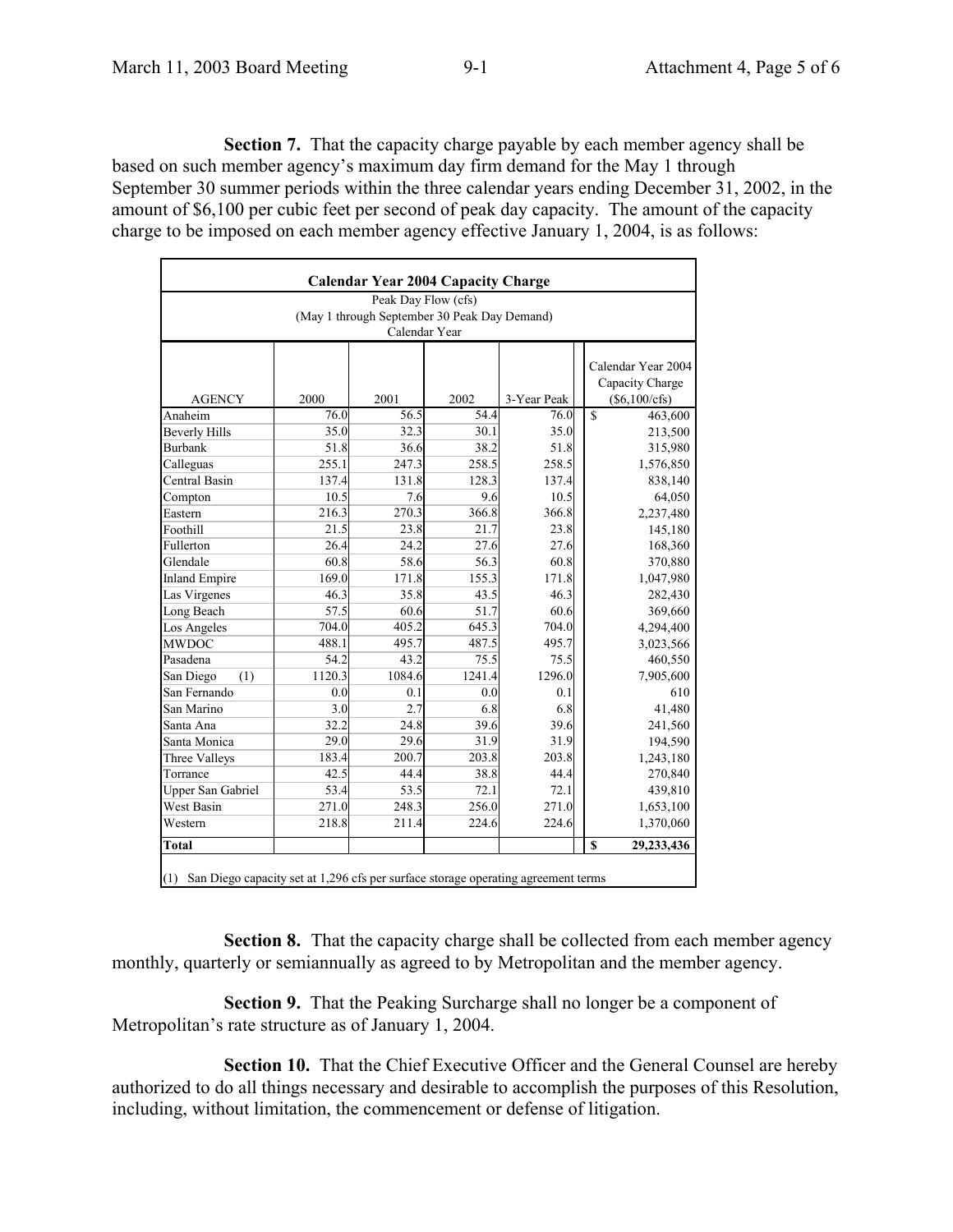**Section 7.** That the capacity charge payable by each member agency shall be based on such member agency's maximum day firm demand for the May 1 through September 30 summer periods within the three calendar years ending December 31, 2002, in the amount of $6,100 per cubic feet per second of peak day capacity. The amount of the capacity charge to be imposed on each member agency effective January 1, 2004, is as follows:

| **Calendar Year 2004 Capacity Charge** | | | | | |
|---|---|---|---|---|---|
| | Peak Day Flow (cfs) (May 1 through September 30 Peak Day Demand) Calendar Year | | | | |
| AGENCY | 2000 | 2001 | 2002 | 3-Year Peak | Calendar Year 2004 Capacity Charge ($6,100/cfs) |
| Anaheim | 76.0 | 56.5 | 54.4 | 76.0 | $ 463,600 |
| Beverly Hills | 35.0 | 32.3 | 30.1 | 35.0 | 213,500 |
| Burbank | 51.8 | 36.6 | 38.2 | 51.8 | 315,980 |
| Calleguas | 255.1 | 247.3 | 258.5 | 258.5 | 1,576,850 |
| Central Basin | 137.4 | 131.8 | 128.3 | 137.4 | 838,140 |
| Compton | 10.5 | 7.6 | 9.6 | 10.5 | 64,050 |
| Eastern | 216.3 | 270.3 | 366.8 | 366.8 | 2,237,480 |
| Foothill | 21.5 | 23.8 | 21.7 | 23.8 | 145,180 |
| Fullerton | 26.4 | 24.2 | 27.6 | 27.6 | 168,360 |
| Glendale | 60.8 | 58.6 | 56.3 | 60.8 | 370,880 |
| Inland Empire | 169.0 | 171.8 | 155.3 | 171.8 | 1,047,980 |
| Las Virgenes | 46.3 | 35.8 | 43.5 | 46.3 | 282,430 |
| Long Beach | 57.5 | 60.6 | 51.7 | 60.6 | 369,660 |
| Los Angeles | 704.0 | 405.2 | 645.3 | 704.0 | 4,294,400 |
| MWDOC | 488.1 | 495.7 | 487.5 | 495.7 | 3,023,566 |
| Pasadena | 54.2 | 43.2 | 75.5 | 75.5 | 460,550 |
| San Diego (1) | 1120.3 | 1084.6 | 1241.4 | 1296.0 | 7,905,600 |
| San Fernando | 0.0 | 0.1 | 0.0 | 0.1 | 610 |
| San Marino | 3.0 | 2.7 | 6.8 | 6.8 | 41,480 |
| Santa Ana | 32.2 | 24.8 | 39.6 | 39.6 | 241,560 |
| Santa Monica | 29.0 | 29.6 | 31.9 | 31.9 | 194,590 |
| Three Valleys | 183.4 | 200.7 | 203.8 | 203.8 | 1,243,180 |
| Torrance | 42.5 | 44.4 | 38.8 | 44.4 | 270,840 |
| Upper San Gabriel | 53.4 | 53.5 | 72.1 | 72.1 | 439,810 |
| West Basin | 271.0 | 248.3 | 256.0 | 271.0 | 1,653,100 |
| Western | 218.8 | 211.4 | 224.6 | 224.6 | 1,370,060 |
| **Total** | | | | | **$ 29,233,436** |

(1) San Diego capacity set at 1,296 cfs per surface storage operating agreement terms

**Section 8.** That the capacity charge shall be collected from each member agency monthly, quarterly or semiannually as agreed to by Metropolitan and the member agency.

**Section 9.** That the Peaking Surcharge shall no longer be a component of Metropolitan's rate structure as of January 1, 2004.

**Section 10.** That the Chief Executive Officer and the General Counsel are hereby authorized to do all things necessary and desirable to accomplish the purposes of this Resolution, including, without limitation, the commencement or defense of litigation.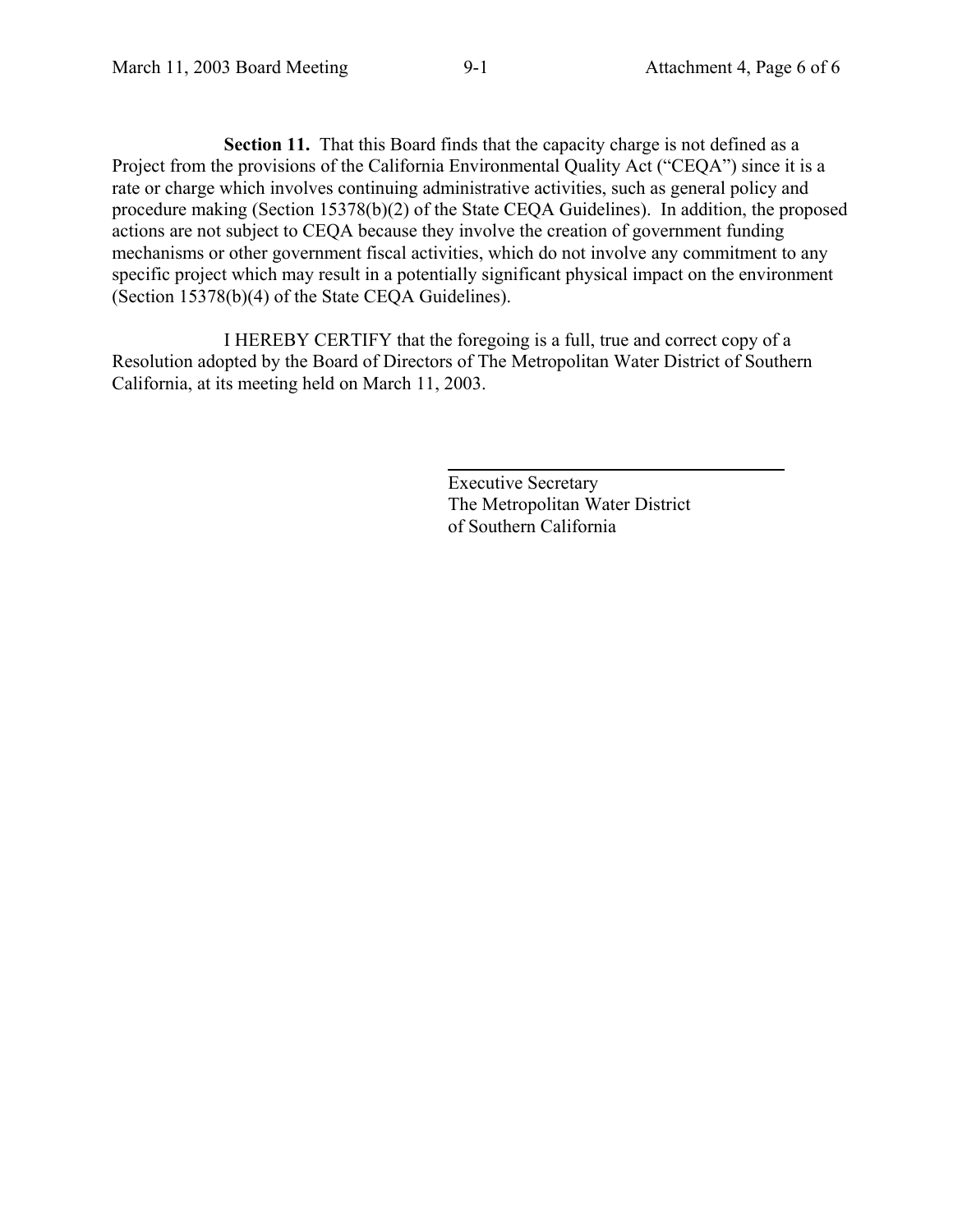**Section 11.** That this Board finds that the capacity charge is not defined as a Project from the provisions of the California Environmental Quality Act ("CEQA") since it is a rate or charge which involves continuing administrative activities, such as general policy and procedure making (Section 15378(b)(2) of the State CEQA Guidelines). In addition, the proposed actions are not subject to CEQA because they involve the creation of government funding mechanisms or other government fiscal activities, which do not involve any commitment to any specific project which may result in a potentially significant physical impact on the environment (Section 15378(b)(4) of the State CEQA Guidelines).

I HEREBY CERTIFY that the foregoing is a full, true and correct copy of a Resolution adopted by the Board of Directors of The Metropolitan Water District of Southern California, at its meeting held on March 11, 2003.

\_\_\_\_\_\_\_\_\_\_\_\_\_\_\_\_\_\_\_\_\_\_\_\_\_\_\_\_\_\_\_\_

Executive Secretary
The Metropolitan Water District
of Southern California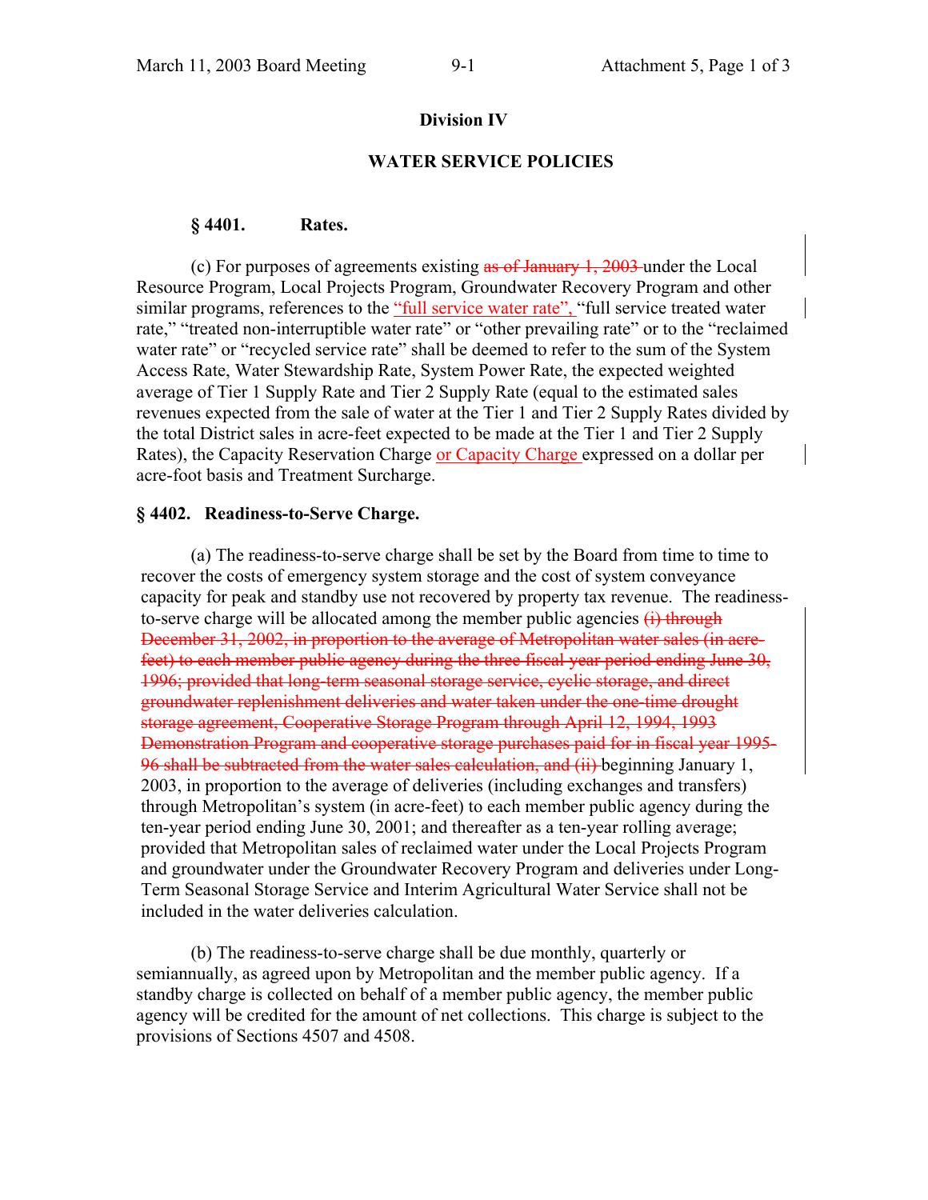# Division IV

## WATER SERVICE POLICIES

### § 4401. Rates.

(c) For purposes of agreements existing ~~as of January 1, 2003~~ under the Local Resource Program, Local Projects Program, Groundwater Recovery Program and other similar programs, references to the "full service water rate", "full service treated water rate," "treated non-interruptible water rate" or "other prevailing rate" or to the "reclaimed water rate" or "recycled service rate" shall be deemed to refer to the sum of the System Access Rate, Water Stewardship Rate, System Power Rate, the expected weighted average of Tier 1 Supply Rate and Tier 2 Supply Rate (equal to the estimated sales revenues expected from the sale of water at the Tier 1 and Tier 2 Supply Rates divided by the total District sales in acre-feet expected to be made at the Tier 1 and Tier 2 Supply Rates), the Capacity Reservation Charge or Capacity Charge expressed on a dollar per acre-foot basis and Treatment Surcharge.

### § 4402. Readiness-to-Serve Charge.

(a) The readiness-to-serve charge shall be set by the Board from time to time to recover the costs of emergency system storage and the cost of system conveyance capacity for peak and standby use not recovered by property tax revenue. The readiness-to-serve charge will be allocated among the member public agencies ~~(i) through December 31, 2002, in proportion to the average of Metropolitan water sales (in acre-feet) to each member public agency during the three fiscal year period ending June 30, 1996; provided that long-term seasonal storage service, cyclic storage, and direct groundwater replenishment deliveries and water taken under the one-time drought storage agreement, Cooperative Storage Program through April 12, 1994, 1993 Demonstration Program and cooperative storage purchases paid for in fiscal year 1995-96 shall be subtracted from the water sales calculation, and (ii)~~ beginning January 1, 2003, in proportion to the average of deliveries (including exchanges and transfers) through Metropolitan's system (in acre-feet) to each member public agency during the ten-year period ending June 30, 2001; and thereafter as a ten-year rolling average; provided that Metropolitan sales of reclaimed water under the Local Projects Program and groundwater under the Groundwater Recovery Program and deliveries under Long-Term Seasonal Storage Service and Interim Agricultural Water Service shall not be included in the water deliveries calculation.

(b) The readiness-to-serve charge shall be due monthly, quarterly or semiannually, as agreed upon by Metropolitan and the member public agency. If a standby charge is collected on behalf of a member public agency, the member public agency will be credited for the amount of net collections. This charge is subject to the provisions of Sections 4507 and 4508.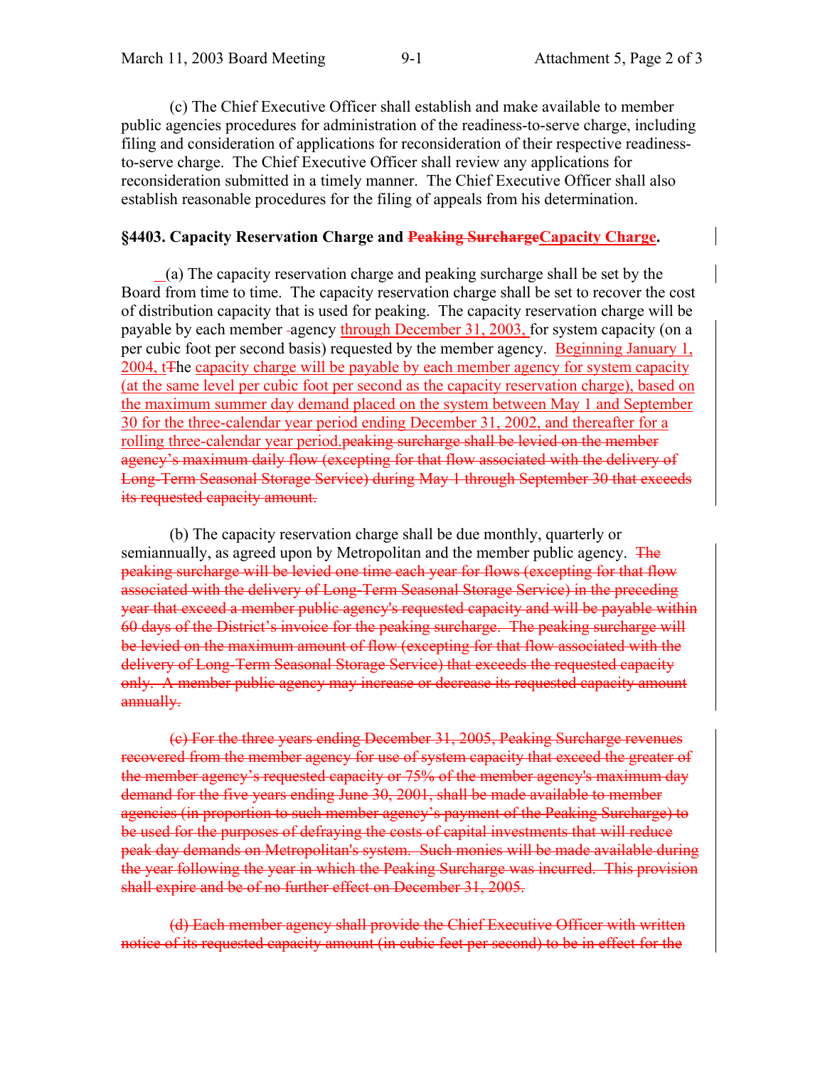(c) The Chief Executive Officer shall establish and make available to member public agencies procedures for administration of the readiness-to-serve charge, including filing and consideration of applications for reconsideration of their respective readiness-to-serve charge. The Chief Executive Officer shall review any applications for reconsideration submitted in a timely manner. The Chief Executive Officer shall also establish reasonable procedures for the filing of appeals from his determination.

**§4403. Capacity Reservation Charge and ~~Peaking Surcharge~~Capacity Charge.**

(a) The capacity reservation charge and peaking surcharge shall be set by the Board from time to time. The capacity reservation charge shall be set to recover the cost of distribution capacity that is used for peaking. The capacity reservation charge will be payable by each member agency through December 31, 2003, for system capacity (on a per cubic foot per second basis) requested by the member agency. Beginning January 1, 2004, t~~T~~he capacity charge will be payable by each member agency for system capacity (at the same level per cubic foot per second as the capacity reservation charge), based on the maximum summer day demand placed on the system between May 1 and September 30 for the three-calendar year period ending December 31, 2002, and thereafter for a rolling three-calendar year period.~~peaking surcharge shall be levied on the member agency's maximum daily flow (excepting for that flow associated with the delivery of Long-Term Seasonal Storage Service) during May 1 through September 30 that exceeds its requested capacity amount.~~

(b) The capacity reservation charge shall be due monthly, quarterly or semiannually, as agreed upon by Metropolitan and the member public agency. ~~The peaking surcharge will be levied one time each year for flows (excepting for that flow associated with the delivery of Long-Term Seasonal Storage Service) in the preceding year that exceed a member public agency's requested capacity and will be payable within 60 days of the District's invoice for the peaking surcharge. The peaking surcharge will be levied on the maximum amount of flow (excepting for that flow associated with the delivery of Long-Term Seasonal Storage Service) that exceeds the requested capacity only. A member public agency may increase or decrease its requested capacity amount annually.~~

~~(c) For the three years ending December 31, 2005, Peaking Surcharge revenues recovered from the member agency for use of system capacity that exceed the greater of the member agency's requested capacity or 75% of the member agency's maximum day demand for the five years ending June 30, 2001, shall be made available to member agencies (in proportion to such member agency's payment of the Peaking Surcharge) to be used for the purposes of defraying the costs of capital investments that will reduce peak day demands on Metropolitan's system. Such monies will be made available during the year following the year in which the Peaking Surcharge was incurred. This provision shall expire and be of no further effect on December 31, 2005.~~

~~(d) Each member agency shall provide the Chief Executive Officer with written notice of its requested capacity amount (in cubic feet per second) to be in effect for the~~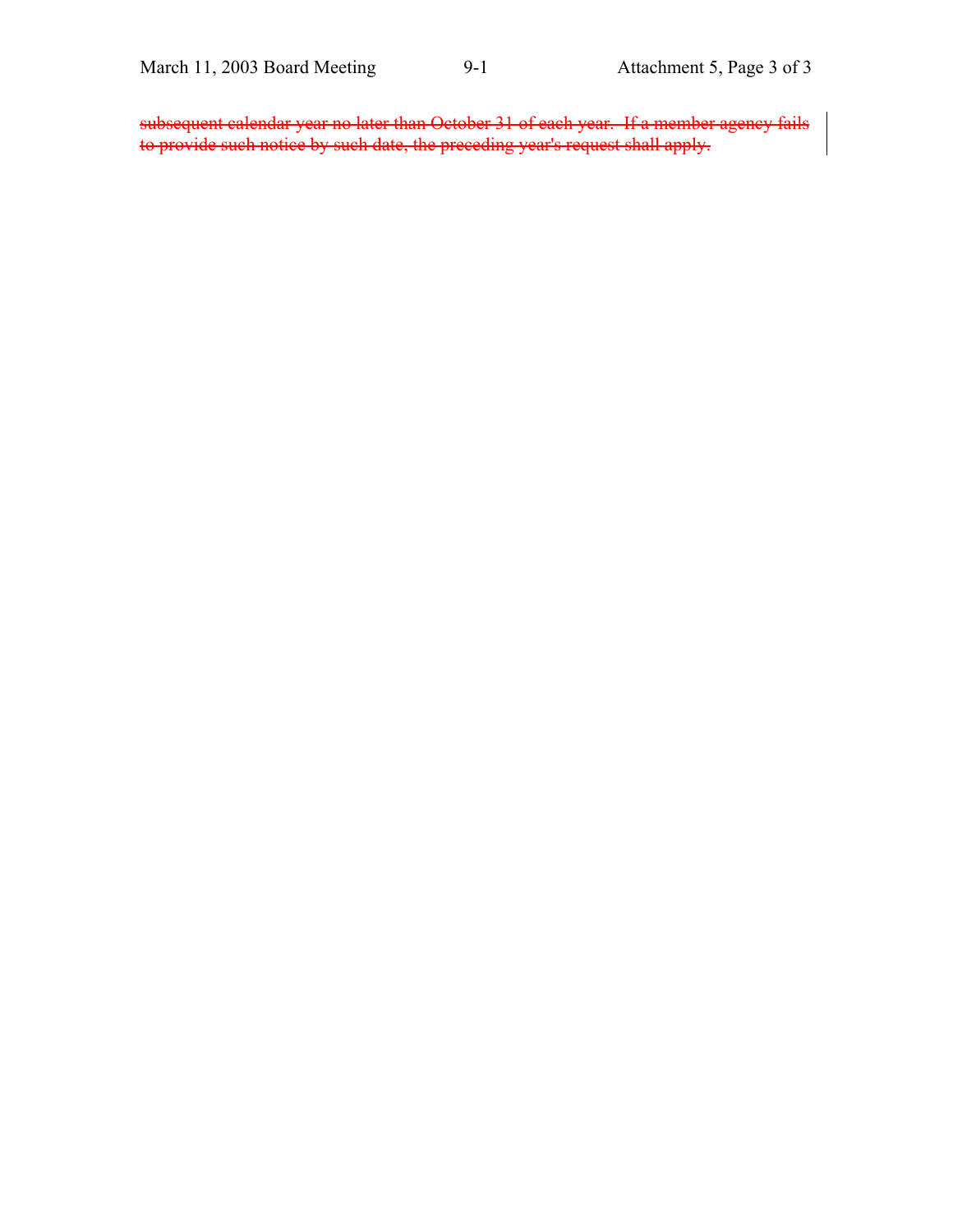~~subsequent calendar year no later than October 31 of each year. If a member agency fails to provide such notice by such date, the preceding year's request shall apply.~~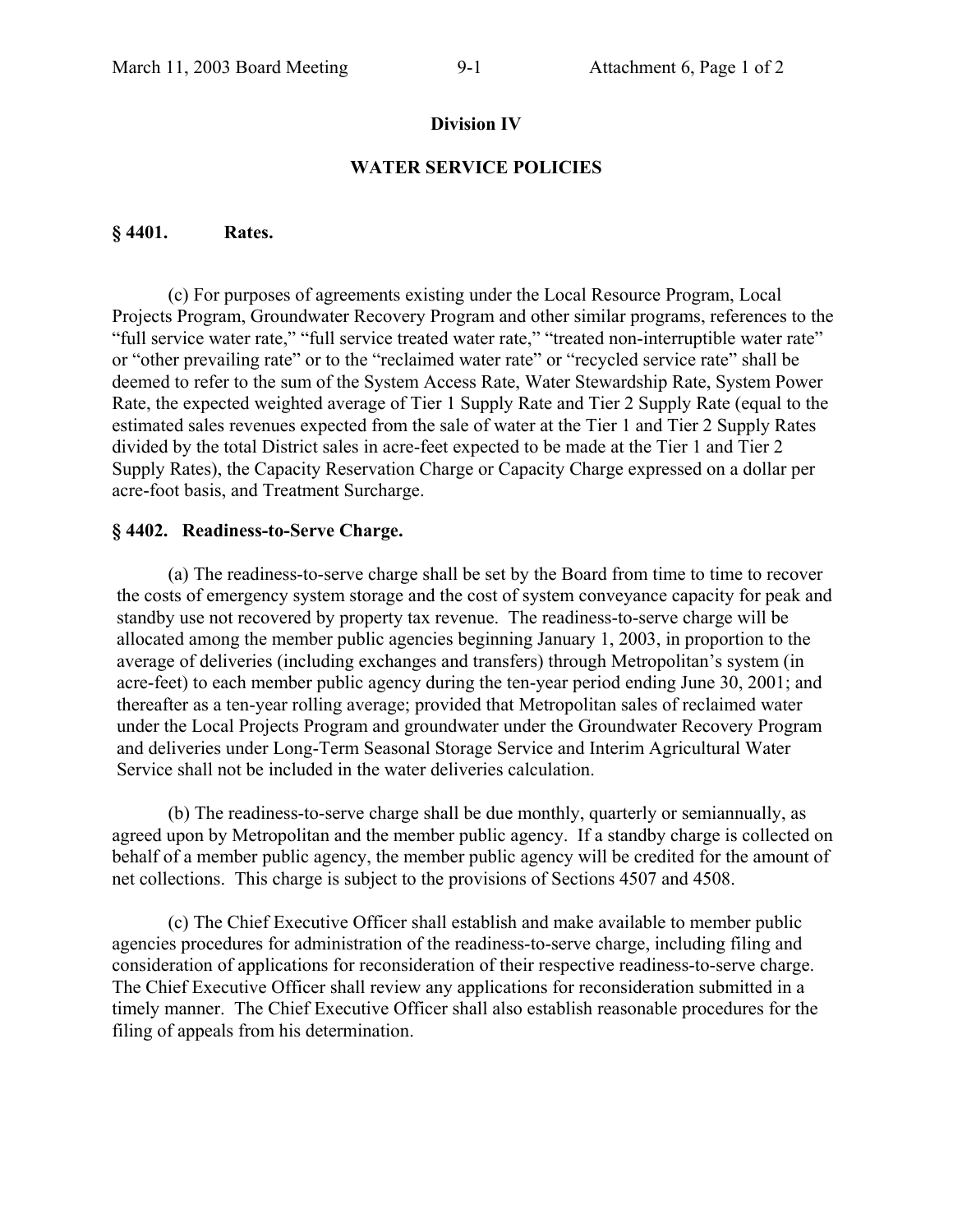## Division IV

## WATER SERVICE POLICIES

### § 4401. Rates.

(c) For purposes of agreements existing under the Local Resource Program, Local Projects Program, Groundwater Recovery Program and other similar programs, references to the "full service water rate," "full service treated water rate," "treated non-interruptible water rate" or "other prevailing rate" or to the "reclaimed water rate" or "recycled service rate" shall be deemed to refer to the sum of the System Access Rate, Water Stewardship Rate, System Power Rate, the expected weighted average of Tier 1 Supply Rate and Tier 2 Supply Rate (equal to the estimated sales revenues expected from the sale of water at the Tier 1 and Tier 2 Supply Rates divided by the total District sales in acre-feet expected to be made at the Tier 1 and Tier 2 Supply Rates), the Capacity Reservation Charge or Capacity Charge expressed on a dollar per acre-foot basis, and Treatment Surcharge.

### § 4402. Readiness-to-Serve Charge.

(a) The readiness-to-serve charge shall be set by the Board from time to time to recover the costs of emergency system storage and the cost of system conveyance capacity for peak and standby use not recovered by property tax revenue. The readiness-to-serve charge will be allocated among the member public agencies beginning January 1, 2003, in proportion to the average of deliveries (including exchanges and transfers) through Metropolitan's system (in acre-feet) to each member public agency during the ten-year period ending June 30, 2001; and thereafter as a ten-year rolling average; provided that Metropolitan sales of reclaimed water under the Local Projects Program and groundwater under the Groundwater Recovery Program and deliveries under Long-Term Seasonal Storage Service and Interim Agricultural Water Service shall not be included in the water deliveries calculation.

(b) The readiness-to-serve charge shall be due monthly, quarterly or semiannually, as agreed upon by Metropolitan and the member public agency. If a standby charge is collected on behalf of a member public agency, the member public agency will be credited for the amount of net collections. This charge is subject to the provisions of Sections 4507 and 4508.

(c) The Chief Executive Officer shall establish and make available to member public agencies procedures for administration of the readiness-to-serve charge, including filing and consideration of applications for reconsideration of their respective readiness-to-serve charge. The Chief Executive Officer shall review any applications for reconsideration submitted in a timely manner. The Chief Executive Officer shall also establish reasonable procedures for the filing of appeals from his determination.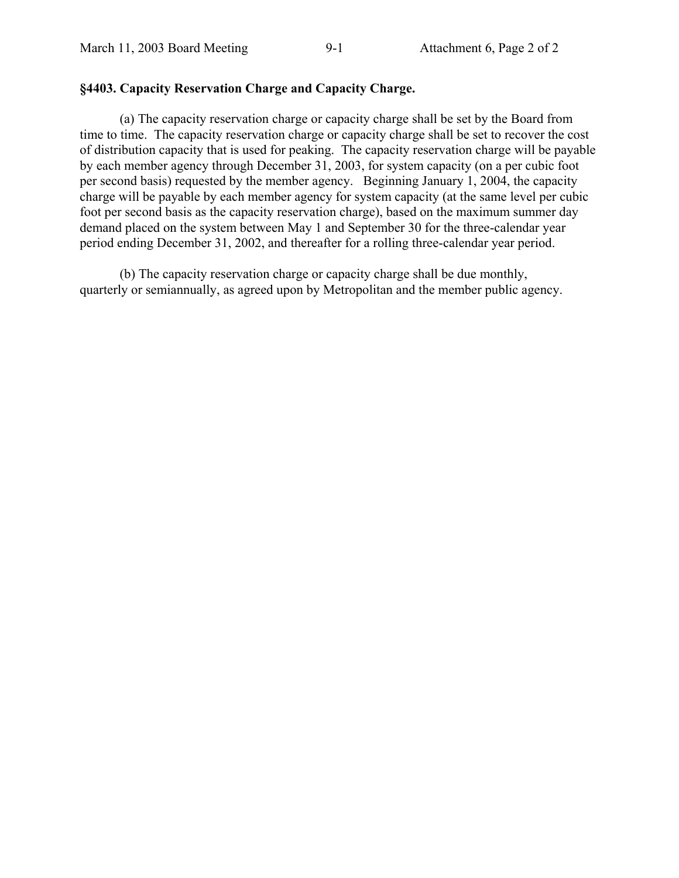### §4403. Capacity Reservation Charge and Capacity Charge.

(a) The capacity reservation charge or capacity charge shall be set by the Board from time to time. The capacity reservation charge or capacity charge shall be set to recover the cost of distribution capacity that is used for peaking. The capacity reservation charge will be payable by each member agency through December 31, 2003, for system capacity (on a per cubic foot per second basis) requested by the member agency. Beginning January 1, 2004, the capacity charge will be payable by each member agency for system capacity (at the same level per cubic foot per second basis as the capacity reservation charge), based on the maximum summer day demand placed on the system between May 1 and September 30 for the three-calendar year period ending December 31, 2002, and thereafter for a rolling three-calendar year period.

(b) The capacity reservation charge or capacity charge shall be due monthly, quarterly or semiannually, as agreed upon by Metropolitan and the member public agency.